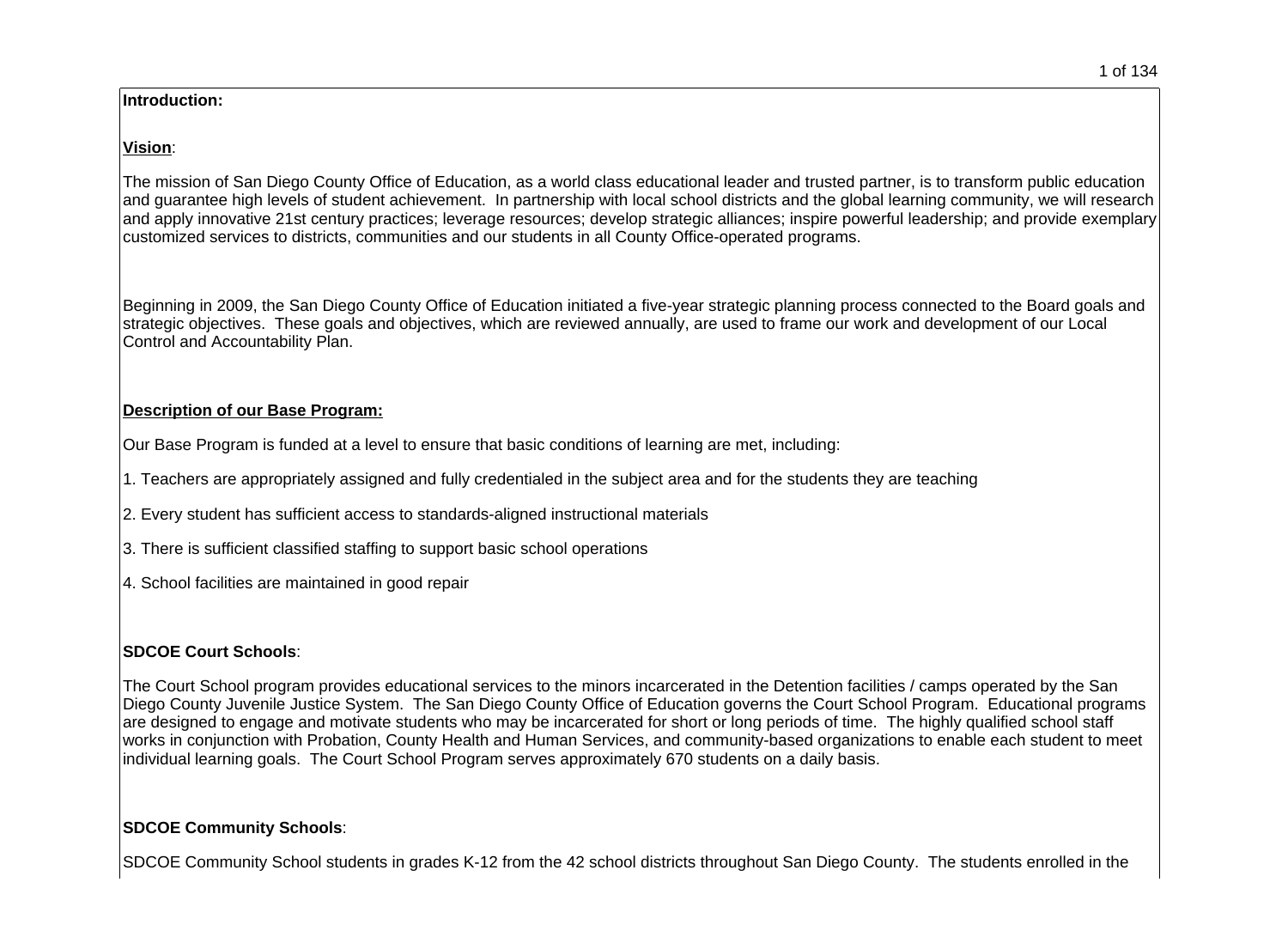**Introduction:**

**Vision**:

The mission of San Diego County Office of Education, as a world class educational leader and trusted partner, is to transform public education and guarantee high levels of student achievement. In partnership with local school districts and the global learning community, we will research and apply innovative 21st century practices; leverage resources; develop strategic alliances; inspire powerful leadership; and provide exemplary customized services to districts, communities and our students in all County Office-operated programs.

Beginning in 2009, the San Diego County Office of Education initiated a five-year strategic planning process connected to the Board goals and strategic objectives. These goals and objectives, which are reviewed annually, are used to frame our work and development of our Local Control and Accountability Plan.

**Description of our Base Program:**

Our Base Program is funded at a level to ensure that basic conditions of learning are met, including:

1. Teachers are appropriately assigned and fully credentialed in the subject area and for the students they are teaching

2. Every student has sufficient access to standards-aligned instructional materials

3. There is sufficient classified staffing to support basic school operations

4. School facilities are maintained in good repair

**SDCOE Court Schools**:

The Court School program provides educational services to the minors incarcerated in the Detention facilities / camps operated by the San Diego County Juvenile Justice System. The San Diego County Office of Education governs the Court School Program. Educational programs are designed to engage and motivate students who may be incarcerated for short or long periods of time. The highly qualified school staff works in conjunction with Probation, County Health and Human Services, and community-based organizations to enable each student to meet individual learning goals. The Court School Program serves approximately 670 students on a daily basis.

**SDCOE Community Schools**:

SDCOE Community School students in grades K-12 from the 42 school districts throughout San Diego County. The students enrolled in the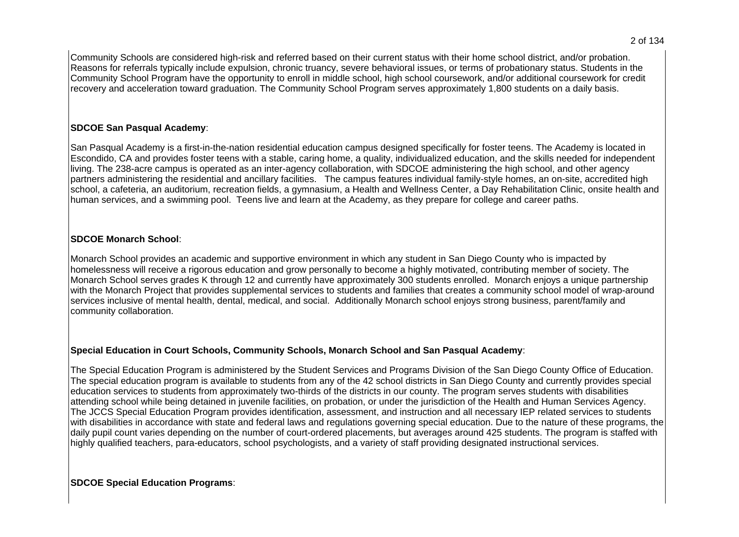Community Schools are considered high-risk and referred based on their current status with their home school district, and/or probation. Reasons for referrals typically include expulsion, chronic truancy, severe behavioral issues, or terms of probationary status. Students in the Community School Program have the opportunity to enroll in middle school, high school coursework, and/or additional coursework for credit recovery and acceleration toward graduation. The Community School Program serves approximately 1,800 students on a daily basis.

**SDCOE San Pasqual Academy**:

San Pasqual Academy is a first-in-the-nation residential education campus designed specifically for foster teens. The Academy is located in Escondido, CA and provides foster teens with a stable, caring home, a quality, individualized education, and the skills needed for independent living. The 238-acre campus is operated as an inter-agency collaboration, with SDCOE administering the high school, and other agency partners administering the residential and ancillary facilities. The campus features individual family-style homes, an on-site, accredited high school, a cafeteria, an auditorium, recreation fields, a gymnasium, a Health and Wellness Center, a Day Rehabilitation Clinic, onsite health and human services, and a swimming pool. Teens live and learn at the Academy, as they prepare for college and career paths.

**SDCOE Monarch School**:

Monarch School provides an academic and supportive environment in which any student in San Diego County who is impacted by homelessness will receive a rigorous education and grow personally to become a highly motivated, contributing member of society. The Monarch School serves grades K through 12 and currently have approximately 300 students enrolled. Monarch enjoys a unique partnership with the Monarch Project that provides supplemental services to students and families that creates a community school model of wrap-around services inclusive of mental health, dental, medical, and social. Additionally Monarch school enjoys strong business, parent/family and community collaboration.

**Special Education in Court Schools, Community Schools, Monarch School and San Pasqual Academy**:

The Special Education Program is administered by the Student Services and Programs Division of the San Diego County Office of Education. The special education program is available to students from any of the 42 school districts in San Diego County and currently provides special education services to students from approximately two-thirds of the districts in our county. The program serves students with disabilities attending school while being detained in juvenile facilities, on probation, or under the jurisdiction of the Health and Human Services Agency. The JCCS Special Education Program provides identification, assessment, and instruction and all necessary IEP related services to students with disabilities in accordance with state and federal laws and regulations governing special education. Due to the nature of these programs, the daily pupil count varies depending on the number of court-ordered placements, but averages around 425 students. The program is staffed with highly qualified teachers, para-educators, school psychologists, and a variety of staff providing designated instructional services.

**SDCOE Special Education Programs**: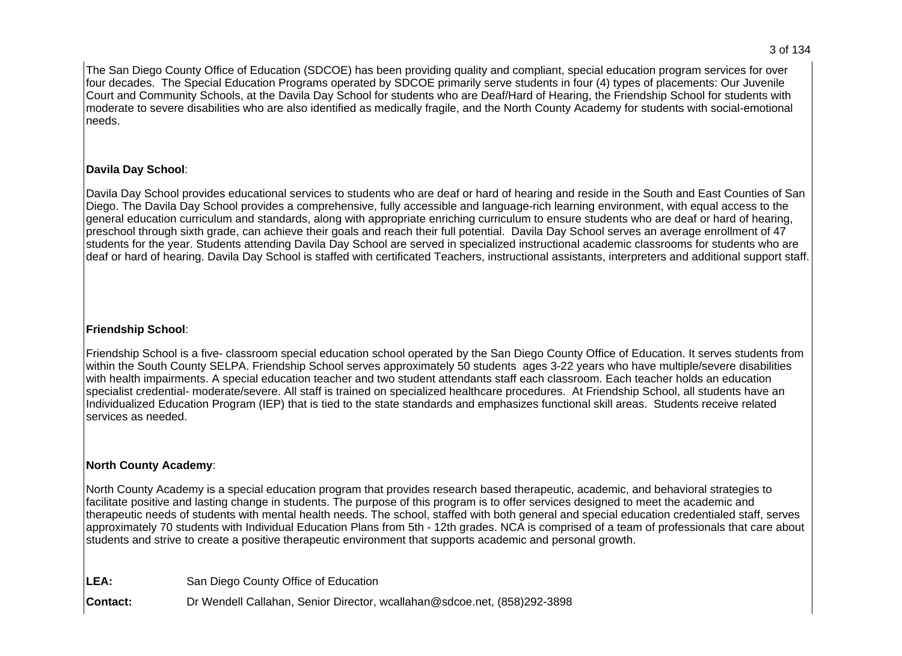The San Diego County Office of Education (SDCOE) has been providing quality and compliant, special education program services for over four decades. The Special Education Programs operated by SDCOE primarily serve students in four (4) types of placements: Our Juvenile Court and Community Schools, at the Davila Day School for students who are Deaf/Hard of Hearing, the Friendship School for students with moderate to severe disabilities who are also identified as medically fragile, and the North County Academy for students with social-emotional needs.

**Davila Day School**:

Davila Day School provides educational services to students who are deaf or hard of hearing and reside in the South and East Counties of San Diego. The Davila Day School provides a comprehensive, fully accessible and language-rich learning environment, with equal access to the general education curriculum and standards, along with appropriate enriching curriculum to ensure students who are deaf or hard of hearing, preschool through sixth grade, can achieve their goals and reach their full potential. Davila Day School serves an average enrollment of 47 students for the year. Students attending Davila Day School are served in specialized instructional academic classrooms for students who are deaf or hard of hearing. Davila Day School is staffed with certificated Teachers, instructional assistants, interpreters and additional support staff.

**Friendship School**:

Friendship School is a five- classroom special education school operated by the San Diego County Office of Education. It serves students from within the South County SELPA. Friendship School serves approximately 50 students ages 3-22 years who have multiple/severe disabilities with health impairments. A special education teacher and two student attendants staff each classroom. Each teacher holds an education specialist credential- moderate/severe. All staff is trained on specialized healthcare procedures. At Friendship School, all students have an Individualized Education Program (IEP) that is tied to the state standards and emphasizes functional skill areas. Students receive related services as needed.

**North County Academy**:

North County Academy is a special education program that provides research based therapeutic, academic, and behavioral strategies to facilitate positive and lasting change in students. The purpose of this program is to offer services designed to meet the academic and therapeutic needs of students with mental health needs. The school, staffed with both general and special education credentialed staff, serves approximately 70 students with Individual Education Plans from 5th - 12th grades. NCA is comprised of a team of professionals that care about students and strive to create a positive therapeutic environment that supports academic and personal growth.

| | |
|---|---|
| **LEA:** | San Diego County Office of Education |
| **Contact:** | Dr Wendell Callahan, Senior Director, wcallahan@sdcoe.net, (858)292-3898 |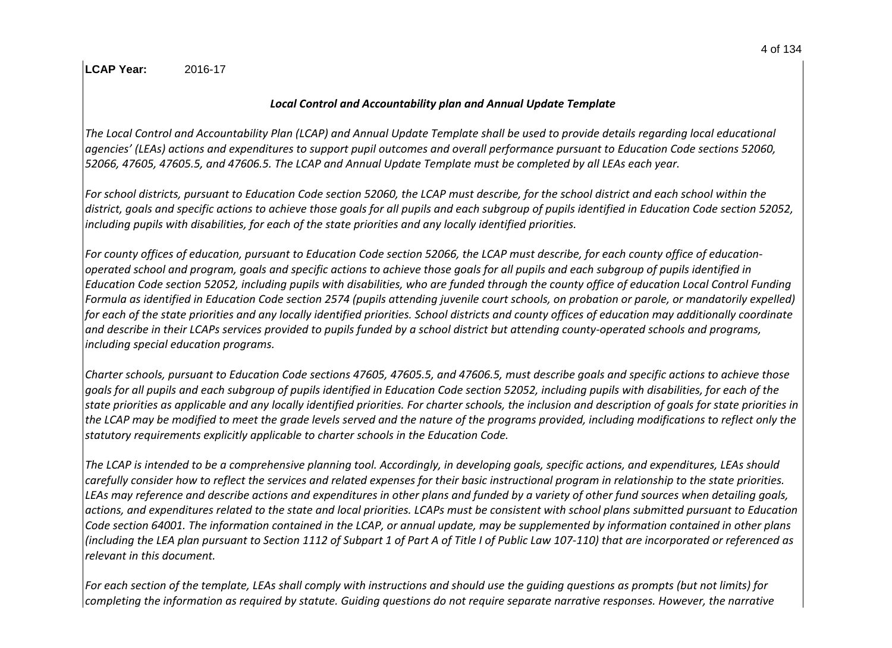**LCAP Year:** 2016-17

### *Local Control and Accountability plan and Annual Update Template*

*The Local Control and Accountability Plan (LCAP) and Annual Update Template shall be used to provide details regarding local educational agencies' (LEAs) actions and expenditures to support pupil outcomes and overall performance pursuant to Education Code sections 52060, 52066, 47605, 47605.5, and 47606.5. The LCAP and Annual Update Template must be completed by all LEAs each year.*

*For school districts, pursuant to Education Code section 52060, the LCAP must describe, for the school district and each school within the district, goals and specific actions to achieve those goals for all pupils and each subgroup of pupils identified in Education Code section 52052, including pupils with disabilities, for each of the state priorities and any locally identified priorities.*

*For county offices of education, pursuant to Education Code section 52066, the LCAP must describe, for each county office of education-operated school and program, goals and specific actions to achieve those goals for all pupils and each subgroup of pupils identified in Education Code section 52052, including pupils with disabilities, who are funded through the county office of education Local Control Funding Formula as identified in Education Code section 2574 (pupils attending juvenile court schools, on probation or parole, or mandatorily expelled) for each of the state priorities and any locally identified priorities. School districts and county offices of education may additionally coordinate and describe in their LCAPs services provided to pupils funded by a school district but attending county-operated schools and programs, including special education programs.*

*Charter schools, pursuant to Education Code sections 47605, 47605.5, and 47606.5, must describe goals and specific actions to achieve those goals for all pupils and each subgroup of pupils identified in Education Code section 52052, including pupils with disabilities, for each of the state priorities as applicable and any locally identified priorities. For charter schools, the inclusion and description of goals for state priorities in the LCAP may be modified to meet the grade levels served and the nature of the programs provided, including modifications to reflect only the statutory requirements explicitly applicable to charter schools in the Education Code.*

*The LCAP is intended to be a comprehensive planning tool. Accordingly, in developing goals, specific actions, and expenditures, LEAs should carefully consider how to reflect the services and related expenses for their basic instructional program in relationship to the state priorities. LEAs may reference and describe actions and expenditures in other plans and funded by a variety of other fund sources when detailing goals, actions, and expenditures related to the state and local priorities. LCAPs must be consistent with school plans submitted pursuant to Education Code section 64001. The information contained in the LCAP, or annual update, may be supplemented by information contained in other plans (including the LEA plan pursuant to Section 1112 of Subpart 1 of Part A of Title I of Public Law 107-110) that are incorporated or referenced as relevant in this document.*

*For each section of the template, LEAs shall comply with instructions and should use the guiding questions as prompts (but not limits) for completing the information as required by statute. Guiding questions do not require separate narrative responses. However, the narrative*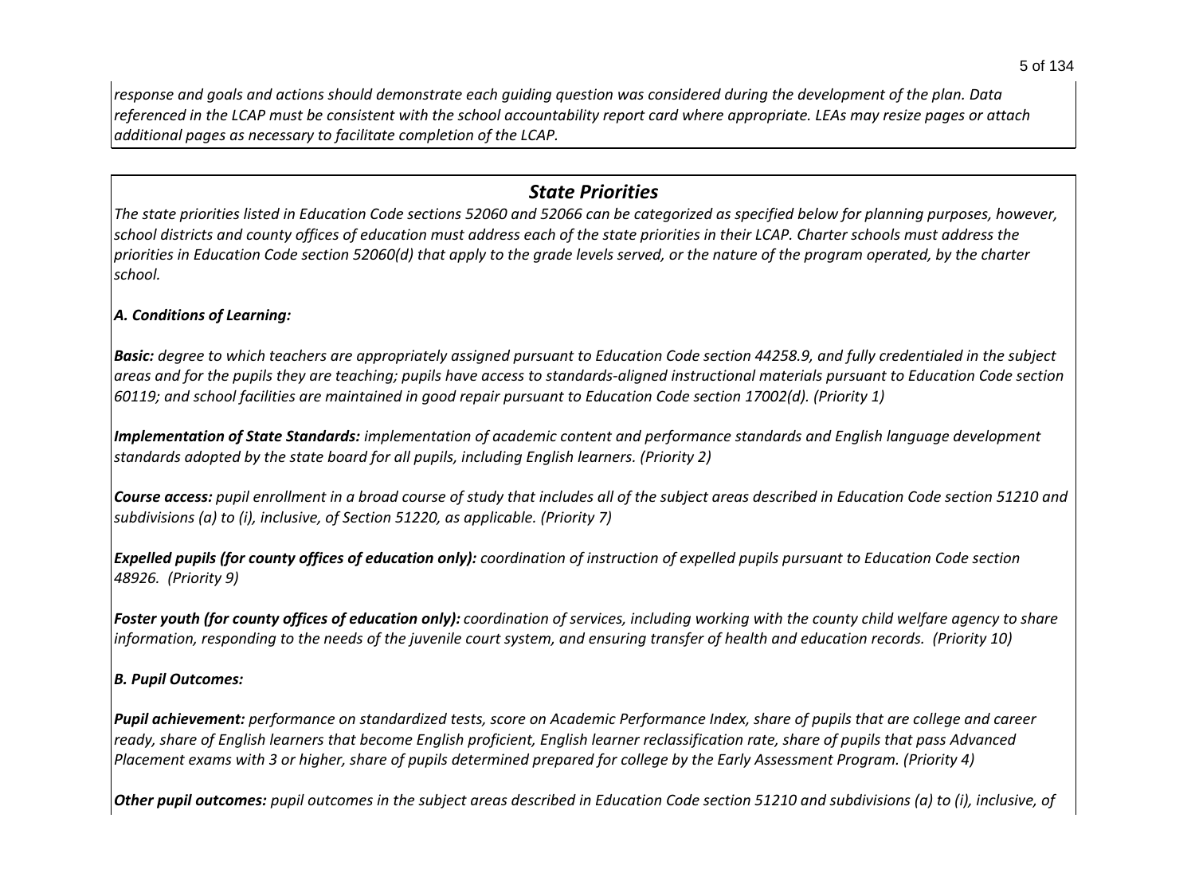*response and goals and actions should demonstrate each guiding question was considered during the development of the plan. Data referenced in the LCAP must be consistent with the school accountability report card where appropriate. LEAs may resize pages or attach additional pages as necessary to facilitate completion of the LCAP.*

## *State Priorities*

*The state priorities listed in Education Code sections 52060 and 52066 can be categorized as specified below for planning purposes, however, school districts and county offices of education must address each of the state priorities in their LCAP. Charter schools must address the priorities in Education Code section 52060(d) that apply to the grade levels served, or the nature of the program operated, by the charter school.*

***A. Conditions of Learning:***

***Basic:*** *degree to which teachers are appropriately assigned pursuant to Education Code section 44258.9, and fully credentialed in the subject areas and for the pupils they are teaching; pupils have access to standards-aligned instructional materials pursuant to Education Code section 60119; and school facilities are maintained in good repair pursuant to Education Code section 17002(d). (Priority 1)*

***Implementation of State Standards:*** *implementation of academic content and performance standards and English language development standards adopted by the state board for all pupils, including English learners. (Priority 2)*

***Course access:*** *pupil enrollment in a broad course of study that includes all of the subject areas described in Education Code section 51210 and subdivisions (a) to (i), inclusive, of Section 51220, as applicable. (Priority 7)*

***Expelled pupils (for county offices of education only):*** *coordination of instruction of expelled pupils pursuant to Education Code section 48926. (Priority 9)*

***Foster youth (for county offices of education only):*** *coordination of services, including working with the county child welfare agency to share information, responding to the needs of the juvenile court system, and ensuring transfer of health and education records. (Priority 10)*

***B. Pupil Outcomes:***

***Pupil achievement:*** *performance on standardized tests, score on Academic Performance Index, share of pupils that are college and career ready, share of English learners that become English proficient, English learner reclassification rate, share of pupils that pass Advanced Placement exams with 3 or higher, share of pupils determined prepared for college by the Early Assessment Program. (Priority 4)*

***Other pupil outcomes:*** *pupil outcomes in the subject areas described in Education Code section 51210 and subdivisions (a) to (i), inclusive, of*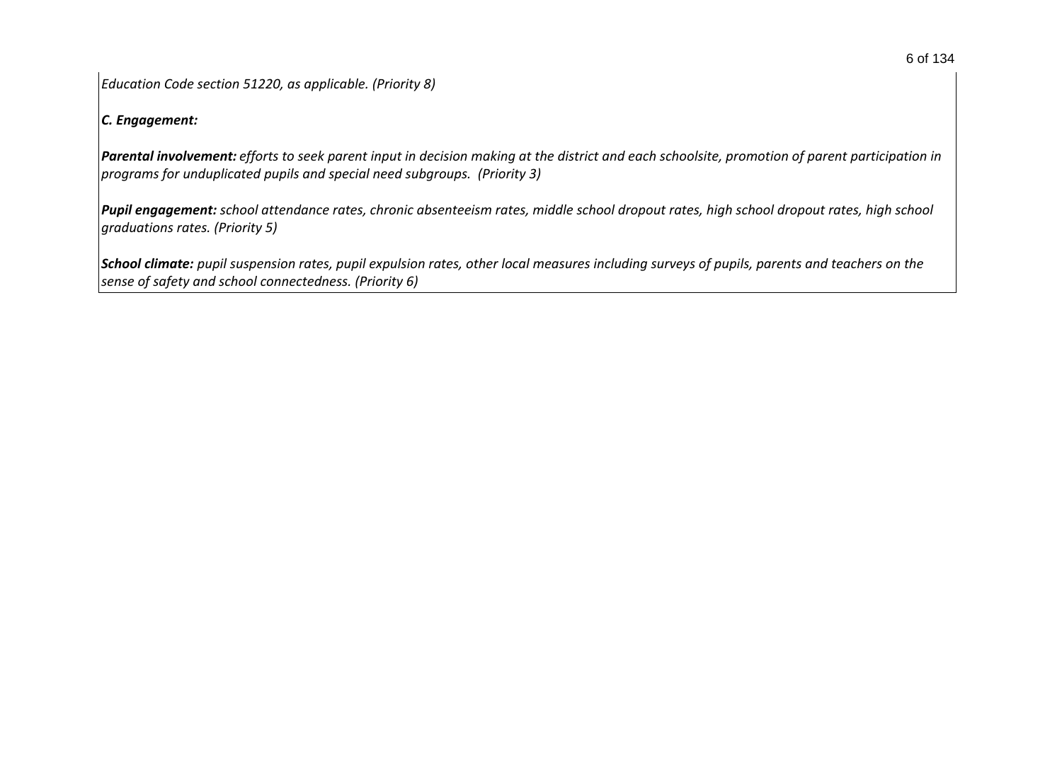*Education Code section 51220, as applicable. (Priority 8)*

***C. Engagement:***

***Parental involvement:*** *efforts to seek parent input in decision making at the district and each schoolsite, promotion of parent participation in programs for unduplicated pupils and special need subgroups. (Priority 3)*

***Pupil engagement:*** *school attendance rates, chronic absenteeism rates, middle school dropout rates, high school dropout rates, high school graduations rates. (Priority 5)*

***School climate:*** *pupil suspension rates, pupil expulsion rates, other local measures including surveys of pupils, parents and teachers on the sense of safety and school connectedness. (Priority 6)*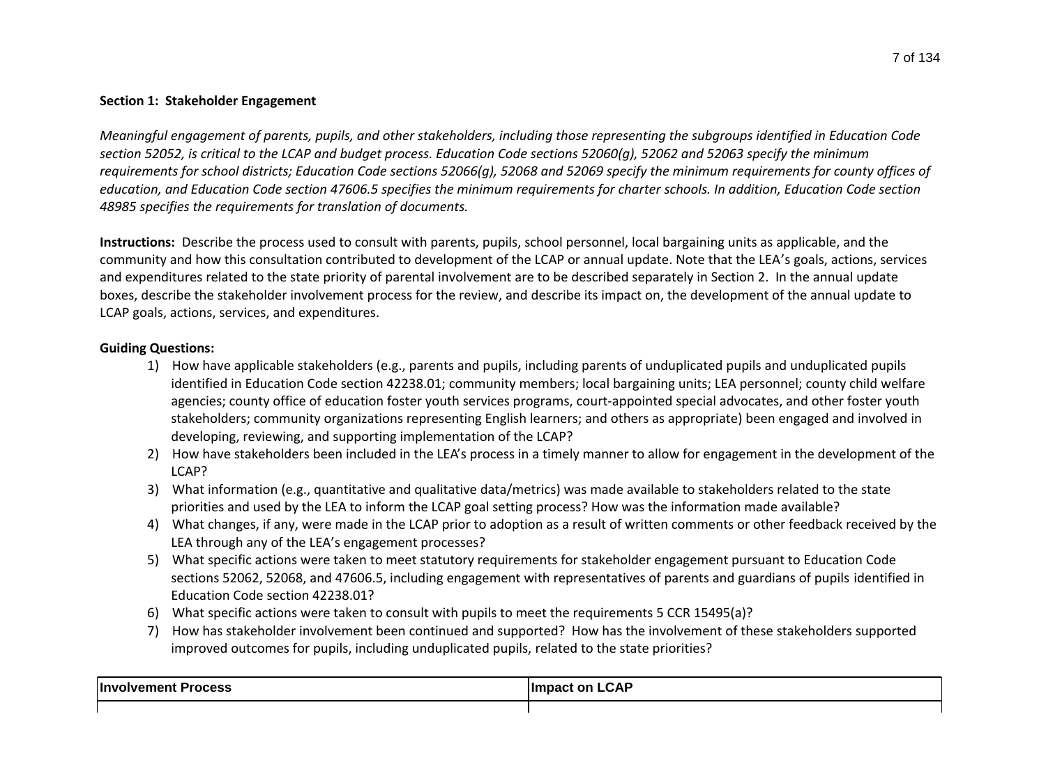**Section 1: Stakeholder Engagement**

*Meaningful engagement of parents, pupils, and other stakeholders, including those representing the subgroups identified in Education Code section 52052, is critical to the LCAP and budget process. Education Code sections 52060(g), 52062 and 52063 specify the minimum requirements for school districts; Education Code sections 52066(g), 52068 and 52069 specify the minimum requirements for county offices of education, and Education Code section 47606.5 specifies the minimum requirements for charter schools. In addition, Education Code section 48985 specifies the requirements for translation of documents.*

**Instructions:** Describe the process used to consult with parents, pupils, school personnel, local bargaining units as applicable, and the community and how this consultation contributed to development of the LCAP or annual update. Note that the LEA's goals, actions, services and expenditures related to the state priority of parental involvement are to be described separately in Section 2. In the annual update boxes, describe the stakeholder involvement process for the review, and describe its impact on, the development of the annual update to LCAP goals, actions, services, and expenditures.

**Guiding Questions:**

1) How have applicable stakeholders (e.g., parents and pupils, including parents of unduplicated pupils and unduplicated pupils identified in Education Code section 42238.01; community members; local bargaining units; LEA personnel; county child welfare agencies; county office of education foster youth services programs, court-appointed special advocates, and other foster youth stakeholders; community organizations representing English learners; and others as appropriate) been engaged and involved in developing, reviewing, and supporting implementation of the LCAP?
2) How have stakeholders been included in the LEA's process in a timely manner to allow for engagement in the development of the LCAP?
3) What information (e.g., quantitative and qualitative data/metrics) was made available to stakeholders related to the state priorities and used by the LEA to inform the LCAP goal setting process? How was the information made available?
4) What changes, if any, were made in the LCAP prior to adoption as a result of written comments or other feedback received by the LEA through any of the LEA's engagement processes?
5) What specific actions were taken to meet statutory requirements for stakeholder engagement pursuant to Education Code sections 52062, 52068, and 47606.5, including engagement with representatives of parents and guardians of pupils identified in Education Code section 42238.01?
6) What specific actions were taken to consult with pupils to meet the requirements 5 CCR 15495(a)?
7) How has stakeholder involvement been continued and supported? How has the involvement of these stakeholders supported improved outcomes for pupils, including unduplicated pupils, related to the state priorities?

| Involvement Process | Impact on LCAP |
|---|---|
| | |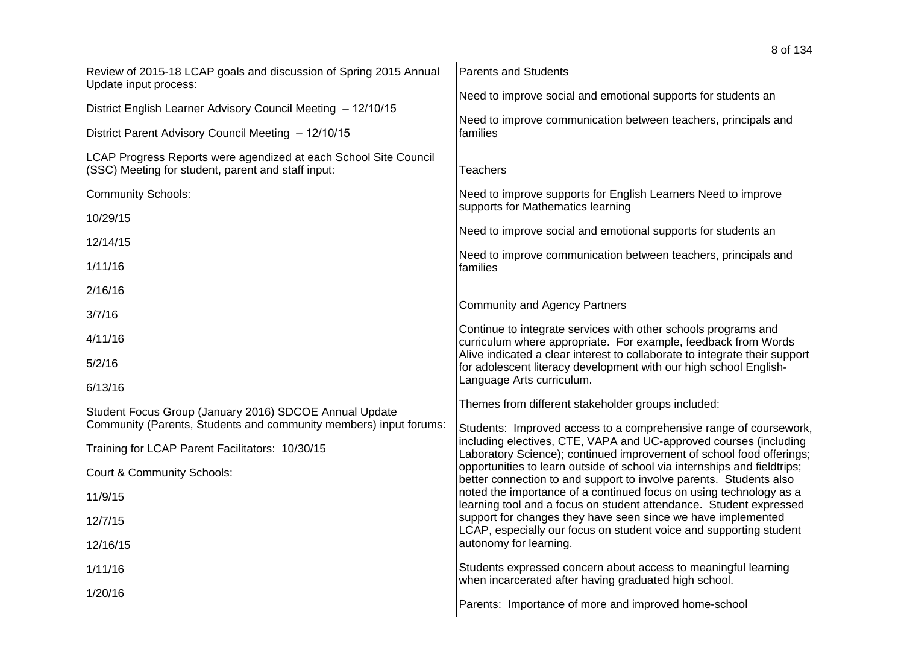| | |
|---|---|
| Review of 2015-18 LCAP goals and discussion of Spring 2015 Annual Update input process:<br><br>District English Learner Advisory Council Meeting – 12/10/15<br><br>District Parent Advisory Council Meeting – 12/10/15<br><br>LCAP Progress Reports were agendized at each School Site Council (SSC) Meeting for student, parent and staff input:<br><br>Community Schools:<br><br>10/29/15<br><br>12/14/15<br><br>1/11/16<br><br>2/16/16<br><br>3/7/16<br><br>4/11/16<br><br>5/2/16<br><br>6/13/16<br><br>Student Focus Group (January 2016) SDCOE Annual Update Community (Parents, Students and community members) input forums:<br><br>Training for LCAP Parent Facilitators: 10/30/15<br><br>Court & Community Schools:<br><br>11/9/15<br><br>12/7/15<br><br>12/16/15<br><br>1/11/16<br><br>1/20/16 | Parents and Students<br><br>Need to improve social and emotional supports for students an<br><br>Need to improve communication between teachers, principals and families<br><br>Teachers<br><br>Need to improve supports for English Learners Need to improve supports for Mathematics learning<br><br>Need to improve social and emotional supports for students an<br><br>Need to improve communication between teachers, principals and families<br><br>Community and Agency Partners<br><br>Continue to integrate services with other schools programs and curriculum where appropriate. For example, feedback from Words Alive indicated a clear interest to collaborate to integrate their support for adolescent literacy development with our high school English-Language Arts curriculum.<br><br>Themes from different stakeholder groups included:<br><br>Students: Improved access to a comprehensive range of coursework, including electives, CTE, VAPA and UC-approved courses (including Laboratory Science); continued improvement of school food offerings; opportunities to learn outside of school via internships and fieldtrips; better connection to and support to involve parents. Students also noted the importance of a continued focus on using technology as a learning tool and a focus on student attendance. Student expressed support for changes they have seen since we have implemented LCAP, especially our focus on student voice and supporting student autonomy for learning.<br><br>Students expressed concern about access to meaningful learning when incarcerated after having graduated high school.<br><br>Parents: Importance of more and improved home-school |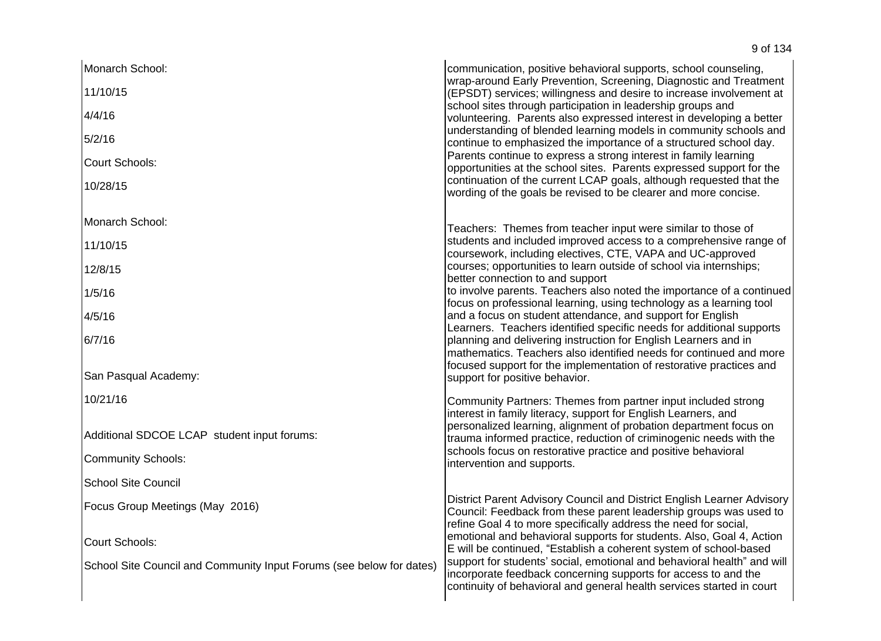| | |
|---|---|
| Monarch School:<br><br>11/10/15<br><br>4/4/16<br><br>5/2/16<br><br>Court Schools:<br><br>10/28/15<br><br><br>Monarch School:<br><br>11/10/15<br><br>12/8/15<br><br>1/5/16<br><br>4/5/16<br><br>6/7/16<br><br><br>San Pasqual Academy:<br><br>10/21/16<br><br><br>Additional SDCOE LCAP student input forums:<br><br>Community Schools:<br><br>School Site Council<br><br>Focus Group Meetings (May 2016)<br><br><br>Court Schools:<br><br>School Site Council and Community Input Forums (see below for dates) | communication, positive behavioral supports, school counseling, wrap-around Early Prevention, Screening, Diagnostic and Treatment (EPSDT) services; willingness and desire to increase involvement at school sites through participation in leadership groups and volunteering. Parents also expressed interest in developing a better understanding of blended learning models in community schools and continue to emphasized the importance of a structured school day. Parents continue to express a strong interest in family learning opportunities at the school sites. Parents expressed support for the continuation of the current LCAP goals, although requested that the wording of the goals be revised to be clearer and more concise.<br><br>Teachers: Themes from teacher input were similar to those of students and included improved access to a comprehensive range of coursework, including electives, CTE, VAPA and UC-approved courses; opportunities to learn outside of school via internships; better connection to and support to involve parents. Teachers also noted the importance of a continued focus on professional learning, using technology as a learning tool and a focus on student attendance, and support for English Learners. Teachers identified specific needs for additional supports planning and delivering instruction for English Learners and in mathematics. Teachers also identified needs for continued and more focused support for the implementation of restorative practices and support for positive behavior.<br><br>Community Partners: Themes from partner input included strong interest in family literacy, support for English Learners, and personalized learning, alignment of probation department focus on trauma informed practice, reduction of criminogenic needs with the schools focus on restorative practice and positive behavioral intervention and supports.<br><br>District Parent Advisory Council and District English Learner Advisory Council: Feedback from these parent leadership groups was used to refine Goal 4 to more specifically address the need for social, emotional and behavioral supports for students. Also, Goal 4, Action E will be continued, "Establish a coherent system of school-based support for students' social, emotional and behavioral health" and will incorporate feedback concerning supports for access to and the continuity of behavioral and general health services started in court |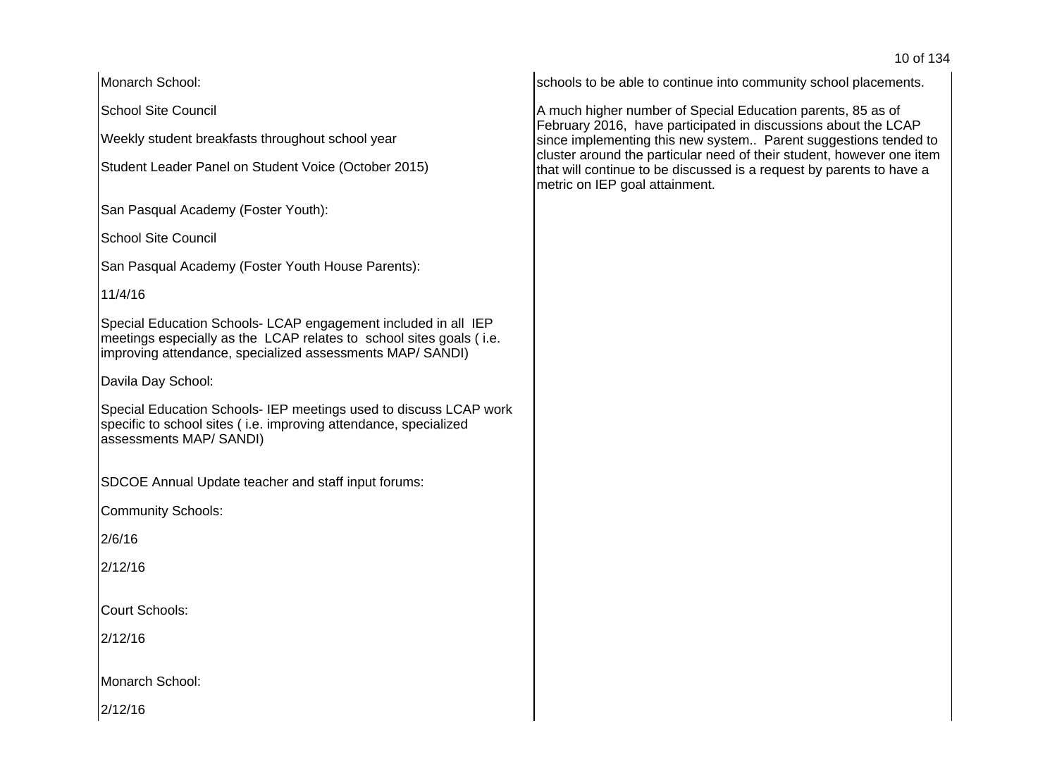| | |
|---|---|
| Monarch School:<br><br>School Site Council<br><br>Weekly student breakfasts throughout school year<br><br>Student Leader Panel on Student Voice (October 2015)<br><br>San Pasqual Academy (Foster Youth):<br><br>School Site Council<br><br>San Pasqual Academy (Foster Youth House Parents):<br><br>11/4/16<br><br>Special Education Schools- LCAP engagement included in all IEP meetings especially as the LCAP relates to school sites goals ( i.e. improving attendance, specialized assessments MAP/ SANDI)<br><br>Davila Day School:<br><br>Special Education Schools- IEP meetings used to discuss LCAP work specific to school sites ( i.e. improving attendance, specialized assessments MAP/ SANDI)<br><br>SDCOE Annual Update teacher and staff input forums:<br><br>Community Schools:<br><br>2/6/16<br><br>2/12/16<br><br>Court Schools:<br><br>2/12/16<br><br>Monarch School:<br><br>2/12/16 | schools to be able to continue into community school placements.<br><br>A much higher number of Special Education parents, 85 as of February 2016, have participated in discussions about the LCAP since implementing this new system.. Parent suggestions tended to cluster around the particular need of their student, however one item that will continue to be discussed is a request by parents to have a metric on IEP goal attainment. |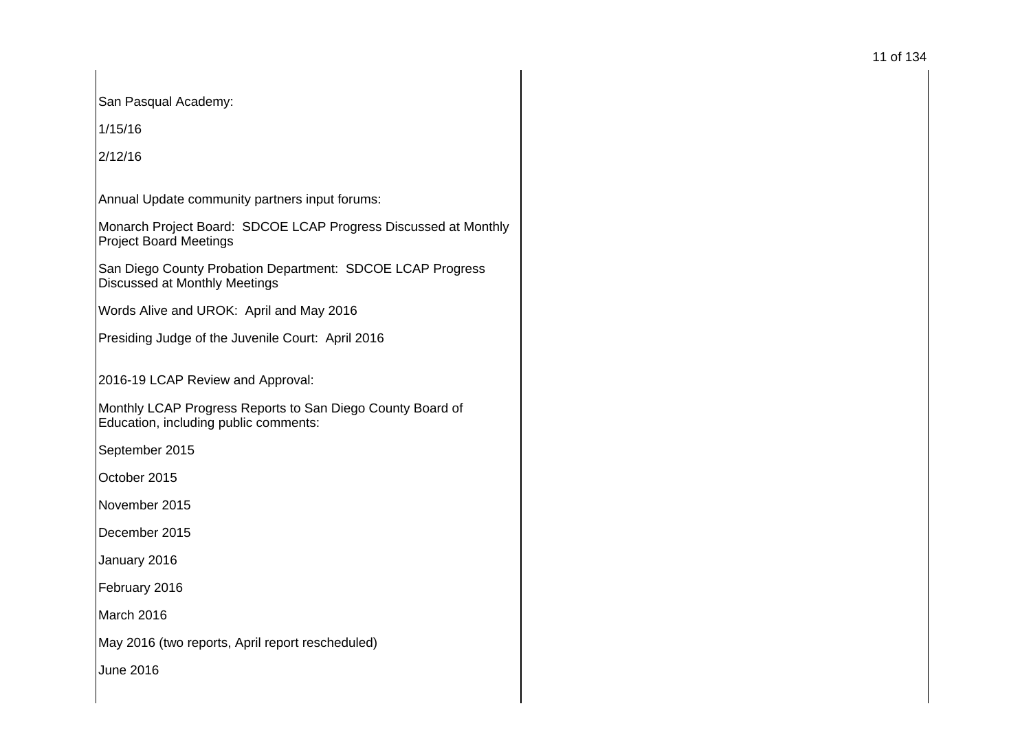San Pasqual Academy:

1/15/16

2/12/16

Annual Update community partners input forums:

Monarch Project Board: SDCOE LCAP Progress Discussed at Monthly Project Board Meetings

San Diego County Probation Department: SDCOE LCAP Progress Discussed at Monthly Meetings

Words Alive and UROK: April and May 2016

Presiding Judge of the Juvenile Court: April 2016

2016-19 LCAP Review and Approval:

Monthly LCAP Progress Reports to San Diego County Board of Education, including public comments:

September 2015

October 2015

November 2015

December 2015

January 2016

February 2016

March 2016

May 2016 (two reports, April report rescheduled)

June 2016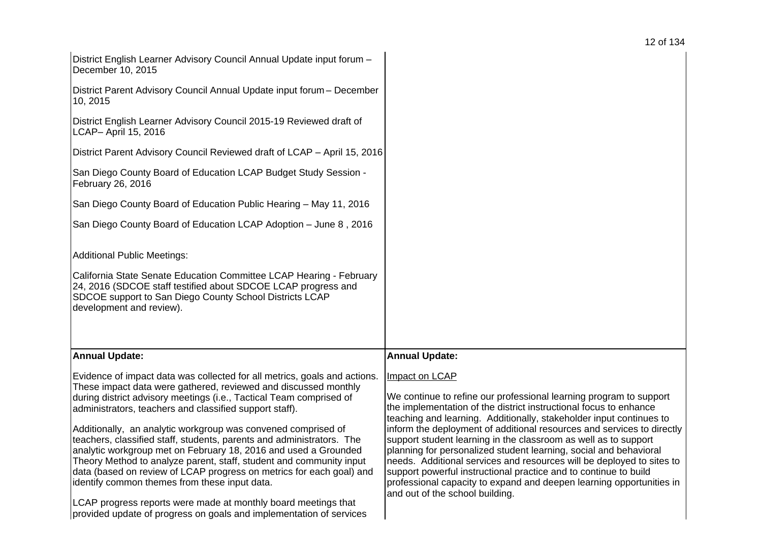| | |
|---|---|
| District English Learner Advisory Council Annual Update input forum – December 10, 2015<br><br>District Parent Advisory Council Annual Update input forum – December 10, 2015<br><br>District English Learner Advisory Council 2015-19 Reviewed draft of LCAP– April 15, 2016<br><br>District Parent Advisory Council Reviewed draft of LCAP – April 15, 2016<br><br>San Diego County Board of Education LCAP Budget Study Session - February 26, 2016<br><br>San Diego County Board of Education Public Hearing – May 11, 2016<br><br>San Diego County Board of Education LCAP Adoption – June 8 , 2016<br><br>Additional Public Meetings:<br><br>California State Senate Education Committee LCAP Hearing - February 24, 2016 (SDCOE staff testified about SDCOE LCAP progress and SDCOE support to San Diego County School Districts LCAP development and review). | |
| **Annual Update:**<br><br>Evidence of impact data was collected for all metrics, goals and actions. These impact data were gathered, reviewed and discussed monthly during district advisory meetings (i.e., Tactical Team comprised of administrators, teachers and classified support staff).<br><br>Additionally, an analytic workgroup was convened comprised of teachers, classified staff, students, parents and administrators. The analytic workgroup met on February 18, 2016 and used a Grounded Theory Method to analyze parent, staff, student and community input data (based on review of LCAP progress on metrics for each goal) and identify common themes from these input data.<br><br>LCAP progress reports were made at monthly board meetings that provided update of progress on goals and implementation of services | **Annual Update:**<br><br>Impact on LCAP<br><br>We continue to refine our professional learning program to support the implementation of the district instructional focus to enhance teaching and learning. Additionally, stakeholder input continues to inform the deployment of additional resources and services to directly support student learning in the classroom as well as to support planning for personalized student learning, social and behavioral needs. Additional services and resources will be deployed to sites to support powerful instructional practice and to continue to build professional capacity to expand and deepen learning opportunities in and out of the school building. |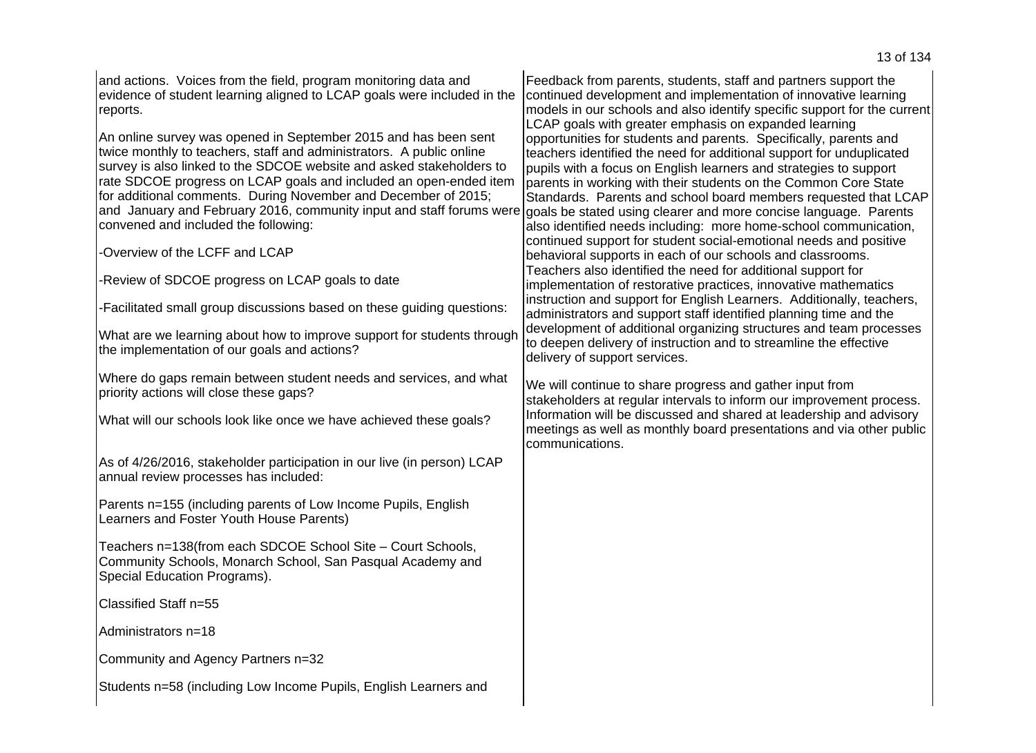and actions. Voices from the field, program monitoring data and evidence of student learning aligned to LCAP goals were included in the reports.

An online survey was opened in September 2015 and has been sent twice monthly to teachers, staff and administrators. A public online survey is also linked to the SDCOE website and asked stakeholders to rate SDCOE progress on LCAP goals and included an open-ended item for additional comments. During November and December of 2015; and January and February 2016, community input and staff forums were convened and included the following:

-Overview of the LCFF and LCAP

-Review of SDCOE progress on LCAP goals to date

-Facilitated small group discussions based on these guiding questions:

What are we learning about how to improve support for students through the implementation of our goals and actions?

Where do gaps remain between student needs and services, and what priority actions will close these gaps?

What will our schools look like once we have achieved these goals?

As of 4/26/2016, stakeholder participation in our live (in person) LCAP annual review processes has included:

Parents n=155 (including parents of Low Income Pupils, English Learners and Foster Youth House Parents)

Teachers n=138(from each SDCOE School Site – Court Schools, Community Schools, Monarch School, San Pasqual Academy and Special Education Programs).

Classified Staff n=55

Administrators n=18

Community and Agency Partners n=32

Students n=58 (including Low Income Pupils, English Learners and

Feedback from parents, students, staff and partners support the continued development and implementation of innovative learning models in our schools and also identify specific support for the current LCAP goals with greater emphasis on expanded learning opportunities for students and parents. Specifically, parents and teachers identified the need for additional support for unduplicated pupils with a focus on English learners and strategies to support parents in working with their students on the Common Core State Standards. Parents and school board members requested that LCAP goals be stated using clearer and more concise language. Parents also identified needs including: more home-school communication, continued support for student social-emotional needs and positive behavioral supports in each of our schools and classrooms. Teachers also identified the need for additional support for implementation of restorative practices, innovative mathematics instruction and support for English Learners. Additionally, teachers, administrators and support staff identified planning time and the development of additional organizing structures and team processes to deepen delivery of instruction and to streamline the effective delivery of support services.

We will continue to share progress and gather input from stakeholders at regular intervals to inform our improvement process. Information will be discussed and shared at leadership and advisory meetings as well as monthly board presentations and via other public communications.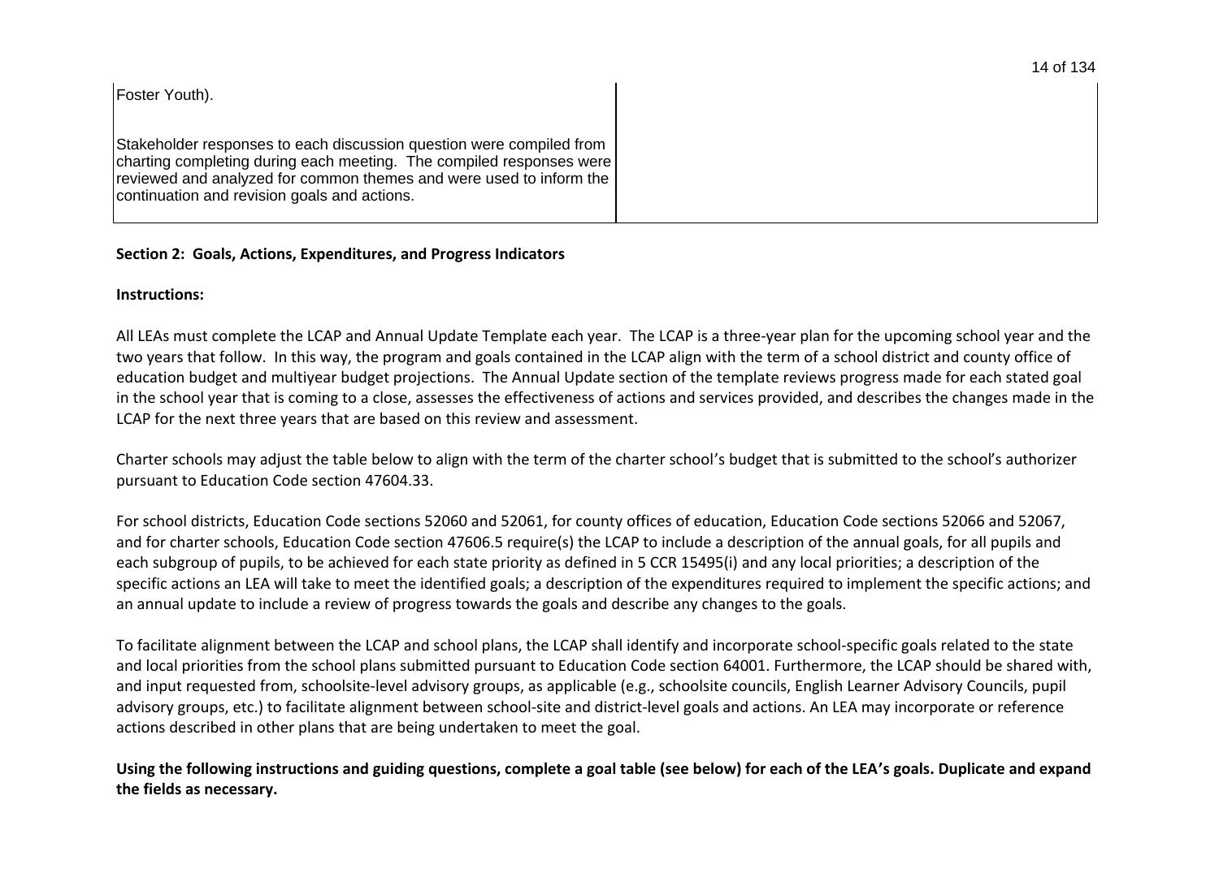| | |
|---|---|
| Foster Youth).<br><br>Stakeholder responses to each discussion question were compiled from charting completing during each meeting. The compiled responses were reviewed and analyzed for common themes and were used to inform the continuation and revision goals and actions. | |

**Section 2: Goals, Actions, Expenditures, and Progress Indicators**

**Instructions:**

All LEAs must complete the LCAP and Annual Update Template each year. The LCAP is a three-year plan for the upcoming school year and the two years that follow. In this way, the program and goals contained in the LCAP align with the term of a school district and county office of education budget and multiyear budget projections. The Annual Update section of the template reviews progress made for each stated goal in the school year that is coming to a close, assesses the effectiveness of actions and services provided, and describes the changes made in the LCAP for the next three years that are based on this review and assessment.

Charter schools may adjust the table below to align with the term of the charter school's budget that is submitted to the school's authorizer pursuant to Education Code section 47604.33.

For school districts, Education Code sections 52060 and 52061, for county offices of education, Education Code sections 52066 and 52067, and for charter schools, Education Code section 47606.5 require(s) the LCAP to include a description of the annual goals, for all pupils and each subgroup of pupils, to be achieved for each state priority as defined in 5 CCR 15495(i) and any local priorities; a description of the specific actions an LEA will take to meet the identified goals; a description of the expenditures required to implement the specific actions; and an annual update to include a review of progress towards the goals and describe any changes to the goals.

To facilitate alignment between the LCAP and school plans, the LCAP shall identify and incorporate school-specific goals related to the state and local priorities from the school plans submitted pursuant to Education Code section 64001. Furthermore, the LCAP should be shared with, and input requested from, schoolsite-level advisory groups, as applicable (e.g., schoolsite councils, English Learner Advisory Councils, pupil advisory groups, etc.) to facilitate alignment between school-site and district-level goals and actions. An LEA may incorporate or reference actions described in other plans that are being undertaken to meet the goal.

**Using the following instructions and guiding questions, complete a goal table (see below) for each of the LEA's goals. Duplicate and expand the fields as necessary.**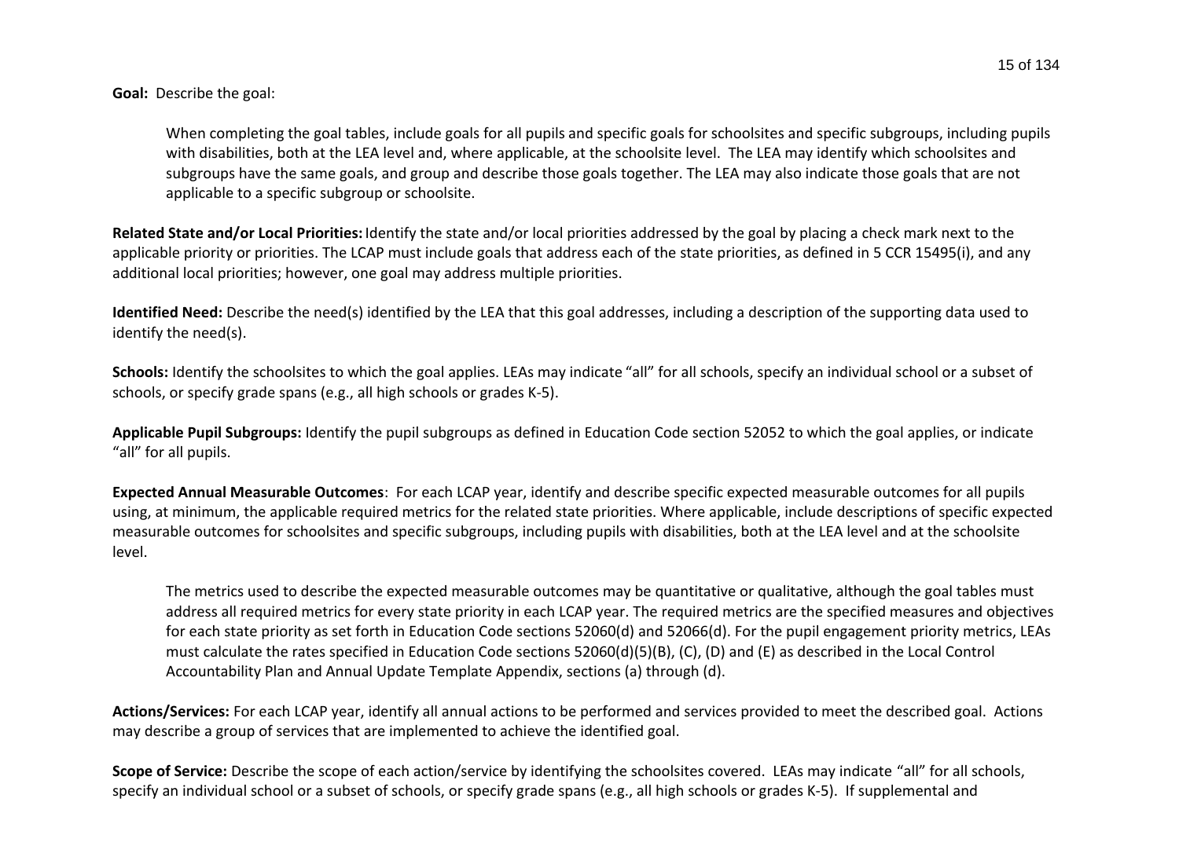**Goal:** Describe the goal:

> When completing the goal tables, include goals for all pupils and specific goals for schoolsites and specific subgroups, including pupils with disabilities, both at the LEA level and, where applicable, at the schoolsite level. The LEA may identify which schoolsites and subgroups have the same goals, and group and describe those goals together. The LEA may also indicate those goals that are not applicable to a specific subgroup or schoolsite.

**Related State and/or Local Priorities:** Identify the state and/or local priorities addressed by the goal by placing a check mark next to the applicable priority or priorities. The LCAP must include goals that address each of the state priorities, as defined in 5 CCR 15495(i), and any additional local priorities; however, one goal may address multiple priorities.

**Identified Need:** Describe the need(s) identified by the LEA that this goal addresses, including a description of the supporting data used to identify the need(s).

**Schools:** Identify the schoolsites to which the goal applies. LEAs may indicate "all" for all schools, specify an individual school or a subset of schools, or specify grade spans (e.g., all high schools or grades K-5).

**Applicable Pupil Subgroups:** Identify the pupil subgroups as defined in Education Code section 52052 to which the goal applies, or indicate "all" for all pupils.

**Expected Annual Measurable Outcomes**: For each LCAP year, identify and describe specific expected measurable outcomes for all pupils using, at minimum, the applicable required metrics for the related state priorities. Where applicable, include descriptions of specific expected measurable outcomes for schoolsites and specific subgroups, including pupils with disabilities, both at the LEA level and at the schoolsite level.

> The metrics used to describe the expected measurable outcomes may be quantitative or qualitative, although the goal tables must address all required metrics for every state priority in each LCAP year. The required metrics are the specified measures and objectives for each state priority as set forth in Education Code sections 52060(d) and 52066(d). For the pupil engagement priority metrics, LEAs must calculate the rates specified in Education Code sections 52060(d)(5)(B), (C), (D) and (E) as described in the Local Control Accountability Plan and Annual Update Template Appendix, sections (a) through (d).

**Actions/Services:** For each LCAP year, identify all annual actions to be performed and services provided to meet the described goal. Actions may describe a group of services that are implemented to achieve the identified goal.

**Scope of Service:** Describe the scope of each action/service by identifying the schoolsites covered. LEAs may indicate "all" for all schools, specify an individual school or a subset of schools, or specify grade spans (e.g., all high schools or grades K-5). If supplemental and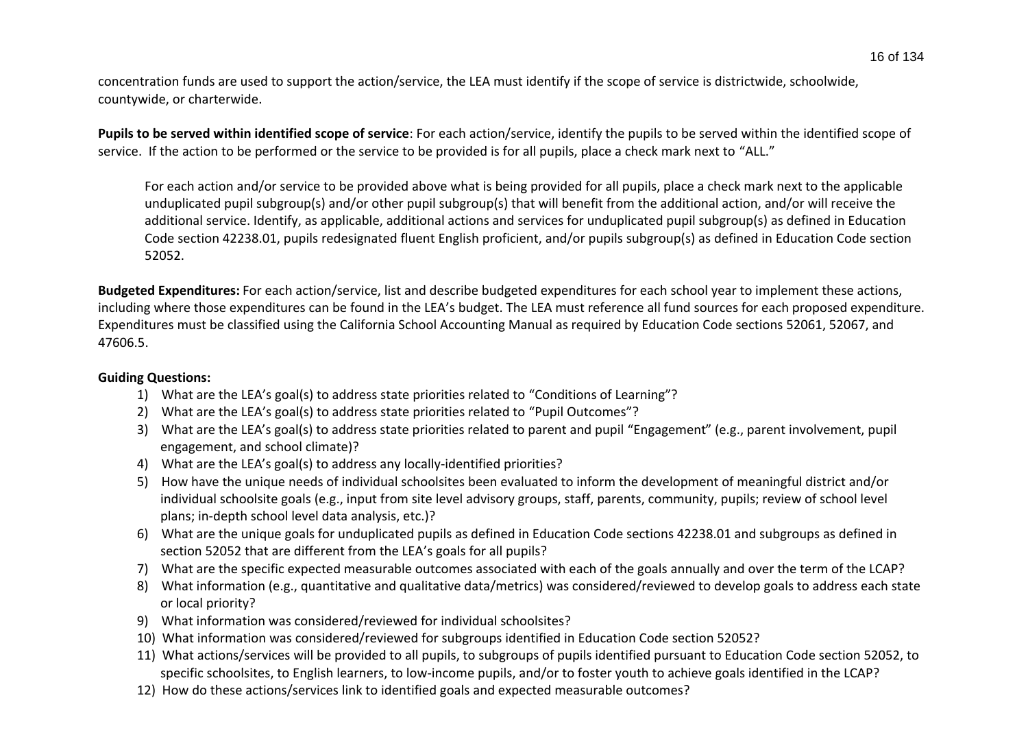concentration funds are used to support the action/service, the LEA must identify if the scope of service is districtwide, schoolwide, countywide, or charterwide.

**Pupils to be served within identified scope of service**: For each action/service, identify the pupils to be served within the identified scope of service. If the action to be performed or the service to be provided is for all pupils, place a check mark next to "ALL."

For each action and/or service to be provided above what is being provided for all pupils, place a check mark next to the applicable unduplicated pupil subgroup(s) and/or other pupil subgroup(s) that will benefit from the additional action, and/or will receive the additional service. Identify, as applicable, additional actions and services for unduplicated pupil subgroup(s) as defined in Education Code section 42238.01, pupils redesignated fluent English proficient, and/or pupils subgroup(s) as defined in Education Code section 52052.

**Budgeted Expenditures:** For each action/service, list and describe budgeted expenditures for each school year to implement these actions, including where those expenditures can be found in the LEA's budget. The LEA must reference all fund sources for each proposed expenditure. Expenditures must be classified using the California School Accounting Manual as required by Education Code sections 52061, 52067, and 47606.5.

**Guiding Questions:**

1) What are the LEA's goal(s) to address state priorities related to "Conditions of Learning"?
2) What are the LEA's goal(s) to address state priorities related to "Pupil Outcomes"?
3) What are the LEA's goal(s) to address state priorities related to parent and pupil "Engagement" (e.g., parent involvement, pupil engagement, and school climate)?
4) What are the LEA's goal(s) to address any locally-identified priorities?
5) How have the unique needs of individual schoolsites been evaluated to inform the development of meaningful district and/or individual schoolsite goals (e.g., input from site level advisory groups, staff, parents, community, pupils; review of school level plans; in-depth school level data analysis, etc.)?
6) What are the unique goals for unduplicated pupils as defined in Education Code sections 42238.01 and subgroups as defined in section 52052 that are different from the LEA's goals for all pupils?
7) What are the specific expected measurable outcomes associated with each of the goals annually and over the term of the LCAP?
8) What information (e.g., quantitative and qualitative data/metrics) was considered/reviewed to develop goals to address each state or local priority?
9) What information was considered/reviewed for individual schoolsites?
10) What information was considered/reviewed for subgroups identified in Education Code section 52052?
11) What actions/services will be provided to all pupils, to subgroups of pupils identified pursuant to Education Code section 52052, to specific schoolsites, to English learners, to low-income pupils, and/or to foster youth to achieve goals identified in the LCAP?
12) How do these actions/services link to identified goals and expected measurable outcomes?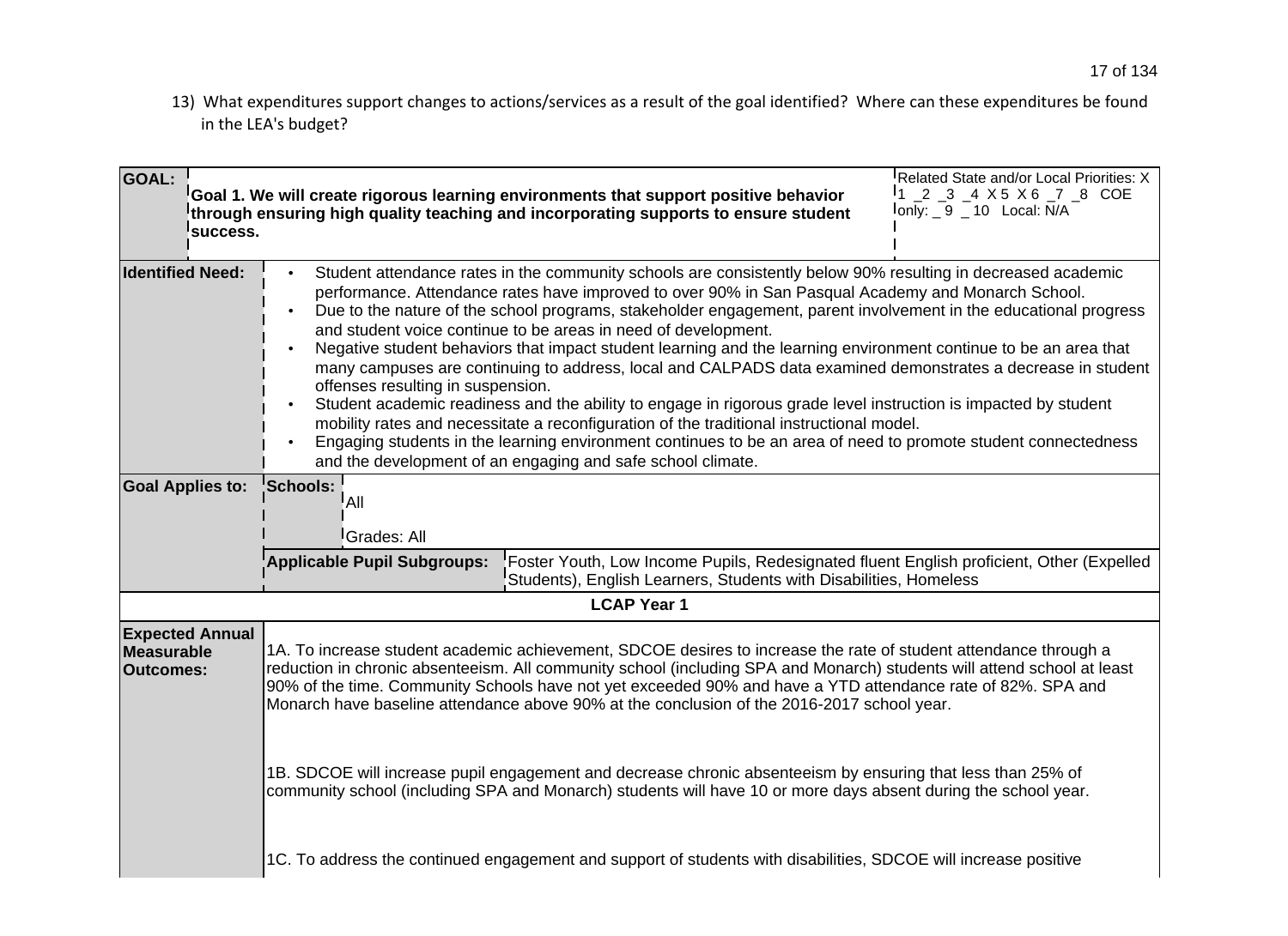13) What expenditures support changes to actions/services as a result of the goal identified? Where can these expenditures be found in the LEA's budget?

| **GOAL:** | **Goal 1. We will create rigorous learning environments that support positive behavior through ensuring high quality teaching and incorporating supports to ensure student success.** | | Related State and/or Local Priorities: X 1 _2 _3 _4 X 5 X 6 _7 _8 COE only: _9 _10 Local: N/A |
|---|---|---|---|
| **Identified Need:** | • Student attendance rates in the community schools are consistently below 90% resulting in decreased academic performance. Attendance rates have improved to over 90% in San Pasqual Academy and Monarch School.<br>• Due to the nature of the school programs, stakeholder engagement, parent involvement in the educational progress and student voice continue to be areas in need of development.<br>• Negative student behaviors that impact student learning and the learning environment continue to be an area that many campuses are continuing to address, local and CALPADS data examined demonstrates a decrease in student offenses resulting in suspension.<br>• Student academic readiness and the ability to engage in rigorous grade level instruction is impacted by student mobility rates and necessitate a reconfiguration of the traditional instructional model.<br>• Engaging students in the learning environment continues to be an area of need to promote student connectedness and the development of an engaging and safe school climate. | | |
| **Goal Applies to:** | **Schools:** All<br>Grades: All | | |
| | **Applicable Pupil Subgroups:** | Foster Youth, Low Income Pupils, Redesignated fluent English proficient, Other (Expelled Students), English Learners, Students with Disabilities, Homeless | |
| **LCAP Year 1** | | | |
| **Expected Annual Measurable Outcomes:** | 1A. To increase student academic achievement, SDCOE desires to increase the rate of student attendance through a reduction in chronic absenteeism. All community school (including SPA and Monarch) students will attend school at least 90% of the time. Community Schools have not yet exceeded 90% and have a YTD attendance rate of 82%. SPA and Monarch have baseline attendance above 90% at the conclusion of the 2016-2017 school year.<br><br>1B. SDCOE will increase pupil engagement and decrease chronic absenteeism by ensuring that less than 25% of community school (including SPA and Monarch) students will have 10 or more days absent during the school year.<br><br>1C. To address the continued engagement and support of students with disabilities, SDCOE will increase positive | | |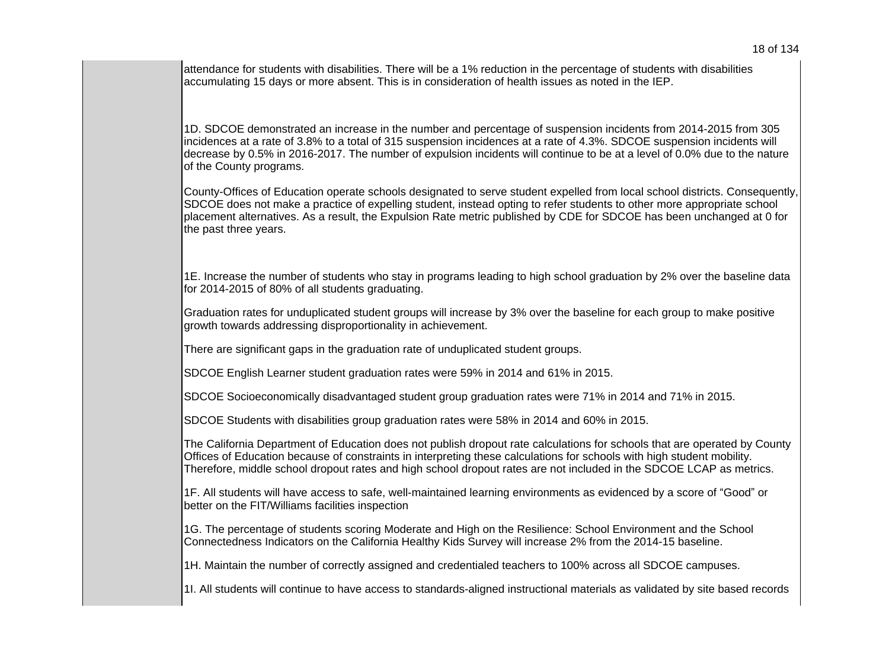attendance for students with disabilities. There will be a 1% reduction in the percentage of students with disabilities accumulating 15 days or more absent. This is in consideration of health issues as noted in the IEP.

1D. SDCOE demonstrated an increase in the number and percentage of suspension incidents from 2014-2015 from 305 incidences at a rate of 3.8% to a total of 315 suspension incidences at a rate of 4.3%. SDCOE suspension incidents will decrease by 0.5% in 2016-2017. The number of expulsion incidents will continue to be at a level of 0.0% due to the nature of the County programs.

County-Offices of Education operate schools designated to serve student expelled from local school districts. Consequently, SDCOE does not make a practice of expelling student, instead opting to refer students to other more appropriate school placement alternatives. As a result, the Expulsion Rate metric published by CDE for SDCOE has been unchanged at 0 for the past three years.

1E. Increase the number of students who stay in programs leading to high school graduation by 2% over the baseline data for 2014-2015 of 80% of all students graduating.

Graduation rates for unduplicated student groups will increase by 3% over the baseline for each group to make positive growth towards addressing disproportionality in achievement.

There are significant gaps in the graduation rate of unduplicated student groups.

SDCOE English Learner student graduation rates were 59% in 2014 and 61% in 2015.

SDCOE Socioeconomically disadvantaged student group graduation rates were 71% in 2014 and 71% in 2015.

SDCOE Students with disabilities group graduation rates were 58% in 2014 and 60% in 2015.

The California Department of Education does not publish dropout rate calculations for schools that are operated by County Offices of Education because of constraints in interpreting these calculations for schools with high student mobility. Therefore, middle school dropout rates and high school dropout rates are not included in the SDCOE LCAP as metrics.

1F. All students will have access to safe, well-maintained learning environments as evidenced by a score of “Good” or better on the FIT/Williams facilities inspection

1G. The percentage of students scoring Moderate and High on the Resilience: School Environment and the School Connectedness Indicators on the California Healthy Kids Survey will increase 2% from the 2014-15 baseline.

1H. Maintain the number of correctly assigned and credentialed teachers to 100% across all SDCOE campuses.

1I. All students will continue to have access to standards-aligned instructional materials as validated by site based records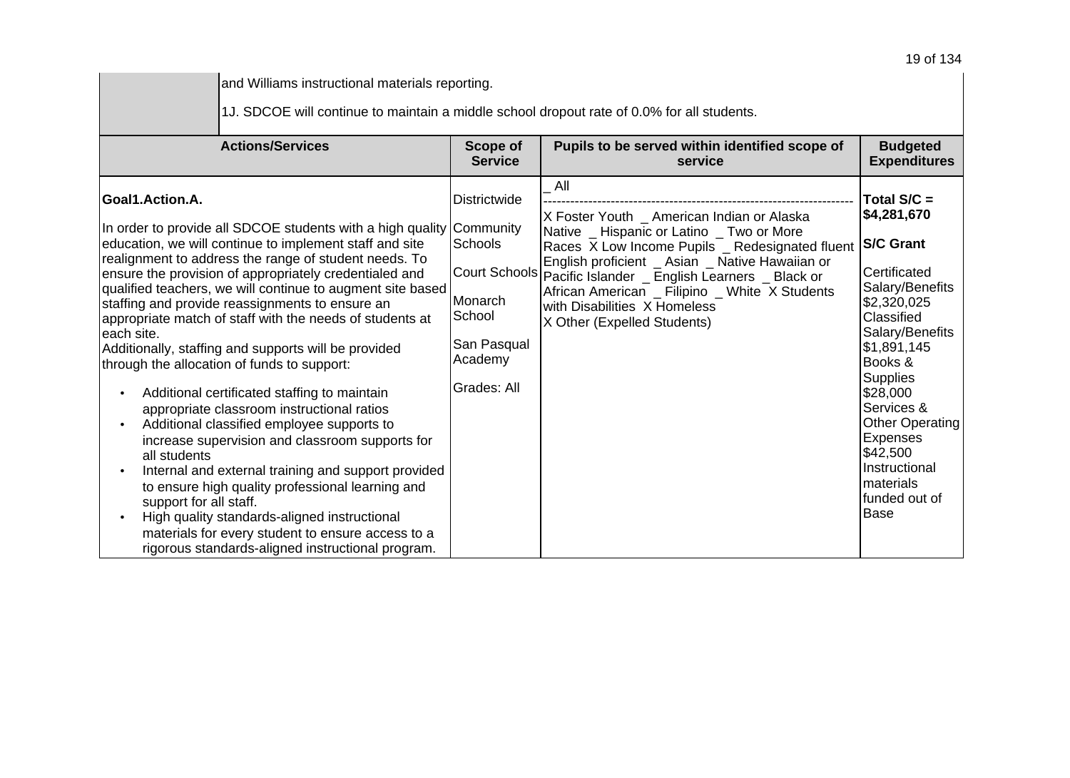| | |
|---|---|
| | and Williams instructional materials reporting.<br><br>1J. SDCOE will continue to maintain a middle school dropout rate of 0.0% for all students. |

| Actions/Services | Scope of Service | Pupils to be served within identified scope of service | Budgeted Expenditures |
|---|---|---|---|
| **Goal1.Action.A.**<br><br>In order to provide all SDCOE students with a high quality education, we will continue to implement staff and site realignment to address the range of student needs. To ensure the provision of appropriately credentialed and qualified teachers, we will continue to augment site based staffing and provide reassignments to ensure an appropriate match of staff with the needs of students at each site.<br>Additionally, staffing and supports will be provided through the allocation of funds to support:<br>• Additional certificated staffing to maintain appropriate classroom instructional ratios<br>• Additional classified employee supports to increase supervision and classroom supports for all students<br>• Internal and external training and support provided to ensure high quality professional learning and support for all staff.<br>• High quality standards-aligned instructional materials for every student to ensure access to a rigorous standards-aligned instructional program. | Districtwide<br><br>Community Schools<br><br>Court Schools<br><br>Monarch School<br><br>San Pasqual Academy<br><br>Grades: All | _ All<br>--------------------------------------------------------------------<br>X Foster Youth _ American Indian or Alaska Native _ Hispanic or Latino _ Two or More Races X Low Income Pupils _ Redesignated fluent English proficient _ Asian _ Native Hawaiian or Pacific Islander _ English Learners _ Black or African American _ Filipino _ White X Students with Disabilities X Homeless<br>X Other (Expelled Students) | **Total S/C = $4,281,670**<br><br>**S/C Grant**<br><br>Certificated Salary/Benefits $2,320,025<br>Classified Salary/Benefits $1,891,145<br>Books & Supplies $28,000<br>Services & Other Operating Expenses $42,500<br>Instructional materials funded out of Base |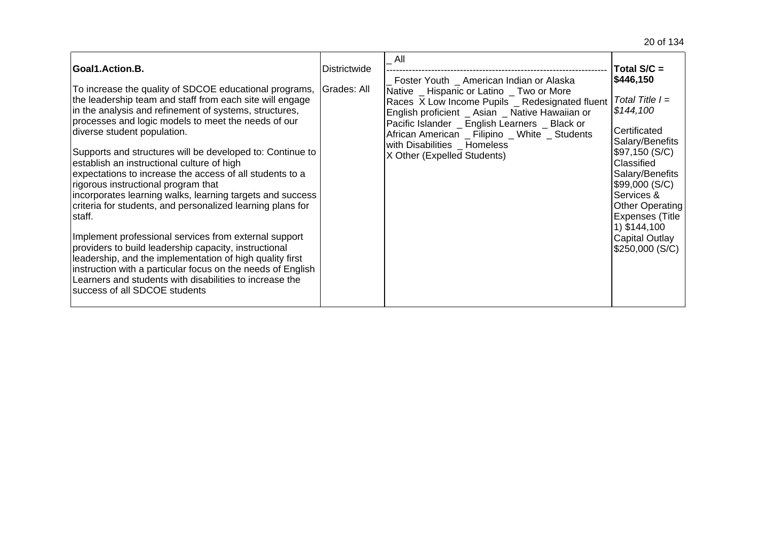| Goal1.Action.B. To increase the quality of SDCOE educational programs, the leadership team and staff from each site will engage in the analysis and refinement of systems, structures, processes and logic models to meet the needs of our diverse student population. Supports and structures will be developed to: Continue to establish an instructional culture of high expectations to increase the access of all students to a rigorous instructional program that incorporates learning walks, learning targets and success criteria for students, and personalized learning plans for staff. Implement professional services from external support providers to build leadership capacity, instructional leadership, and the implementation of high quality first instruction with a particular focus on the needs of English Learners and students with disabilities to increase the success of all SDCOE students | Districtwide Grades: All | _ All ---------------------------------------------------------------------- _ Foster Youth _ American Indian or Alaska Native _ Hispanic or Latino _ Two or More Races X Low Income Pupils _ Redesignated fluent English proficient _ Asian _ Native Hawaiian or Pacific Islander _ English Learners _ Black or African American _ Filipino _ White _ Students with Disabilities _ Homeless X Other (Expelled Students) | **Total S/C = $446,150** *Total Title I = $144,100* Certificated Salary/Benefits $97,150 (S/C) Classified Salary/Benefits $99,000 (S/C) Services & Other Operating Expenses (Title 1) $144,100 Capital Outlay $250,000 (S/C) |
|---|---|---|---|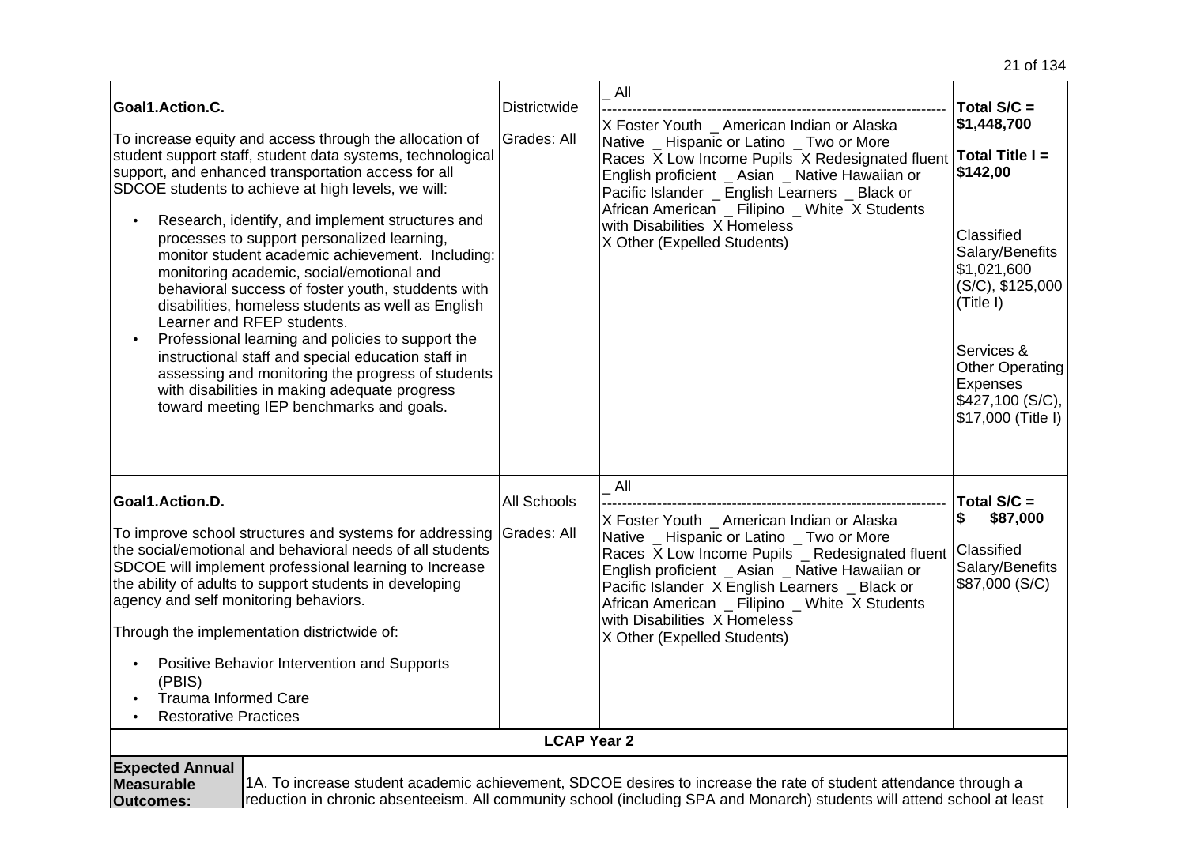| | | | |
|---|---|---|---|
| **Goal1.Action.C.**<br><br>To increase equity and access through the allocation of student support staff, student data systems, technological support, and enhanced transportation access for all SDCOE students to achieve at high levels, we will:<br><br>• Research, identify, and implement structures and processes to support personalized learning, monitor student academic achievement. Including: monitoring academic, social/emotional and behavioral success of foster youth, studdents with disabilities, homeless students as well as English Learner and RFEP students.<br>• Professional learning and policies to support the instructional staff and special education staff in assessing and monitoring the progress of students with disabilities in making adequate progress toward meeting IEP benchmarks and goals. | Districtwide<br><br>Grades: All | _ All<br>--------------------------------------------------------------------<br>X Foster Youth _ American Indian or Alaska Native _ Hispanic or Latino _ Two or More Races X Low Income Pupils X Redesignated fluent English proficient _ Asian _ Native Hawaiian or Pacific Islander _ English Learners _ Black or African American _ Filipino _ White X Students with Disabilities X Homeless<br>X Other (Expelled Students) | **Total S/C = $1,448,700**<br><br>**Total Title I = $142,00**<br><br>Classified Salary/Benefits $1,021,600 (S/C), $125,000 (Title I)<br><br>Services & Other Operating Expenses $427,100 (S/C), $17,000 (Title I) |
| **Goal1.Action.D.**<br><br>To improve school structures and systems for addressing the social/emotional and behavioral needs of all students SDCOE will implement professional learning to Increase the ability of adults to support students in developing agency and self monitoring behaviors.<br><br>Through the implementation districtwide of:<br><br>• Positive Behavior Intervention and Supports (PBIS)<br>• Trauma Informed Care<br>• Restorative Practices | All Schools<br><br>Grades: All | _ All<br>--------------------------------------------------------------------<br>X Foster Youth _ American Indian or Alaska Native _ Hispanic or Latino _ Two or More Races X Low Income Pupils _ Redesignated fluent English proficient _ Asian _ Native Hawaiian or Pacific Islander X English Learners _ Black or African American _ Filipino _ White X Students with Disabilities X Homeless<br>X Other (Expelled Students) | **Total S/C = $ $87,000**<br><br>Classified Salary/Benefits $87,000 (S/C) |

**LCAP Year 2**

| | |
|---|---|
| **Expected Annual Measurable Outcomes:** | 1A. To increase student academic achievement, SDCOE desires to increase the rate of student attendance through a reduction in chronic absenteeism. All community school (including SPA and Monarch) students will attend school at least |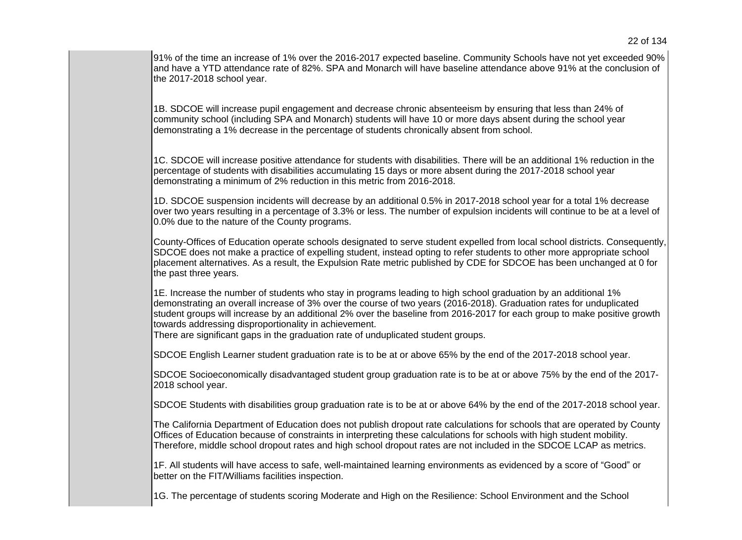91% of the time an increase of 1% over the 2016-2017 expected baseline. Community Schools have not yet exceeded 90% and have a YTD attendance rate of 82%. SPA and Monarch will have baseline attendance above 91% at the conclusion of the 2017-2018 school year.

1B. SDCOE will increase pupil engagement and decrease chronic absenteeism by ensuring that less than 24% of community school (including SPA and Monarch) students will have 10 or more days absent during the school year demonstrating a 1% decrease in the percentage of students chronically absent from school.

1C. SDCOE will increase positive attendance for students with disabilities. There will be an additional 1% reduction in the percentage of students with disabilities accumulating 15 days or more absent during the 2017-2018 school year demonstrating a minimum of 2% reduction in this metric from 2016-2018.

1D. SDCOE suspension incidents will decrease by an additional 0.5% in 2017-2018 school year for a total 1% decrease over two years resulting in a percentage of 3.3% or less. The number of expulsion incidents will continue to be at a level of 0.0% due to the nature of the County programs.

County-Offices of Education operate schools designated to serve student expelled from local school districts. Consequently, SDCOE does not make a practice of expelling student, instead opting to refer students to other more appropriate school placement alternatives. As a result, the Expulsion Rate metric published by CDE for SDCOE has been unchanged at 0 for the past three years.

1E. Increase the number of students who stay in programs leading to high school graduation by an additional 1% demonstrating an overall increase of 3% over the course of two years (2016-2018). Graduation rates for unduplicated student groups will increase by an additional 2% over the baseline from 2016-2017 for each group to make positive growth towards addressing disproportionality in achievement.
There are significant gaps in the graduation rate of unduplicated student groups.

SDCOE English Learner student graduation rate is to be at or above 65% by the end of the 2017-2018 school year.

SDCOE Socioeconomically disadvantaged student group graduation rate is to be at or above 75% by the end of the 2017-2018 school year.

SDCOE Students with disabilities group graduation rate is to be at or above 64% by the end of the 2017-2018 school year.

The California Department of Education does not publish dropout rate calculations for schools that are operated by County Offices of Education because of constraints in interpreting these calculations for schools with high student mobility. Therefore, middle school dropout rates and high school dropout rates are not included in the SDCOE LCAP as metrics.

1F. All students will have access to safe, well-maintained learning environments as evidenced by a score of "Good" or better on the FIT/Williams facilities inspection.

1G. The percentage of students scoring Moderate and High on the Resilience: School Environment and the School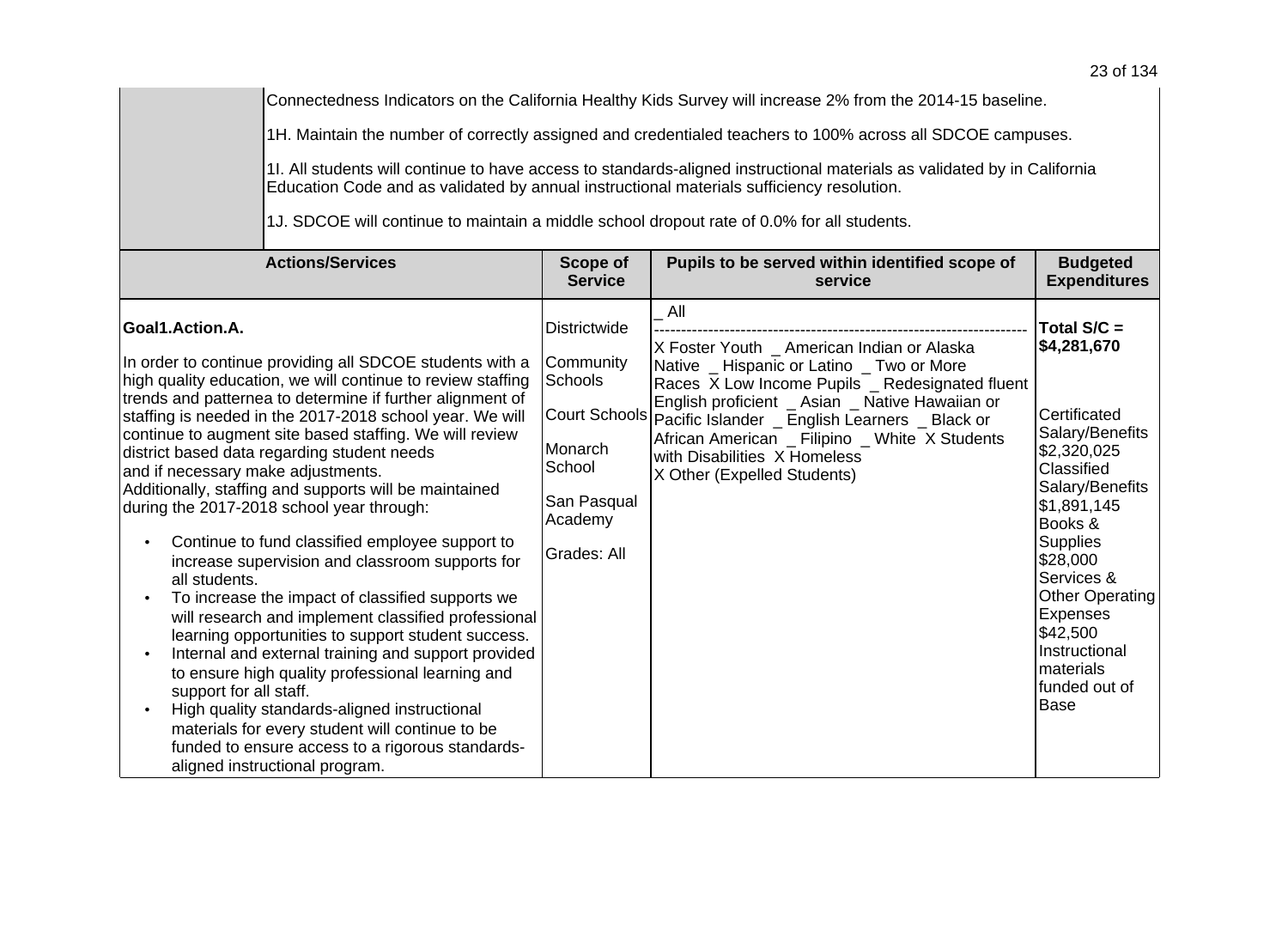| | |
|---|---|
| | Connectedness Indicators on the California Healthy Kids Survey will increase 2% from the 2014-15 baseline.<br><br>1H. Maintain the number of correctly assigned and credentialed teachers to 100% across all SDCOE campuses.<br><br>1I. All students will continue to have access to standards-aligned instructional materials as validated by in California Education Code and as validated by annual instructional materials sufficiency resolution.<br><br>1J. SDCOE will continue to maintain a middle school dropout rate of 0.0% for all students. |

| Actions/Services | Scope of Service | Pupils to be served within identified scope of service | Budgeted Expenditures |
|---|---|---|---|
| **Goal1.Action.A.**<br><br>In order to continue providing all SDCOE students with a high quality education, we will continue to review staffing trends and patternea to determine if further alignment of staffing is needed in the 2017-2018 school year. We will continue to augment site based staffing. We will review district based data regarding student needs and if necessary make adjustments.<br>Additionally, staffing and supports will be maintained during the 2017-2018 school year through:<br>• Continue to fund classified employee support to increase supervision and classroom supports for all students.<br>• To increase the impact of classified supports we will research and implement classified professional learning opportunities to support student success.<br>• Internal and external training and support provided to ensure high quality professional learning and support for all staff.<br>• High quality standards-aligned instructional materials for every student will continue to be funded to ensure access to a rigorous standards-aligned instructional program. | Districtwide<br><br>Community Schools<br><br>Court Schools<br><br>Monarch School<br><br>San Pasqual Academy<br><br>Grades: All | _ All<br>--------------------------------------------------------------------<br>X Foster Youth _ American Indian or Alaska Native _ Hispanic or Latino _ Two or More Races X Low Income Pupils _ Redesignated fluent English proficient _ Asian _ Native Hawaiian or Pacific Islander _ English Learners _ Black or African American _ Filipino _ White X Students with Disabilities X Homeless<br>X Other (Expelled Students) | **Total S/C = $4,281,670**<br><br>Certificated Salary/Benefits $2,320,025<br>Classified Salary/Benefits $1,891,145<br>Books & Supplies $28,000<br>Services & Other Operating Expenses $42,500<br>Instructional materials funded out of Base |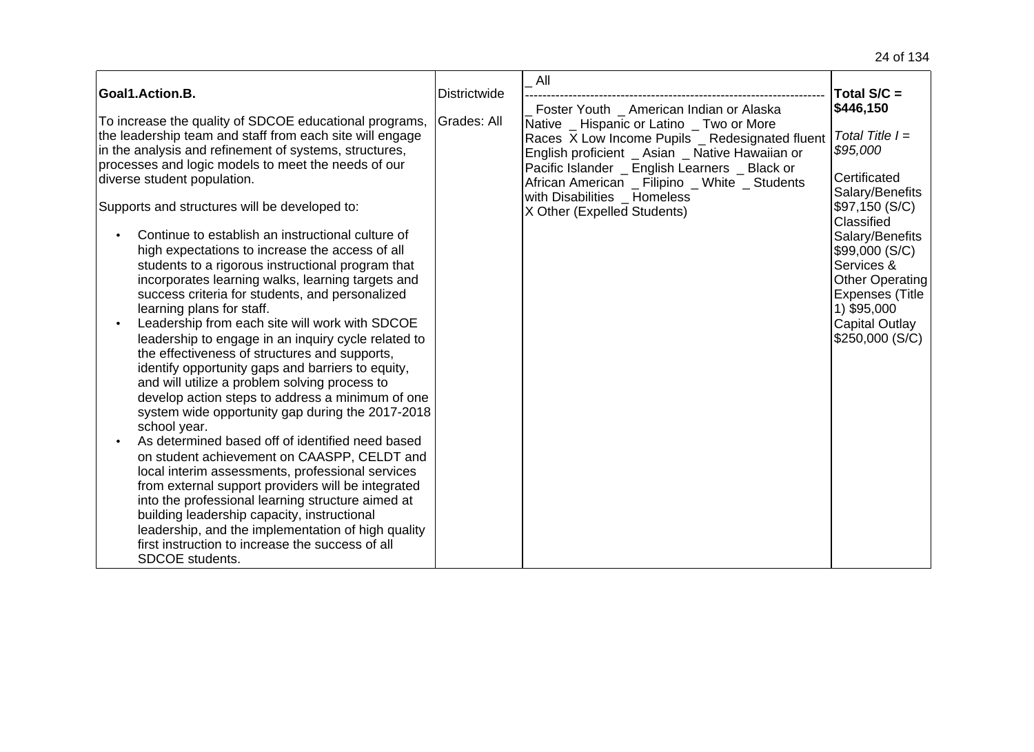| Goal1.Action.B. | Districtwide | _ All | Total S/C = |
|---|---|---|---|
| **Goal1.Action.B.**<br><br>To increase the quality of SDCOE educational programs, the leadership team and staff from each site will engage in the analysis and refinement of systems, structures, processes and logic models to meet the needs of our diverse student population.<br><br>Supports and structures will be developed to:<br><br>• Continue to establish an instructional culture of high expectations to increase the access of all students to a rigorous instructional program that incorporates learning walks, learning targets and success criteria for students, and personalized learning plans for staff.<br>• Leadership from each site will work with SDCOE leadership to engage in an inquiry cycle related to the effectiveness of structures and supports, identify opportunity gaps and barriers to equity, and will utilize a problem solving process to develop action steps to address a minimum of one system wide opportunity gap during the 2017-2018 school year.<br>• As determined based off of identified need based on student achievement on CAASPP, CELDT and local interim assessments, professional services from external support providers will be integrated into the professional learning structure aimed at building leadership capacity, instructional leadership, and the implementation of high quality first instruction to increase the success of all SDCOE students. | Districtwide<br><br>Grades: All | _ All<br>--------------------------------------------------------------------<br>_ Foster Youth _ American Indian or Alaska Native _ Hispanic or Latino _ Two or More Races X Low Income Pupils _ Redesignated fluent English proficient _ Asian _ Native Hawaiian or Pacific Islander _ English Learners _ Black or African American _ Filipino _ White _ Students with Disabilities _ Homeless<br>X Other (Expelled Students) | **Total S/C = $446,150**<br><br>*Total Title I = $95,000*<br><br>Certificated Salary/Benefits $97,150 (S/C)<br>Classified Salary/Benefits $99,000 (S/C)<br>Services & Other Operating Expenses (Title 1) $95,000<br>Capital Outlay $250,000 (S/C) |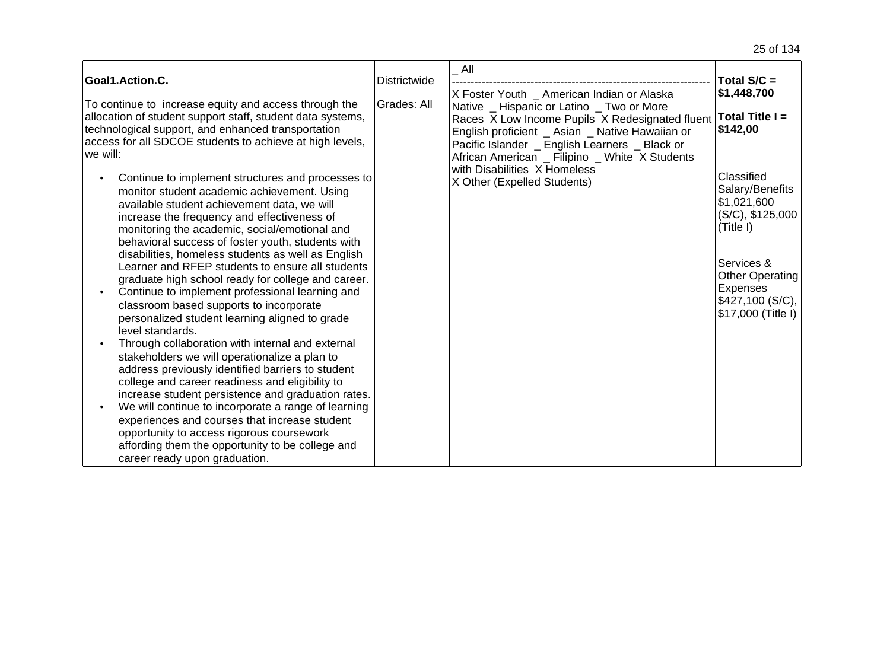| Goal1.Action.C.<br><br>To continue to increase equity and access through the allocation of student support staff, student data systems, technological support, and enhanced transportation access for all SDCOE students to achieve at high levels, we will:<br><br>• Continue to implement structures and processes to monitor student academic achievement. Using available student achievement data, we will increase the frequency and effectiveness of monitoring the academic, social/emotional and behavioral success of foster youth, students with disabilities, homeless students as well as English Learner and RFEP students to ensure all students graduate high school ready for college and career.<br>• Continue to implement professional learning and classroom based supports to incorporate personalized student learning aligned to grade level standards.<br>• Through collaboration with internal and external stakeholders we will operationalize a plan to address previously identified barriers to student college and career readiness and eligibility to increase student persistence and graduation rates.<br>• We will continue to incorporate a range of learning experiences and courses that increase student opportunity to access rigorous coursework affording them the opportunity to be college and career ready upon graduation. | Districtwide<br><br>Grades: All | _ All<br>--------------------------------------------------------------------<br>X Foster Youth _ American Indian or Alaska Native _ Hispanic or Latino _ Two or More Races X Low Income Pupils X Redesignated fluent English proficient _ Asian _ Native Hawaiian or Pacific Islander _ English Learners _ Black or African American _ Filipino _ White X Students with Disabilities X Homeless<br>X Other (Expelled Students) | **Total S/C = $1,448,700**<br><br>**Total Title I = $142,00**<br><br>Classified Salary/Benefits $1,021,600 (S/C), $125,000 (Title I)<br><br>Services & Other Operating Expenses $427,100 (S/C), $17,000 (Title I) |
|---|---|---|---|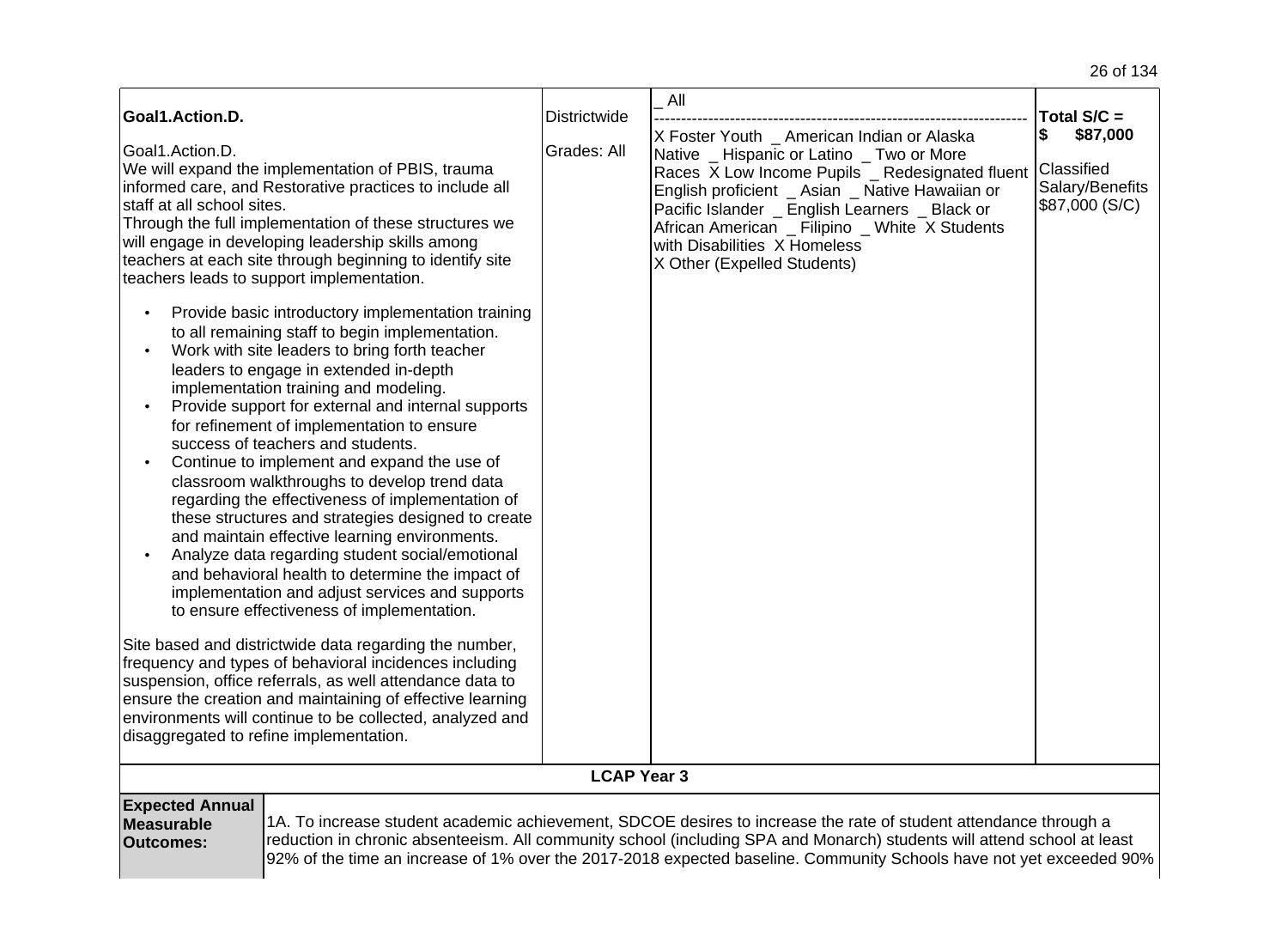| **Goal1.Action.D.**<br><br>Goal1.Action.D.<br>We will expand the implementation of PBIS, trauma informed care, and Restorative practices to include all staff at all school sites.<br>Through the full implementation of these structures we will engage in developing leadership skills among teachers at each site through beginning to identify site teachers leads to support implementation.<br><br>• Provide basic introductory implementation training to all remaining staff to begin implementation.<br>• Work with site leaders to bring forth teacher leaders to engage in extended in-depth implementation training and modeling.<br>• Provide support for external and internal supports for refinement of implementation to ensure success of teachers and students.<br>• Continue to implement and expand the use of classroom walkthroughs to develop trend data regarding the effectiveness of implementation of these structures and strategies designed to create and maintain effective learning environments.<br>• Analyze data regarding student social/emotional and behavioral health to determine the impact of implementation and adjust services and supports to ensure effectiveness of implementation.<br><br>Site based and districtwide data regarding the number, frequency and types of behavioral incidences including suspension, office referrals, as well attendance data to ensure the creation and maintaining of effective learning environments will continue to be collected, analyzed and disaggregated to refine implementation. | Districtwide<br><br>Grades: All | _ All<br>--------------------------------------------------------------------<br>X Foster Youth _ American Indian or Alaska Native _ Hispanic or Latino _ Two or More Races X Low Income Pupils _ Redesignated fluent English proficient _ Asian _ Native Hawaiian or Pacific Islander _ English Learners _ Black or African American _ Filipino _ White X Students with Disabilities X Homeless<br>X Other (Expelled Students) | **Total S/C =**<br>**$ $87,000**<br><br>Classified Salary/Benefits $87,000 (S/C) |
|---|---|---|---|

**LCAP Year 3**

| **Expected Annual Measurable Outcomes:** | 1A. To increase student academic achievement, SDCOE desires to increase the rate of student attendance through a reduction in chronic absenteeism. All community school (including SPA and Monarch) students will attend school at least 92% of the time an increase of 1% over the 2017-2018 expected baseline. Community Schools have not yet exceeded 90% |
|---|---|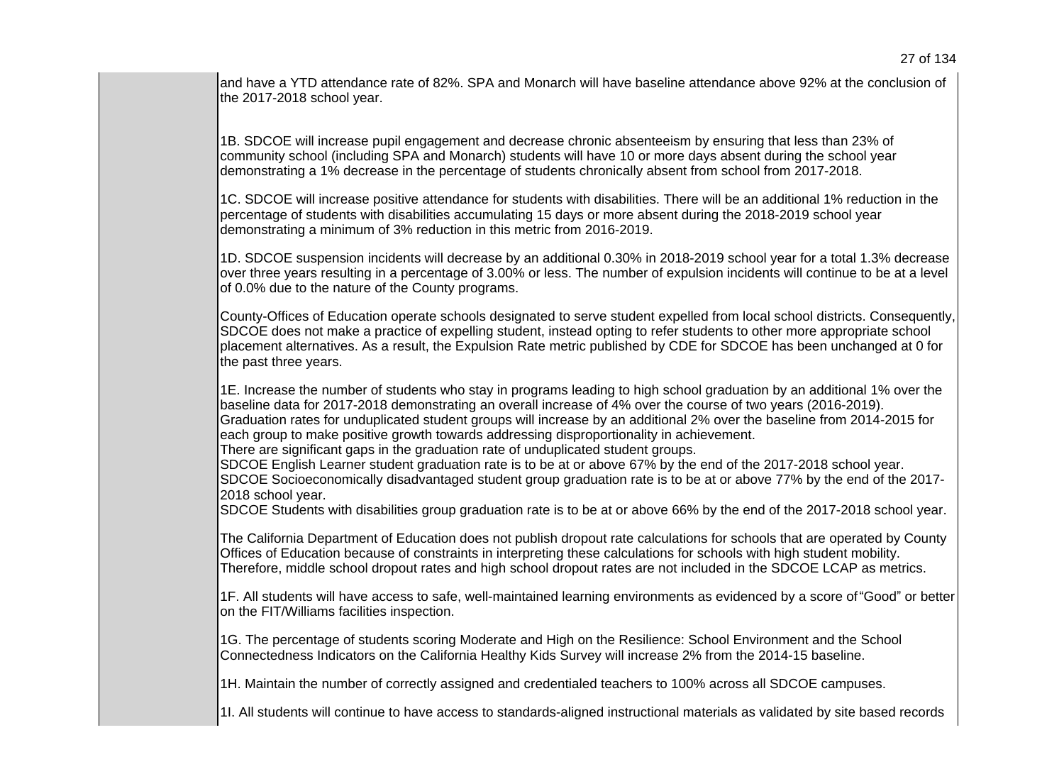and have a YTD attendance rate of 82%. SPA and Monarch will have baseline attendance above 92% at the conclusion of the 2017-2018 school year.

1B. SDCOE will increase pupil engagement and decrease chronic absenteeism by ensuring that less than 23% of community school (including SPA and Monarch) students will have 10 or more days absent during the school year demonstrating a 1% decrease in the percentage of students chronically absent from school from 2017-2018.

1C. SDCOE will increase positive attendance for students with disabilities. There will be an additional 1% reduction in the percentage of students with disabilities accumulating 15 days or more absent during the 2018-2019 school year demonstrating a minimum of 3% reduction in this metric from 2016-2019.

1D. SDCOE suspension incidents will decrease by an additional 0.30% in 2018-2019 school year for a total 1.3% decrease over three years resulting in a percentage of 3.00% or less. The number of expulsion incidents will continue to be at a level of 0.0% due to the nature of the County programs.

County-Offices of Education operate schools designated to serve student expelled from local school districts. Consequently, SDCOE does not make a practice of expelling student, instead opting to refer students to other more appropriate school placement alternatives. As a result, the Expulsion Rate metric published by CDE for SDCOE has been unchanged at 0 for the past three years.

1E. Increase the number of students who stay in programs leading to high school graduation by an additional 1% over the baseline data for 2017-2018 demonstrating an overall increase of 4% over the course of two years (2016-2019).
Graduation rates for unduplicated student groups will increase by an additional 2% over the baseline from 2014-2015 for each group to make positive growth towards addressing disproportionality in achievement.
There are significant gaps in the graduation rate of unduplicated student groups.
SDCOE English Learner student graduation rate is to be at or above 67% by the end of the 2017-2018 school year.
SDCOE Socioeconomically disadvantaged student group graduation rate is to be at or above 77% by the end of the 2017-2018 school year.
SDCOE Students with disabilities group graduation rate is to be at or above 66% by the end of the 2017-2018 school year.

The California Department of Education does not publish dropout rate calculations for schools that are operated by County Offices of Education because of constraints in interpreting these calculations for schools with high student mobility. Therefore, middle school dropout rates and high school dropout rates are not included in the SDCOE LCAP as metrics.

1F. All students will have access to safe, well-maintained learning environments as evidenced by a score of "Good" or better on the FIT/Williams facilities inspection.

1G. The percentage of students scoring Moderate and High on the Resilience: School Environment and the School Connectedness Indicators on the California Healthy Kids Survey will increase 2% from the 2014-15 baseline.

1H. Maintain the number of correctly assigned and credentialed teachers to 100% across all SDCOE campuses.

1I. All students will continue to have access to standards-aligned instructional materials as validated by site based records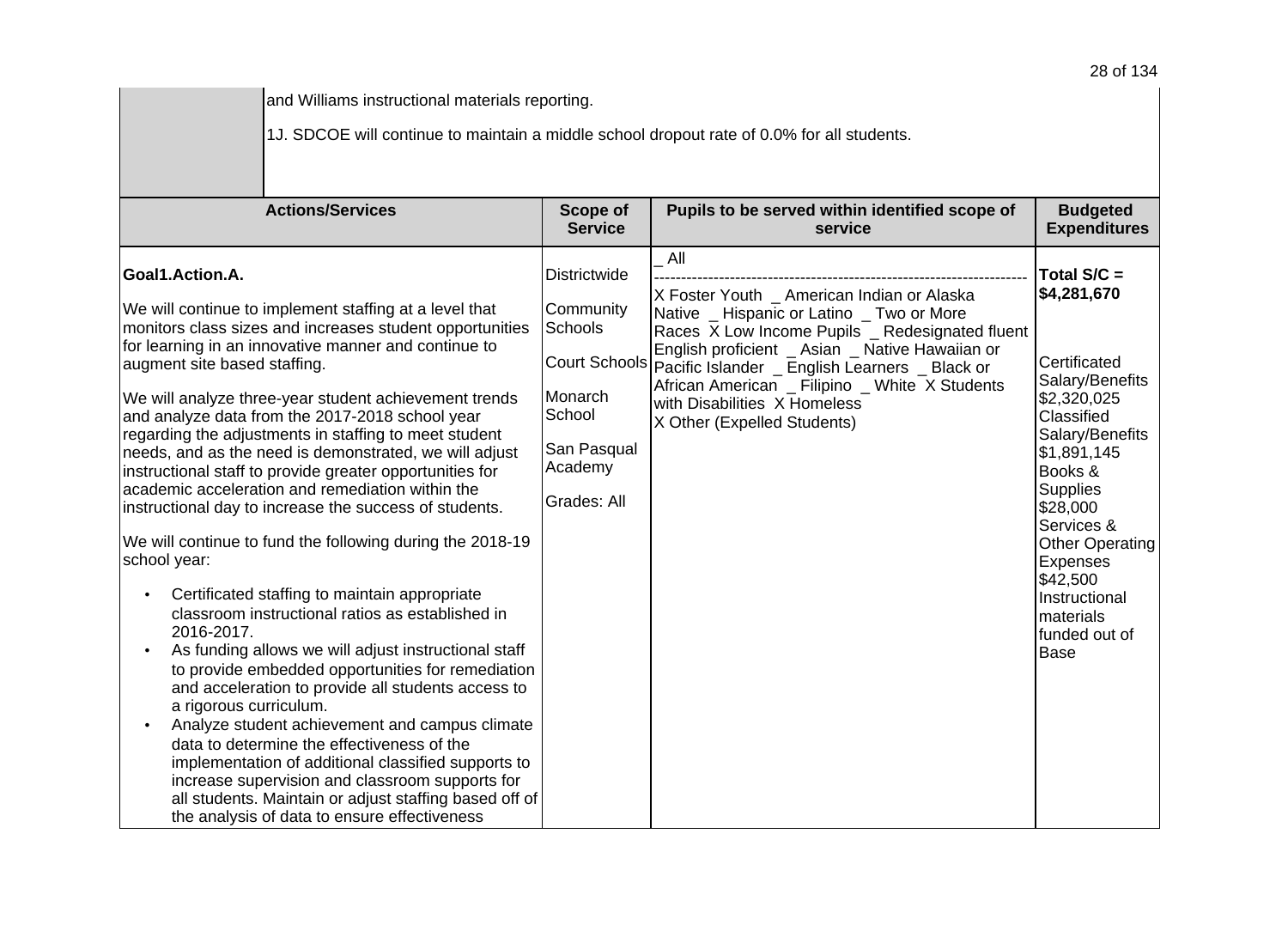| | |
|---|---|
| | and Williams instructional materials reporting.<br><br>1J. SDCOE will continue to maintain a middle school dropout rate of 0.0% for all students. |

| Actions/Services | Scope of Service | Pupils to be served within identified scope of service | Budgeted Expenditures |
|---|---|---|---|
| **Goal1.Action.A.**<br><br>We will continue to implement staffing at a level that monitors class sizes and increases student opportunities for learning in an innovative manner and continue to augment site based staffing.<br><br>We will analyze three-year student achievement trends and analyze data from the 2017-2018 school year regarding the adjustments in staffing to meet student needs, and as the need is demonstrated, we will adjust instructional staff to provide greater opportunities for academic acceleration and remediation within the instructional day to increase the success of students.<br><br>We will continue to fund the following during the 2018-19 school year:<br><br>• Certificated staffing to maintain appropriate classroom instructional ratios as established in 2016-2017.<br>• As funding allows we will adjust instructional staff to provide embedded opportunities for remediation and acceleration to provide all students access to a rigorous curriculum.<br>• Analyze student achievement and campus climate data to determine the effectiveness of the implementation of additional classified supports to increase supervision and classroom supports for all students. Maintain or adjust staffing based off of the analysis of data to ensure effectiveness | Districtwide<br><br>Community Schools<br><br>Court Schools<br><br>Monarch School<br><br>San Pasqual Academy<br><br>Grades: All | _ All<br>--------------------------------------------------------------------<br>X Foster Youth _ American Indian or Alaska Native _ Hispanic or Latino _ Two or More Races X Low Income Pupils _ Redesignated fluent English proficient _ Asian _ Native Hawaiian or Pacific Islander _ English Learners _ Black or African American _ Filipino _ White X Students with Disabilities X Homeless<br>X Other (Expelled Students) | **Total S/C = $4,281,670**<br><br>Certificated Salary/Benefits $2,320,025<br>Classified Salary/Benefits $1,891,145<br>Books & Supplies $28,000<br>Services & Other Operating Expenses $42,500<br>Instructional materials funded out of Base |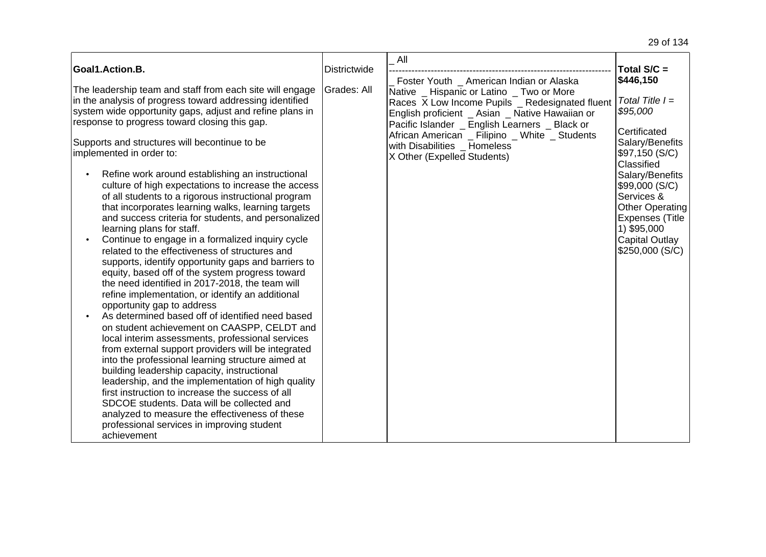| | | | |
|---|---|---|---|
| **Goal1.Action.B.**<br><br>The leadership team and staff from each site will engage in the analysis of progress toward addressing identified system wide opportunity gaps, adjust and refine plans in response to progress toward closing this gap.<br><br>Supports and structures will becontinue to be implemented in order to:<br><br>• Refine work around establishing an instructional culture of high expectations to increase the access of all students to a rigorous instructional program that incorporates learning walks, learning targets and success criteria for students, and personalized learning plans for staff.<br>• Continue to engage in a formalized inquiry cycle related to the effectiveness of structures and supports, identify opportunity gaps and barriers to equity, based off of the system progress toward the need identified in 2017-2018, the team will refine implementation, or identify an additional opportunity gap to address<br>• As determined based off of identified need based on student achievement on CAASPP, CELDT and local interim assessments, professional services from external support providers will be integrated into the professional learning structure aimed at building leadership capacity, instructional leadership, and the implementation of high quality first instruction to increase the success of all SDCOE students. Data will be collected and analyzed to measure the effectiveness of these professional services in improving student achievement | Districtwide<br><br>Grades: All | _ All<br>--------------------------------------------------------------------<br>_ Foster Youth _ American Indian or Alaska Native _ Hispanic or Latino _ Two or More Races X Low Income Pupils _ Redesignated fluent English proficient _ Asian _ Native Hawaiian or Pacific Islander _ English Learners _ Black or African American _ Filipino _ White _ Students with Disabilities _ Homeless<br>X Other (Expelled Students) | **Total S/C = $446,150**<br><br>*Total Title I = $95,000*<br><br>Certificated Salary/Benefits $97,150 (S/C)<br>Classified Salary/Benefits $99,000 (S/C)<br>Services & Other Operating Expenses (Title 1) $95,000<br>Capital Outlay $250,000 (S/C) |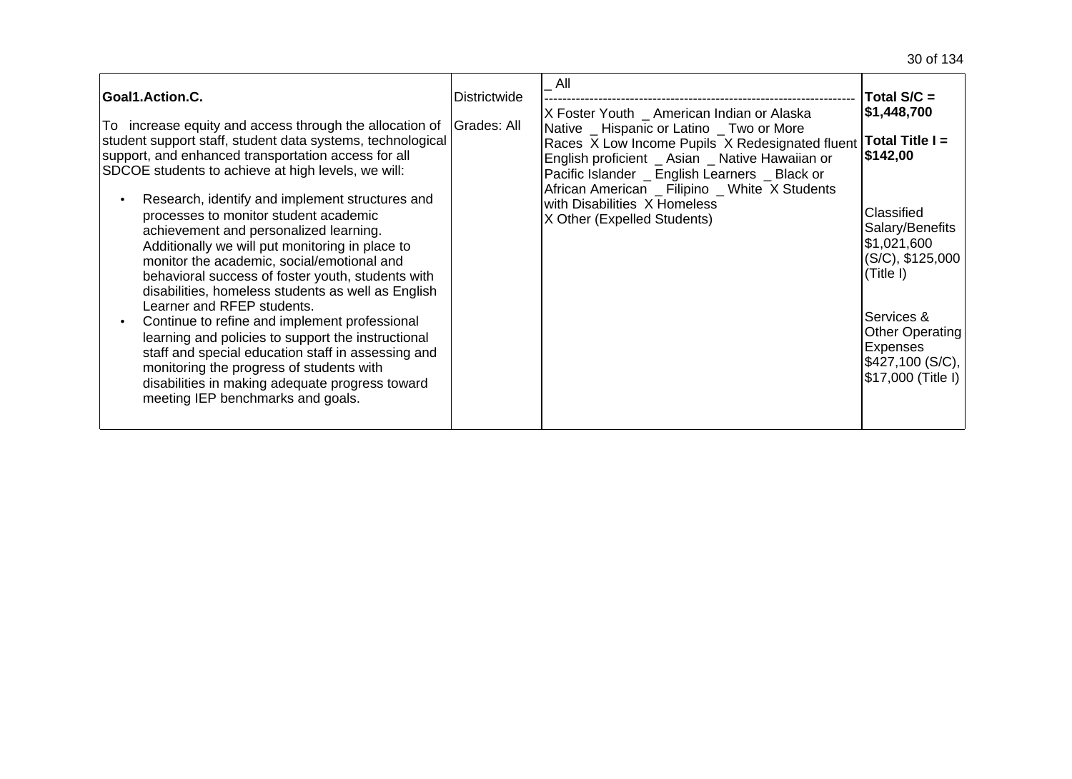| Goal1.Action.C.<br><br>To increase equity and access through the allocation of student support staff, student data systems, technological support, and enhanced transportation access for all SDCOE students to achieve at high levels, we will:<br><br>• Research, identify and implement structures and processes to monitor student academic achievement and personalized learning. Additionally we will put monitoring in place to monitor the academic, social/emotional and behavioral success of foster youth, students with disabilities, homeless students as well as English Learner and RFEP students.<br>• Continue to refine and implement professional learning and policies to support the instructional staff and special education staff in assessing and monitoring the progress of students with disabilities in making adequate progress toward meeting IEP benchmarks and goals. | Districtwide<br><br>Grades: All | _ All<br>----------------------------------------------------------------------<br>X Foster Youth _ American Indian or Alaska Native _ Hispanic or Latino _ Two or More Races X Low Income Pupils X Redesignated fluent English proficient _ Asian _ Native Hawaiian or Pacific Islander _ English Learners _ Black or African American _ Filipino _ White X Students with Disabilities X Homeless<br>X Other (Expelled Students) | **Total S/C = $1,448,700**<br><br>**Total Title I = $142,00**<br><br>Classified Salary/Benefits $1,021,600 (S/C), $125,000 (Title I)<br><br>Services & Other Operating Expenses $427,100 (S/C), $17,000 (Title I) |
|---|---|---|---|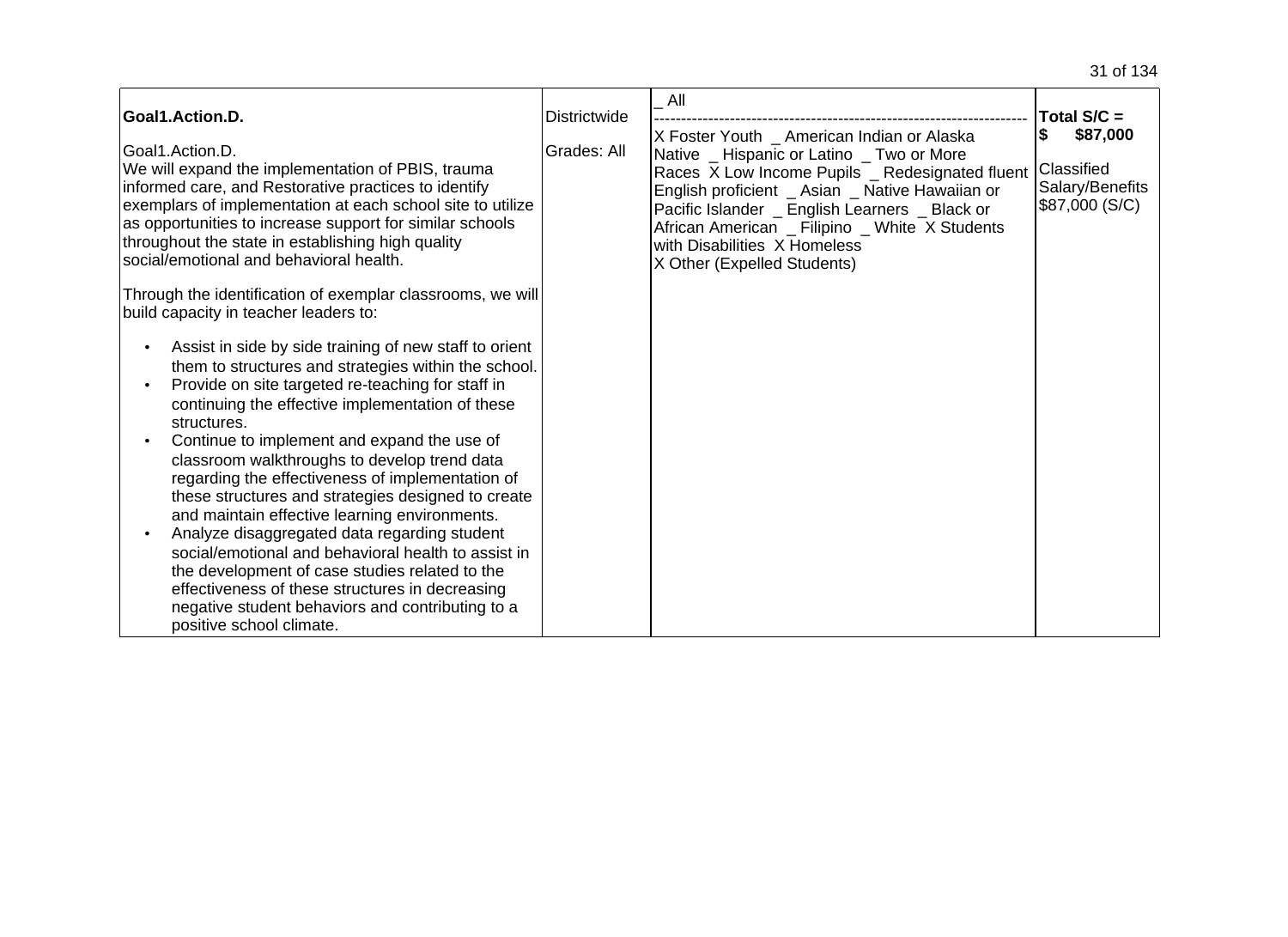| | | | |
|---|---|---|---|
| **Goal1.Action.D.**<br><br>Goal1.Action.D.<br>We will expand the implementation of PBIS, trauma informed care, and Restorative practices to identify exemplars of implementation at each school site to utilize as opportunities to increase support for similar schools throughout the state in establishing high quality social/emotional and behavioral health.<br><br>Through the identification of exemplar classrooms, we will build capacity in teacher leaders to:<br><br>• Assist in side by side training of new staff to orient them to structures and strategies within the school.<br>• Provide on site targeted re-teaching for staff in continuing the effective implementation of these structures.<br>• Continue to implement and expand the use of classroom walkthroughs to develop trend data regarding the effectiveness of implementation of these structures and strategies designed to create and maintain effective learning environments.<br>• Analyze disaggregated data regarding student social/emotional and behavioral health to assist in the development of case studies related to the effectiveness of these structures in decreasing negative student behaviors and contributing to a positive school climate. | Districtwide<br><br>Grades: All | _ All<br>----------------------------------------------------------------------<br>X Foster Youth _ American Indian or Alaska Native _ Hispanic or Latino _ Two or More Races X Low Income Pupils _ Redesignated fluent English proficient _ Asian _ Native Hawaiian or Pacific Islander _ English Learners _ Black or African American _ Filipino _ White X Students with Disabilities X Homeless<br>X Other (Expelled Students) | **Total S/C =**<br>**$ $87,000**<br><br>Classified Salary/Benefits<br>$87,000 (S/C) |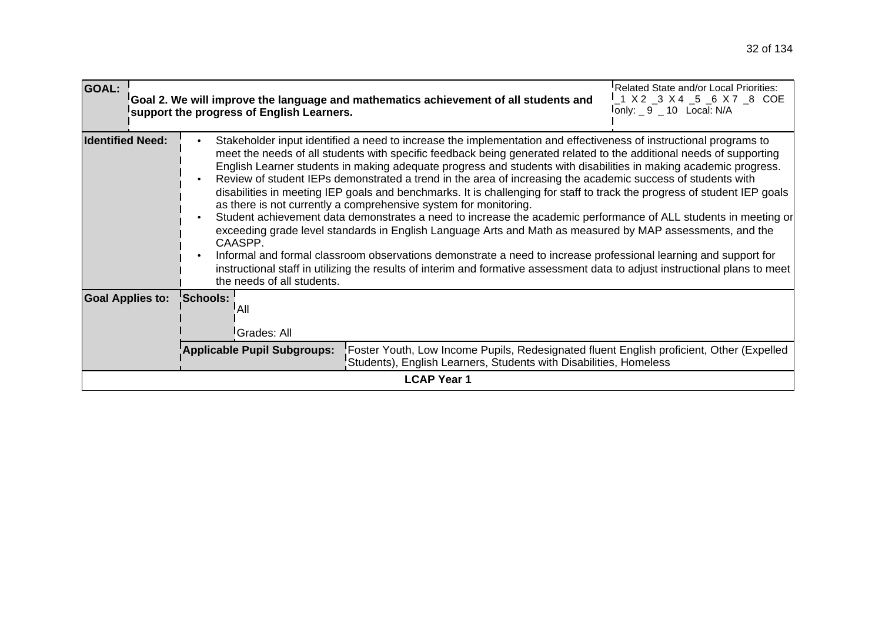| | | | |
|---|---|---|---|
| **GOAL:** | **Goal 2. We will improve the language and mathematics achievement of all students and support the progress of English Learners.** | | Related State and/or Local Priorities: _1 X 2 _3 X 4 _5 _6 X 7 _8 COE only: _ 9 _ 10 Local: N/A |
| **Identified Need:** | • Stakeholder input identified a need to increase the implementation and effectiveness of instructional programs to meet the needs of all students with specific feedback being generated related to the additional needs of supporting English Learner students in making adequate progress and students with disabilities in making academic progress.<br>• Review of student IEPs demonstrated a trend in the area of increasing the academic success of students with disabilities in meeting IEP goals and benchmarks. It is challenging for staff to track the progress of student IEP goals as there is not currently a comprehensive system for monitoring.<br>• Student achievement data demonstrates a need to increase the academic performance of ALL students in meeting or exceeding grade level standards in English Language Arts and Math as measured by MAP assessments, and the CAASPP.<br>• Informal and formal classroom observations demonstrate a need to increase professional learning and support for instructional staff in utilizing the results of interim and formative assessment data to adjust instructional plans to meet the needs of all students. | | |
| **Goal Applies to:** | **Schools:** | All<br>Grades: All | |
| | **Applicable Pupil Subgroups:** | Foster Youth, Low Income Pupils, Redesignated fluent English proficient, Other (Expelled Students), English Learners, Students with Disabilities, Homeless | |
| **LCAP Year 1** | | | |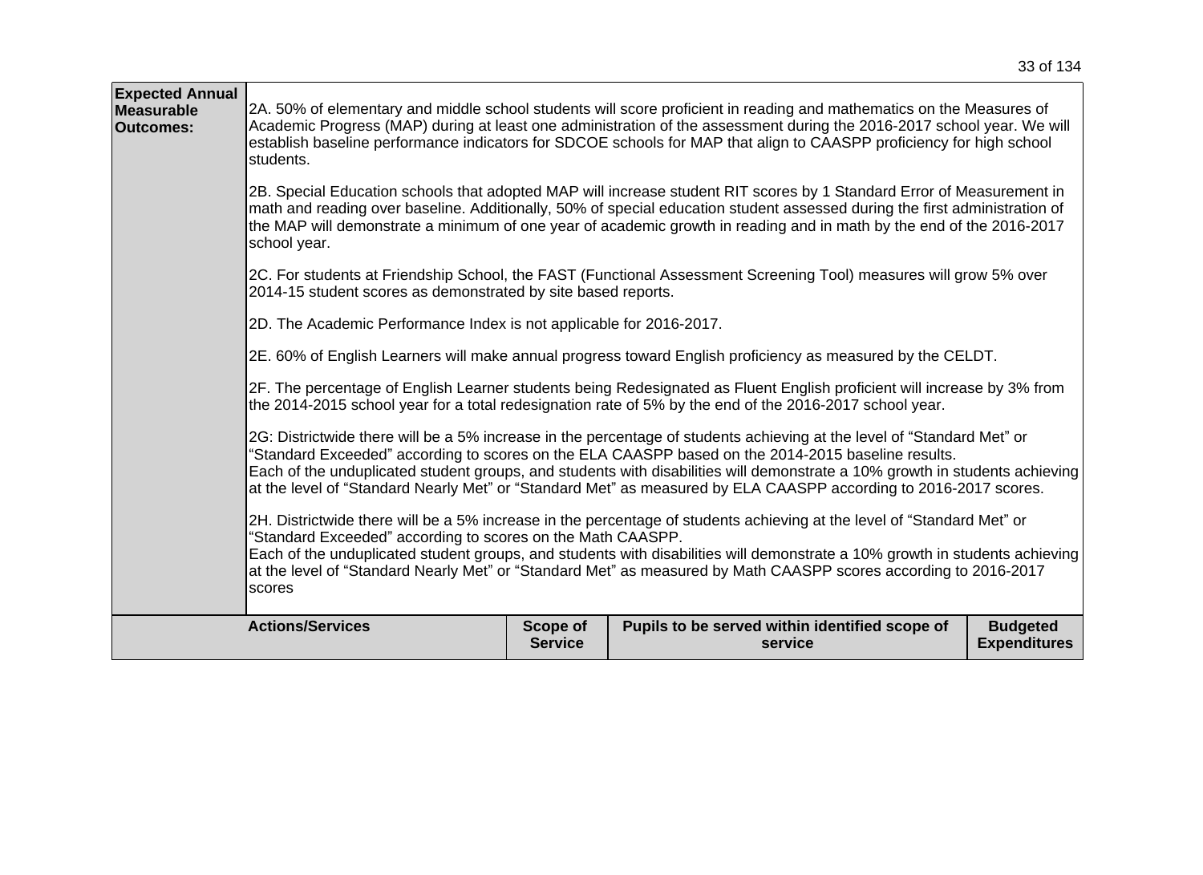| **Expected Annual Measurable Outcomes:** | 2A. 50% of elementary and middle school students will score proficient in reading and mathematics on the Measures of Academic Progress (MAP) during at least one administration of the assessment during the 2016-2017 school year. We will establish baseline performance indicators for SDCOE schools for MAP that align to CAASPP proficiency for high school students.<br><br>2B. Special Education schools that adopted MAP will increase student RIT scores by 1 Standard Error of Measurement in math and reading over baseline. Additionally, 50% of special education student assessed during the first administration of the MAP will demonstrate a minimum of one year of academic growth in reading and in math by the end of the 2016-2017 school year.<br><br>2C. For students at Friendship School, the FAST (Functional Assessment Screening Tool) measures will grow 5% over 2014-15 student scores as demonstrated by site based reports.<br><br>2D. The Academic Performance Index is not applicable for 2016-2017.<br><br>2E. 60% of English Learners will make annual progress toward English proficiency as measured by the CELDT.<br><br>2F. The percentage of English Learner students being Redesignated as Fluent English proficient will increase by 3% from the 2014-2015 school year for a total redesignation rate of 5% by the end of the 2016-2017 school year.<br><br>2G: Districtwide there will be a 5% increase in the percentage of students achieving at the level of "Standard Met" or "Standard Exceeded" according to scores on the ELA CAASPP based on the 2014-2015 baseline results.<br>Each of the unduplicated student groups, and students with disabilities will demonstrate a 10% growth in students achieving at the level of "Standard Nearly Met" or "Standard Met" as measured by ELA CAASPP according to 2016-2017 scores.<br><br>2H. Districtwide there will be a 5% increase in the percentage of students achieving at the level of "Standard Met" or "Standard Exceeded" according to scores on the Math CAASPP.<br>Each of the unduplicated student groups, and students with disabilities will demonstrate a 10% growth in students achieving at the level of "Standard Nearly Met" or "Standard Met" as measured by Math CAASPP scores according to 2016-2017 scores |

| **Actions/Services** | **Scope of Service** | **Pupils to be served within identified scope of service** | **Budgeted Expenditures** |
|---|---|---|---|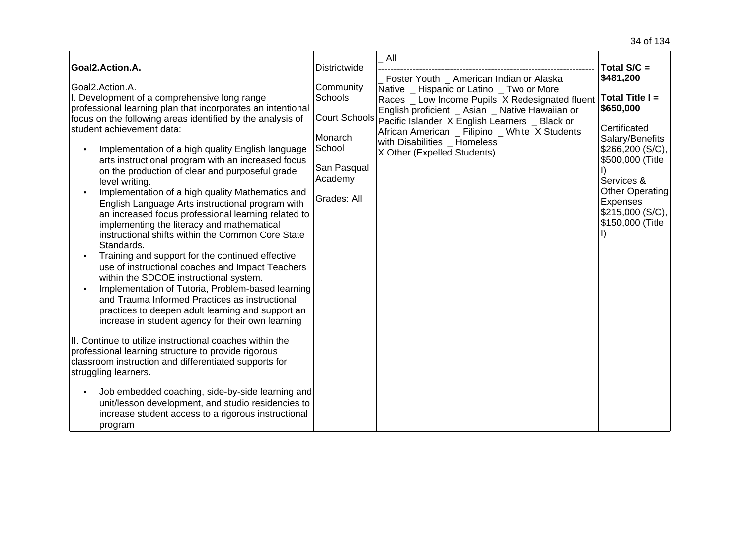| **Goal2.Action.A.**<br><br>Goal2.Action.A.<br>I. Development of a comprehensive long range professional learning plan that incorporates an intentional focus on the following areas identified by the analysis of student achievement data:<br><br>• Implementation of a high quality English language arts instructional program with an increased focus on the production of clear and purposeful grade level writing.<br>• Implementation of a high quality Mathematics and English Language Arts instructional program with an increased focus professional learning related to implementing the literacy and mathematical instructional shifts within the Common Core State Standards.<br>• Training and support for the continued effective use of instructional coaches and Impact Teachers within the SDCOE instructional system.<br>• Implementation of Tutoria, Problem-based learning and Trauma Informed Practices as instructional practices to deepen adult learning and support an increase in student agency for their own learning<br><br>II. Continue to utilize instructional coaches within the professional learning structure to provide rigorous classroom instruction and differentiated supports for struggling learners.<br><br>• Job embedded coaching, side-by-side learning and unit/lesson development, and studio residencies to increase student access to a rigorous instructional program | Districtwide<br><br>Community Schools<br><br>Court Schools<br><br>Monarch School<br><br>San Pasqual Academy<br><br>Grades: All | _ All<br>--------------------------------------------------------------------<br>_ Foster Youth _ American Indian or Alaska Native _ Hispanic or Latino _ Two or More Races _ Low Income Pupils X Redesignated fluent English proficient _ Asian _ Native Hawaiian or Pacific Islander X English Learners _ Black or African American _ Filipino _ White X Students with Disabilities _ Homeless<br>X Other (Expelled Students) | **Total S/C = $481,200**<br><br>**Total Title I = $650,000**<br><br>Certificated Salary/Benefits $266,200 (S/C), $500,000 (Title I)<br>Services & Other Operating Expenses $215,000 (S/C), $150,000 (Title I) |
|---|---|---|---|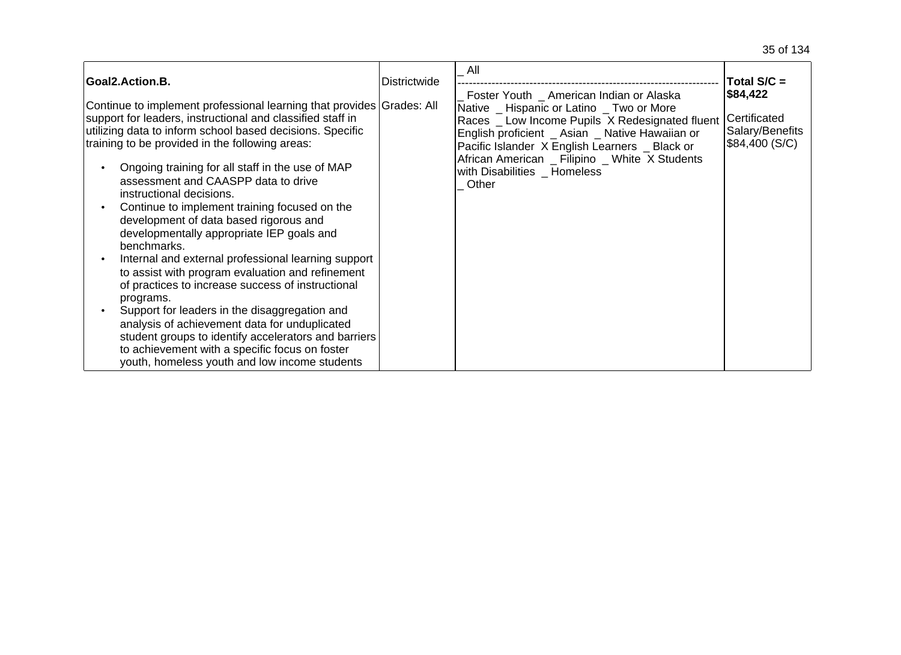| **Goal2.Action.B.**<br><br>Continue to implement professional learning that provides support for leaders, instructional and classified staff in utilizing data to inform school based decisions. Specific training to be provided in the following areas:<br><br>• Ongoing training for all staff in the use of MAP assessment and CAASPP data to drive instructional decisions.<br>• Continue to implement training focused on the development of data based rigorous and developmentally appropriate IEP goals and benchmarks.<br>• Internal and external professional learning support to assist with program evaluation and refinement of practices to increase success of instructional programs.<br>• Support for leaders in the disaggregation and analysis of achievement data for unduplicated student groups to identify accelerators and barriers to achievement with a specific focus on foster youth, homeless youth and low income students | Districtwide<br><br>Grades: All | _ All<br>--------------------------------------------------------------------<br>_ Foster Youth _ American Indian or Alaska Native _ Hispanic or Latino _ Two or More Races _ Low Income Pupils X Redesignated fluent English proficient _ Asian _ Native Hawaiian or Pacific Islander X English Learners _ Black or African American _ Filipino _ White X Students with Disabilities _ Homeless<br>_ Other | **Total S/C = $84,422**<br><br>Certificated Salary/Benefits $84,400 (S/C) |
|---|---|---|---|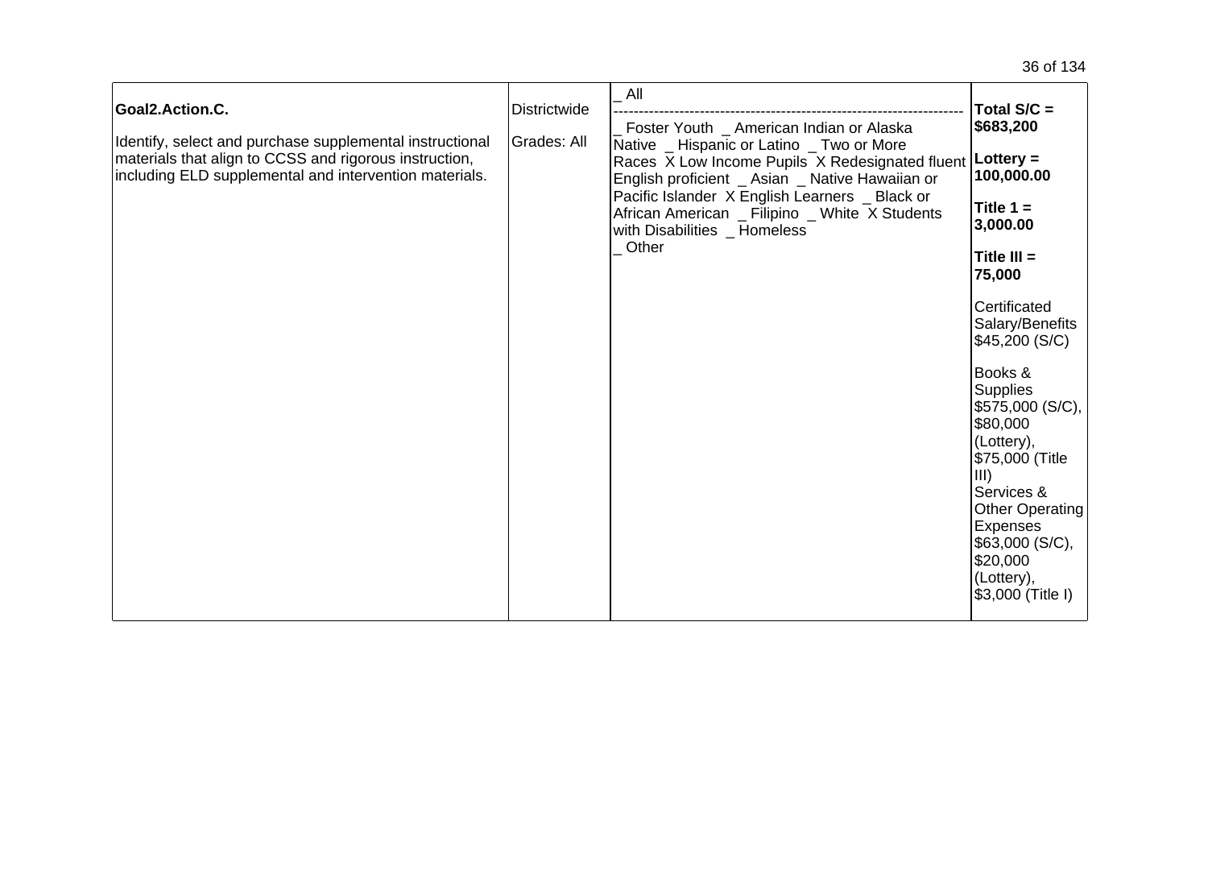| Goal2.Action.C.<br><br>Identify, select and purchase supplemental instructional materials that align to CCSS and rigorous instruction, including ELD supplemental and intervention materials. | Districtwide<br><br>Grades: All | _ All<br>--------------------------------------------------------------------<br>_ Foster Youth _ American Indian or Alaska Native _ Hispanic or Latino _ Two or More Races X Low Income Pupils X Redesignated fluent English proficient _ Asian _ Native Hawaiian or Pacific Islander X English Learners _ Black or African American _ Filipino _ White X Students with Disabilities _ Homeless<br>_ Other | **Total S/C = $683,200**<br><br>**Lottery = 100,000.00**<br><br>**Title 1 = 3,000.00**<br><br>**Title III = 75,000**<br><br>Certificated Salary/Benefits $45,200 (S/C)<br><br>Books & Supplies $575,000 (S/C), $80,000 (Lottery), $75,000 (Title III)<br>Services & Other Operating Expenses $63,000 (S/C), $20,000 (Lottery), $3,000 (Title I) |
|---|---|---|---|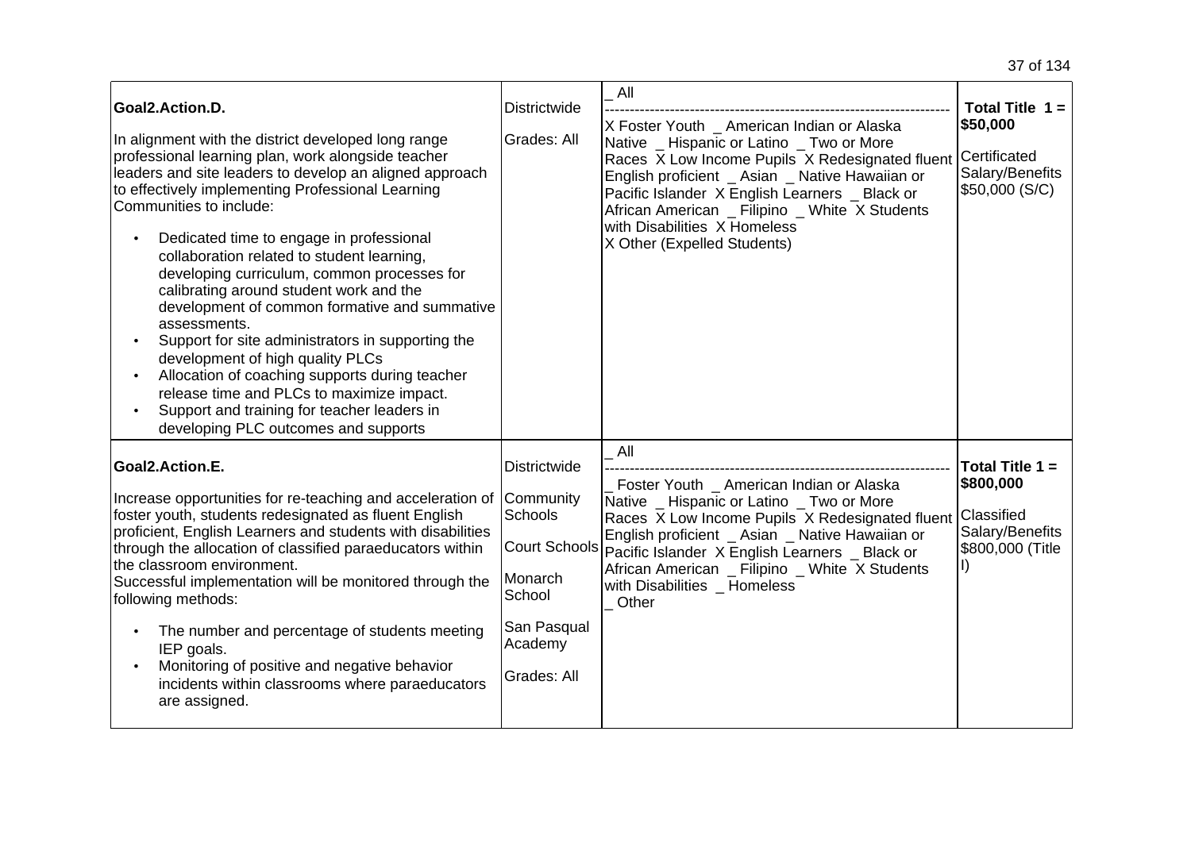| | | | |
|---|---|---|---|
| **Goal2.Action.D.**<br><br>In alignment with the district developed long range professional learning plan, work alongside teacher leaders and site leaders to develop an aligned approach to effectively implementing Professional Learning Communities to include:<br><br>• Dedicated time to engage in professional collaboration related to student learning, developing curriculum, common processes for calibrating around student work and the development of common formative and summative assessments.<br>• Support for site administrators in supporting the development of high quality PLCs<br>• Allocation of coaching supports during teacher release time and PLCs to maximize impact.<br>• Support and training for teacher leaders in developing PLC outcomes and supports | Districtwide<br><br>Grades: All | _ All<br>--------------------------------------------------------------------<br>X Foster Youth _ American Indian or Alaska Native _ Hispanic or Latino _ Two or More Races X Low Income Pupils X Redesignated fluent English proficient _ Asian _ Native Hawaiian or Pacific Islander X English Learners _ Black or African American _ Filipino _ White X Students with Disabilities X Homeless<br>X Other (Expelled Students) | **Total Title 1 = $50,000**<br><br>Certificated Salary/Benefits $50,000 (S/C) |
| **Goal2.Action.E.**<br><br>Increase opportunities for re-teaching and acceleration of foster youth, students redesignated as fluent English proficient, English Learners and students with disabilities through the allocation of classified paraeducators within the classroom environment.<br>Successful implementation will be monitored through the following methods:<br><br>• The number and percentage of students meeting IEP goals.<br>• Monitoring of positive and negative behavior incidents within classrooms where paraeducators are assigned. | Districtwide<br><br>Community Schools<br><br>Court Schools<br><br>Monarch School<br><br>San Pasqual Academy<br><br>Grades: All | _ All<br>--------------------------------------------------------------------<br>_ Foster Youth _ American Indian or Alaska Native _ Hispanic or Latino _ Two or More Races X Low Income Pupils X Redesignated fluent English proficient _ Asian _ Native Hawaiian or Pacific Islander X English Learners _ Black or African American _ Filipino _ White X Students with Disabilities _ Homeless<br>_ Other | **Total Title 1 = $800,000**<br><br>Classified Salary/Benefits $800,000 (Title I) |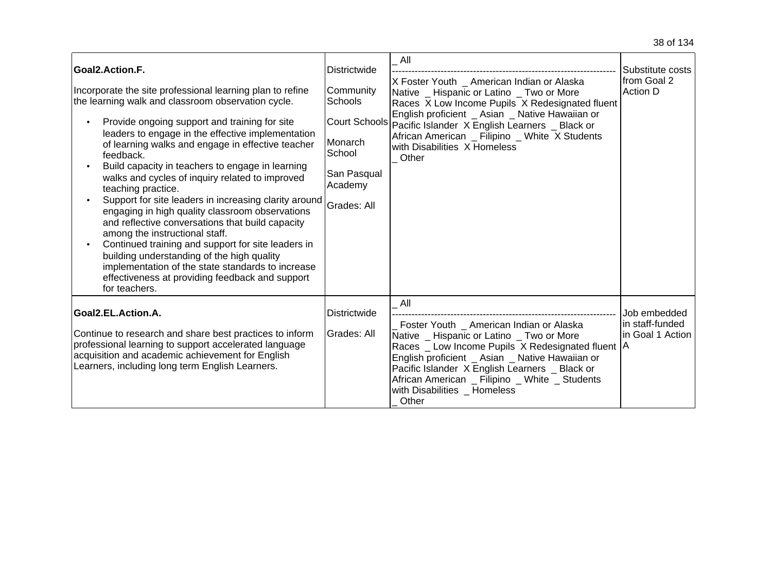| | | | |
|---|---|---|---|
| **Goal2.Action.F.**<br><br>Incorporate the site professional learning plan to refine the learning walk and classroom observation cycle.<br><br>• Provide ongoing support and training for site leaders to engage in the effective implementation of learning walks and engage in effective teacher feedback.<br>• Build capacity in teachers to engage in learning walks and cycles of inquiry related to improved teaching practice.<br>• Support for site leaders in increasing clarity around engaging in high quality classroom observations and reflective conversations that build capacity among the instructional staff.<br>• Continued training and support for site leaders in building understanding of the high quality implementation of the state standards to increase effectiveness at providing feedback and support for teachers. | Districtwide<br><br>Community Schools<br><br>Court Schools<br><br>Monarch School<br><br>San Pasqual Academy<br><br>Grades: All | _ All<br>--------------------------------------------------------------------<br>X Foster Youth _ American Indian or Alaska Native _ Hispanic or Latino _ Two or More Races X Low Income Pupils X Redesignated fluent English proficient _ Asian _ Native Hawaiian or Pacific Islander X English Learners _ Black or African American _ Filipino _ White X Students with Disabilities X Homeless<br>_ Other | Substitute costs from Goal 2 Action D |
| **Goal2.EL.Action.A.**<br><br>Continue to research and share best practices to inform professional learning to support accelerated language acquisition and academic achievement for English Learners, including long term English Learners. | Districtwide<br><br>Grades: All | _ All<br>--------------------------------------------------------------------<br>_ Foster Youth _ American Indian or Alaska Native _ Hispanic or Latino _ Two or More Races _ Low Income Pupils X Redesignated fluent English proficient _ Asian _ Native Hawaiian or Pacific Islander X English Learners _ Black or African American _ Filipino _ White _ Students with Disabilities _ Homeless<br>_ Other | Job embedded in staff-funded in Goal 1 Action A |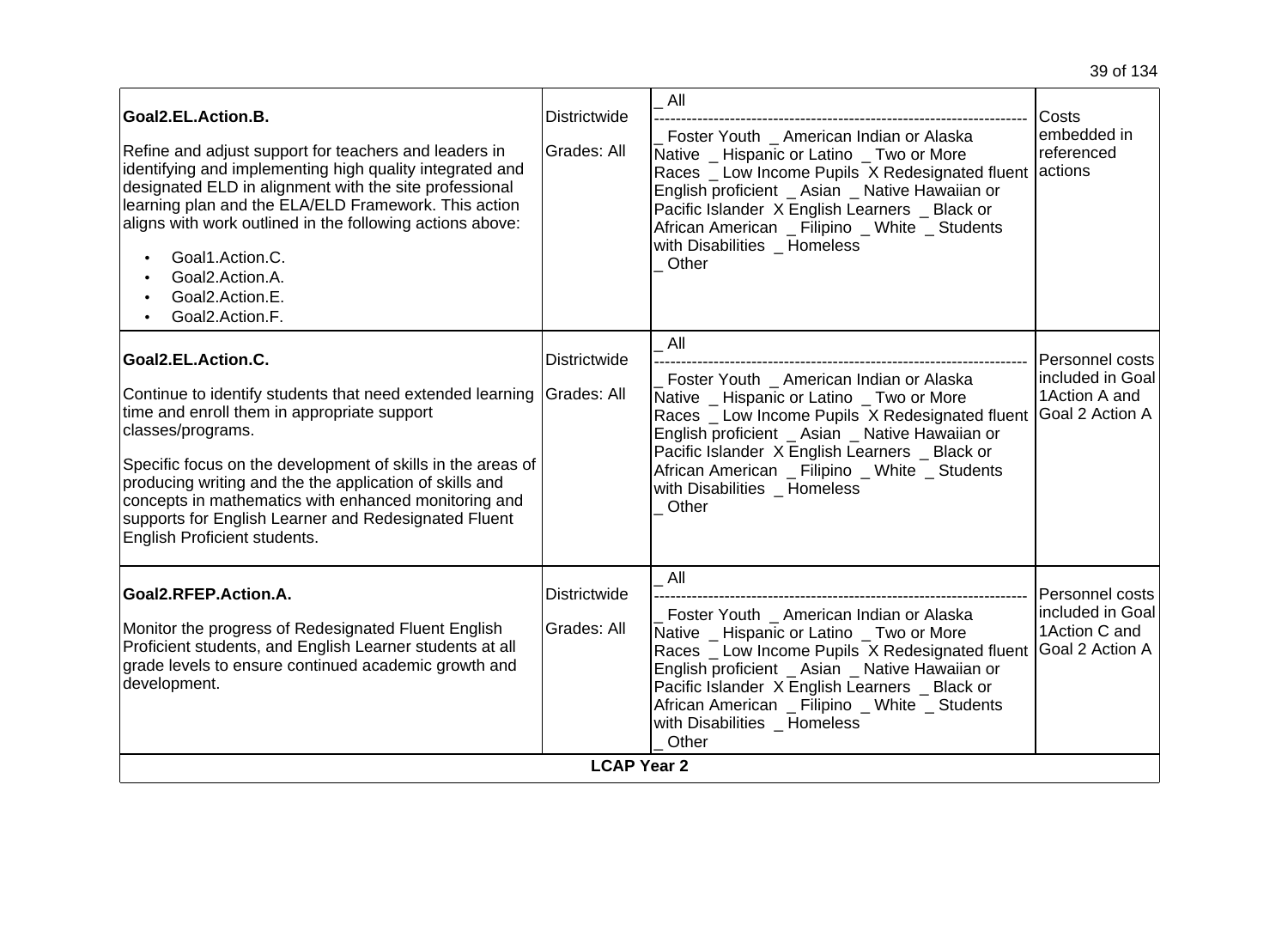| | | | |
|---|---|---|---|
| **Goal2.EL.Action.B.**<br><br>Refine and adjust support for teachers and leaders in identifying and implementing high quality integrated and designated ELD in alignment with the site professional learning plan and the ELA/ELD Framework. This action aligns with work outlined in the following actions above:<br><br>• Goal1.Action.C.<br>• Goal2.Action.A.<br>• Goal2.Action.E.<br>• Goal2.Action.F. | Districtwide<br><br>Grades: All | _ All<br>--------------------------------------------------------------------<br>_ Foster Youth _ American Indian or Alaska Native _ Hispanic or Latino _ Two or More Races _ Low Income Pupils X Redesignated fluent English proficient _ Asian _ Native Hawaiian or Pacific Islander X English Learners _ Black or African American _ Filipino _ White _ Students with Disabilities _ Homeless<br>_ Other | Costs embedded in referenced actions |
| **Goal2.EL.Action.C.**<br><br>Continue to identify students that need extended learning time and enroll them in appropriate support classes/programs.<br><br>Specific focus on the development of skills in the areas of producing writing and the the application of skills and concepts in mathematics with enhanced monitoring and supports for English Learner and Redesignated Fluent English Proficient students. | Districtwide<br><br>Grades: All | _ All<br>--------------------------------------------------------------------<br>_ Foster Youth _ American Indian or Alaska Native _ Hispanic or Latino _ Two or More Races _ Low Income Pupils X Redesignated fluent English proficient _ Asian _ Native Hawaiian or Pacific Islander X English Learners _ Black or African American _ Filipino _ White _ Students with Disabilities _ Homeless<br>_ Other | Personnel costs included in Goal 1Action A and Goal 2 Action A |
| **Goal2.RFEP.Action.A.**<br><br>Monitor the progress of Redesignated Fluent English Proficient students, and English Learner students at all grade levels to ensure continued academic growth and development. | Districtwide<br><br>Grades: All | _ All<br>--------------------------------------------------------------------<br>_ Foster Youth _ American Indian or Alaska Native _ Hispanic or Latino _ Two or More Races _ Low Income Pupils X Redesignated fluent English proficient _ Asian _ Native Hawaiian or Pacific Islander X English Learners _ Black or African American _ Filipino _ White _ Students with Disabilities _ Homeless<br>_ Other | Personnel costs included in Goal 1Action C and Goal 2 Action A |
| **LCAP Year 2** | | | |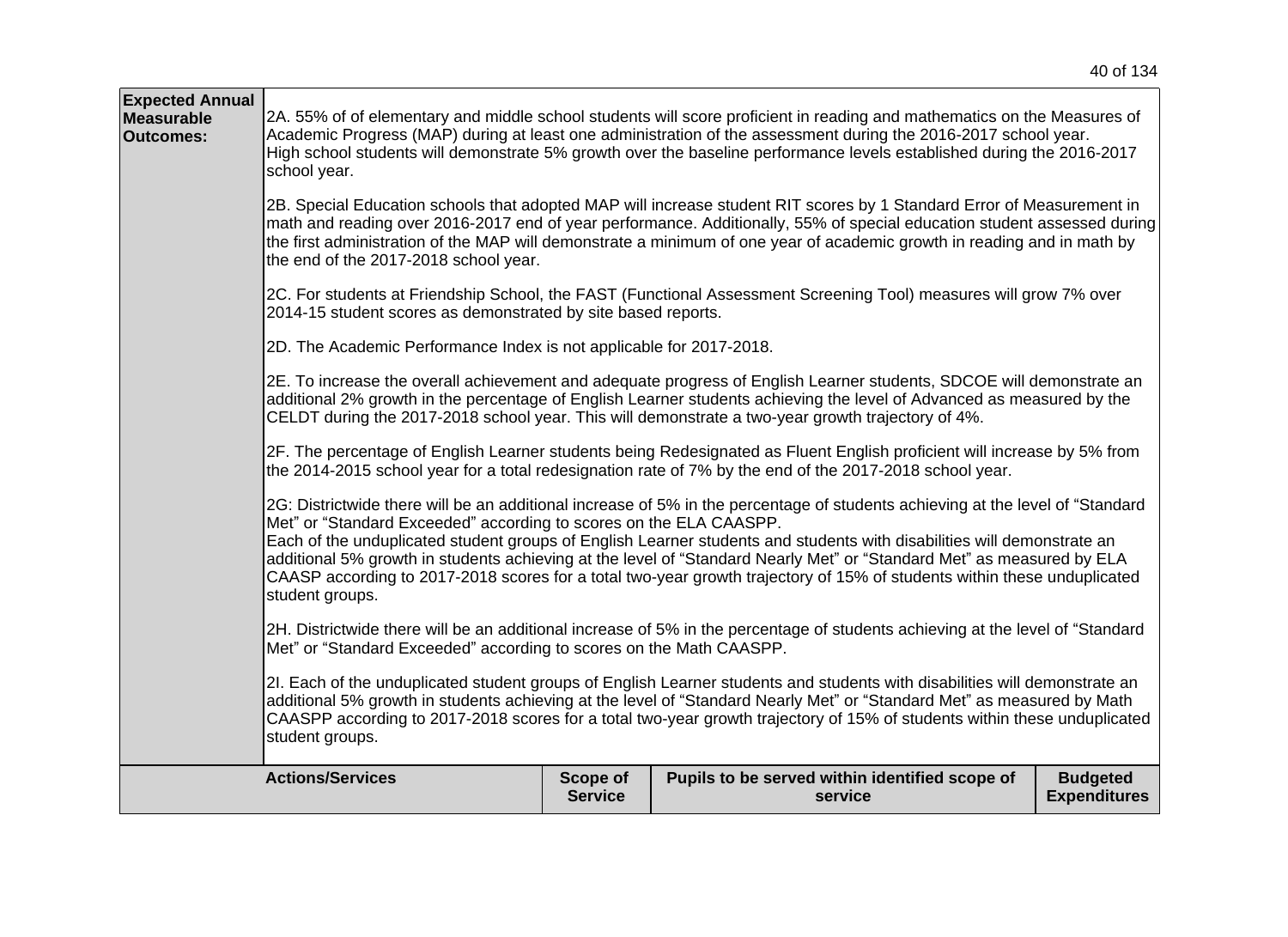| **Expected Annual Measurable Outcomes:** | 2A. 55% of of elementary and middle school students will score proficient in reading and mathematics on the Measures of Academic Progress (MAP) during at least one administration of the assessment during the 2016-2017 school year. High school students will demonstrate 5% growth over the baseline performance levels established during the 2016-2017 school year.<br><br>2B. Special Education schools that adopted MAP will increase student RIT scores by 1 Standard Error of Measurement in math and reading over 2016-2017 end of year performance. Additionally, 55% of special education student assessed during the first administration of the MAP will demonstrate a minimum of one year of academic growth in reading and in math by the end of the 2017-2018 school year.<br><br>2C. For students at Friendship School, the FAST (Functional Assessment Screening Tool) measures will grow 7% over 2014-15 student scores as demonstrated by site based reports.<br><br>2D. The Academic Performance Index is not applicable for 2017-2018.<br><br>2E. To increase the overall achievement and adequate progress of English Learner students, SDCOE will demonstrate an additional 2% growth in the percentage of English Learner students achieving the level of Advanced as measured by the CELDT during the 2017-2018 school year. This will demonstrate a two-year growth trajectory of 4%.<br><br>2F. The percentage of English Learner students being Redesignated as Fluent English proficient will increase by 5% from the 2014-2015 school year for a total redesignation rate of 7% by the end of the 2017-2018 school year.<br><br>2G: Districtwide there will be an additional increase of 5% in the percentage of students achieving at the level of "Standard Met" or "Standard Exceeded" according to scores on the ELA CAASPP.<br>Each of the unduplicated student groups of English Learner students and students with disabilities will demonstrate an additional 5% growth in students achieving at the level of "Standard Nearly Met" or "Standard Met" as measured by ELA CAASP according to 2017-2018 scores for a total two-year growth trajectory of 15% of students within these unduplicated student groups.<br><br>2H. Districtwide there will be an additional increase of 5% in the percentage of students achieving at the level of "Standard Met" or "Standard Exceeded" according to scores on the Math CAASPP.<br><br>2I. Each of the unduplicated student groups of English Learner students and students with disabilities will demonstrate an additional 5% growth in students achieving at the level of "Standard Nearly Met" or "Standard Met" as measured by Math CAASPP according to 2017-2018 scores for a total two-year growth trajectory of 15% of students within these unduplicated student groups. |

| **Actions/Services** | **Scope of Service** | **Pupils to be served within identified scope of service** | **Budgeted Expenditures** |
|---|---|---|---|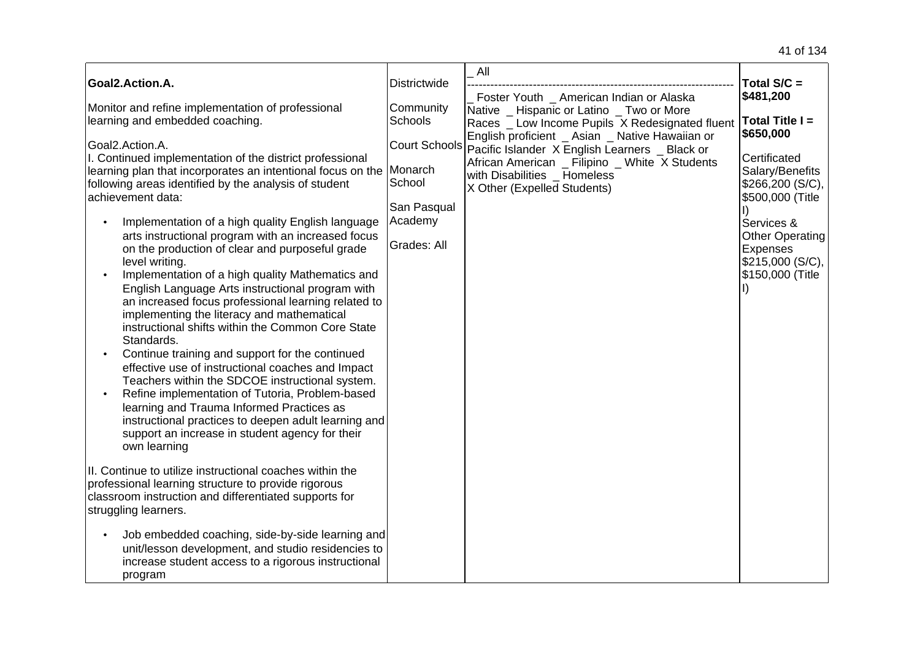| | | | |
|---|---|---|---|
| **Goal2.Action.A.**<br><br>Monitor and refine implementation of professional learning and embedded coaching.<br><br>Goal2.Action.A.<br>I. Continued implementation of the district professional learning plan that incorporates an intentional focus on the following areas identified by the analysis of student achievement data:<br><br>• Implementation of a high quality English language arts instructional program with an increased focus on the production of clear and purposeful grade level writing.<br>• Implementation of a high quality Mathematics and English Language Arts instructional program with an increased focus professional learning related to implementing the literacy and mathematical instructional shifts within the Common Core State Standards.<br>• Continue training and support for the continued effective use of instructional coaches and Impact Teachers within the SDCOE instructional system.<br>• Refine implementation of Tutoria, Problem-based learning and Trauma Informed Practices as instructional practices to deepen adult learning and support an increase in student agency for their own learning<br><br>II. Continue to utilize instructional coaches within the professional learning structure to provide rigorous classroom instruction and differentiated supports for struggling learners.<br><br>• Job embedded coaching, side-by-side learning and unit/lesson development, and studio residencies to increase student access to a rigorous instructional program | Districtwide<br><br>Community Schools<br><br>Court Schools<br><br>Monarch School<br><br>San Pasqual Academy<br><br>Grades: All | _ All<br>----------------------------------------------------------------------<br>_ Foster Youth _ American Indian or Alaska Native _ Hispanic or Latino _ Two or More Races _ Low Income Pupils X Redesignated fluent English proficient _ Asian _ Native Hawaiian or Pacific Islander X English Learners _ Black or African American _ Filipino _ White X Students with Disabilities _ Homeless<br>X Other (Expelled Students) | **Total S/C = $481,200**<br><br>**Total Title I = $650,000**<br><br>Certificated Salary/Benefits $266,200 (S/C), $500,000 (Title I)<br>Services & Other Operating Expenses $215,000 (S/C), $150,000 (Title I) |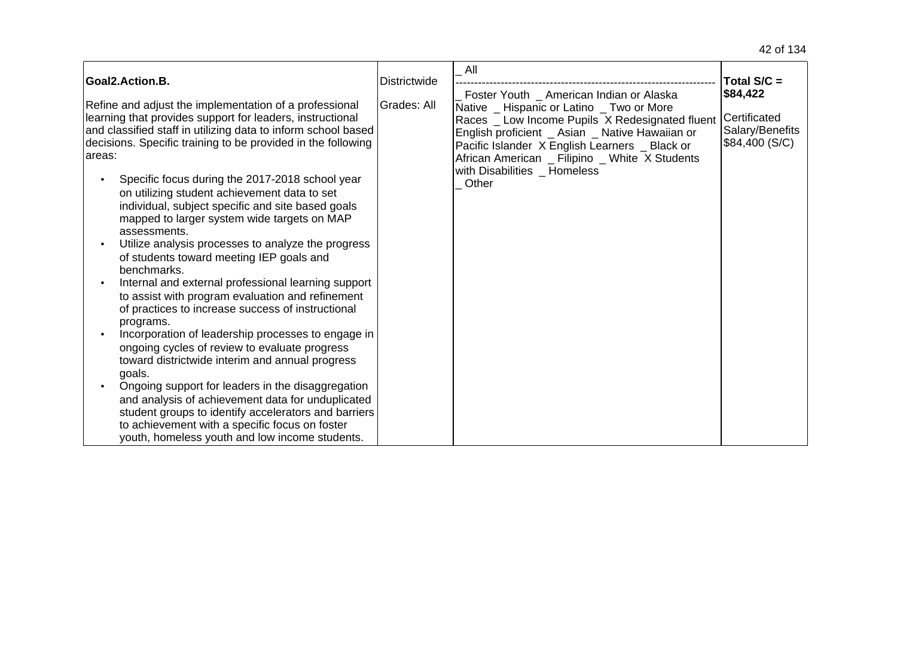| Goal2.Action.B.<br><br>Refine and adjust the implementation of a professional learning that provides support for leaders, instructional and classified staff in utilizing data to inform school based decisions. Specific training to be provided in the following areas:<br><br>• Specific focus during the 2017-2018 school year on utilizing student achievement data to set individual, subject specific and site based goals mapped to larger system wide targets on MAP assessments.<br>• Utilize analysis processes to analyze the progress of students toward meeting IEP goals and benchmarks.<br>• Internal and external professional learning support to assist with program evaluation and refinement of practices to increase success of instructional programs.<br>• Incorporation of leadership processes to engage in ongoing cycles of review to evaluate progress toward districtwide interim and annual progress goals.<br>• Ongoing support for leaders in the disaggregation and analysis of achievement data for unduplicated student groups to identify accelerators and barriers to achievement with a specific focus on foster youth, homeless youth and low income students. | Districtwide<br><br>Grades: All | _ All<br>--------------------------------------------------------------------<br>_ Foster Youth _ American Indian or Alaska Native _ Hispanic or Latino _ Two or More Races _ Low Income Pupils X Redesignated fluent English proficient _ Asian _ Native Hawaiian or Pacific Islander X English Learners _ Black or African American _ Filipino _ White X Students with Disabilities _ Homeless<br>_ Other | **Total S/C = $84,422**<br><br>Certificated Salary/Benefits $84,400 (S/C) |
|---|---|---|---|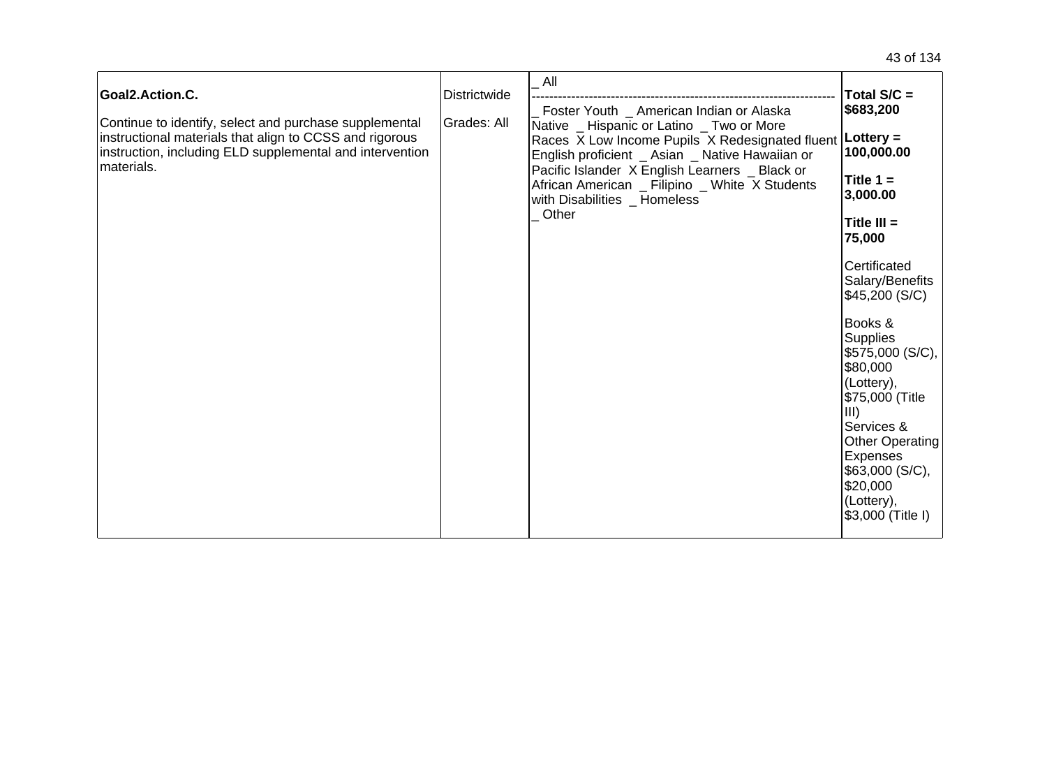| | | | |
|---|---|---|---|
| **Goal2.Action.C.**<br><br>Continue to identify, select and purchase supplemental instructional materials that align to CCSS and rigorous instruction, including ELD supplemental and intervention materials. | Districtwide<br><br>Grades: All | _ All<br>--------------------------------------------------------------------<br>_ Foster Youth _ American Indian or Alaska Native _ Hispanic or Latino _ Two or More Races X Low Income Pupils X Redesignated fluent English proficient _ Asian _ Native Hawaiian or Pacific Islander X English Learners _ Black or African American _ Filipino _ White X Students with Disabilities _ Homeless<br>_ Other | **Total S/C = $683,200**<br><br>**Lottery = 100,000.00**<br><br>**Title 1 = 3,000.00**<br><br>**Title III = 75,000**<br><br>Certificated Salary/Benefits $45,200 (S/C)<br><br>Books & Supplies $575,000 (S/C), $80,000 (Lottery), $75,000 (Title III)<br>Services & Other Operating Expenses $63,000 (S/C), $20,000 (Lottery), $3,000 (Title I) |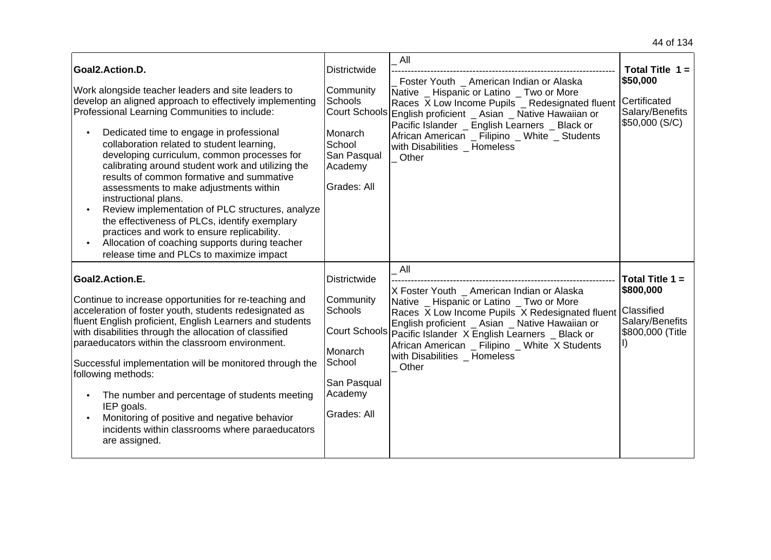| | | | |
|---|---|---|---|
| **Goal2.Action.D.**<br><br>Work alongside teacher leaders and site leaders to develop an aligned approach to effectively implementing Professional Learning Communities to include:<br><br>• Dedicated time to engage in professional collaboration related to student learning, developing curriculum, common processes for calibrating around student work and utilizing the results of common formative and summative assessments to make adjustments within instructional plans.<br>• Review implementation of PLC structures, analyze the effectiveness of PLCs, identify exemplary practices and work to ensure replicability.<br>• Allocation of coaching supports during teacher release time and PLCs to maximize impact | Districtwide<br><br>Community Schools<br>Court Schools<br><br>Monarch School<br>San Pasqual Academy<br><br>Grades: All | _ All<br>--------------------------------------------------------------------<br>_ Foster Youth _ American Indian or Alaska Native _ Hispanic or Latino _ Two or More Races X Low Income Pupils _ Redesignated fluent English proficient _ Asian _ Native Hawaiian or Pacific Islander _ English Learners _ Black or African American _ Filipino _ White _ Students with Disabilities _ Homeless<br>_ Other | **Total Title 1 = $50,000**<br><br>Certificated Salary/Benefits $50,000 (S/C) |
| **Goal2.Action.E.**<br><br>Continue to increase opportunities for re-teaching and acceleration of foster youth, students redesignated as fluent English proficient, English Learners and students with disabilities through the allocation of classified paraeducators within the classroom environment.<br><br>Successful implementation will be monitored through the following methods:<br><br>• The number and percentage of students meeting IEP goals.<br>• Monitoring of positive and negative behavior incidents within classrooms where paraeducators are assigned. | Districtwide<br><br>Community Schools<br><br>Court Schools<br><br>Monarch School<br><br>San Pasqual Academy<br><br>Grades: All | _ All<br>--------------------------------------------------------------------<br>X Foster Youth _ American Indian or Alaska Native _ Hispanic or Latino _ Two or More Races X Low Income Pupils X Redesignated fluent English proficient _ Asian _ Native Hawaiian or Pacific Islander X English Learners _ Black or African American _ Filipino _ White X Students with Disabilities _ Homeless<br>_ Other | **Total Title 1 = $800,000**<br><br>Classified Salary/Benefits $800,000 (Title I) |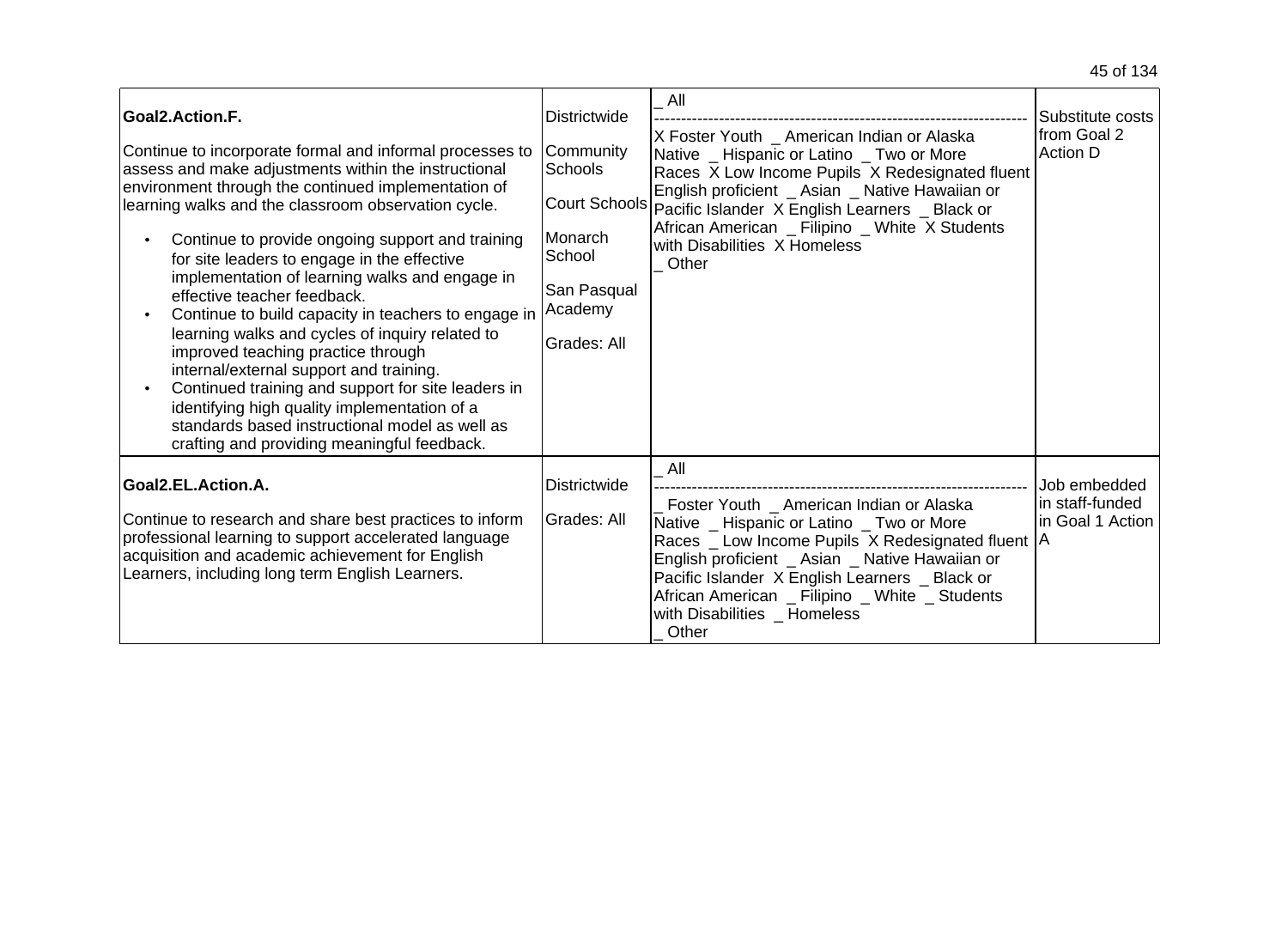| | | | |
|---|---|---|---|
| **Goal2.Action.F.**<br><br>Continue to incorporate formal and informal processes to assess and make adjustments within the instructional environment through the continued implementation of learning walks and the classroom observation cycle.<br><br>• Continue to provide ongoing support and training for site leaders to engage in the effective implementation of learning walks and engage in effective teacher feedback.<br>• Continue to build capacity in teachers to engage in learning walks and cycles of inquiry related to improved teaching practice through internal/external support and training.<br>• Continued training and support for site leaders in identifying high quality implementation of a standards based instructional model as well as crafting and providing meaningful feedback. | Districtwide<br><br>Community Schools<br><br>Court Schools<br><br>Monarch School<br><br>San Pasqual Academy<br><br>Grades: All | _ All<br>------------------------------------------------------------------<br>X Foster Youth _ American Indian or Alaska Native _ Hispanic or Latino _ Two or More Races X Low Income Pupils X Redesignated fluent English proficient _ Asian _ Native Hawaiian or Pacific Islander X English Learners _ Black or African American _ Filipino _ White X Students with Disabilities X Homeless<br>_ Other | Substitute costs from Goal 2 Action D |
| **Goal2.EL.Action.A.**<br><br>Continue to research and share best practices to inform professional learning to support accelerated language acquisition and academic achievement for English Learners, including long term English Learners. | Districtwide<br><br>Grades: All | _ All<br>------------------------------------------------------------------<br>_ Foster Youth _ American Indian or Alaska Native _ Hispanic or Latino _ Two or More Races _ Low Income Pupils X Redesignated fluent English proficient _ Asian _ Native Hawaiian or Pacific Islander X English Learners _ Black or African American _ Filipino _ White _ Students with Disabilities _ Homeless<br>_ Other | Job embedded in staff-funded in Goal 1 Action A |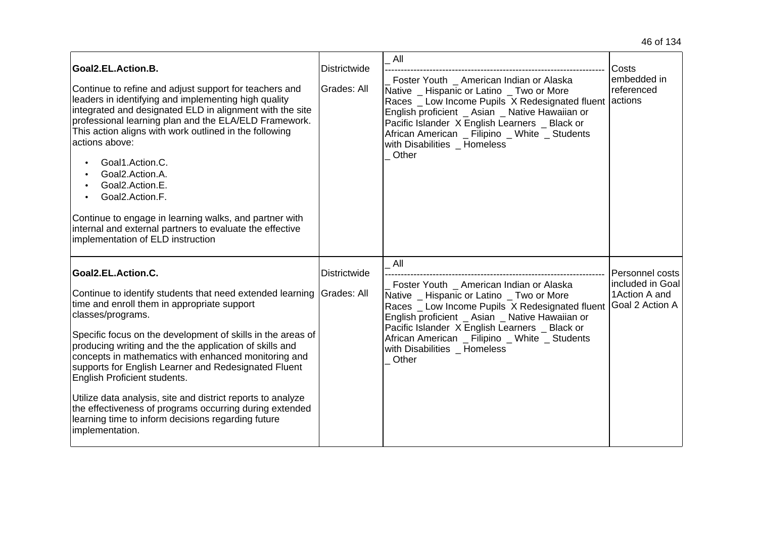| | | | |
|---|---|---|---|
| **Goal2.EL.Action.B.**<br><br>Continue to refine and adjust support for teachers and leaders in identifying and implementing high quality integrated and designated ELD in alignment with the site professional learning plan and the ELA/ELD Framework. This action aligns with work outlined in the following actions above:<br><br>• Goal1.Action.C.<br>• Goal2.Action.A.<br>• Goal2.Action.E.<br>• Goal2.Action.F.<br><br>Continue to engage in learning walks, and partner with internal and external partners to evaluate the effective implementation of ELD instruction | Districtwide<br><br>Grades: All | _ All<br>--------------------------------------------------------------------<br>_ Foster Youth _ American Indian or Alaska Native _ Hispanic or Latino _ Two or More Races _ Low Income Pupils X Redesignated fluent English proficient _ Asian _ Native Hawaiian or Pacific Islander X English Learners _ Black or African American _ Filipino _ White _ Students with Disabilities _ Homeless<br>_ Other | Costs embedded in referenced actions |
| **Goal2.EL.Action.C.**<br><br>Continue to identify students that need extended learning time and enroll them in appropriate support classes/programs.<br><br>Specific focus on the development of skills in the areas of producing writing and the the application of skills and concepts in mathematics with enhanced monitoring and supports for English Learner and Redesignated Fluent English Proficient students.<br><br>Utilize data analysis, site and district reports to analyze the effectiveness of programs occurring during extended learning time to inform decisions regarding future implementation. | Districtwide<br><br>Grades: All | _ All<br>--------------------------------------------------------------------<br>_ Foster Youth _ American Indian or Alaska Native _ Hispanic or Latino _ Two or More Races _ Low Income Pupils X Redesignated fluent English proficient _ Asian _ Native Hawaiian or Pacific Islander X English Learners _ Black or African American _ Filipino _ White _ Students with Disabilities _ Homeless<br>_ Other | Personnel costs included in Goal 1Action A and Goal 2 Action A |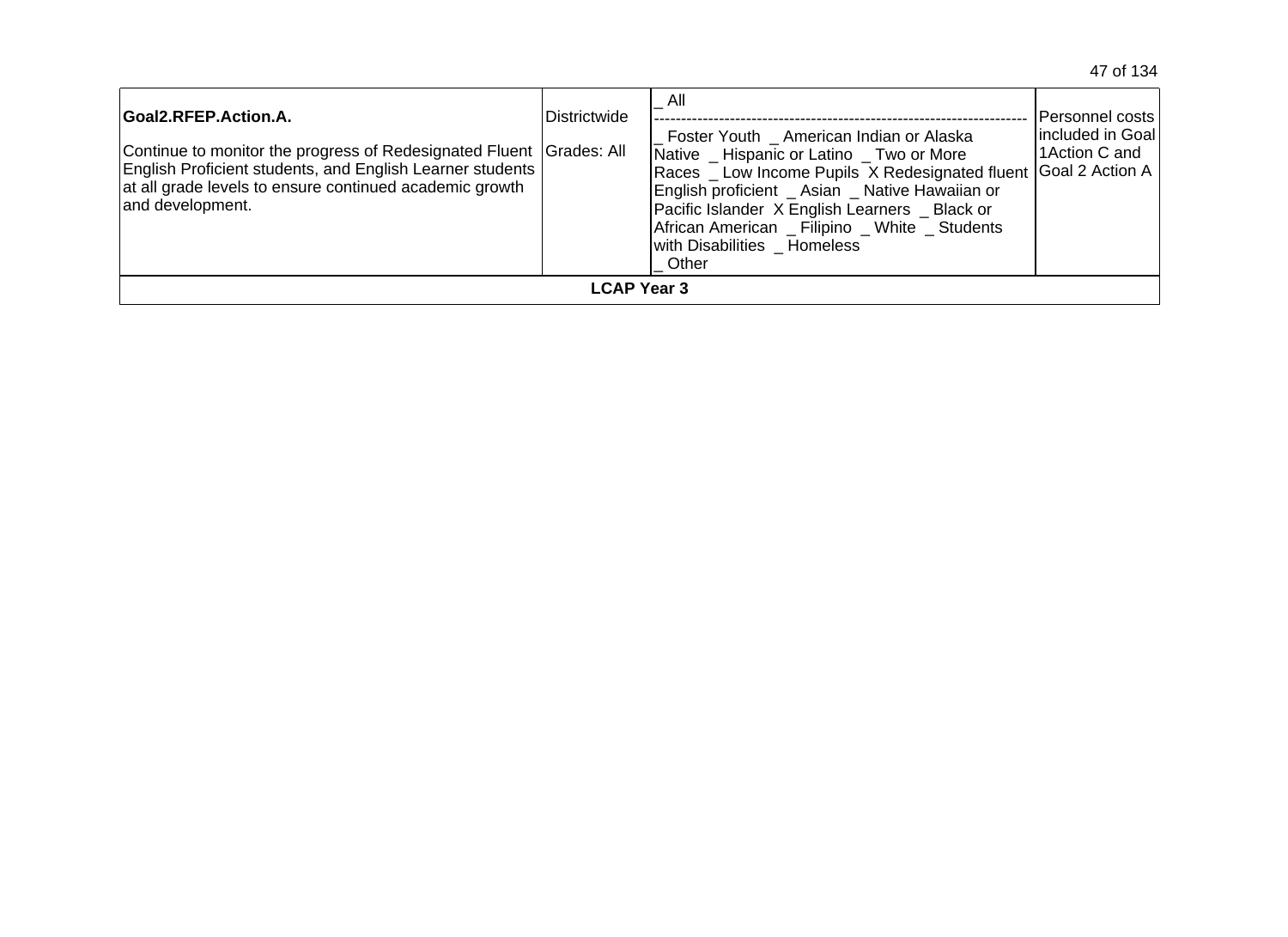| Goal2.RFEP.Action.A.<br><br>Continue to monitor the progress of Redesignated Fluent English Proficient students, and English Learner students at all grade levels to ensure continued academic growth and development. | Districtwide<br><br>Grades: All | _ All<br>--------------------------------------------------------------------<br>_ Foster Youth _ American Indian or Alaska Native _ Hispanic or Latino _ Two or More Races _ Low Income Pupils X Redesignated fluent English proficient _ Asian _ Native Hawaiian or Pacific Islander X English Learners _ Black or African American _ Filipino _ White _ Students with Disabilities _ Homeless<br>_ Other | Personnel costs included in Goal 1Action C and Goal 2 Action A |
|---|---|---|---|
| **LCAP Year 3** | | | |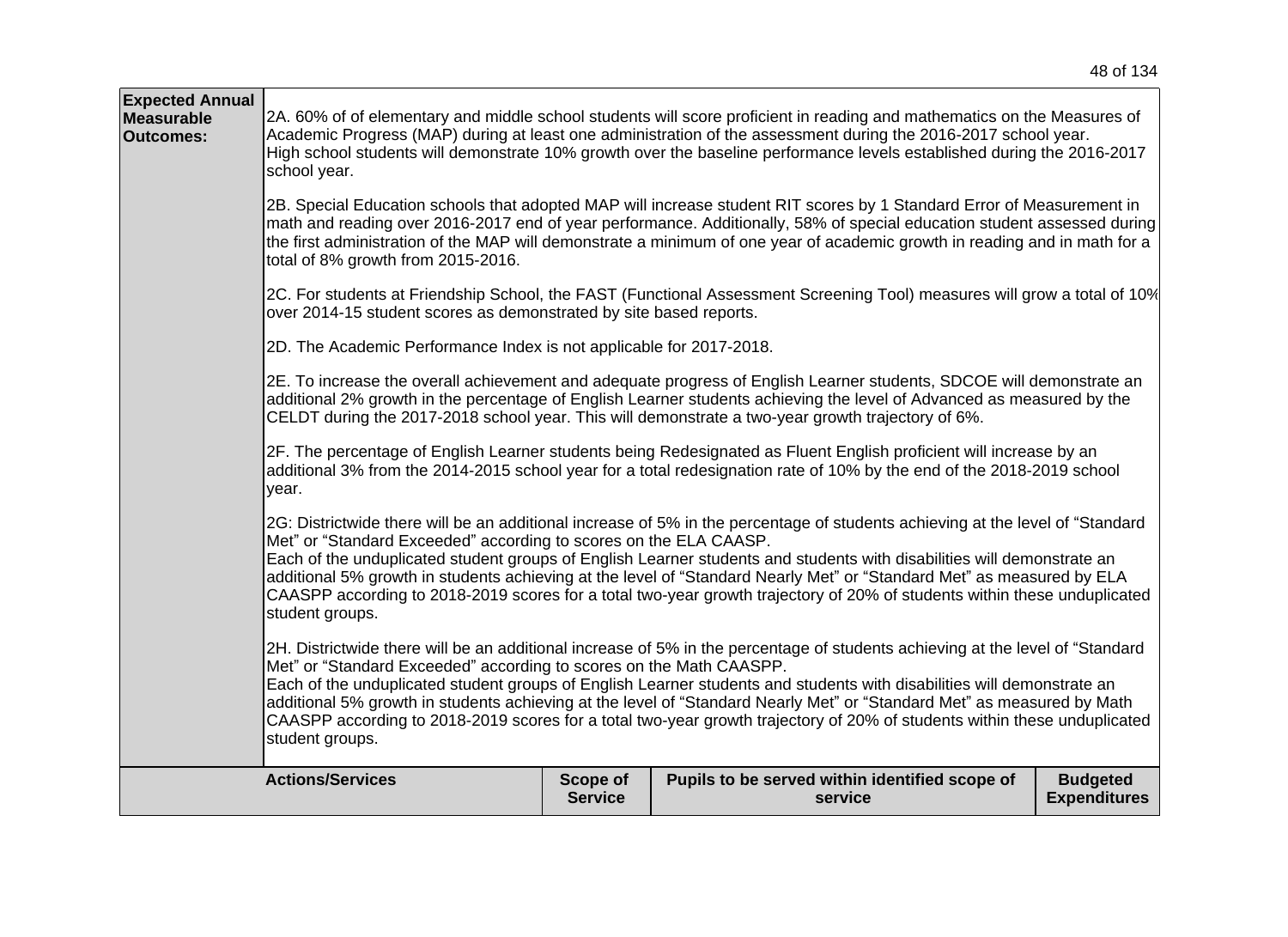| **Expected Annual Measurable Outcomes:** | 2A. 60% of of elementary and middle school students will score proficient in reading and mathematics on the Measures of Academic Progress (MAP) during at least one administration of the assessment during the 2016-2017 school year. High school students will demonstrate 10% growth over the baseline performance levels established during the 2016-2017 school year.<br><br>2B. Special Education schools that adopted MAP will increase student RIT scores by 1 Standard Error of Measurement in math and reading over 2016-2017 end of year performance. Additionally, 58% of special education student assessed during the first administration of the MAP will demonstrate a minimum of one year of academic growth in reading and in math for a total of 8% growth from 2015-2016.<br><br>2C. For students at Friendship School, the FAST (Functional Assessment Screening Tool) measures will grow a total of 10% over 2014-15 student scores as demonstrated by site based reports.<br><br>2D. The Academic Performance Index is not applicable for 2017-2018.<br><br>2E. To increase the overall achievement and adequate progress of English Learner students, SDCOE will demonstrate an additional 2% growth in the percentage of English Learner students achieving the level of Advanced as measured by the CELDT during the 2017-2018 school year. This will demonstrate a two-year growth trajectory of 6%.<br><br>2F. The percentage of English Learner students being Redesignated as Fluent English proficient will increase by an additional 3% from the 2014-2015 school year for a total redesignation rate of 10% by the end of the 2018-2019 school year.<br><br>2G: Districtwide there will be an additional increase of 5% in the percentage of students achieving at the level of "Standard Met" or "Standard Exceeded" according to scores on the ELA CAASP. Each of the unduplicated student groups of English Learner students and students with disabilities will demonstrate an additional 5% growth in students achieving at the level of "Standard Nearly Met" or "Standard Met" as measured by ELA CAASPP according to 2018-2019 scores for a total two-year growth trajectory of 20% of students within these unduplicated student groups.<br><br>2H. Districtwide there will be an additional increase of 5% in the percentage of students achieving at the level of "Standard Met" or "Standard Exceeded" according to scores on the Math CAASPP. Each of the unduplicated student groups of English Learner students and students with disabilities will demonstrate an additional 5% growth in students achieving at the level of "Standard Nearly Met" or "Standard Met" as measured by Math CAASPP according to 2018-2019 scores for a total two-year growth trajectory of 20% of students within these unduplicated student groups. |
|---|---|

| **Actions/Services** | **Scope of Service** | **Pupils to be served within identified scope of service** | **Budgeted Expenditures** |
|---|---|---|---|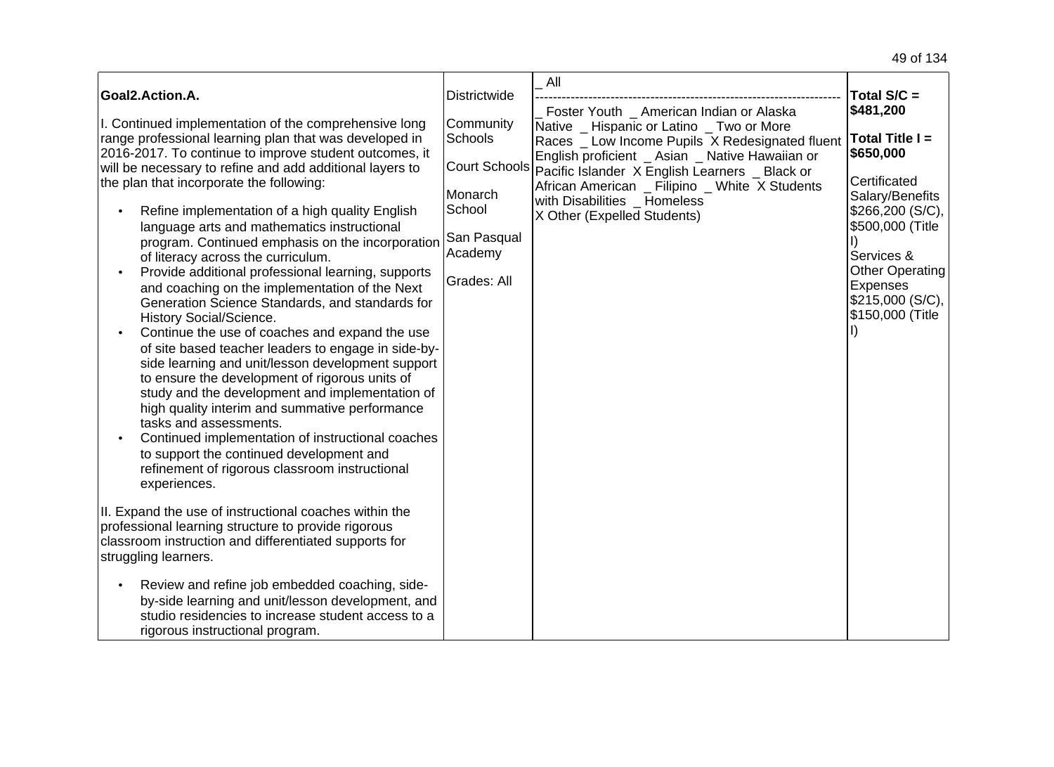| **Goal2.Action.A.**<br><br>I. Continued implementation of the comprehensive long range professional learning plan that was developed in 2016-2017. To continue to improve student outcomes, it will be necessary to refine and add additional layers to the plan that incorporate the following:<br><br>• Refine implementation of a high quality English language arts and mathematics instructional program. Continued emphasis on the incorporation of literacy across the curriculum.<br>• Provide additional professional learning, supports and coaching on the implementation of the Next Generation Science Standards, and standards for History Social/Science.<br>• Continue the use of coaches and expand the use of site based teacher leaders to engage in side-by-side learning and unit/lesson development support to ensure the development of rigorous units of study and the development and implementation of high quality interim and summative performance tasks and assessments.<br>• Continued implementation of instructional coaches to support the continued development and refinement of rigorous classroom instructional experiences.<br><br>II. Expand the use of instructional coaches within the professional learning structure to provide rigorous classroom instruction and differentiated supports for struggling learners.<br><br>• Review and refine job embedded coaching, side-by-side learning and unit/lesson development, and studio residencies to increase student access to a rigorous instructional program. | Districtwide<br><br>Community Schools<br><br>Court Schools<br><br>Monarch School<br><br>San Pasqual Academy<br><br>Grades: All | _ All<br>--------------------------------------------------------------------<br>_ Foster Youth _ American Indian or Alaska Native _ Hispanic or Latino _ Two or More Races _ Low Income Pupils X Redesignated fluent English proficient _ Asian _ Native Hawaiian or Pacific Islander X English Learners _ Black or African American _ Filipino _ White X Students with Disabilities _ Homeless<br>X Other (Expelled Students) | **Total S/C = $481,200**<br><br>**Total Title I = $650,000**<br><br>Certificated Salary/Benefits $266,200 (S/C), $500,000 (Title I)<br>Services & Other Operating Expenses $215,000 (S/C), $150,000 (Title I) |
|---|---|---|---|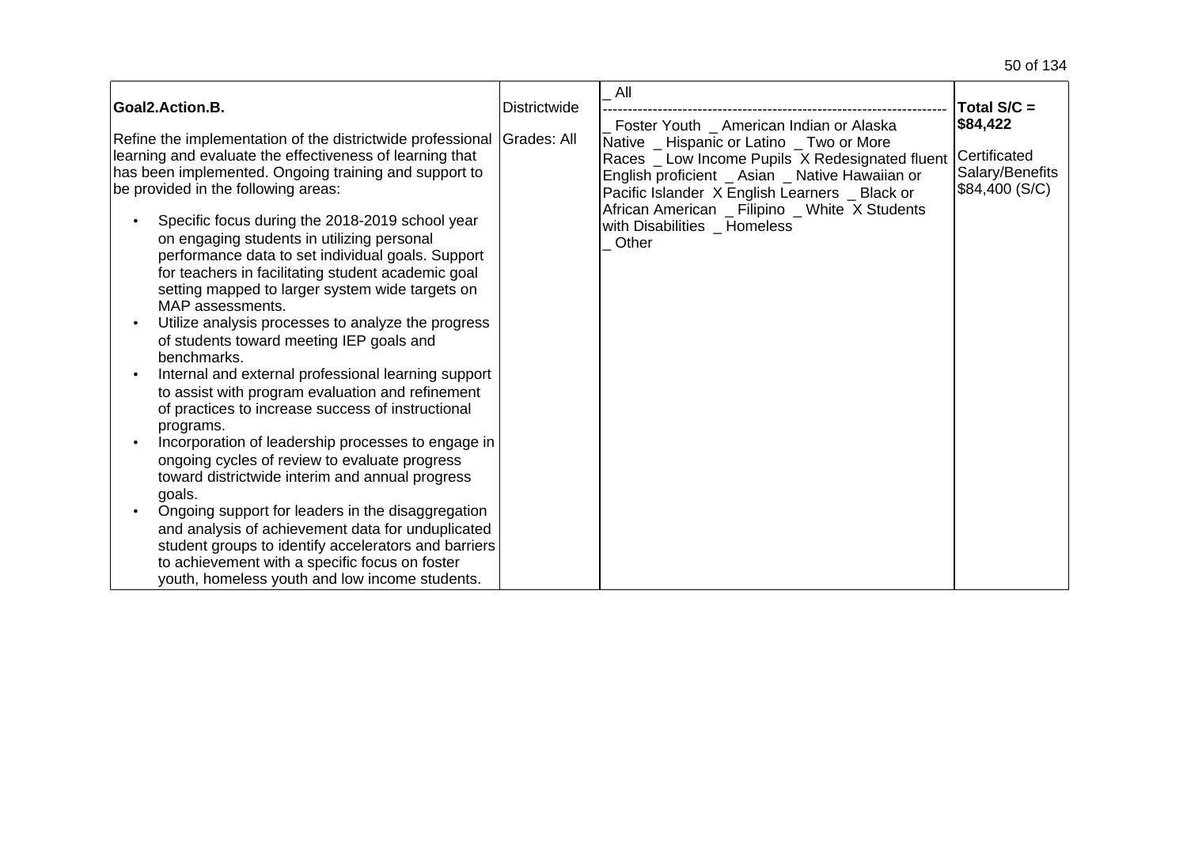| | | | |
|---|---|---|---|
| **Goal2.Action.B.**<br><br>Refine the implementation of the districtwide professional learning and evaluate the effectiveness of learning that has been implemented. Ongoing training and support to be provided in the following areas:<br><br>• Specific focus during the 2018-2019 school year on engaging students in utilizing personal performance data to set individual goals. Support for teachers in facilitating student academic goal setting mapped to larger system wide targets on MAP assessments.<br>• Utilize analysis processes to analyze the progress of students toward meeting IEP goals and benchmarks.<br>• Internal and external professional learning support to assist with program evaluation and refinement of practices to increase success of instructional programs.<br>• Incorporation of leadership processes to engage in ongoing cycles of review to evaluate progress toward districtwide interim and annual progress goals.<br>• Ongoing support for leaders in the disaggregation and analysis of achievement data for unduplicated student groups to identify accelerators and barriers to achievement with a specific focus on foster youth, homeless youth and low income students. | Districtwide<br><br>Grades: All | _ All<br>--------------------------------------------------------------------<br>_ Foster Youth _ American Indian or Alaska Native _ Hispanic or Latino _ Two or More Races _ Low Income Pupils X Redesignated fluent English proficient _ Asian _ Native Hawaiian or Pacific Islander X English Learners _ Black or African American _ Filipino _ White X Students with Disabilities _ Homeless<br>_ Other | **Total S/C = $84,422**<br><br>Certificated Salary/Benefits $84,400 (S/C) |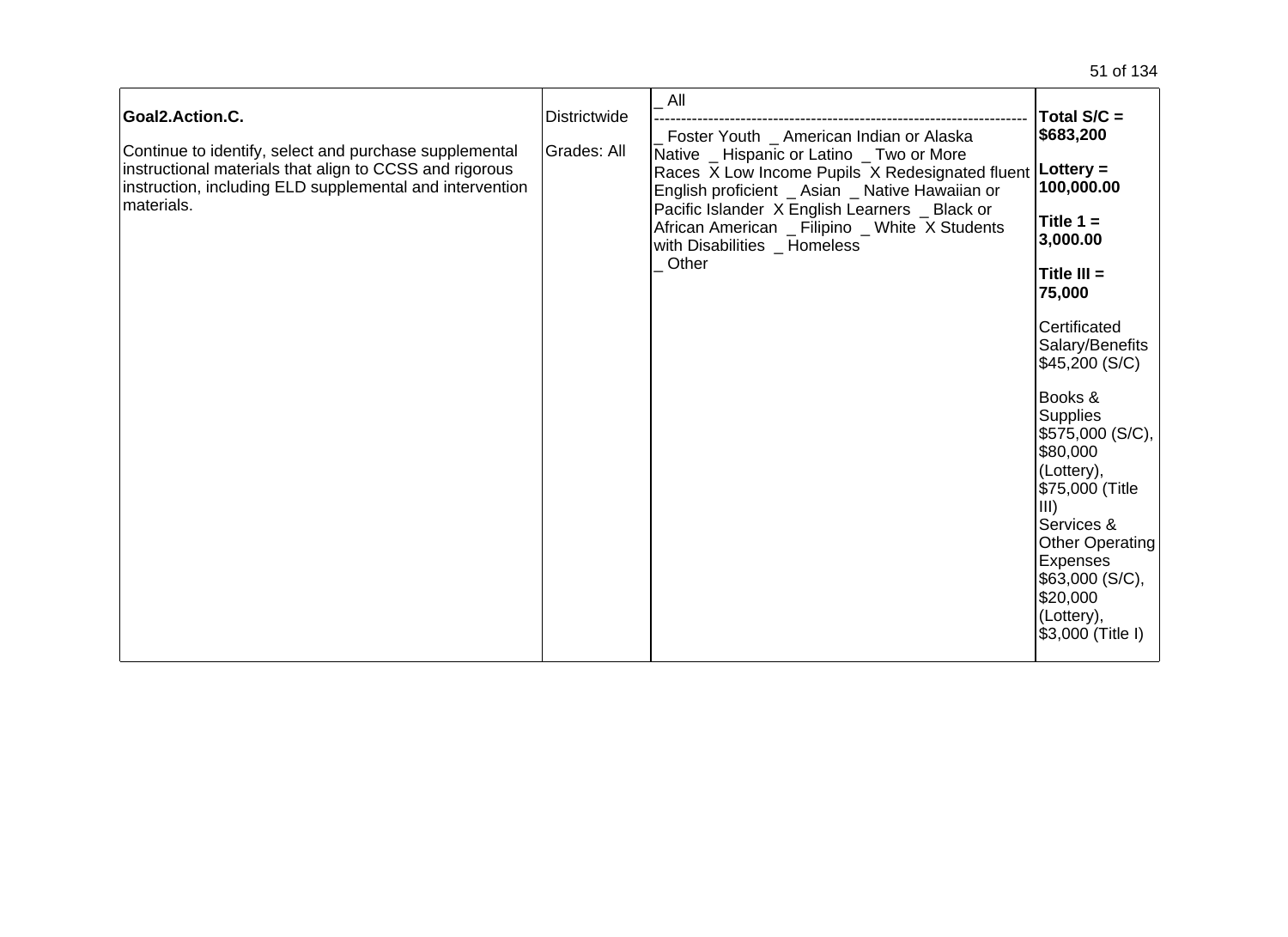| | | | |
|---|---|---|---|
| **Goal2.Action.C.**<br><br>Continue to identify, select and purchase supplemental instructional materials that align to CCSS and rigorous instruction, including ELD supplemental and intervention materials. | Districtwide<br><br>Grades: All | _ All<br>--------------------------------------------------------------------<br>_ Foster Youth _ American Indian or Alaska Native _ Hispanic or Latino _ Two or More Races X Low Income Pupils X Redesignated fluent English proficient _ Asian _ Native Hawaiian or Pacific Islander X English Learners _ Black or African American _ Filipino _ White X Students with Disabilities _ Homeless<br>_ Other | **Total S/C = $683,200**<br><br>**Lottery = 100,000.00**<br><br>**Title 1 = 3,000.00**<br><br>**Title III = 75,000**<br><br>Certificated Salary/Benefits $45,200 (S/C)<br><br>Books & Supplies $575,000 (S/C), $80,000 (Lottery), $75,000 (Title III)<br>Services & Other Operating Expenses $63,000 (S/C), $20,000 (Lottery), $3,000 (Title I) |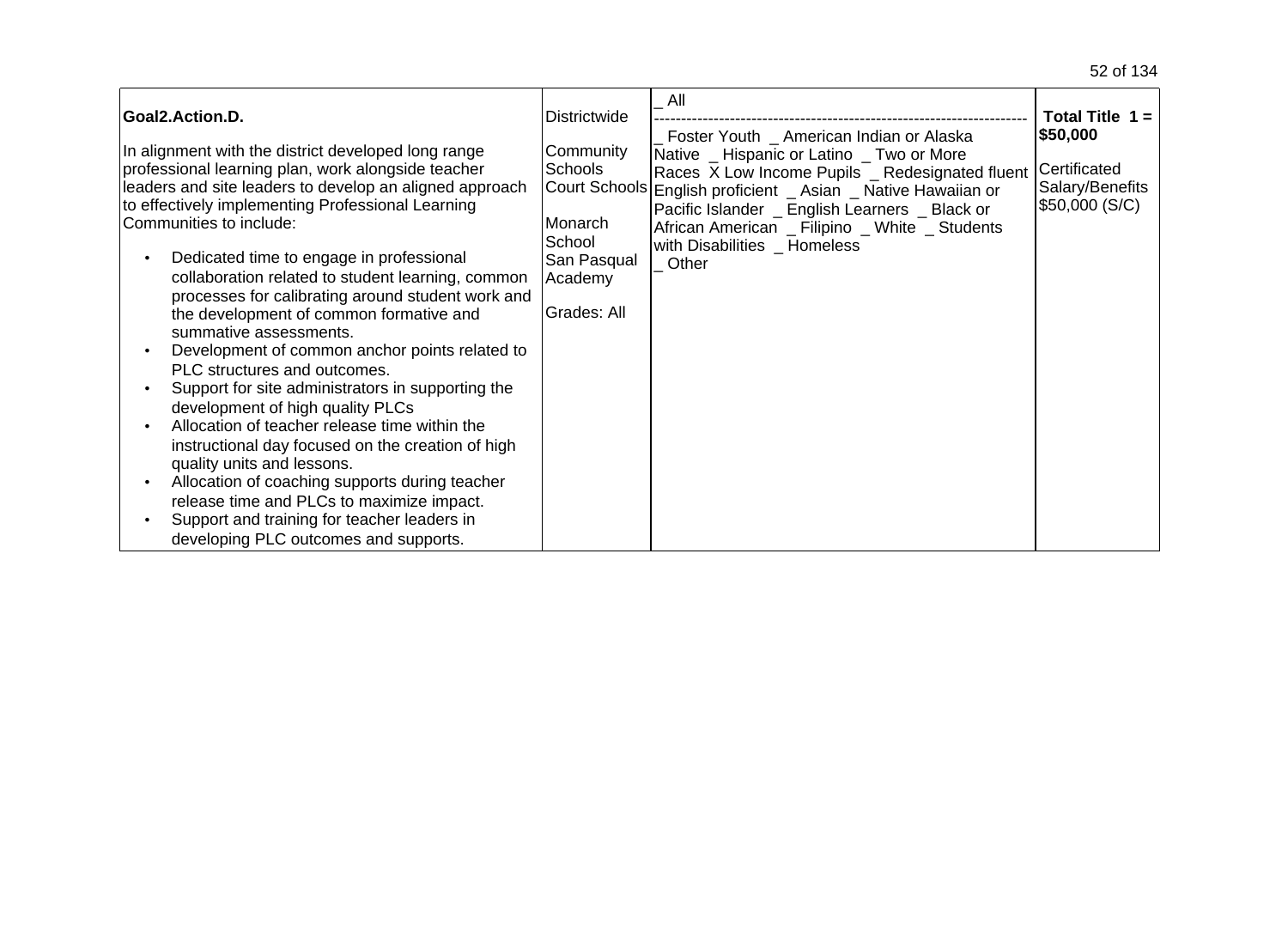| Goal2.Action.D. In alignment with the district developed long range professional learning plan, work alongside teacher leaders and site leaders to develop an aligned approach to effectively implementing Professional Learning Communities to include: <ul><li>Dedicated time to engage in professional collaboration related to student learning, common processes for calibrating around student work and the development of common formative and summative assessments.</li><li>Development of common anchor points related to PLC structures and outcomes.</li><li>Support for site administrators in supporting the development of high quality PLCs</li><li>Allocation of teacher release time within the instructional day focused on the creation of high quality units and lessons.</li><li>Allocation of coaching supports during teacher release time and PLCs to maximize impact.</li><li>Support and training for teacher leaders in developing PLC outcomes and supports.</li></ul> | Districtwide<br><br>Community Schools<br>Court Schools<br><br>Monarch School<br>San Pasqual Academy<br><br>Grades: All | _ All<br>--------------------------------------------------------------------<br>_ Foster Youth _ American Indian or Alaska Native _ Hispanic or Latino _ Two or More Races X Low Income Pupils _ Redesignated fluent English proficient _ Asian _ Native Hawaiian or Pacific Islander _ English Learners _ Black or African American _ Filipino _ White _ Students with Disabilities _ Homeless<br>_ Other | **Total Title 1 = $50,000**<br><br>Certificated Salary/Benefits $50,000 (S/C) |
|---|---|---|---|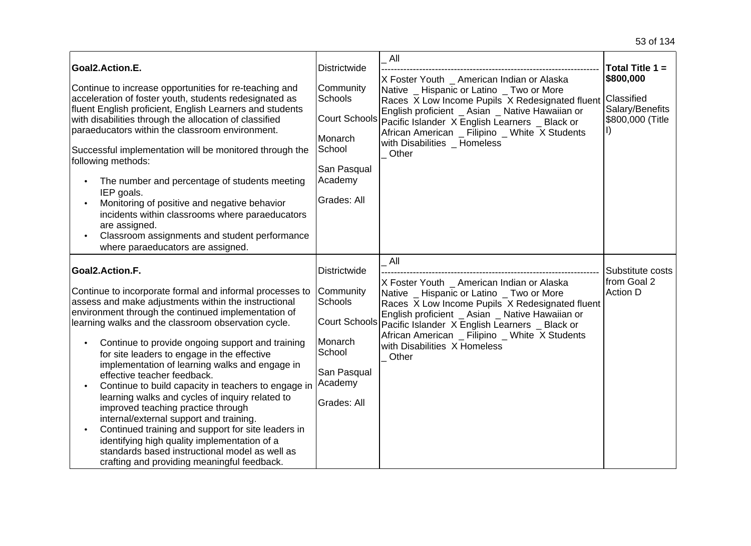| | | | |
|---|---|---|---|
| **Goal2.Action.E.**<br><br>Continue to increase opportunities for re-teaching and acceleration of foster youth, students redesignated as fluent English proficient, English Learners and students with disabilities through the allocation of classified paraeducators within the classroom environment.<br><br>Successful implementation will be monitored through the following methods:<br><br>• The number and percentage of students meeting IEP goals.<br>• Monitoring of positive and negative behavior incidents within classrooms where paraeducators are assigned.<br>• Classroom assignments and student performance where paraeducators are assigned. | Districtwide<br><br>Community Schools<br><br>Court Schools<br><br>Monarch School<br><br>San Pasqual Academy<br><br>Grades: All | _ All<br>--------------------------------------------------------------------<br>X Foster Youth _ American Indian or Alaska Native _ Hispanic or Latino _ Two or More Races X Low Income Pupils X Redesignated fluent English proficient _ Asian _ Native Hawaiian or Pacific Islander X English Learners _ Black or African American _ Filipino _ White X Students with Disabilities _ Homeless<br>_ Other | **Total Title 1 = $800,000**<br><br>Classified Salary/Benefits $800,000 (Title I) |
| **Goal2.Action.F.**<br><br>Continue to incorporate formal and informal processes to assess and make adjustments within the instructional environment through the continued implementation of learning walks and the classroom observation cycle.<br><br>• Continue to provide ongoing support and training for site leaders to engage in the effective implementation of learning walks and engage in effective teacher feedback.<br>• Continue to build capacity in teachers to engage in learning walks and cycles of inquiry related to improved teaching practice through internal/external support and training.<br>• Continued training and support for site leaders in identifying high quality implementation of a standards based instructional model as well as crafting and providing meaningful feedback. | Districtwide<br><br>Community Schools<br><br>Court Schools<br><br>Monarch School<br><br>San Pasqual Academy<br><br>Grades: All | _ All<br>--------------------------------------------------------------------<br>X Foster Youth _ American Indian or Alaska Native _ Hispanic or Latino _ Two or More Races X Low Income Pupils X Redesignated fluent English proficient _ Asian _ Native Hawaiian or Pacific Islander X English Learners _ Black or African American _ Filipino _ White X Students with Disabilities X Homeless<br>_ Other | Substitute costs from Goal 2 Action D |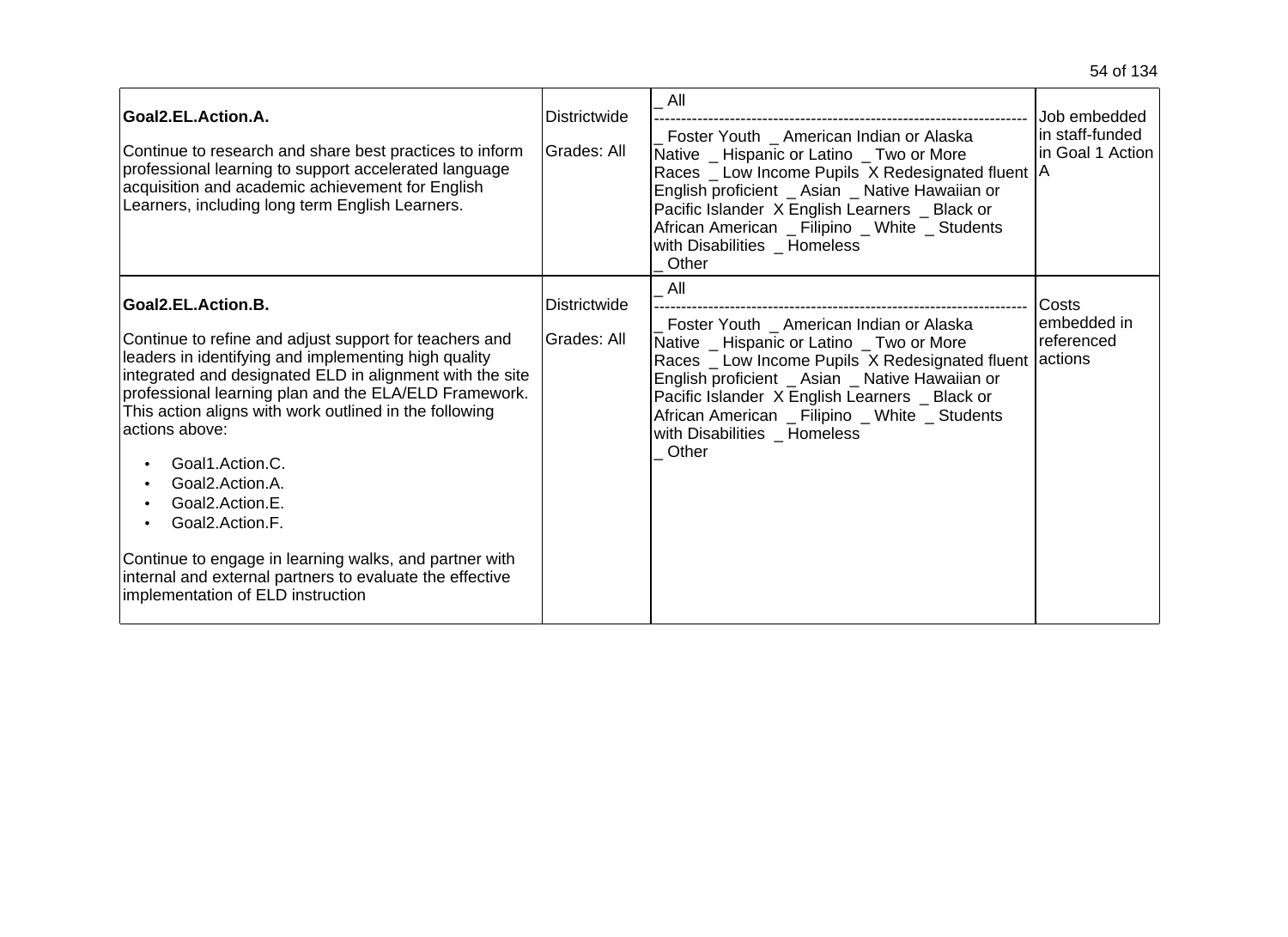| | | | |
|---|---|---|---|
| **Goal2.EL.Action.A.**<br><br>Continue to research and share best practices to inform professional learning to support accelerated language acquisition and academic achievement for English Learners, including long term English Learners. | Districtwide<br><br>Grades: All | _ All<br>--------------------------------------------------------------------<br>_ Foster Youth _ American Indian or Alaska Native _ Hispanic or Latino _ Two or More Races _ Low Income Pupils X Redesignated fluent English proficient _ Asian _ Native Hawaiian or Pacific Islander X English Learners _ Black or African American _ Filipino _ White _ Students with Disabilities _ Homeless<br>_ Other | Job embedded in staff-funded in Goal 1 Action A |
| **Goal2.EL.Action.B.**<br><br>Continue to refine and adjust support for teachers and leaders in identifying and implementing high quality integrated and designated ELD in alignment with the site professional learning plan and the ELA/ELD Framework. This action aligns with work outlined in the following actions above:<br><br>• Goal1.Action.C.<br>• Goal2.Action.A.<br>• Goal2.Action.E.<br>• Goal2.Action.F.<br><br>Continue to engage in learning walks, and partner with internal and external partners to evaluate the effective implementation of ELD instruction | Districtwide<br><br>Grades: All | _ All<br>--------------------------------------------------------------------<br>_ Foster Youth _ American Indian or Alaska Native _ Hispanic or Latino _ Two or More Races _ Low Income Pupils X Redesignated fluent English proficient _ Asian _ Native Hawaiian or Pacific Islander X English Learners _ Black or African American _ Filipino _ White _ Students with Disabilities _ Homeless<br>_ Other | Costs embedded in referenced actions |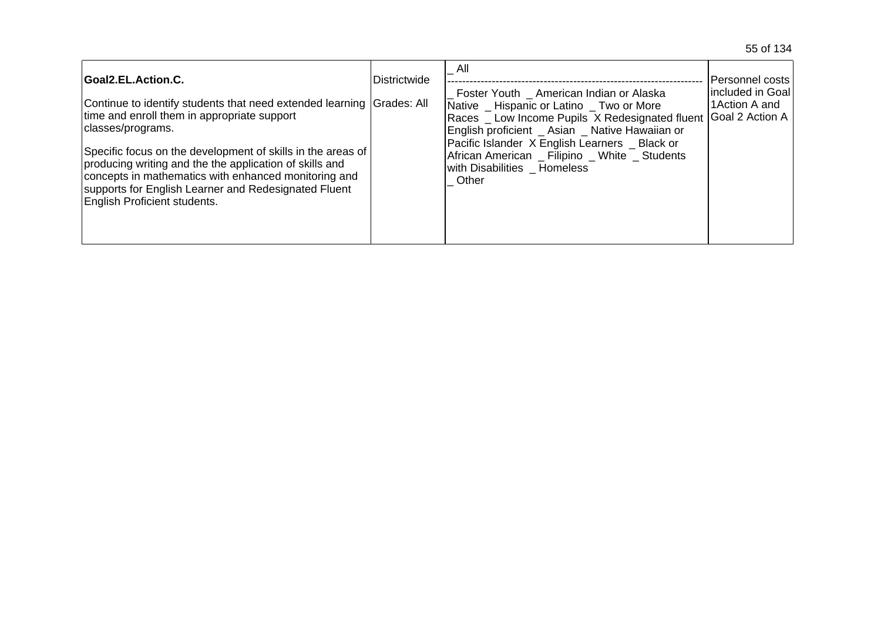| | | | |
|---|---|---|---|
| **Goal2.EL.Action.C.**<br><br>Continue to identify students that need extended learning time and enroll them in appropriate support classes/programs.<br><br>Specific focus on the development of skills in the areas of producing writing and the the application of skills and concepts in mathematics with enhanced monitoring and supports for English Learner and Redesignated Fluent English Proficient students. | Districtwide<br><br>Grades: All | _ All<br>--------------------------------------------------------------------<br>_ Foster Youth _ American Indian or Alaska Native _ Hispanic or Latino _ Two or More Races _ Low Income Pupils X Redesignated fluent English proficient _ Asian _ Native Hawaiian or Pacific Islander X English Learners _ Black or African American _ Filipino _ White _ Students with Disabilities _ Homeless<br>_ Other | Personnel costs included in Goal 1Action A and Goal 2 Action A |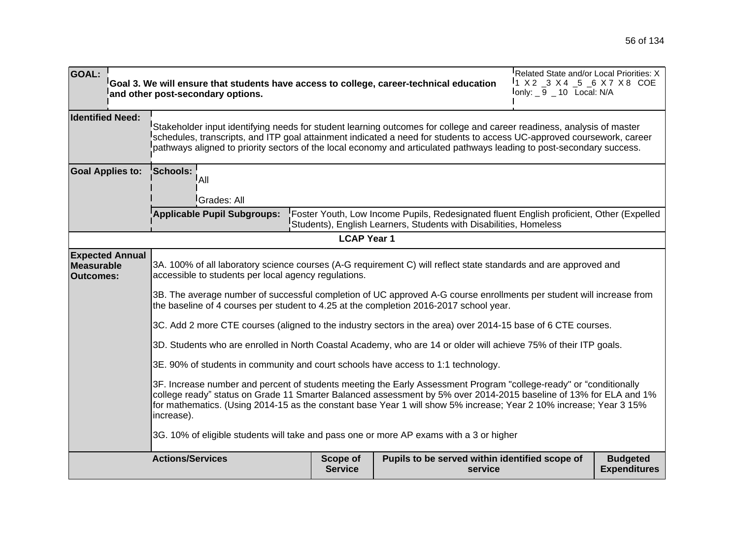| **GOAL:** | **Goal 3. We will ensure that students have access to college, career-technical education and other post-secondary options.** | | | | Related State and/or Local Priorities: X 1 X 2 _3 X 4 _5 _6 X 7 X 8 COE only: _ 9 _ 10 Local: N/A |
|---|---|---|---|---|---|
| **Identified Need:** | Stakeholder input identifying needs for student learning outcomes for college and career readiness, analysis of master schedules, transcripts, and ITP goal attainment indicated a need for students to access UC-approved coursework, career pathways aligned to priority sectors of the local economy and articulated pathways leading to post-secondary success. | | | | |
| **Goal Applies to:** | **Schools:** | All<br>Grades: All | | | |
| | **Applicable Pupil Subgroups:** | Foster Youth, Low Income Pupils, Redesignated fluent English proficient, Other (Expelled Students), English Learners, Students with Disabilities, Homeless | | | |
| **LCAP Year 1** | | | | | |
| **Expected Annual Measurable Outcomes:** | 3A. 100% of all laboratory science courses (A-G requirement C) will reflect state standards and are approved and accessible to students per local agency regulations.<br><br>3B. The average number of successful completion of UC approved A-G course enrollments per student will increase from the baseline of 4 courses per student to 4.25 at the completion 2016-2017 school year.<br><br>3C. Add 2 more CTE courses (aligned to the industry sectors in the area) over 2014-15 base of 6 CTE courses.<br><br>3D. Students who are enrolled in North Coastal Academy, who are 14 or older will achieve 75% of their ITP goals.<br><br>3E. 90% of students in community and court schools have access to 1:1 technology.<br><br>3F. Increase number and percent of students meeting the Early Assessment Program "college-ready" or "conditionally college ready" status on Grade 11 Smarter Balanced assessment by 5% over 2014-2015 baseline of 13% for ELA and 1% for mathematics. (Using 2014-15 as the constant base Year 1 will show 5% increase; Year 2 10% increase; Year 3 15% increase).<br><br>3G. 10% of eligible students will take and pass one or more AP exams with a 3 or higher | | | | |
| **Actions/Services** | | | **Scope of Service** | **Pupils to be served within identified scope of service** | **Budgeted Expenditures** |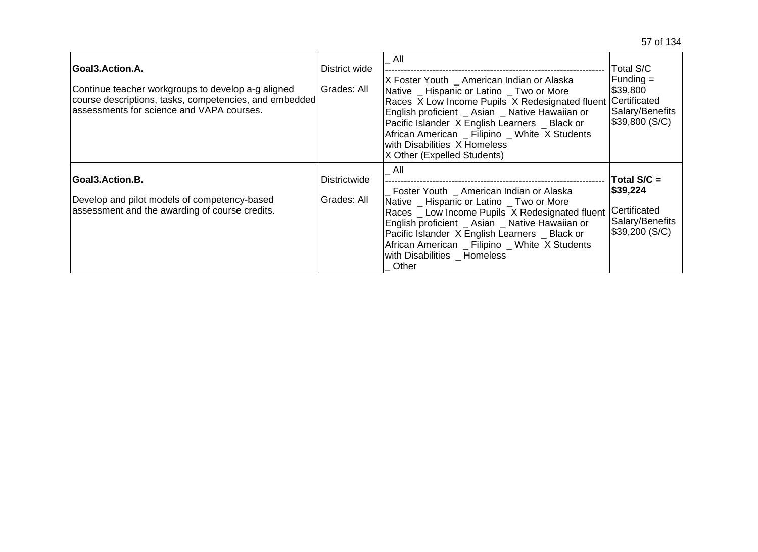| | | | |
|---|---|---|---|
| **Goal3.Action.A.**<br><br>Continue teacher workgroups to develop a-g aligned course descriptions, tasks, competencies, and embedded assessments for science and VAPA courses. | District wide<br><br>Grades: All | _ All<br>--------------------------------------------------------------------<br>X Foster Youth _ American Indian or Alaska Native _ Hispanic or Latino _ Two or More Races X Low Income Pupils X Redesignated fluent English proficient _ Asian _ Native Hawaiian or Pacific Islander X English Learners _ Black or African American _ Filipino _ White X Students with Disabilities X Homeless<br>X Other (Expelled Students) | Total S/C Funding = $39,800<br>Certificated Salary/Benefits $39,800 (S/C) |
| **Goal3.Action.B.**<br><br>Develop and pilot models of competency-based assessment and the awarding of course credits. | Districtwide<br><br>Grades: All | _ All<br>--------------------------------------------------------------------<br>_ Foster Youth _ American Indian or Alaska Native _ Hispanic or Latino _ Two or More Races _ Low Income Pupils X Redesignated fluent English proficient _ Asian _ Native Hawaiian or Pacific Islander X English Learners _ Black or African American _ Filipino _ White X Students with Disabilities _ Homeless<br>_ Other | **Total S/C = $39,224**<br><br>Certificated Salary/Benefits $39,200 (S/C) |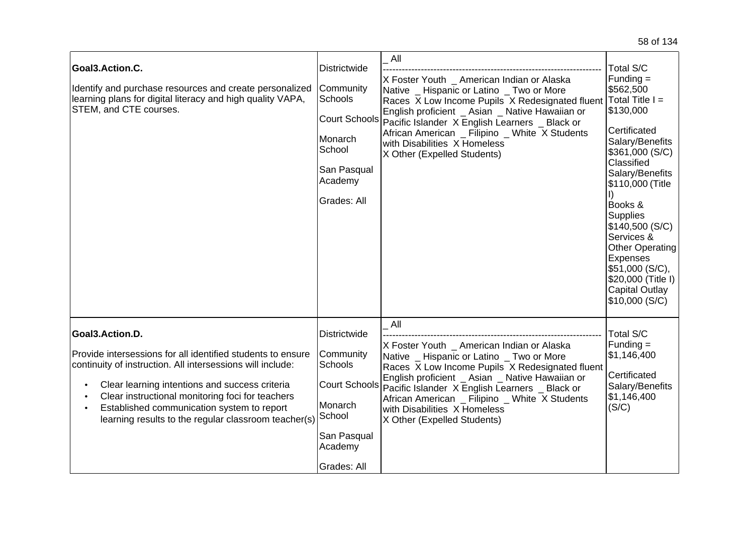| | | | |
|---|---|---|---|
| **Goal3.Action.C.**<br><br>Identify and purchase resources and create personalized learning plans for digital literacy and high quality VAPA, STEM, and CTE courses. | Districtwide<br><br>Community Schools<br><br>Court Schools<br><br>Monarch School<br><br>San Pasqual Academy<br><br>Grades: All | _ All<br>--------------------------------------------------------------------<br>X Foster Youth _ American Indian or Alaska Native _ Hispanic or Latino _ Two or More Races X Low Income Pupils X Redesignated fluent English proficient _ Asian _ Native Hawaiian or Pacific Islander X English Learners _ Black or African American _ Filipino _ White X Students with Disabilities X Homeless<br>X Other (Expelled Students) | Total S/C Funding = $562,500<br>Total Title I = $130,000<br><br>Certificated Salary/Benefits $361,000 (S/C)<br>Classified Salary/Benefits $110,000 (Title I)<br>Books & Supplies $140,500 (S/C)<br>Services & Other Operating Expenses $51,000 (S/C), $20,000 (Title I)<br>Capital Outlay $10,000 (S/C) |
| **Goal3.Action.D.**<br><br>Provide intersessions for all identified students to ensure continuity of instruction. All intersessions will include:<br>• Clear learning intentions and success criteria<br>• Clear instructional monitoring foci for teachers<br>• Established communication system to report learning results to the regular classroom teacher(s) | Districtwide<br><br>Community Schools<br><br>Court Schools<br><br>Monarch School<br><br>San Pasqual Academy<br><br>Grades: All | _ All<br>--------------------------------------------------------------------<br>X Foster Youth _ American Indian or Alaska Native _ Hispanic or Latino _ Two or More Races X Low Income Pupils X Redesignated fluent English proficient _ Asian _ Native Hawaiian or Pacific Islander X English Learners _ Black or African American _ Filipino _ White X Students with Disabilities X Homeless<br>X Other (Expelled Students) | Total S/C Funding = $1,146,400<br><br>Certificated Salary/Benefits $1,146,400 (S/C) |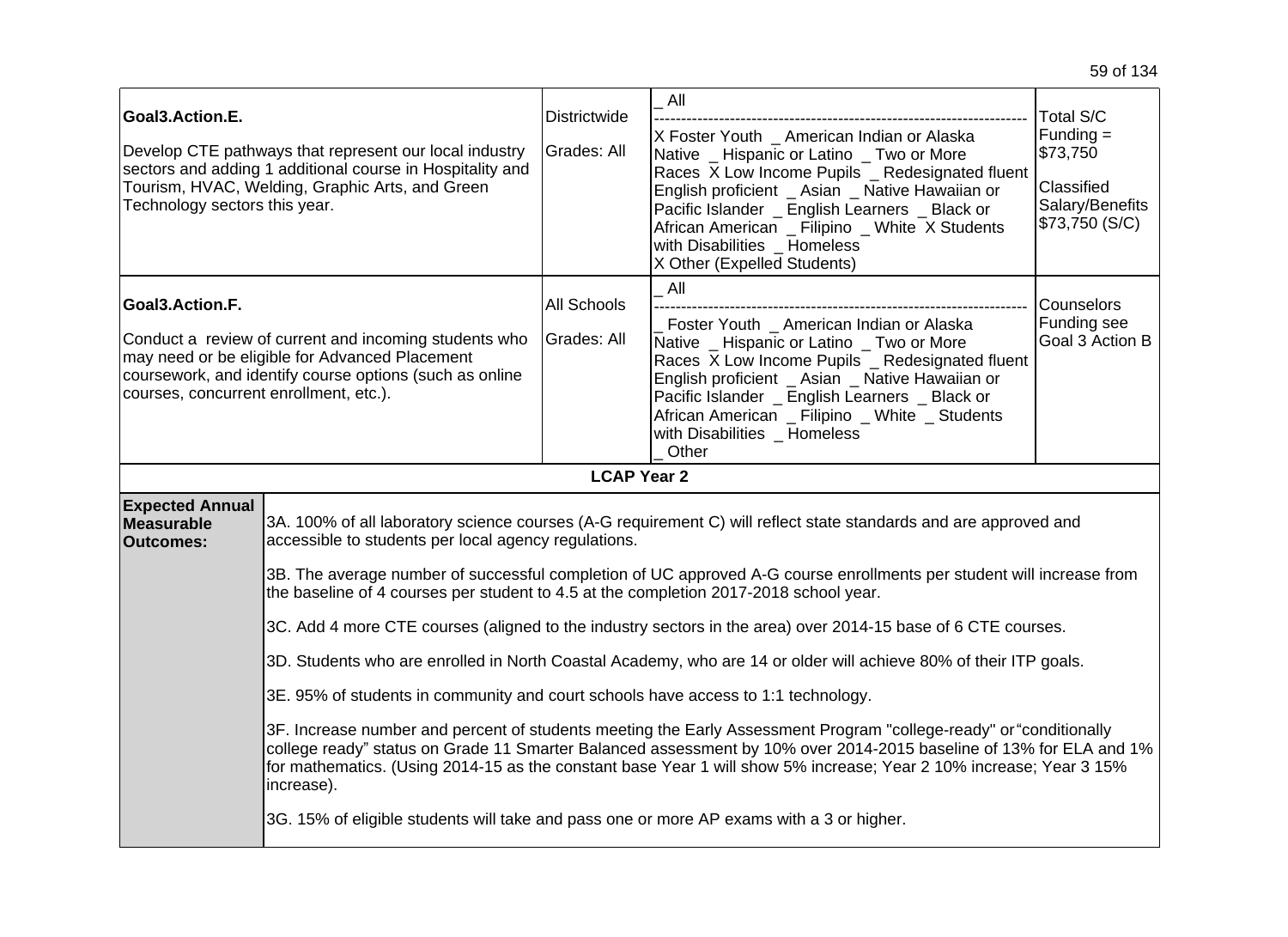| | | | |
|---|---|---|---|
| **Goal3.Action.E.**<br><br>Develop CTE pathways that represent our local industry sectors and adding 1 additional course in Hospitality and Tourism, HVAC, Welding, Graphic Arts, and Green Technology sectors this year. | Districtwide<br><br>Grades: All | _ All<br>------------------------------------------------------------------<br>X Foster Youth _ American Indian or Alaska Native _ Hispanic or Latino _ Two or More Races X Low Income Pupils _ Redesignated fluent English proficient _ Asian _ Native Hawaiian or Pacific Islander _ English Learners _ Black or African American _ Filipino _ White X Students with Disabilities _ Homeless<br>X Other (Expelled Students) | Total S/C Funding = $73,750<br><br>Classified Salary/Benefits $73,750 (S/C) |
| **Goal3.Action.F.**<br><br>Conduct a review of current and incoming students who may need or be eligible for Advanced Placement coursework, and identify course options (such as online courses, concurrent enrollment, etc.). | All Schools<br><br>Grades: All | _ All<br>------------------------------------------------------------------<br>_ Foster Youth _ American Indian or Alaska Native _ Hispanic or Latino _ Two or More Races X Low Income Pupils _ Redesignated fluent English proficient _ Asian _ Native Hawaiian or Pacific Islander _ English Learners _ Black or African American _ Filipino _ White _ Students with Disabilities _ Homeless<br>_ Other | Counselors Funding see Goal 3 Action B |

**LCAP Year 2**

| | |
|---|---|
| **Expected Annual Measurable Outcomes:** | 3A. 100% of all laboratory science courses (A-G requirement C) will reflect state standards and are approved and accessible to students per local agency regulations.<br><br>3B. The average number of successful completion of UC approved A-G course enrollments per student will increase from the baseline of 4 courses per student to 4.5 at the completion 2017-2018 school year.<br><br>3C. Add 4 more CTE courses (aligned to the industry sectors in the area) over 2014-15 base of 6 CTE courses.<br><br>3D. Students who are enrolled in North Coastal Academy, who are 14 or older will achieve 80% of their ITP goals.<br><br>3E. 95% of students in community and court schools have access to 1:1 technology.<br><br>3F. Increase number and percent of students meeting the Early Assessment Program "college-ready" or "conditionally college ready" status on Grade 11 Smarter Balanced assessment by 10% over 2014-2015 baseline of 13% for ELA and 1% for mathematics. (Using 2014-15 as the constant base Year 1 will show 5% increase; Year 2 10% increase; Year 3 15% increase).<br><br>3G. 15% of eligible students will take and pass one or more AP exams with a 3 or higher. |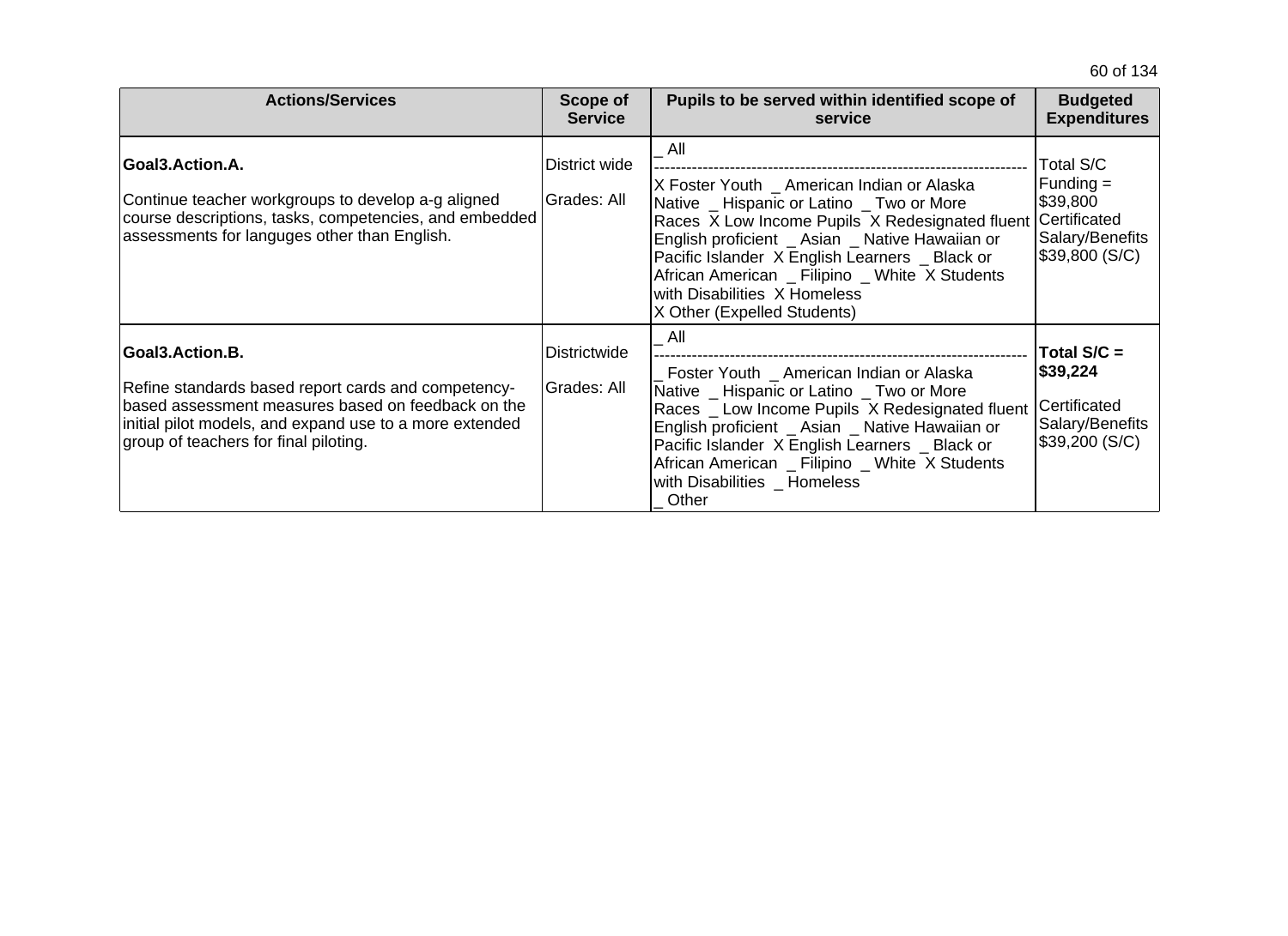| Actions/Services | Scope of Service | Pupils to be served within identified scope of service | Budgeted Expenditures |
|---|---|---|---|
| **Goal3.Action.A.**<br><br>Continue teacher workgroups to develop a-g aligned course descriptions, tasks, competencies, and embedded assessments for languges other than English. | District wide<br><br>Grades: All | _ All<br>----------------------------------------------------------------<br>X Foster Youth _ American Indian or Alaska Native _ Hispanic or Latino _ Two or More Races X Low Income Pupils X Redesignated fluent English proficient _ Asian _ Native Hawaiian or Pacific Islander X English Learners _ Black or African American _ Filipino _ White X Students with Disabilities X Homeless<br>X Other (Expelled Students) | Total S/C Funding = $39,800 Certificated Salary/Benefits $39,800 (S/C) |
| **Goal3.Action.B.**<br><br>Refine standards based report cards and competency-based assessment measures based on feedback on the initial pilot models, and expand use to a more extended group of teachers for final piloting. | Districtwide<br><br>Grades: All | _ All<br>----------------------------------------------------------------<br>_ Foster Youth _ American Indian or Alaska Native _ Hispanic or Latino _ Two or More Races _ Low Income Pupils X Redesignated fluent English proficient _ Asian _ Native Hawaiian or Pacific Islander X English Learners _ Black or African American _ Filipino _ White X Students with Disabilities _ Homeless<br>_ Other | **Total S/C = $39,224**<br><br>Certificated Salary/Benefits $39,200 (S/C) |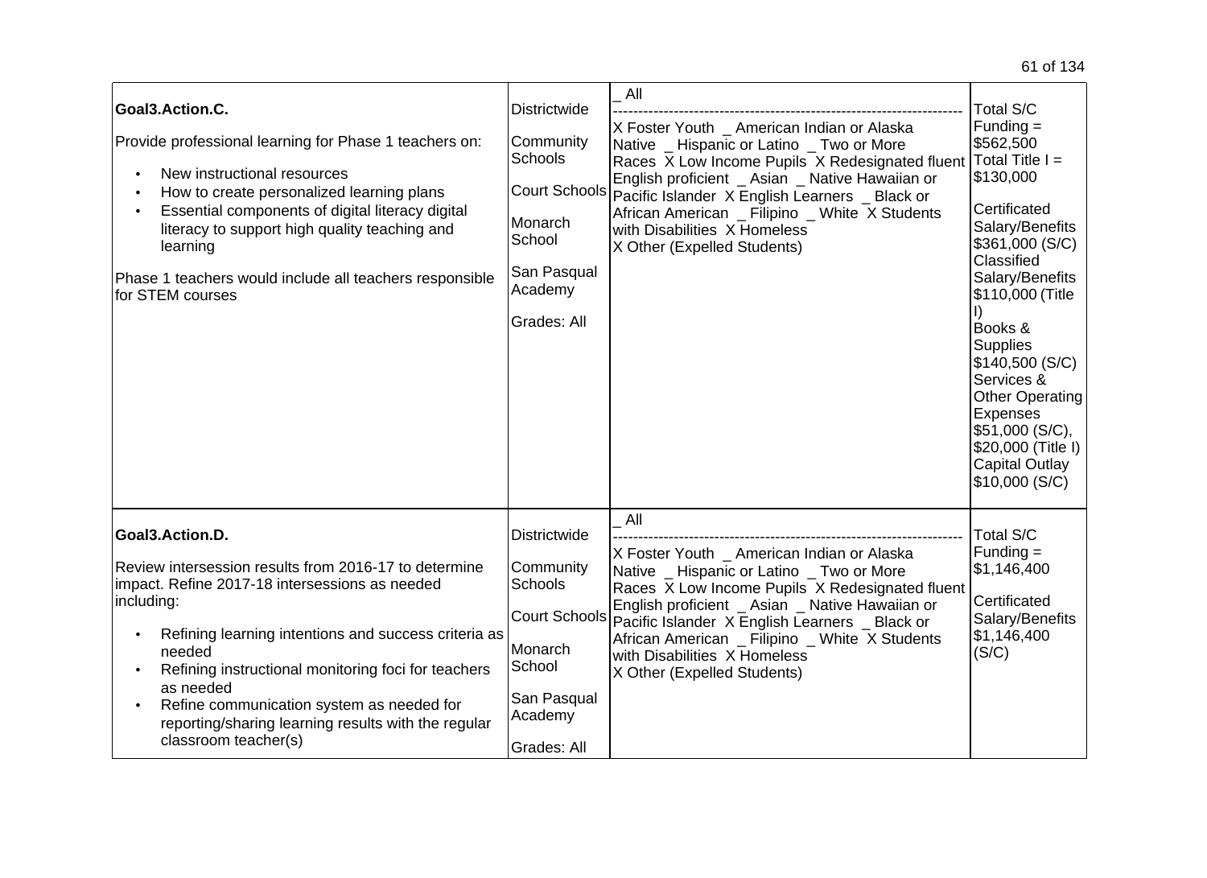| | | | |
|---|---|---|---|
| **Goal3.Action.C.**<br><br>Provide professional learning for Phase 1 teachers on:<br><br>• New instructional resources<br>• How to create personalized learning plans<br>• Essential components of digital literacy digital literacy to support high quality teaching and learning<br><br>Phase 1 teachers would include all teachers responsible for STEM courses | Districtwide<br><br>Community Schools<br><br>Court Schools<br><br>Monarch School<br><br>San Pasqual Academy<br><br>Grades: All | _ All<br>--------------------------------------------------------------------<br>X Foster Youth _ American Indian or Alaska Native _ Hispanic or Latino _ Two or More Races X Low Income Pupils X Redesignated fluent English proficient _ Asian _ Native Hawaiian or Pacific Islander X English Learners _ Black or African American _ Filipino _ White X Students with Disabilities X Homeless<br>X Other (Expelled Students) | Total S/C Funding = $562,500<br>Total Title I = $130,000<br><br>Certificated Salary/Benefits $361,000 (S/C)<br>Classified Salary/Benefits $110,000 (Title I)<br>Books & Supplies $140,500 (S/C)<br>Services & Other Operating Expenses $51,000 (S/C), $20,000 (Title I)<br>Capital Outlay $10,000 (S/C) |
| **Goal3.Action.D.**<br><br>Review intersession results from 2016-17 to determine impact. Refine 2017-18 intersessions as needed including:<br><br>• Refining learning intentions and success criteria as needed<br>• Refining instructional monitoring foci for teachers as needed<br>• Refine communication system as needed for reporting/sharing learning results with the regular classroom teacher(s) | Districtwide<br><br>Community Schools<br><br>Court Schools<br><br>Monarch School<br><br>San Pasqual Academy<br><br>Grades: All | _ All<br>--------------------------------------------------------------------<br>X Foster Youth _ American Indian or Alaska Native _ Hispanic or Latino _ Two or More Races X Low Income Pupils X Redesignated fluent English proficient _ Asian _ Native Hawaiian or Pacific Islander X English Learners _ Black or African American _ Filipino _ White X Students with Disabilities X Homeless<br>X Other (Expelled Students) | Total S/C Funding = $1,146,400<br><br>Certificated Salary/Benefits $1,146,400 (S/C) |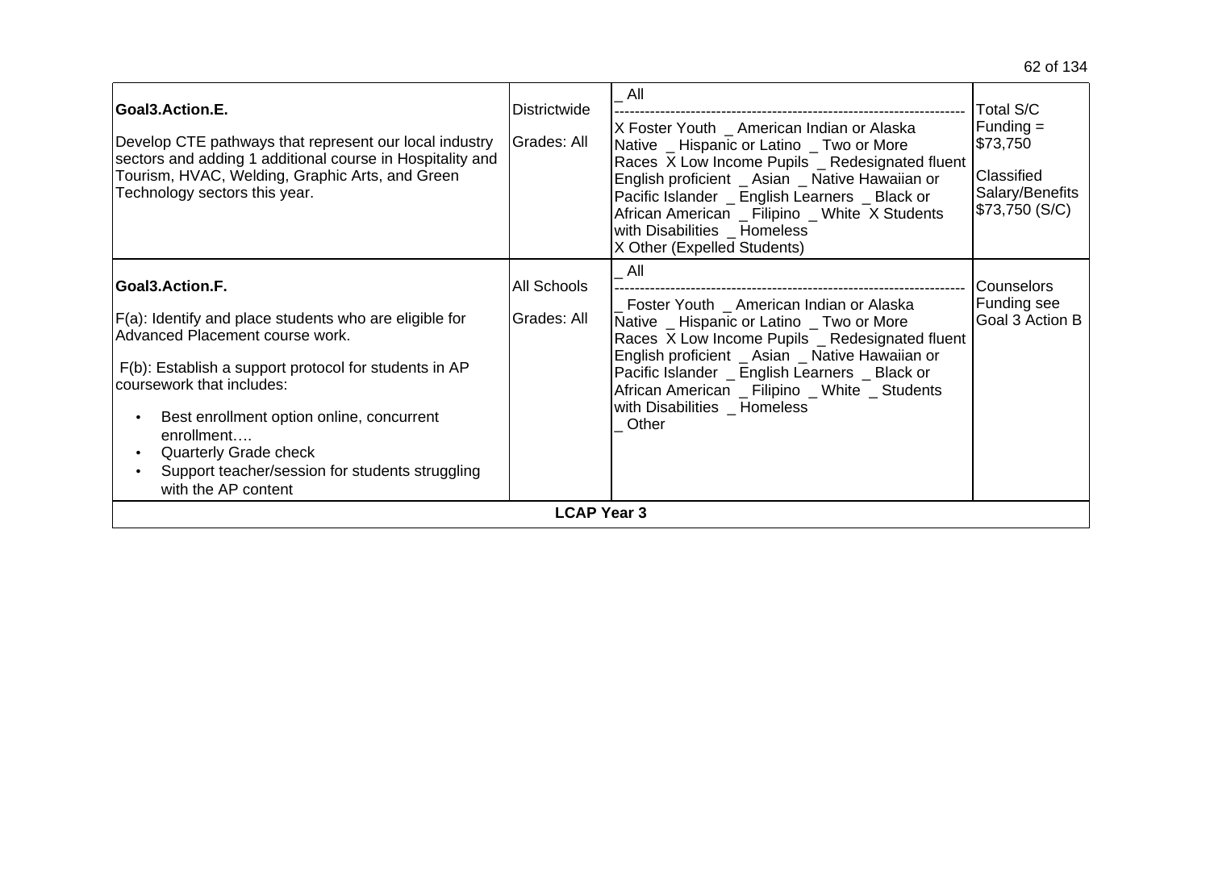| | | | |
|---|---|---|---|
| **Goal3.Action.E.**<br><br>Develop CTE pathways that represent our local industry sectors and adding 1 additional course in Hospitality and Tourism, HVAC, Welding, Graphic Arts, and Green Technology sectors this year. | Districtwide<br><br>Grades: All | _ All<br>-------------------------------------------------------------------<br>X Foster Youth _ American Indian or Alaska Native _ Hispanic or Latino _ Two or More Races X Low Income Pupils _ Redesignated fluent English proficient _ Asian _ Native Hawaiian or Pacific Islander _ English Learners _ Black or African American _ Filipino _ White X Students with Disabilities _ Homeless<br>X Other (Expelled Students) | Total S/C Funding = $73,750<br><br>Classified Salary/Benefits $73,750 (S/C) |
| **Goal3.Action.F.**<br><br>F(a): Identify and place students who are eligible for Advanced Placement course work.<br><br>F(b): Establish a support protocol for students in AP coursework that includes:<br>• Best enrollment option online, concurrent enrollment….<br>• Quarterly Grade check<br>• Support teacher/session for students struggling with the AP content | All Schools<br><br>Grades: All | _ All<br>-------------------------------------------------------------------<br>_ Foster Youth _ American Indian or Alaska Native _ Hispanic or Latino _ Two or More Races X Low Income Pupils _ Redesignated fluent English proficient _ Asian _ Native Hawaiian or Pacific Islander _ English Learners _ Black or African American _ Filipino _ White _ Students with Disabilities _ Homeless<br>_ Other | Counselors Funding see Goal 3 Action B |
| **LCAP Year 3** | | | |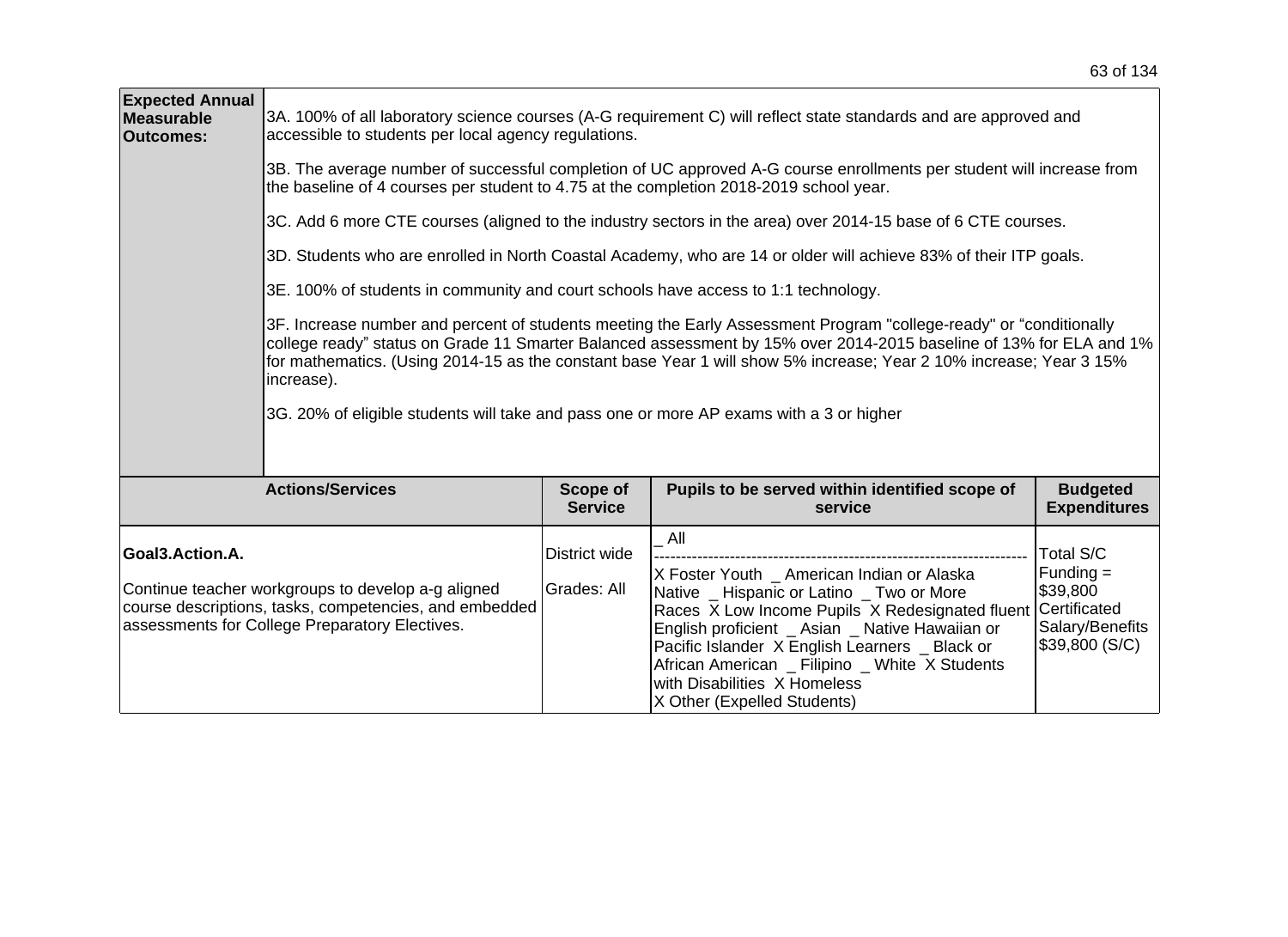| **Expected Annual Measurable Outcomes:** | 3A. 100% of all laboratory science courses (A-G requirement C) will reflect state standards and are approved and accessible to students per local agency regulations.<br><br>3B. The average number of successful completion of UC approved A-G course enrollments per student will increase from the baseline of 4 courses per student to 4.75 at the completion 2018-2019 school year.<br><br>3C. Add 6 more CTE courses (aligned to the industry sectors in the area) over 2014-15 base of 6 CTE courses.<br><br>3D. Students who are enrolled in North Coastal Academy, who are 14 or older will achieve 83% of their ITP goals.<br><br>3E. 100% of students in community and court schools have access to 1:1 technology.<br><br>3F. Increase number and percent of students meeting the Early Assessment Program "college-ready" or "conditionally college ready" status on Grade 11 Smarter Balanced assessment by 15% over 2014-2015 baseline of 13% for ELA and 1% for mathematics. (Using 2014-15 as the constant base Year 1 will show 5% increase; Year 2 10% increase; Year 3 15% increase).<br><br>3G. 20% of eligible students will take and pass one or more AP exams with a 3 or higher |
|---|---|

| Actions/Services | Scope of Service | Pupils to be served within identified scope of service | Budgeted Expenditures |
|---|---|---|---|
| **Goal3.Action.A.**<br><br>Continue teacher workgroups to develop a-g aligned course descriptions, tasks, competencies, and embedded assessments for College Preparatory Electives. | District wide<br><br>Grades: All | _ All<br>------------------------------------------------------------------<br>X Foster Youth _ American Indian or Alaska Native _ Hispanic or Latino _ Two or More Races X Low Income Pupils X Redesignated fluent English proficient _ Asian _ Native Hawaiian or Pacific Islander X English Learners _ Black or African American _ Filipino _ White X Students with Disabilities X Homeless<br>X Other (Expelled Students) | Total S/C Funding = $39,800<br>Certificated Salary/Benefits $39,800 (S/C) |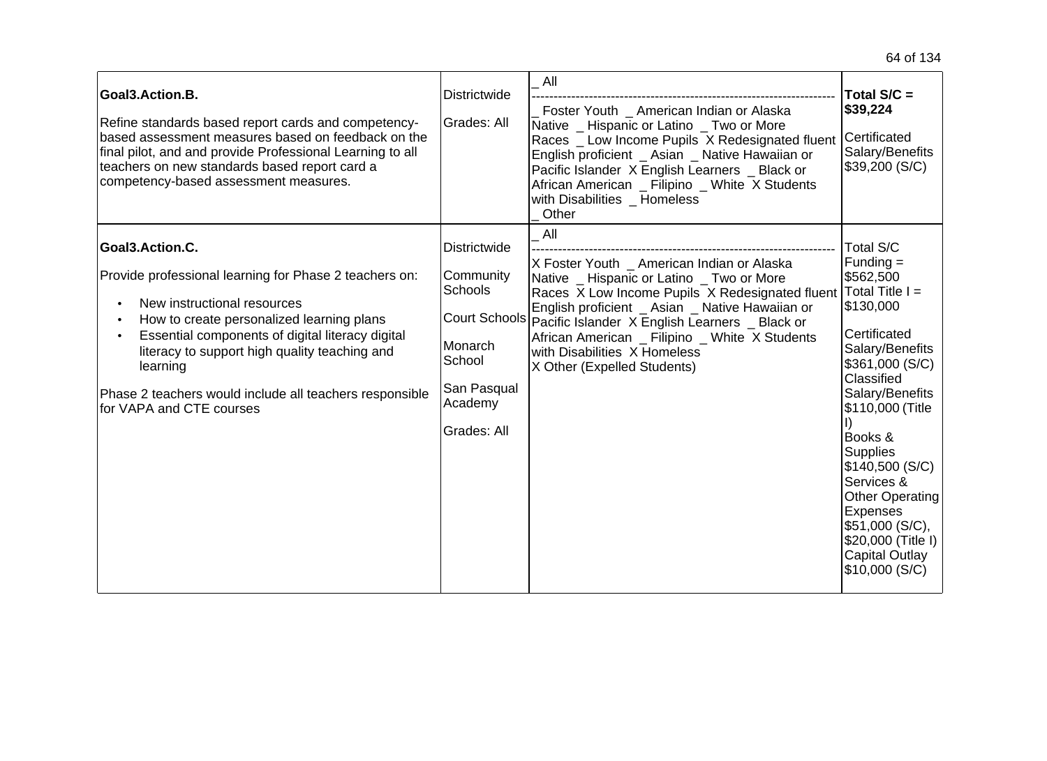| | | | |
|---|---|---|---|
| **Goal3.Action.B.**<br><br>Refine standards based report cards and competency-based assessment measures based on feedback on the final pilot, and and provide Professional Learning to all teachers on new standards based report card a competency-based assessment measures. | Districtwide<br><br>Grades: All | _ All<br>--------------------------------------------------------------------<br>_ Foster Youth _ American Indian or Alaska Native _ Hispanic or Latino _ Two or More Races _ Low Income Pupils X Redesignated fluent English proficient _ Asian _ Native Hawaiian or Pacific Islander X English Learners _ Black or African American _ Filipino _ White X Students with Disabilities _ Homeless<br>_ Other | **Total S/C = $39,224**<br><br>Certificated Salary/Benefits $39,200 (S/C) |
| **Goal3.Action.C.**<br><br>Provide professional learning for Phase 2 teachers on:<br><br>• New instructional resources<br>• How to create personalized learning plans<br>• Essential components of digital literacy digital literacy to support high quality teaching and learning<br><br>Phase 2 teachers would include all teachers responsible for VAPA and CTE courses | Districtwide<br><br>Community Schools<br><br>Court Schools<br><br>Monarch School<br><br>San Pasqual Academy<br><br>Grades: All | _ All<br>--------------------------------------------------------------------<br>X Foster Youth _ American Indian or Alaska Native _ Hispanic or Latino _ Two or More Races X Low Income Pupils X Redesignated fluent English proficient _ Asian _ Native Hawaiian or Pacific Islander X English Learners _ Black or African American _ Filipino _ White X Students with Disabilities X Homeless<br>X Other (Expelled Students) | Total S/C Funding = $562,500<br>Total Title I = $130,000<br><br>Certificated Salary/Benefits $361,000 (S/C)<br>Classified Salary/Benefits $110,000 (Title I)<br>Books & Supplies $140,500 (S/C)<br>Services & Other Operating Expenses $51,000 (S/C), $20,000 (Title I)<br>Capital Outlay $10,000 (S/C) |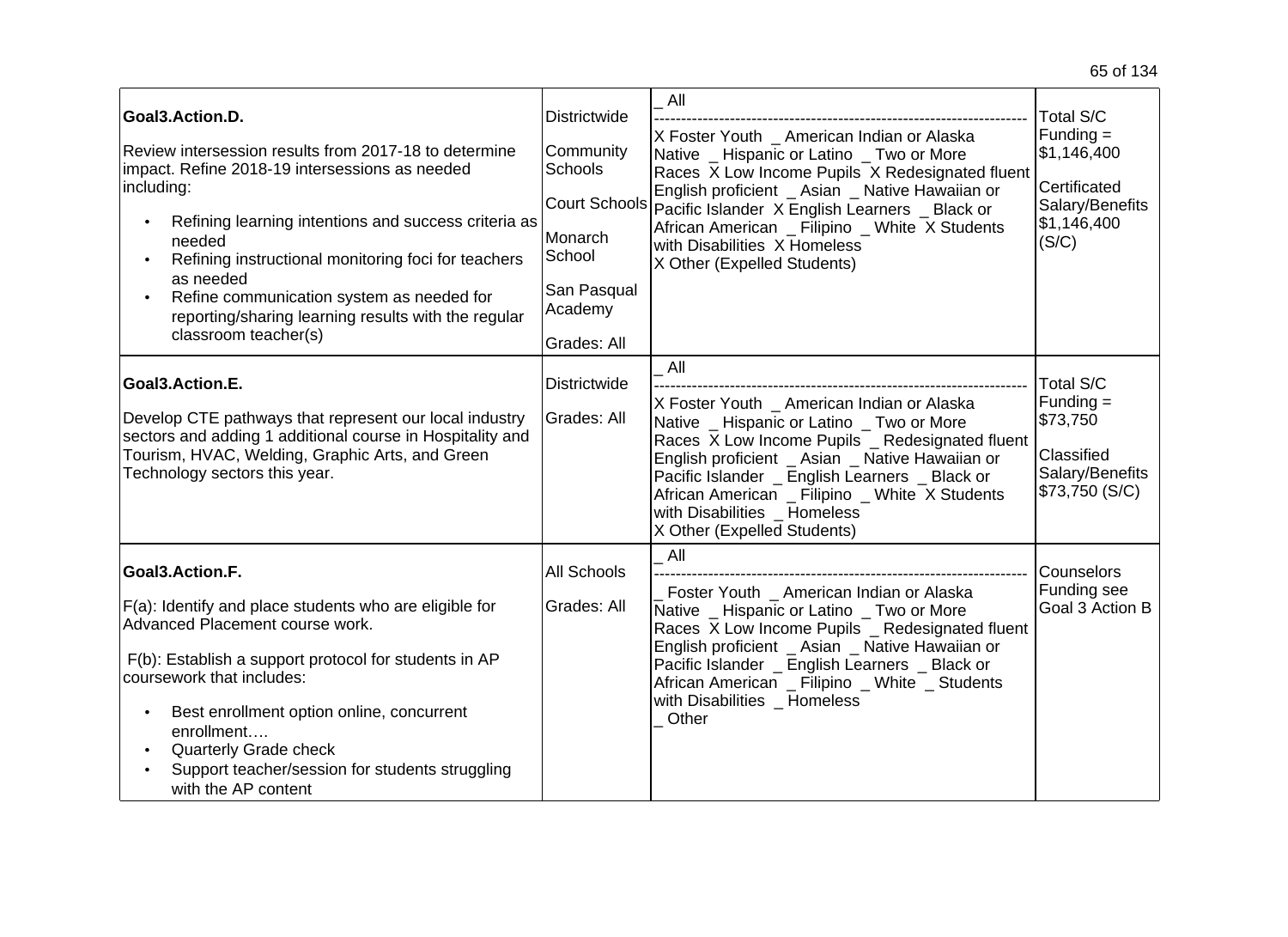| Action | Location | Student Groups | Funding |
| --- | --- | --- | --- |
| **Goal3.Action.D.**<br><br>Review intersession results from 2017-18 to determine impact. Refine 2018-19 intersessions as needed including:<br>• Refining learning intentions and success criteria as needed<br>• Refining instructional monitoring foci for teachers as needed<br>• Refine communication system as needed for reporting/sharing learning results with the regular classroom teacher(s) | Districtwide<br><br>Community Schools<br><br>Court Schools<br><br>Monarch School<br><br>San Pasqual Academy<br><br>Grades: All | _ All<br>--------------------------------------------------------------------<br>X Foster Youth _ American Indian or Alaska Native _ Hispanic or Latino _ Two or More Races X Low Income Pupils X Redesignated fluent English proficient _ Asian _ Native Hawaiian or Pacific Islander X English Learners _ Black or African American _ Filipino _ White X Students with Disabilities X Homeless<br>X Other (Expelled Students) | Total S/C Funding = $1,146,400<br><br>Certificated Salary/Benefits $1,146,400 (S/C) |
| **Goal3.Action.E.**<br><br>Develop CTE pathways that represent our local industry sectors and adding 1 additional course in Hospitality and Tourism, HVAC, Welding, Graphic Arts, and Green Technology sectors this year. | Districtwide<br><br>Grades: All | _ All<br>--------------------------------------------------------------------<br>X Foster Youth _ American Indian or Alaska Native _ Hispanic or Latino _ Two or More Races X Low Income Pupils _ Redesignated fluent English proficient _ Asian _ Native Hawaiian or Pacific Islander _ English Learners _ Black or African American _ Filipino _ White X Students with Disabilities _ Homeless<br>X Other (Expelled Students) | Total S/C Funding = $73,750<br><br>Classified Salary/Benefits $73,750 (S/C) |
| **Goal3.Action.F.**<br><br>F(a): Identify and place students who are eligible for Advanced Placement course work.<br><br>F(b): Establish a support protocol for students in AP coursework that includes:<br>• Best enrollment option online, concurrent enrollment….<br>• Quarterly Grade check<br>• Support teacher/session for students struggling with the AP content | All Schools<br><br>Grades: All | _ All<br>--------------------------------------------------------------------<br>_ Foster Youth _ American Indian or Alaska Native _ Hispanic or Latino _ Two or More Races X Low Income Pupils _ Redesignated fluent English proficient _ Asian _ Native Hawaiian or Pacific Islander _ English Learners _ Black or African American _ Filipino _ White _ Students with Disabilities _ Homeless<br>_ Other | Counselors Funding see Goal 3 Action B |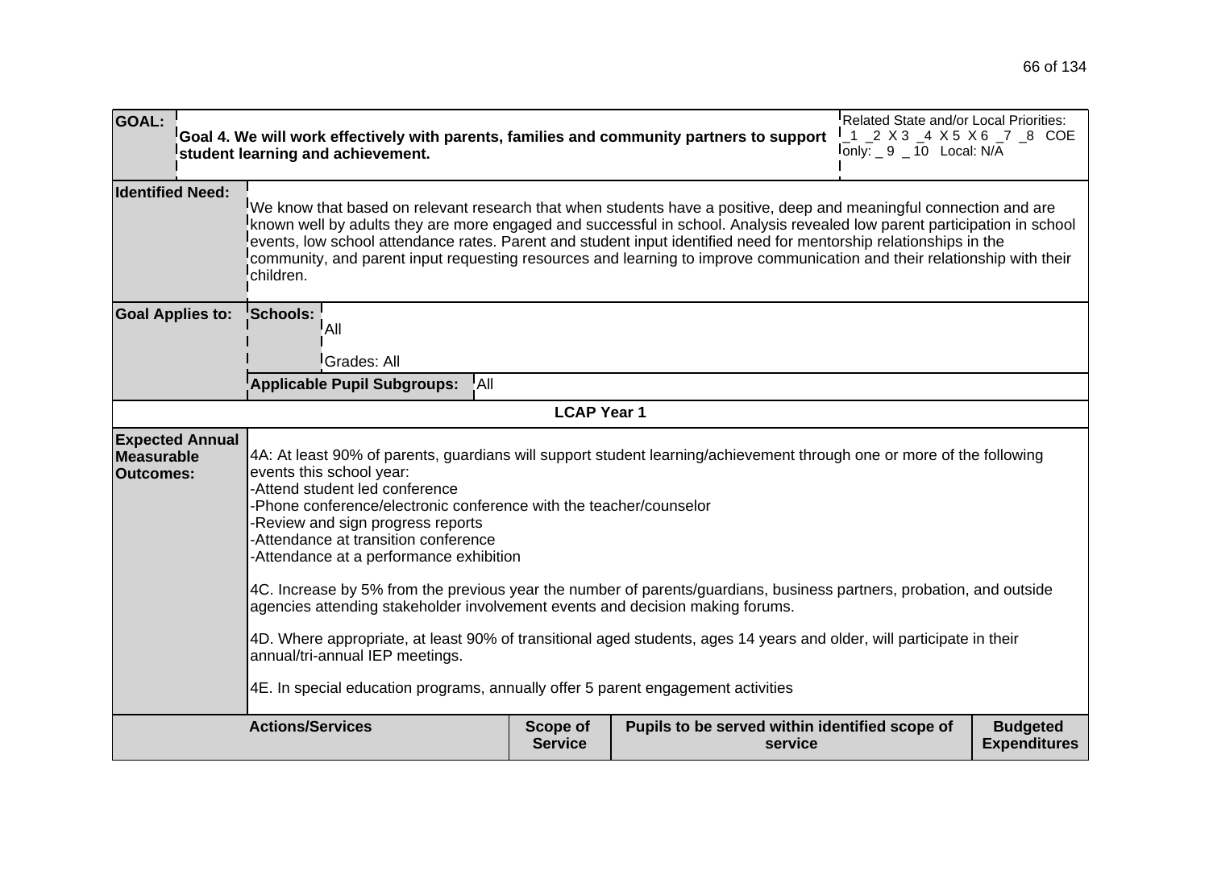| GOAL: | Goal 4. We will work effectively with parents, families and community partners to support student learning and achievement. | Related State and/or Local Priorities: _1 _2 X 3 _4 X 5 X 6 _7 _8 COE only: _ 9 _ 10 Local: N/A |
|---|---|---|

| Identified Need: | We know that based on relevant research that when students have a positive, deep and meaningful connection and are known well by adults they are more engaged and successful in school. Analysis revealed low parent participation in school events, low school attendance rates. Parent and student input identified need for mentorship relationships in the community, and parent input requesting resources and learning to improve communication and their relationship with their children. |
|---|---|
| Goal Applies to: | **Schools:** All<br>Grades: All<br>**Applicable Pupil Subgroups:** All |

**LCAP Year 1**

| Expected Annual Measurable Outcomes: | 4A: At least 90% of parents, guardians will support student learning/achievement through one or more of the following events this school year:<br>-Attend student led conference<br>-Phone conference/electronic conference with the teacher/counselor<br>-Review and sign progress reports<br>-Attendance at transition conference<br>-Attendance at a performance exhibition<br><br>4C. Increase by 5% from the previous year the number of parents/guardians, business partners, probation, and outside agencies attending stakeholder involvement events and decision making forums.<br><br>4D. Where appropriate, at least 90% of transitional aged students, ages 14 years and older, will participate in their annual/tri-annual IEP meetings.<br><br>4E. In special education programs, annually offer 5 parent engagement activities |
|---|---|

| Actions/Services | Scope of Service | Pupils to be served within identified scope of service | Budgeted Expenditures |
|---|---|---|---|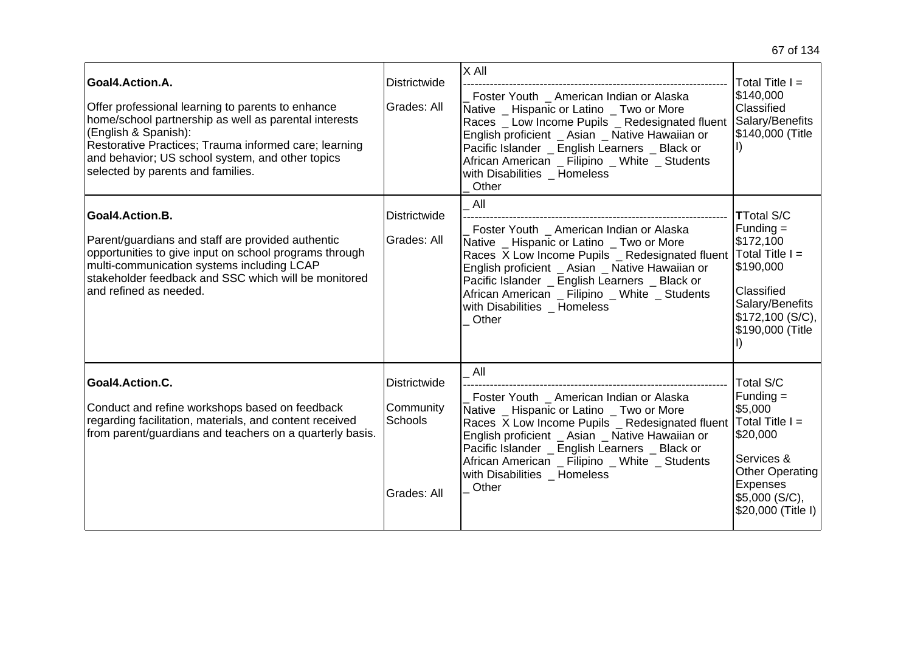| | | | |
|---|---|---|---|
| **Goal4.Action.A.**<br><br>Offer professional learning to parents to enhance home/school partnership as well as parental interests (English & Spanish):<br>Restorative Practices; Trauma informed care; learning and behavior; US school system, and other topics selected by parents and families. | Districtwide<br><br>Grades: All | X All<br>--------------------------------------------------------------------<br>_ Foster Youth _ American Indian or Alaska Native _ Hispanic or Latino _ Two or More Races _ Low Income Pupils _ Redesignated fluent English proficient _ Asian _ Native Hawaiian or Pacific Islander _ English Learners _ Black or African American _ Filipino _ White _ Students with Disabilities _ Homeless<br>_ Other | Total Title I = $140,000<br>Classified Salary/Benefits $140,000 (Title I) |
| **Goal4.Action.B.**<br><br>Parent/guardians and staff are provided authentic opportunities to give input on school programs through multi-communication systems including LCAP stakeholder feedback and SSC which will be monitored and refined as needed. | Districtwide<br><br>Grades: All | _ All<br>--------------------------------------------------------------------<br>_ Foster Youth _ American Indian or Alaska Native _ Hispanic or Latino _ Two or More Races X Low Income Pupils _ Redesignated fluent English proficient _ Asian _ Native Hawaiian or Pacific Islander _ English Learners _ Black or African American _ Filipino _ White _ Students with Disabilities _ Homeless<br>_ Other | **T**Total S/C Funding = $172,100<br>Total Title I = $190,000<br><br>Classified Salary/Benefits $172,100 (S/C), $190,000 (Title I) |
| **Goal4.Action.C.**<br><br>Conduct and refine workshops based on feedback regarding facilitation, materials, and content received from parent/guardians and teachers on a quarterly basis. | Districtwide<br><br>Community Schools<br><br>Grades: All | _ All<br>--------------------------------------------------------------------<br>_ Foster Youth _ American Indian or Alaska Native _ Hispanic or Latino _ Two or More Races X Low Income Pupils _ Redesignated fluent English proficient _ Asian _ Native Hawaiian or Pacific Islander _ English Learners _ Black or African American _ Filipino _ White _ Students with Disabilities _ Homeless<br>_ Other | Total S/C Funding = $5,000<br>Total Title I = $20,000<br><br>Services & Other Operating Expenses $5,000 (S/C), $20,000 (Title I) |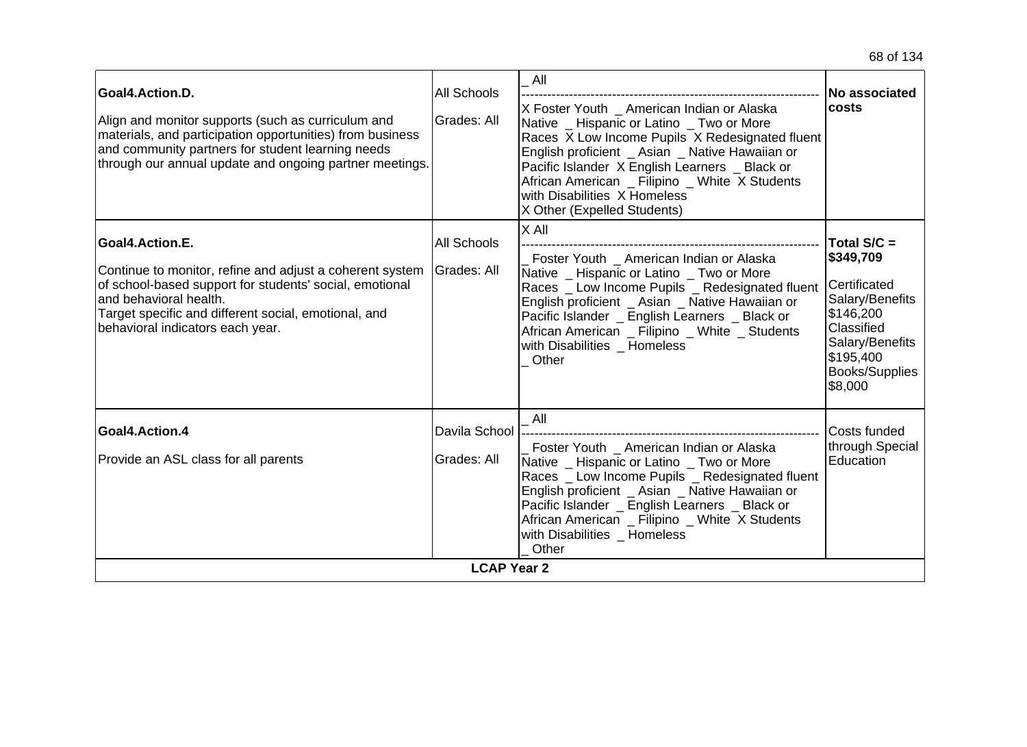| | | | |
|---|---|---|---|
| **Goal4.Action.D.**<br><br>Align and monitor supports (such as curriculum and materials, and participation opportunities) from business and community partners for student learning needs through our annual update and ongoing partner meetings. | All Schools<br><br>Grades: All | _ All<br>--------------------------------------------------------------------<br>X Foster Youth _ American Indian or Alaska Native _ Hispanic or Latino _ Two or More Races X Low Income Pupils X Redesignated fluent English proficient _ Asian _ Native Hawaiian or Pacific Islander X English Learners _ Black or African American _ Filipino _ White X Students with Disabilities X Homeless<br>X Other (Expelled Students) | **No associated costs** |
| **Goal4.Action.E.**<br><br>Continue to monitor, refine and adjust a coherent system of school-based support for students' social, emotional and behavioral health.<br>Target specific and different social, emotional, and behavioral indicators each year. | All Schools<br><br>Grades: All | X All<br>--------------------------------------------------------------------<br>_ Foster Youth _ American Indian or Alaska Native _ Hispanic or Latino _ Two or More Races _ Low Income Pupils _ Redesignated fluent English proficient _ Asian _ Native Hawaiian or Pacific Islander _ English Learners _ Black or African American _ Filipino _ White _ Students with Disabilities _ Homeless<br>_ Other | **Total S/C = $349,709**<br><br>Certificated Salary/Benefits $146,200<br>Classified Salary/Benefits $195,400<br>Books/Supplies $8,000 |
| **Goal4.Action.4**<br><br>Provide an ASL class for all parents | Davila School<br><br>Grades: All | _ All<br>--------------------------------------------------------------------<br>_ Foster Youth _ American Indian or Alaska Native _ Hispanic or Latino _ Two or More Races _ Low Income Pupils _ Redesignated fluent English proficient _ Asian _ Native Hawaiian or Pacific Islander _ English Learners _ Black or African American _ Filipino _ White X Students with Disabilities _ Homeless<br>_ Other | Costs funded through Special Education |
| **LCAP Year 2** | | | |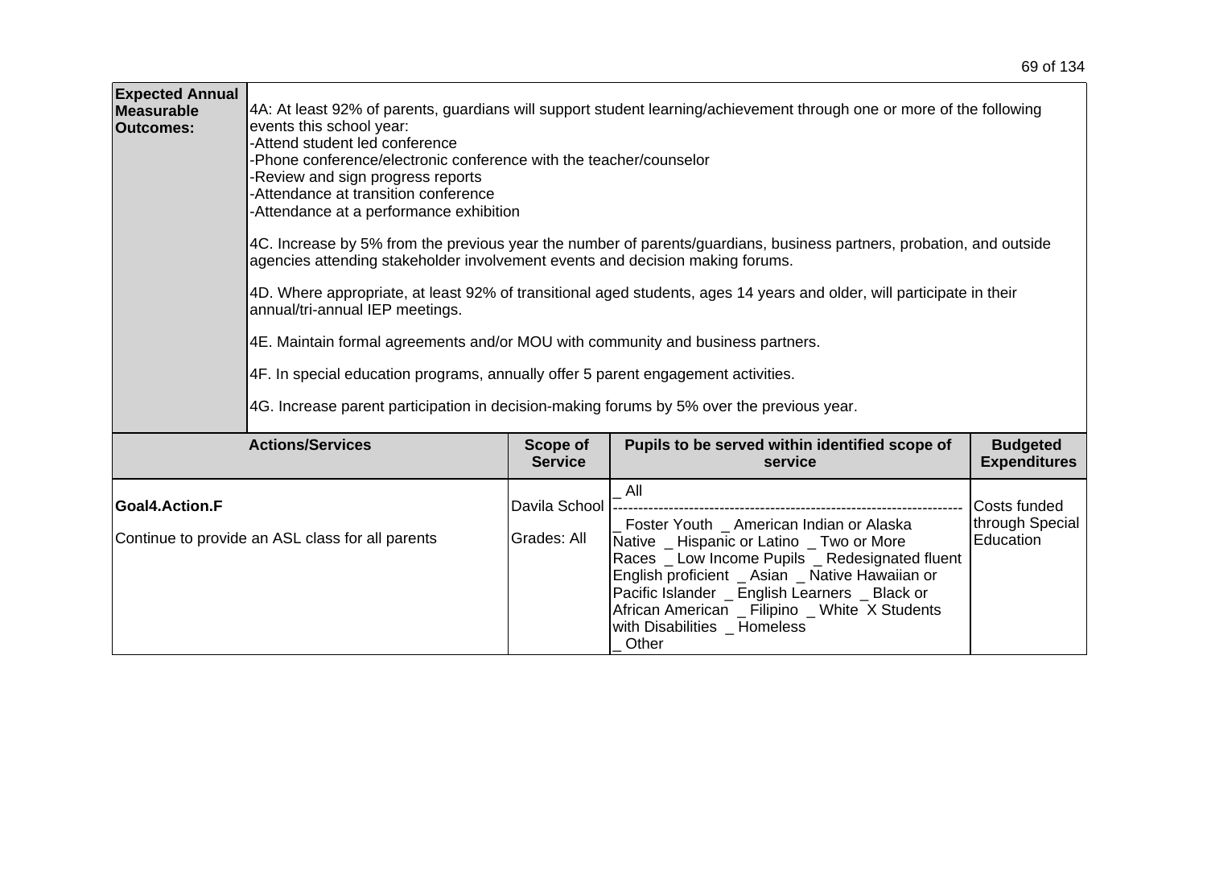| **Expected Annual Measurable Outcomes:** | 4A: At least 92% of parents, guardians will support student learning/achievement through one or more of the following events this school year:<br>-Attend student led conference<br>-Phone conference/electronic conference with the teacher/counselor<br>-Review and sign progress reports<br>-Attendance at transition conference<br>-Attendance at a performance exhibition<br><br>4C. Increase by 5% from the previous year the number of parents/guardians, business partners, probation, and outside agencies attending stakeholder involvement events and decision making forums.<br><br>4D. Where appropriate, at least 92% of transitional aged students, ages 14 years and older, will participate in their annual/tri-annual IEP meetings.<br><br>4E. Maintain formal agreements and/or MOU with community and business partners.<br><br>4F. In special education programs, annually offer 5 parent engagement activities.<br><br>4G. Increase parent participation in decision-making forums by 5% over the previous year. |
|---|---|

| Actions/Services | Scope of Service | Pupils to be served within identified scope of service | Budgeted Expenditures |
|---|---|---|---|
| **Goal4.Action.F**<br><br>Continue to provide an ASL class for all parents | Davila School<br><br>Grades: All | _ All<br>--------------------------------------------------------------------<br>_ Foster Youth _ American Indian or Alaska Native _ Hispanic or Latino _ Two or More Races _ Low Income Pupils _ Redesignated fluent English proficient _ Asian _ Native Hawaiian or Pacific Islander _ English Learners _ Black or African American _ Filipino _ White X Students with Disabilities _ Homeless<br>_ Other | Costs funded through Special Education |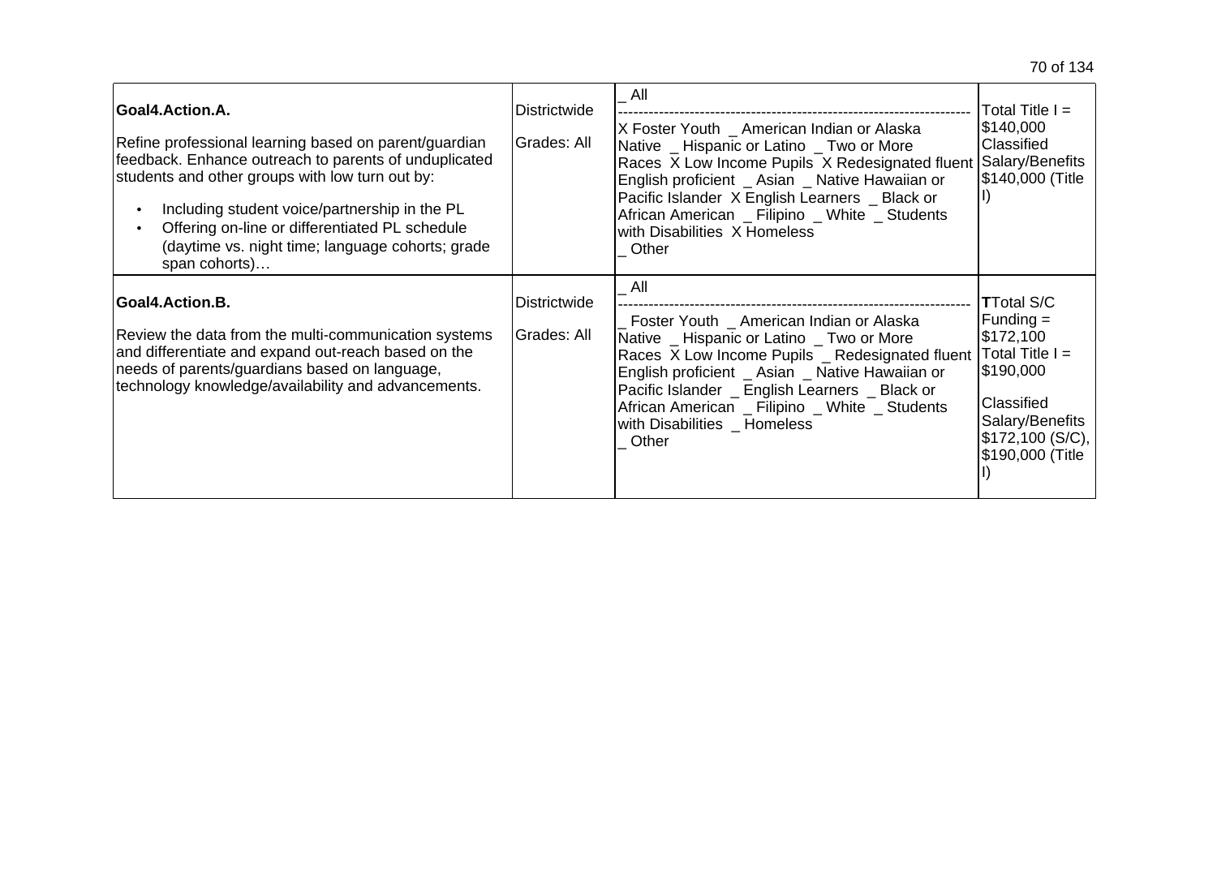| | | | |
|---|---|---|---|
| **Goal4.Action.A.**<br><br>Refine professional learning based on parent/guardian feedback. Enhance outreach to parents of unduplicated students and other groups with low turn out by:<br><br>• Including student voice/partnership in the PL<br>• Offering on-line or differentiated PL schedule (daytime vs. night time; language cohorts; grade span cohorts)… | Districtwide<br><br>Grades: All | _ All<br>--------------------------------------------------------------------<br>X Foster Youth _ American Indian or Alaska Native _ Hispanic or Latino _ Two or More Races X Low Income Pupils X Redesignated fluent English proficient _ Asian _ Native Hawaiian or Pacific Islander X English Learners _ Black or African American _ Filipino _ White _ Students with Disabilities X Homeless<br>_ Other | Total Title I = $140,000<br>Classified Salary/Benefits $140,000 (Title I) |
| **Goal4.Action.B.**<br><br>Review the data from the multi-communication systems and differentiate and expand out-reach based on the needs of parents/guardians based on language, technology knowledge/availability and advancements. | Districtwide<br><br>Grades: All | _ All<br>--------------------------------------------------------------------<br>_ Foster Youth _ American Indian or Alaska Native _ Hispanic or Latino _ Two or More Races X Low Income Pupils _ Redesignated fluent English proficient _ Asian _ Native Hawaiian or Pacific Islander _ English Learners _ Black or African American _ Filipino _ White _ Students with Disabilities _ Homeless<br>_ Other | **T**Total S/C Funding = $172,100<br>Total Title I = $190,000<br><br>Classified Salary/Benefits $172,100 (S/C), $190,000 (Title I) |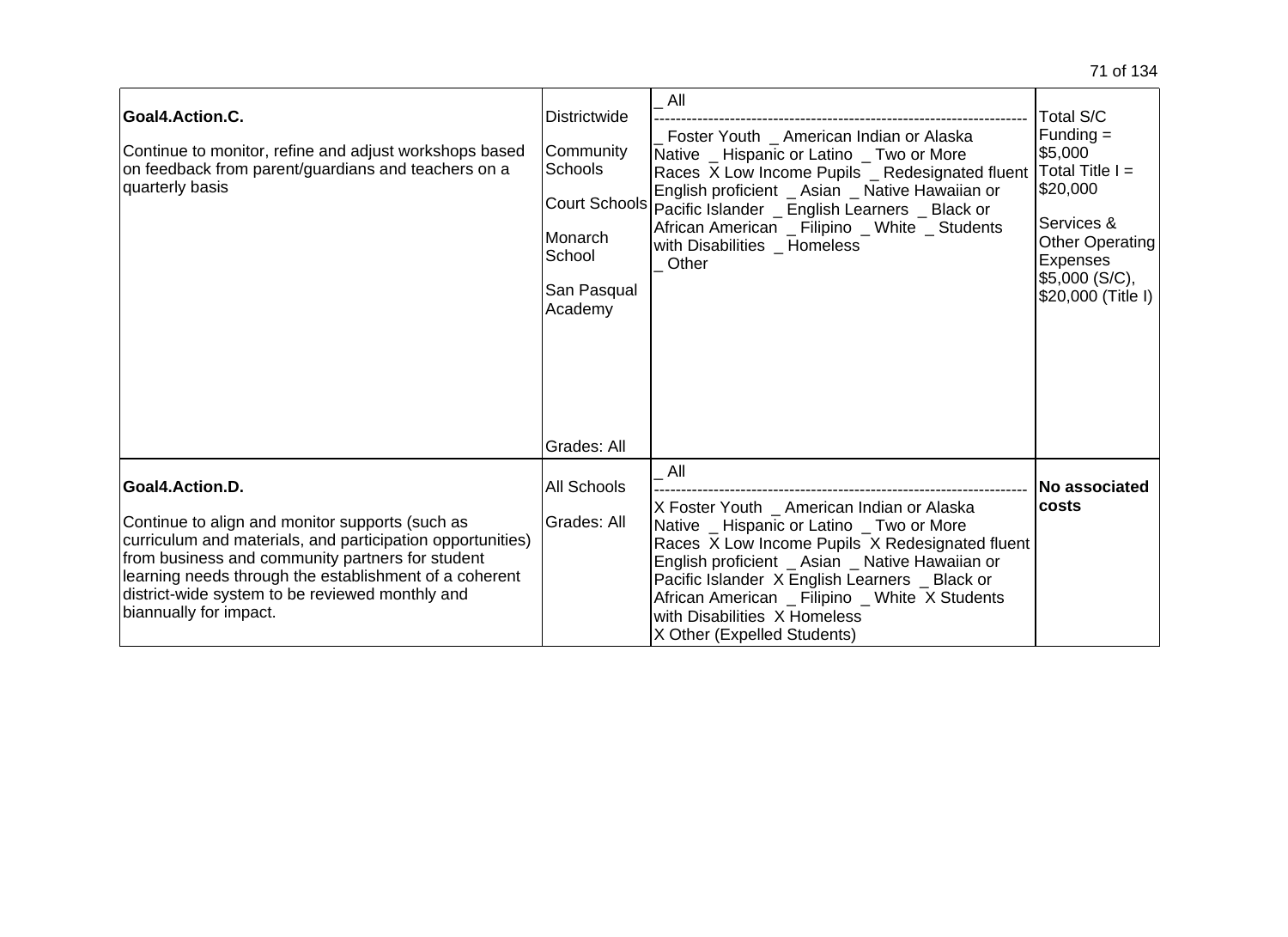| | | | |
|---|---|---|---|
| **Goal4.Action.C.**<br><br>Continue to monitor, refine and adjust workshops based on feedback from parent/guardians and teachers on a quarterly basis | Districtwide<br><br>Community Schools<br><br>Court Schools<br><br>Monarch School<br><br>San Pasqual Academy<br><br>Grades: All | _ All<br>--------------------------------------------------------------------<br>_ Foster Youth _ American Indian or Alaska Native _ Hispanic or Latino _ Two or More Races X Low Income Pupils _ Redesignated fluent English proficient _ Asian _ Native Hawaiian or Pacific Islander _ English Learners _ Black or African American _ Filipino _ White _ Students with Disabilities _ Homeless<br>_ Other | Total S/C Funding = $5,000<br>Total Title I = $20,000<br><br>Services & Other Operating Expenses $5,000 (S/C), $20,000 (Title I) |
| **Goal4.Action.D.**<br><br>Continue to align and monitor supports (such as curriculum and materials, and participation opportunities) from business and community partners for student learning needs through the establishment of a coherent district-wide system to be reviewed monthly and biannually for impact. | All Schools<br><br>Grades: All | _ All<br>--------------------------------------------------------------------<br>X Foster Youth _ American Indian or Alaska Native _ Hispanic or Latino _ Two or More Races X Low Income Pupils X Redesignated fluent English proficient _ Asian _ Native Hawaiian or Pacific Islander X English Learners _ Black or African American _ Filipino _ White X Students with Disabilities X Homeless<br>X Other (Expelled Students) | **No associated costs** |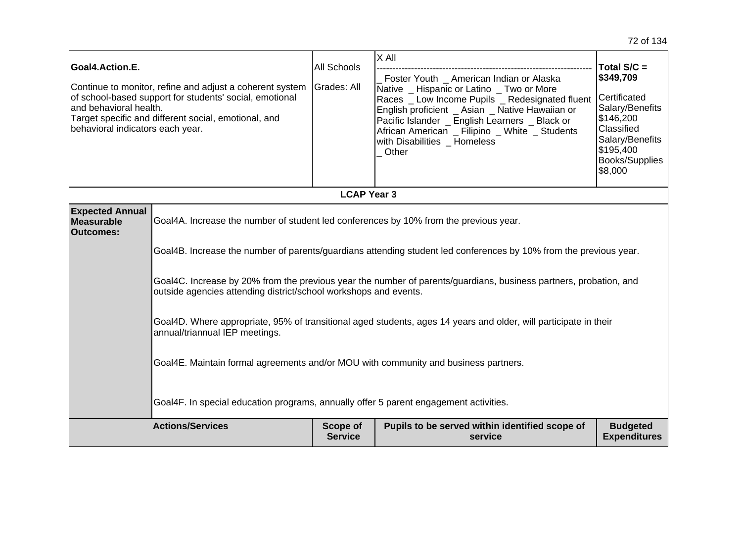| | | | |
|---|---|---|---|
| **Goal4.Action.E.**<br><br>Continue to monitor, refine and adjust a coherent system of school-based support for students' social, emotional and behavioral health.<br>Target specific and different social, emotional, and behavioral indicators each year. | All Schools<br><br>Grades: All | X All<br>--------------------------------------------------------------------<br>_ Foster Youth _ American Indian or Alaska Native _ Hispanic or Latino _ Two or More Races _ Low Income Pupils _ Redesignated fluent English proficient _ Asian _ Native Hawaiian or Pacific Islander _ English Learners _ Black or African American _ Filipino _ White _ Students with Disabilities _ Homeless<br>_ Other | **Total S/C = $349,709**<br><br>Certificated Salary/Benefits $146,200<br>Classified Salary/Benefits $195,400<br>Books/Supplies $8,000 |

**LCAP Year 3**

| | |
|---|---|
| **Expected Annual Measurable Outcomes:** | Goal4A. Increase the number of student led conferences by 10% from the previous year.<br><br>Goal4B. Increase the number of parents/guardians attending student led conferences by 10% from the previous year.<br><br>Goal4C. Increase by 20% from the previous year the number of parents/guardians, business partners, probation, and outside agencies attending district/school workshops and events.<br><br>Goal4D. Where appropriate, 95% of transitional aged students, ages 14 years and older, will participate in their annual/triannual IEP meetings.<br><br>Goal4E. Maintain formal agreements and/or MOU with community and business partners.<br><br>Goal4F. In special education programs, annually offer 5 parent engagement activities. |

| Actions/Services | Scope of Service | Pupils to be served within identified scope of service | Budgeted Expenditures |
|---|---|---|---|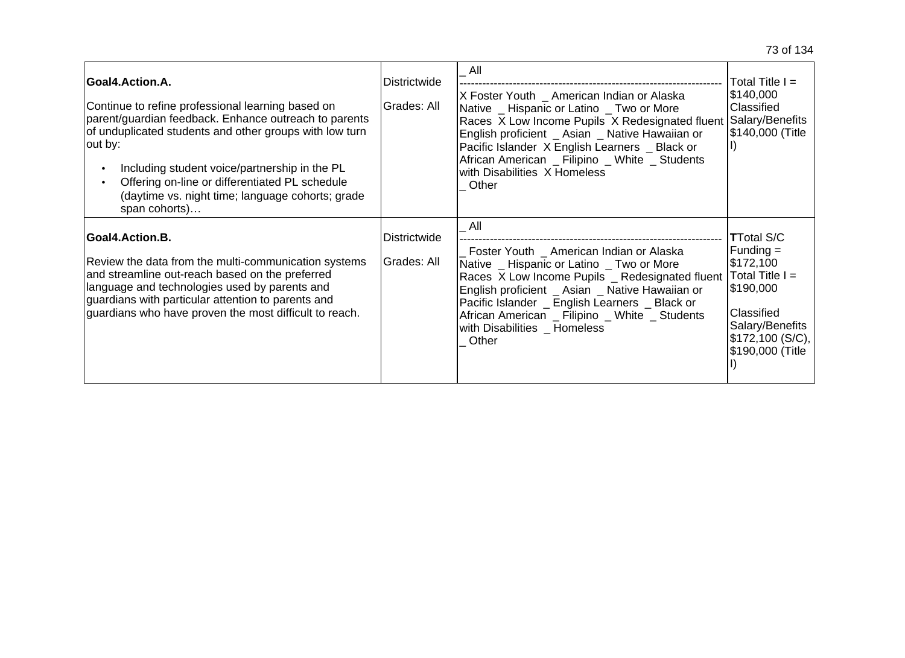| | | | |
|---|---|---|---|
| **Goal4.Action.A.**<br><br>Continue to refine professional learning based on parent/guardian feedback. Enhance outreach to parents of unduplicated students and other groups with low turn out by:<br><br>• Including student voice/partnership in the PL<br>• Offering on-line or differentiated PL schedule (daytime vs. night time; language cohorts; grade span cohorts)… | Districtwide<br><br>Grades: All | _ All<br>--------------------------------------------------------------------<br>X Foster Youth _ American Indian or Alaska Native _ Hispanic or Latino _ Two or More Races X Low Income Pupils X Redesignated fluent English proficient _ Asian _ Native Hawaiian or Pacific Islander X English Learners _ Black or African American _ Filipino _ White _ Students with Disabilities X Homeless<br>_ Other | Total Title I = $140,000<br>Classified Salary/Benefits $140,000 (Title I) |
| **Goal4.Action.B.**<br><br>Review the data from the multi-communication systems and streamline out-reach based on the preferred language and technologies used by parents and guardians with particular attention to parents and guardians who have proven the most difficult to reach. | Districtwide<br><br>Grades: All | _ All<br>--------------------------------------------------------------------<br>_ Foster Youth _ American Indian or Alaska Native _ Hispanic or Latino _ Two or More Races X Low Income Pupils _ Redesignated fluent English proficient _ Asian _ Native Hawaiian or Pacific Islander _ English Learners _ Black or African American _ Filipino _ White _ Students with Disabilities _ Homeless<br>_ Other | **T**Total S/C Funding = $172,100<br>Total Title I = $190,000<br><br>Classified Salary/Benefits $172,100 (S/C), $190,000 (Title I) |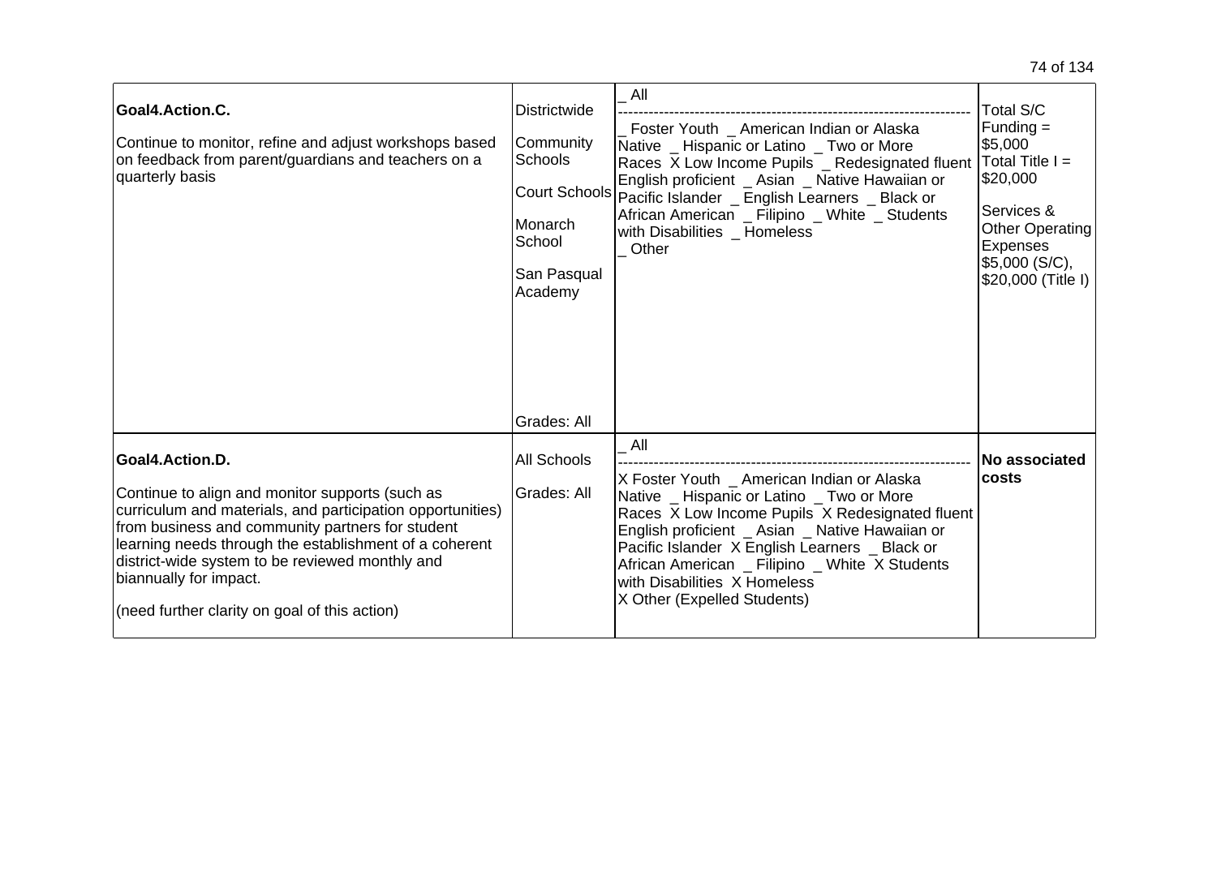| | | | |
|---|---|---|---|
| **Goal4.Action.C.**<br><br>Continue to monitor, refine and adjust workshops based on feedback from parent/guardians and teachers on a quarterly basis | Districtwide<br><br>Community Schools<br><br>Court Schools<br><br>Monarch School<br><br>San Pasqual Academy<br><br>Grades: All | _ All<br>--------------------------------------------------------------------<br>_ Foster Youth _ American Indian or Alaska Native _ Hispanic or Latino _ Two or More Races X Low Income Pupils _ Redesignated fluent English proficient _ Asian _ Native Hawaiian or Pacific Islander _ English Learners _ Black or African American _ Filipino _ White _ Students with Disabilities _ Homeless<br>_ Other | Total S/C Funding = $5,000<br>Total Title I = $20,000<br><br>Services & Other Operating Expenses $5,000 (S/C), $20,000 (Title I) |
| **Goal4.Action.D.**<br><br>Continue to align and monitor supports (such as curriculum and materials, and participation opportunities) from business and community partners for student learning needs through the establishment of a coherent district-wide system to be reviewed monthly and biannually for impact.<br><br>(need further clarity on goal of this action) | All Schools<br><br>Grades: All | _ All<br>--------------------------------------------------------------------<br>X Foster Youth _ American Indian or Alaska Native _ Hispanic or Latino _ Two or More Races X Low Income Pupils X Redesignated fluent English proficient _ Asian _ Native Hawaiian or Pacific Islander X English Learners _ Black or African American _ Filipino _ White X Students with Disabilities X Homeless<br>X Other (Expelled Students) | **No associated costs** |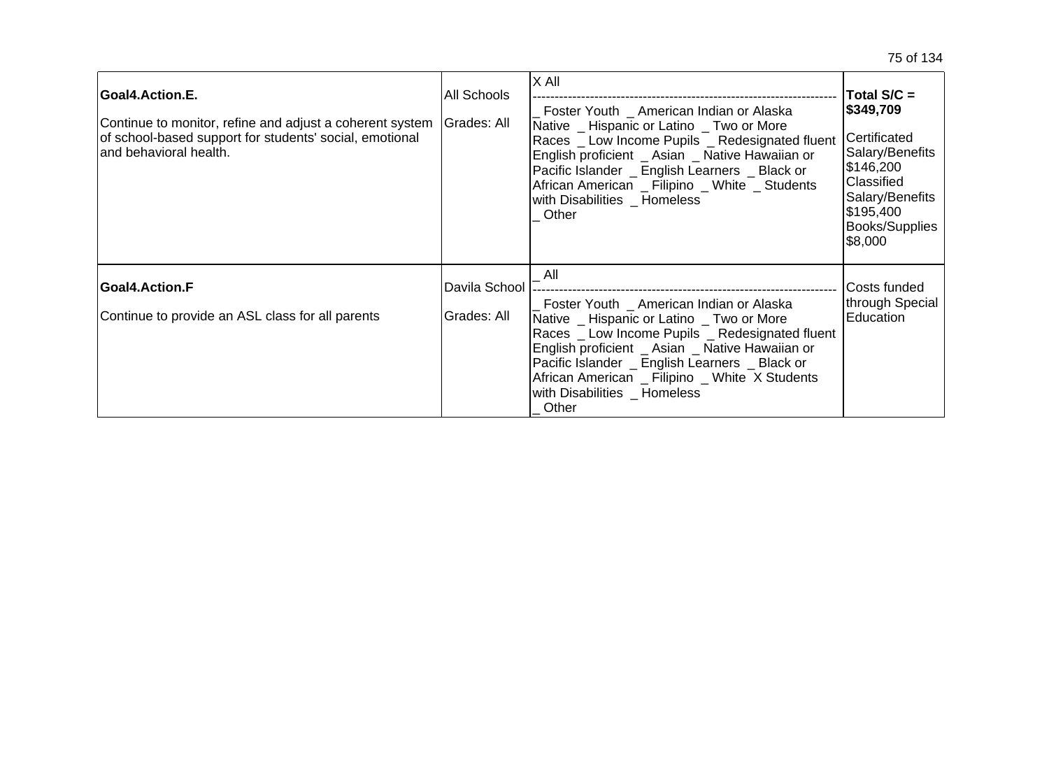| | | | |
|---|---|---|---|
| **Goal4.Action.E.**<br><br>Continue to monitor, refine and adjust a coherent system of school-based support for students' social, emotional and behavioral health. | All Schools<br><br>Grades: All | X All<br>------------------------------------------------------------------<br>_ Foster Youth _ American Indian or Alaska Native _ Hispanic or Latino _ Two or More Races _ Low Income Pupils _ Redesignated fluent English proficient _ Asian _ Native Hawaiian or Pacific Islander _ English Learners _ Black or African American _ Filipino _ White _ Students with Disabilities _ Homeless<br>_ Other | **Total S/C = $349,709**<br><br>Certificated Salary/Benefits $146,200<br>Classified Salary/Benefits $195,400<br>Books/Supplies $8,000 |
| **Goal4.Action.F**<br><br>Continue to provide an ASL class for all parents | Davila School<br><br>Grades: All | _ All<br>------------------------------------------------------------------<br>_ Foster Youth _ American Indian or Alaska Native _ Hispanic or Latino _ Two or More Races _ Low Income Pupils _ Redesignated fluent English proficient _ Asian _ Native Hawaiian or Pacific Islander _ English Learners _ Black or African American _ Filipino _ White X Students with Disabilities _ Homeless<br>_ Other | Costs funded through Special Education |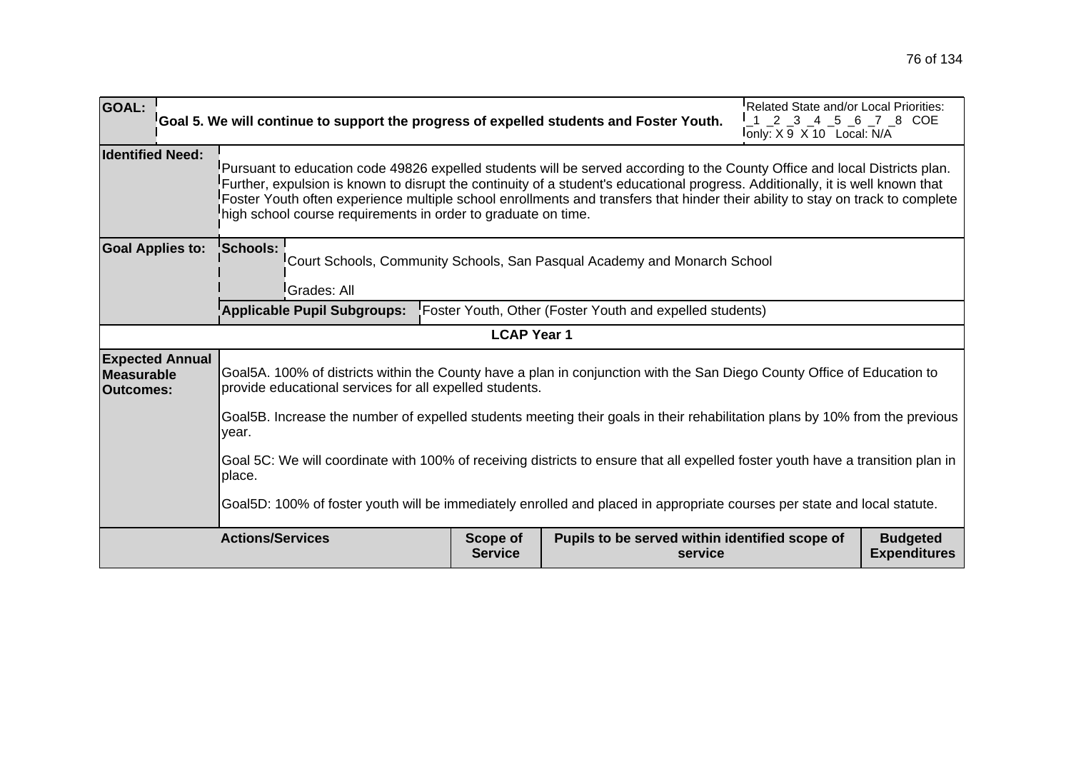| **GOAL:** | **Goal 5. We will continue to support the progress of expelled students and Foster Youth.** | | | Related State and/or Local Priorities: _1 _2 _3 _4 _5 _6 _7 _8 COE only: X 9 X 10 Local: N/A |
|---|---|---|---|---|
| **Identified Need:** | Pursuant to education code 49826 expelled students will be served according to the County Office and local Districts plan. Further, expulsion is known to disrupt the continuity of a student's educational progress. Additionally, it is well known that Foster Youth often experience multiple school enrollments and transfers that hinder their ability to stay on track to complete high school course requirements in order to graduate on time. | | | |
| **Goal Applies to:** | **Schools:** | Court Schools, Community Schools, San Pasqual Academy and Monarch School<br>Grades: All | | |
| | **Applicable Pupil Subgroups:** | Foster Youth, Other (Foster Youth and expelled students) | | |

**LCAP Year 1**

| **Expected Annual Measurable Outcomes:** | Goal5A. 100% of districts within the County have a plan in conjunction with the San Diego County Office of Education to provide educational services for all expelled students.<br><br>Goal5B. Increase the number of expelled students meeting their goals in their rehabilitation plans by 10% from the previous year.<br><br>Goal 5C: We will coordinate with 100% of receiving districts to ensure that all expelled foster youth have a transition plan in place.<br><br>Goal5D: 100% of foster youth will be immediately enrolled and placed in appropriate courses per state and local statute. |
|---|---|

| **Actions/Services** | **Scope of Service** | **Pupils to be served within identified scope of service** | **Budgeted Expenditures** |
|---|---|---|---|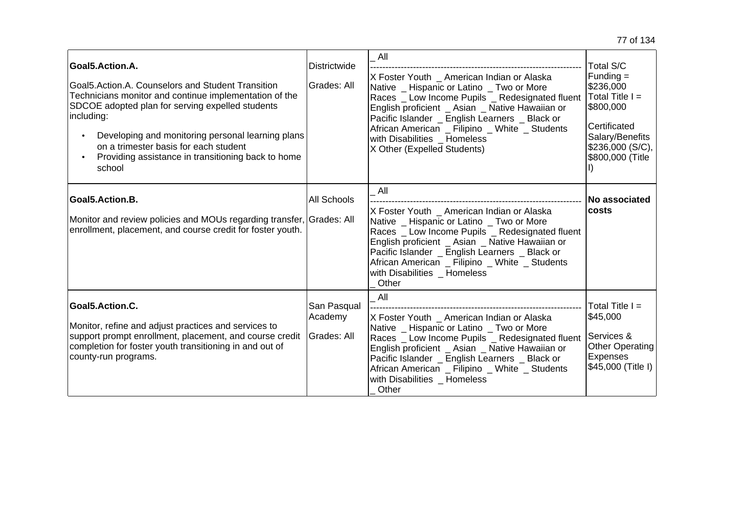| Goal5.Action.A.<br><br>Goal5.Action.A. Counselors and Student Transition Technicians monitor and continue implementation of the SDCOE adopted plan for serving expelled students including:<br>• Developing and monitoring personal learning plans on a trimester basis for each student<br>• Providing assistance in transitioning back to home school | Districtwide<br><br>Grades: All | _ All<br>--------------------------------------------------------------------<br>X Foster Youth _ American Indian or Alaska Native _ Hispanic or Latino _ Two or More Races _ Low Income Pupils _ Redesignated fluent English proficient _ Asian _ Native Hawaiian or Pacific Islander _ English Learners _ Black or African American _ Filipino _ White _ Students with Disabilities _ Homeless<br>X Other (Expelled Students) | Total S/C Funding = $236,000<br>Total Title I = $800,000<br><br>Certificated Salary/Benefits $236,000 (S/C), $800,000 (Title I) |
|---|---|---|---|
| **Goal5.Action.B.**<br><br>Monitor and review policies and MOUs regarding transfer, enrollment, placement, and course credit for foster youth. | All Schools<br><br>Grades: All | _ All<br>--------------------------------------------------------------------<br>X Foster Youth _ American Indian or Alaska Native _ Hispanic or Latino _ Two or More Races _ Low Income Pupils _ Redesignated fluent English proficient _ Asian _ Native Hawaiian or Pacific Islander _ English Learners _ Black or African American _ Filipino _ White _ Students with Disabilities _ Homeless<br>_ Other | **No associated costs** |
| **Goal5.Action.C.**<br><br>Monitor, refine and adjust practices and services to support prompt enrollment, placement, and course credit completion for foster youth transitioning in and out of county-run programs. | San Pasqual Academy<br><br>Grades: All | _ All<br>--------------------------------------------------------------------<br>X Foster Youth _ American Indian or Alaska Native _ Hispanic or Latino _ Two or More Races _ Low Income Pupils _ Redesignated fluent English proficient _ Asian _ Native Hawaiian or Pacific Islander _ English Learners _ Black or African American _ Filipino _ White _ Students with Disabilities _ Homeless<br>_ Other | Total Title I = $45,000<br><br>Services & Other Operating Expenses $45,000 (Title I) |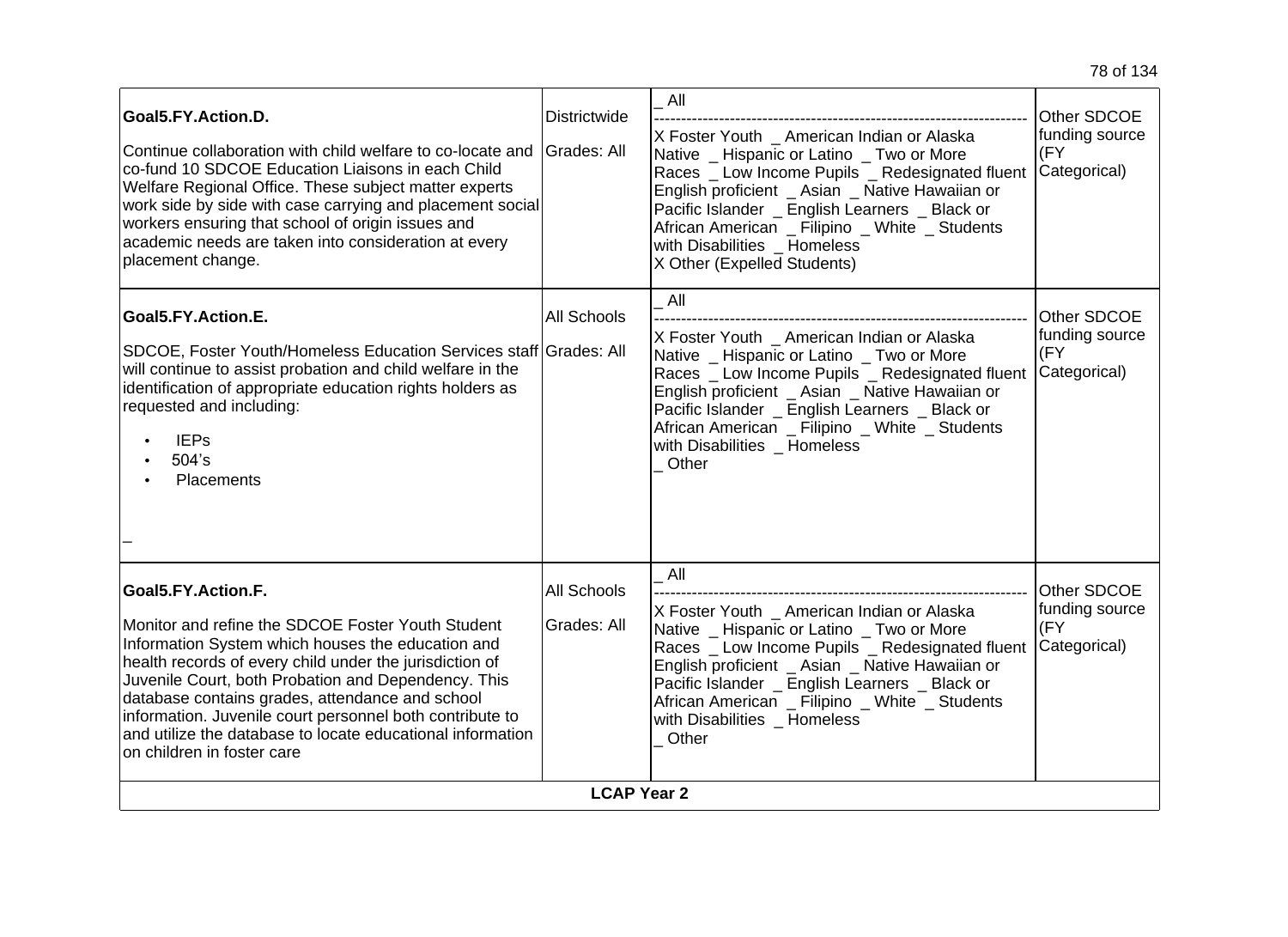| | | | |
|---|---|---|---|
| **Goal5.FY.Action.D.**<br><br>Continue collaboration with child welfare to co-locate and co-fund 10 SDCOE Education Liaisons in each Child Welfare Regional Office. These subject matter experts work side by side with case carrying and placement social workers ensuring that school of origin issues and academic needs are taken into consideration at every placement change. | Districtwide<br><br>Grades: All | _ All<br>------------------------------------------------------------------<br>X Foster Youth _ American Indian or Alaska Native _ Hispanic or Latino _ Two or More Races _ Low Income Pupils _ Redesignated fluent English proficient _ Asian _ Native Hawaiian or Pacific Islander _ English Learners _ Black or African American _ Filipino _ White _ Students with Disabilities _ Homeless<br>X Other (Expelled Students) | Other SDCOE funding source (FY Categorical) |
| **Goal5.FY.Action.E.**<br><br>SDCOE, Foster Youth/Homeless Education Services staff will continue to assist probation and child welfare in the identification of appropriate education rights holders as requested and including:<br>• IEPs<br>• 504's<br>• Placements<br><br>_ | All Schools<br><br>Grades: All | _ All<br>------------------------------------------------------------------<br>X Foster Youth _ American Indian or Alaska Native _ Hispanic or Latino _ Two or More Races _ Low Income Pupils _ Redesignated fluent English proficient _ Asian _ Native Hawaiian or Pacific Islander _ English Learners _ Black or African American _ Filipino _ White _ Students with Disabilities _ Homeless<br>_ Other | Other SDCOE funding source (FY Categorical) |
| **Goal5.FY.Action.F.**<br><br>Monitor and refine the SDCOE Foster Youth Student Information System which houses the education and health records of every child under the jurisdiction of Juvenile Court, both Probation and Dependency. This database contains grades, attendance and school information. Juvenile court personnel both contribute to and utilize the database to locate educational information on children in foster care | All Schools<br><br>Grades: All | _ All<br>------------------------------------------------------------------<br>X Foster Youth _ American Indian or Alaska Native _ Hispanic or Latino _ Two or More Races _ Low Income Pupils _ Redesignated fluent English proficient _ Asian _ Native Hawaiian or Pacific Islander _ English Learners _ Black or African American _ Filipino _ White _ Students with Disabilities _ Homeless<br>_ Other | Other SDCOE funding source (FY Categorical) |
| **LCAP Year 2** | | | |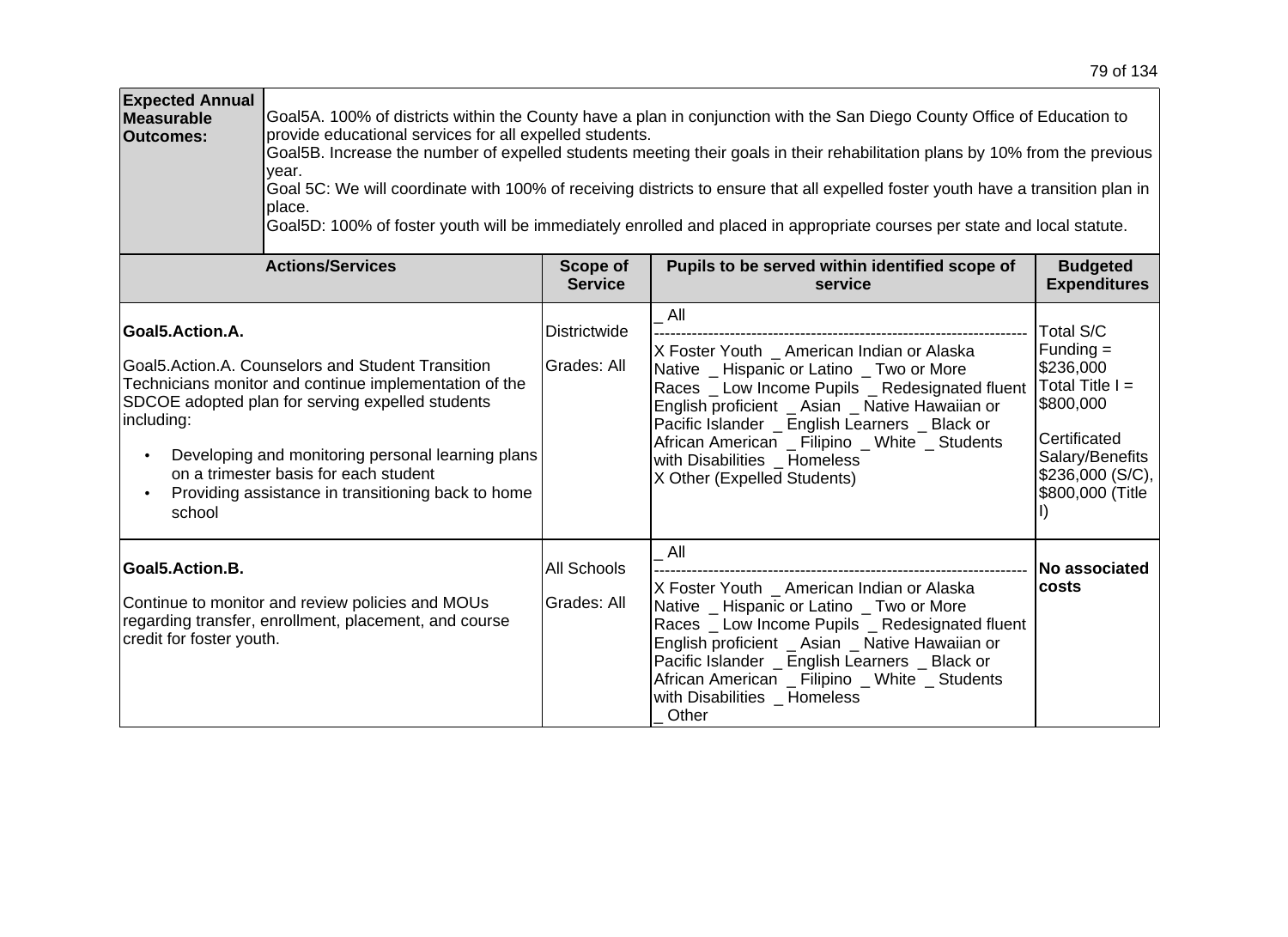| **Expected Annual Measurable Outcomes:** | Goal5A. 100% of districts within the County have a plan in conjunction with the San Diego County Office of Education to provide educational services for all expelled students.<br>Goal5B. Increase the number of expelled students meeting their goals in their rehabilitation plans by 10% from the previous year.<br>Goal 5C: We will coordinate with 100% of receiving districts to ensure that all expelled foster youth have a transition plan in place.<br>Goal5D: 100% of foster youth will be immediately enrolled and placed in appropriate courses per state and local statute. |
|---|---|

| Actions/Services | Scope of Service | Pupils to be served within identified scope of service | Budgeted Expenditures |
|---|---|---|---|
| **Goal5.Action.A.**<br><br>Goal5.Action.A. Counselors and Student Transition Technicians monitor and continue implementation of the SDCOE adopted plan for serving expelled students including:<br>• Developing and monitoring personal learning plans on a trimester basis for each student<br>• Providing assistance in transitioning back to home school | Districtwide<br><br>Grades: All | _ All<br>---<br>X Foster Youth _ American Indian or Alaska Native _ Hispanic or Latino _ Two or More Races _ Low Income Pupils _ Redesignated fluent English proficient _ Asian _ Native Hawaiian or Pacific Islander _ English Learners _ Black or African American _ Filipino _ White _ Students with Disabilities _ Homeless<br>X Other (Expelled Students) | Total S/C Funding = $236,000<br>Total Title I = $800,000<br><br>Certificated Salary/Benefits $236,000 (S/C), $800,000 (Title I) |
| **Goal5.Action.B.**<br><br>Continue to monitor and review policies and MOUs regarding transfer, enrollment, placement, and course credit for foster youth. | All Schools<br><br>Grades: All | _ All<br>---<br>X Foster Youth _ American Indian or Alaska Native _ Hispanic or Latino _ Two or More Races _ Low Income Pupils _ Redesignated fluent English proficient _ Asian _ Native Hawaiian or Pacific Islander _ English Learners _ Black or African American _ Filipino _ White _ Students with Disabilities _ Homeless<br>_ Other | **No associated costs** |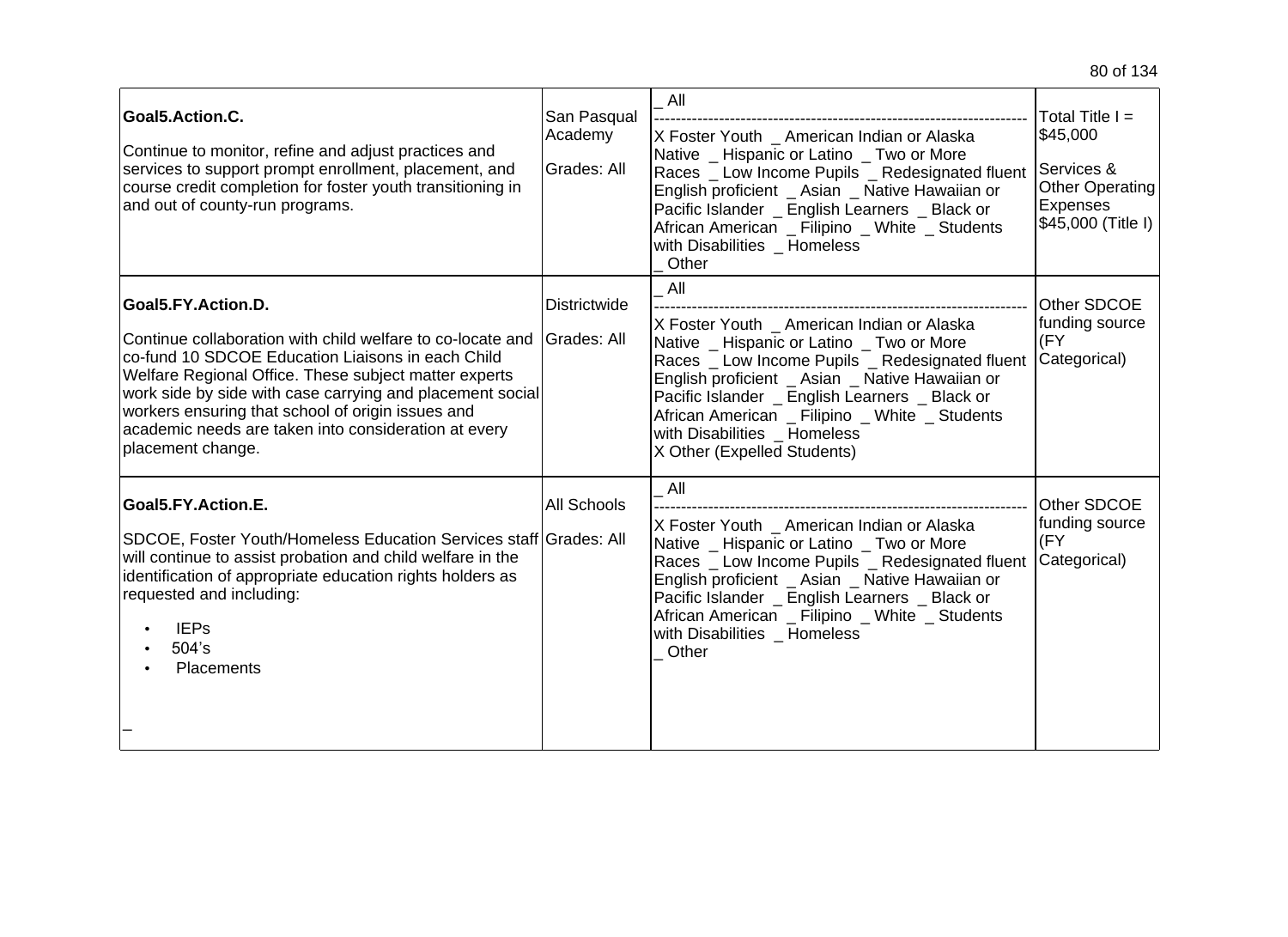| | | | |
|---|---|---|---|
| **Goal5.Action.C.**<br><br>Continue to monitor, refine and adjust practices and services to support prompt enrollment, placement, and course credit completion for foster youth transitioning in and out of county-run programs. | San Pasqual Academy<br><br>Grades: All | _ All<br>--------------------------------------------------------------------<br>X Foster Youth _ American Indian or Alaska Native _ Hispanic or Latino _ Two or More Races _ Low Income Pupils _ Redesignated fluent English proficient _ Asian _ Native Hawaiian or Pacific Islander _ English Learners _ Black or African American _ Filipino _ White _ Students with Disabilities _ Homeless<br>_ Other | Total Title I = $45,000<br><br>Services & Other Operating Expenses $45,000 (Title I) |
| **Goal5.FY.Action.D.**<br><br>Continue collaboration with child welfare to co-locate and co-fund 10 SDCOE Education Liaisons in each Child Welfare Regional Office. These subject matter experts work side by side with case carrying and placement social workers ensuring that school of origin issues and academic needs are taken into consideration at every placement change. | Districtwide<br><br>Grades: All | _ All<br>--------------------------------------------------------------------<br>X Foster Youth _ American Indian or Alaska Native _ Hispanic or Latino _ Two or More Races _ Low Income Pupils _ Redesignated fluent English proficient _ Asian _ Native Hawaiian or Pacific Islander _ English Learners _ Black or African American _ Filipino _ White _ Students with Disabilities _ Homeless<br>X Other (Expelled Students) | Other SDCOE funding source (FY Categorical) |
| **Goal5.FY.Action.E.**<br><br>SDCOE, Foster Youth/Homeless Education Services staff will continue to assist probation and child welfare in the identification of appropriate education rights holders as requested and including:<br><br>• IEPs<br>• 504's<br>• Placements<br><br>_ | All Schools<br><br>Grades: All | _ All<br>--------------------------------------------------------------------<br>X Foster Youth _ American Indian or Alaska Native _ Hispanic or Latino _ Two or More Races _ Low Income Pupils _ Redesignated fluent English proficient _ Asian _ Native Hawaiian or Pacific Islander _ English Learners _ Black or African American _ Filipino _ White _ Students with Disabilities _ Homeless<br>_ Other | Other SDCOE funding source (FY Categorical) |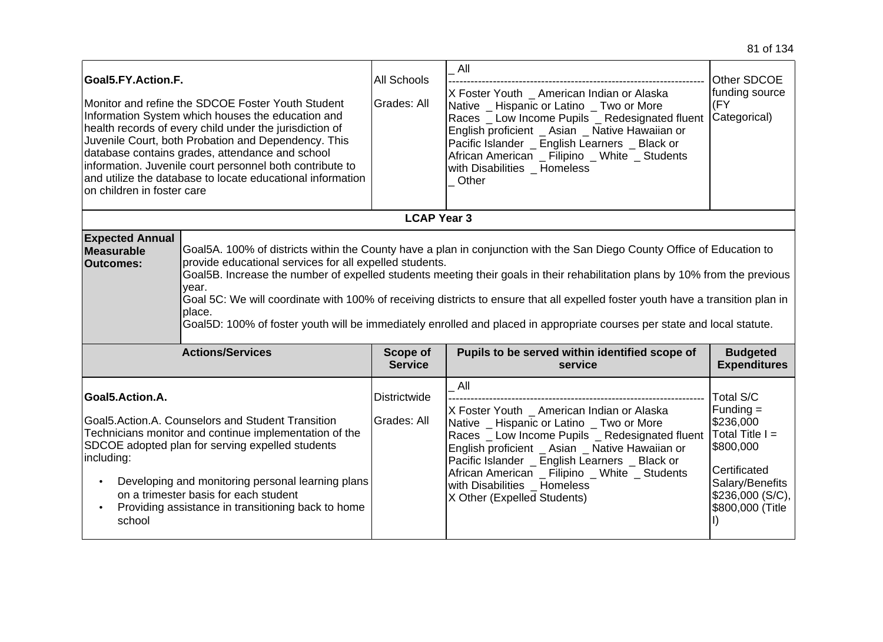| | | | |
|---|---|---|---|
| **Goal5.FY.Action.F.**<br><br>Monitor and refine the SDCOE Foster Youth Student Information System which houses the education and health records of every child under the jurisdiction of Juvenile Court, both Probation and Dependency. This database contains grades, attendance and school information. Juvenile court personnel both contribute to and utilize the database to locate educational information on children in foster care | All Schools<br><br>Grades: All | _ All<br>--------------------------------------------------------------------<br>X Foster Youth _ American Indian or Alaska Native _ Hispanic or Latino _ Two or More Races _ Low Income Pupils _ Redesignated fluent English proficient _ Asian _ Native Hawaiian or Pacific Islander _ English Learners _ Black or African American _ Filipino _ White _ Students with Disabilities _ Homeless<br>_ Other | Other SDCOE funding source (FY Categorical) |

**LCAP Year 3**

| | |
|---|---|
| **Expected Annual Measurable Outcomes:** | Goal5A. 100% of districts within the County have a plan in conjunction with the San Diego County Office of Education to provide educational services for all expelled students.<br>Goal5B. Increase the number of expelled students meeting their goals in their rehabilitation plans by 10% from the previous year.<br>Goal 5C: We will coordinate with 100% of receiving districts to ensure that all expelled foster youth have a transition plan in place.<br>Goal5D: 100% of foster youth will be immediately enrolled and placed in appropriate courses per state and local statute. |

| Actions/Services | Scope of Service | Pupils to be served within identified scope of service | Budgeted Expenditures |
|---|---|---|---|
| **Goal5.Action.A.**<br><br>Goal5.Action.A. Counselors and Student Transition Technicians monitor and continue implementation of the SDCOE adopted plan for serving expelled students including:<br>• Developing and monitoring personal learning plans on a trimester basis for each student<br>• Providing assistance in transitioning back to home school | Districtwide<br><br>Grades: All | _ All<br>--------------------------------------------------------------------<br>X Foster Youth _ American Indian or Alaska Native _ Hispanic or Latino _ Two or More Races _ Low Income Pupils _ Redesignated fluent English proficient _ Asian _ Native Hawaiian or Pacific Islander _ English Learners _ Black or African American _ Filipino _ White _ Students with Disabilities _ Homeless<br>X Other (Expelled Students) | Total S/C Funding = $236,000<br>Total Title I = $800,000<br><br>Certificated Salary/Benefits $236,000 (S/C), $800,000 (Title I) |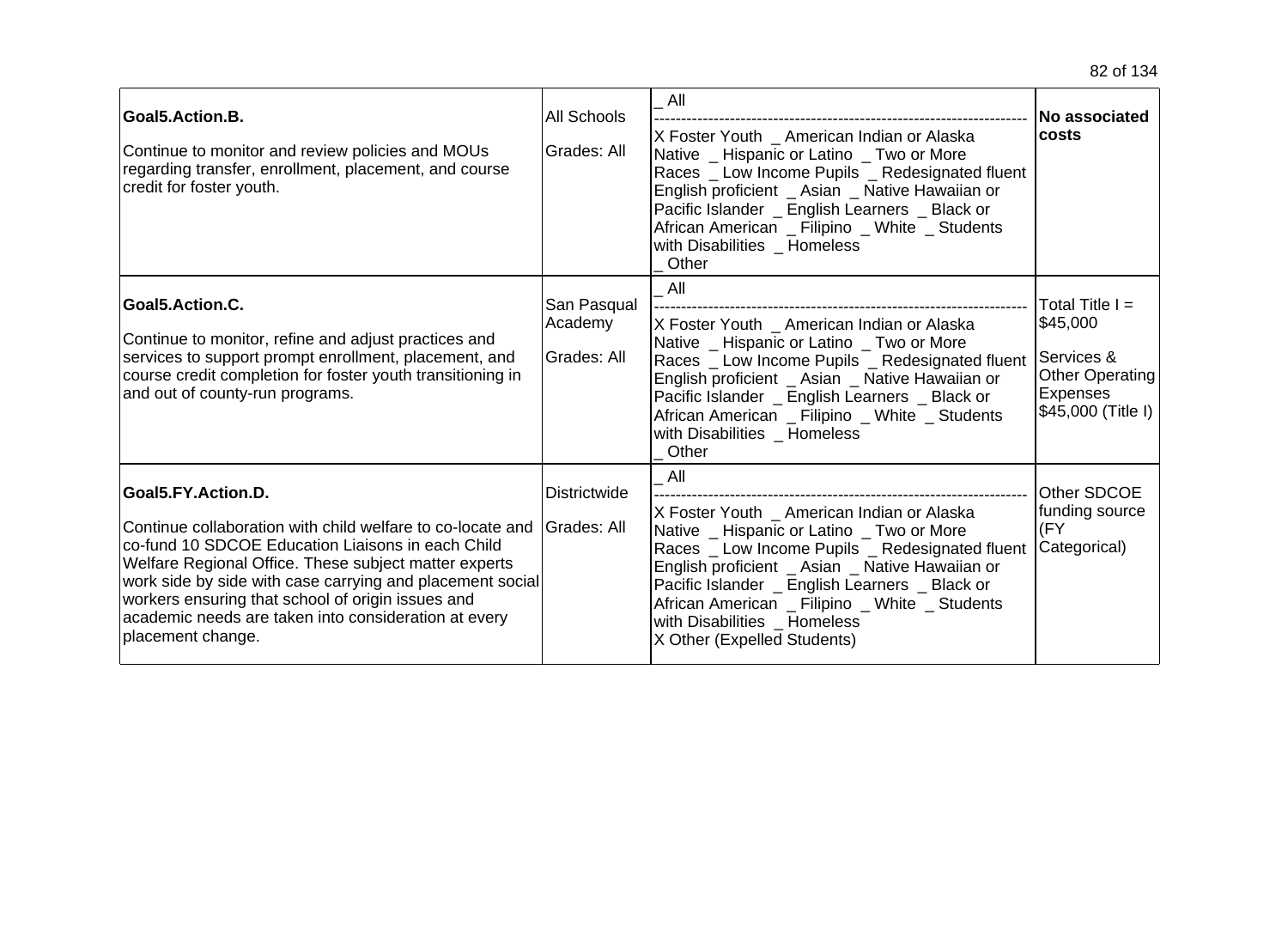| | | | |
|---|---|---|---|
| **Goal5.Action.B.**<br><br>Continue to monitor and review policies and MOUs regarding transfer, enrollment, placement, and course credit for foster youth. | All Schools<br><br>Grades: All | _ All<br>--------------------------------------------------------------------<br>X Foster Youth _ American Indian or Alaska Native _ Hispanic or Latino _ Two or More Races _ Low Income Pupils _ Redesignated fluent English proficient _ Asian _ Native Hawaiian or Pacific Islander _ English Learners _ Black or African American _ Filipino _ White _ Students with Disabilities _ Homeless<br>_ Other | **No associated costs** |
| **Goal5.Action.C.**<br><br>Continue to monitor, refine and adjust practices and services to support prompt enrollment, placement, and course credit completion for foster youth transitioning in and out of county-run programs. | San Pasqual Academy<br><br>Grades: All | _ All<br>--------------------------------------------------------------------<br>X Foster Youth _ American Indian or Alaska Native _ Hispanic or Latino _ Two or More Races _ Low Income Pupils _ Redesignated fluent English proficient _ Asian _ Native Hawaiian or Pacific Islander _ English Learners _ Black or African American _ Filipino _ White _ Students with Disabilities _ Homeless<br>_ Other | Total Title I = $45,000<br><br>Services & Other Operating Expenses $45,000 (Title I) |
| **Goal5.FY.Action.D.**<br><br>Continue collaboration with child welfare to co-locate and co-fund 10 SDCOE Education Liaisons in each Child Welfare Regional Office. These subject matter experts work side by side with case carrying and placement social workers ensuring that school of origin issues and academic needs are taken into consideration at every placement change. | Districtwide<br><br>Grades: All | _ All<br>--------------------------------------------------------------------<br>X Foster Youth _ American Indian or Alaska Native _ Hispanic or Latino _ Two or More Races _ Low Income Pupils _ Redesignated fluent English proficient _ Asian _ Native Hawaiian or Pacific Islander _ English Learners _ Black or African American _ Filipino _ White _ Students with Disabilities _ Homeless<br>X Other (Expelled Students) | Other SDCOE funding source (FY Categorical) |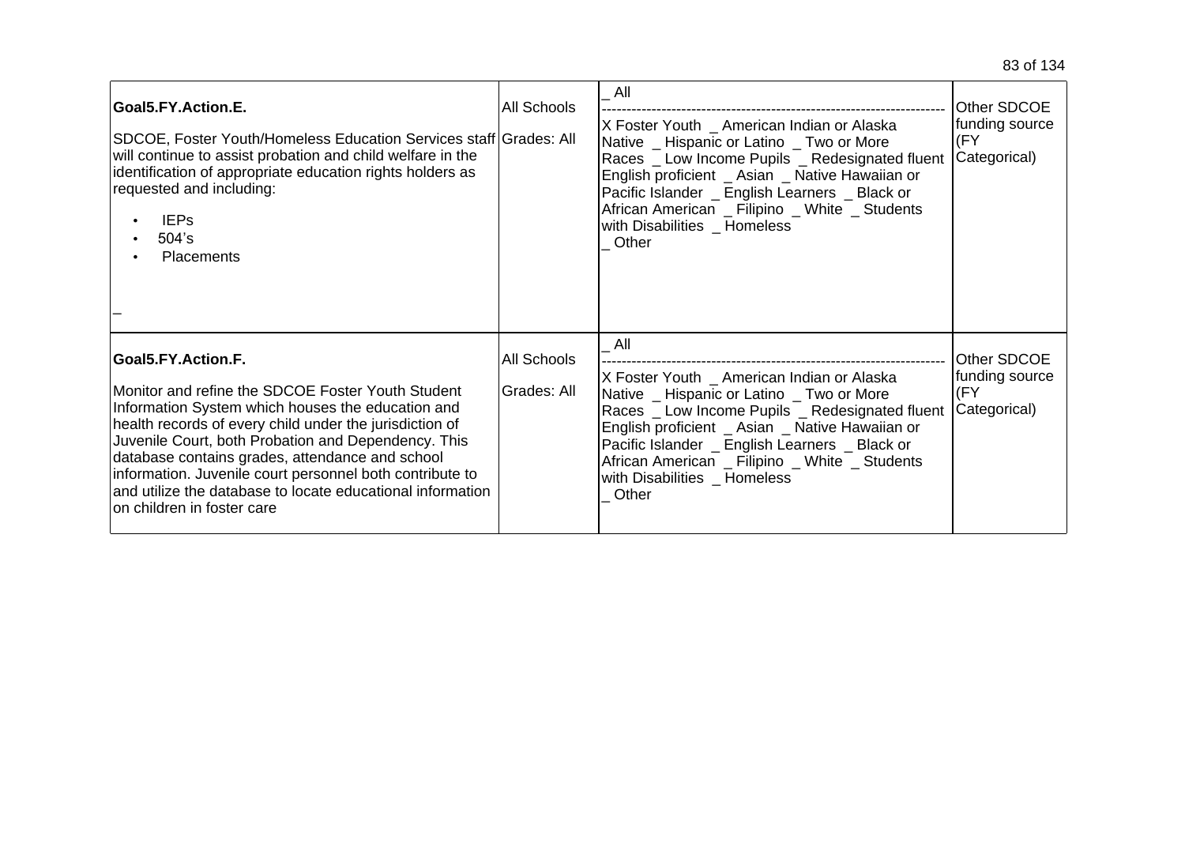| | | | |
|---|---|---|---|
| **Goal5.FY.Action.E.**<br><br>SDCOE, Foster Youth/Homeless Education Services staff will continue to assist probation and child welfare in the identification of appropriate education rights holders as requested and including:<br>• IEPs<br>• 504's<br>• Placements<br><br>_ | All Schools<br><br>Grades: All | _ All<br>--------------------------------------------------------------------<br>X Foster Youth _ American Indian or Alaska Native _ Hispanic or Latino _ Two or More Races _ Low Income Pupils _ Redesignated fluent English proficient _ Asian _ Native Hawaiian or Pacific Islander _ English Learners _ Black or African American _ Filipino _ White _ Students with Disabilities _ Homeless<br>_ Other | Other SDCOE funding source (FY Categorical) |
| **Goal5.FY.Action.F.**<br><br>Monitor and refine the SDCOE Foster Youth Student Information System which houses the education and health records of every child under the jurisdiction of Juvenile Court, both Probation and Dependency. This database contains grades, attendance and school information. Juvenile court personnel both contribute to and utilize the database to locate educational information on children in foster care | All Schools<br><br>Grades: All | _ All<br>--------------------------------------------------------------------<br>X Foster Youth _ American Indian or Alaska Native _ Hispanic or Latino _ Two or More Races _ Low Income Pupils _ Redesignated fluent English proficient _ Asian _ Native Hawaiian or Pacific Islander _ English Learners _ Black or African American _ Filipino _ White _ Students with Disabilities _ Homeless<br>_ Other | Other SDCOE funding source (FY Categorical) |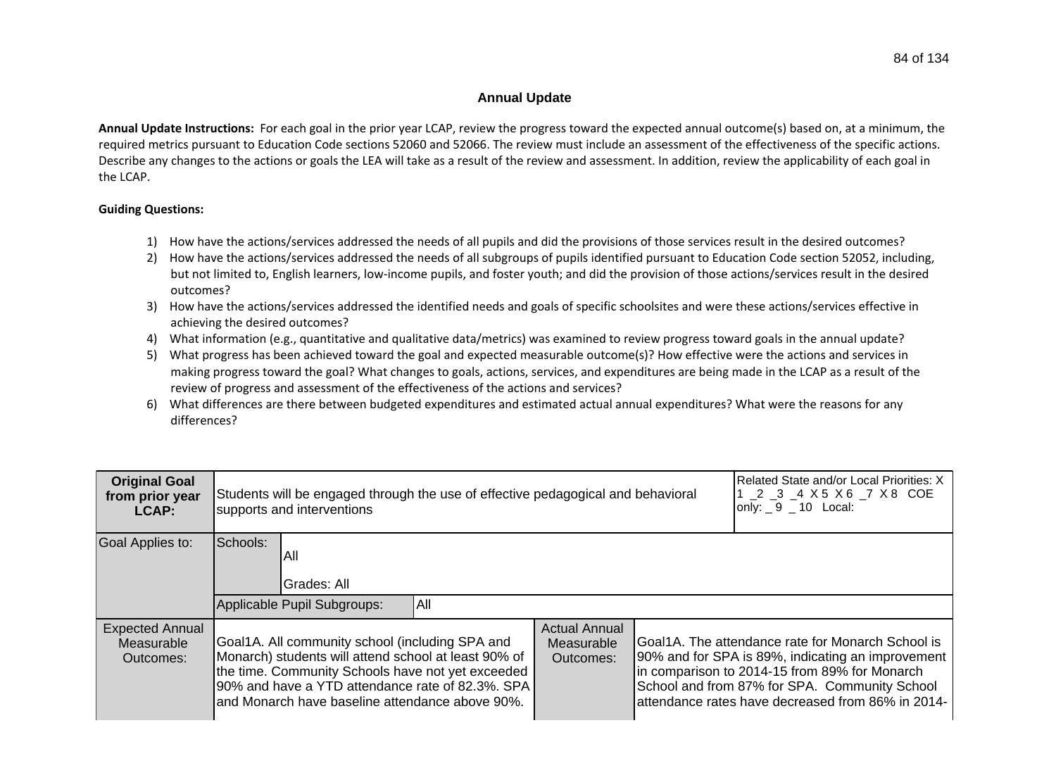## Annual Update

**Annual Update Instructions:** For each goal in the prior year LCAP, review the progress toward the expected annual outcome(s) based on, at a minimum, the required metrics pursuant to Education Code sections 52060 and 52066. The review must include an assessment of the effectiveness of the specific actions. Describe any changes to the actions or goals the LEA will take as a result of the review and assessment. In addition, review the applicability of each goal in the LCAP.

**Guiding Questions:**

1) How have the actions/services addressed the needs of all pupils and did the provisions of those services result in the desired outcomes?
2) How have the actions/services addressed the needs of all subgroups of pupils identified pursuant to Education Code section 52052, including, but not limited to, English learners, low-income pupils, and foster youth; and did the provision of those actions/services result in the desired outcomes?
3) How have the actions/services addressed the identified needs and goals of specific schoolsites and were these actions/services effective in achieving the desired outcomes?
4) What information (e.g., quantitative and qualitative data/metrics) was examined to review progress toward goals in the annual update?
5) What progress has been achieved toward the goal and expected measurable outcome(s)? How effective were the actions and services in making progress toward the goal? What changes to goals, actions, services, and expenditures are being made in the LCAP as a result of the review of progress and assessment of the effectiveness of the actions and services?
6) What differences are there between budgeted expenditures and estimated actual annual expenditures? What were the reasons for any differences?

| **Original Goal from prior year LCAP:** | Students will be engaged through the use of effective pedagogical and behavioral supports and interventions | | | Related State and/or Local Priorities: X 1 _2 _3 _4 X 5 X 6 _7 X 8 COE only: _ 9 _ 10 Local: |
|---|---|---|---|---|
| Goal Applies to: | Schools: All<br>Grades: All | | | |
| | Applicable Pupil Subgroups: | All | | |
| Expected Annual Measurable Outcomes: | Goal1A. All community school (including SPA and Monarch) students will attend school at least 90% of the time. Community Schools have not yet exceeded 90% and have a YTD attendance rate of 82.3%. SPA and Monarch have baseline attendance above 90%. | Actual Annual Measurable Outcomes: | Goal1A. The attendance rate for Monarch School is 90% and for SPA is 89%, indicating an improvement in comparison to 2014-15 from 89% for Monarch School and from 87% for SPA. Community School attendance rates have decreased from 86% in 2014- | |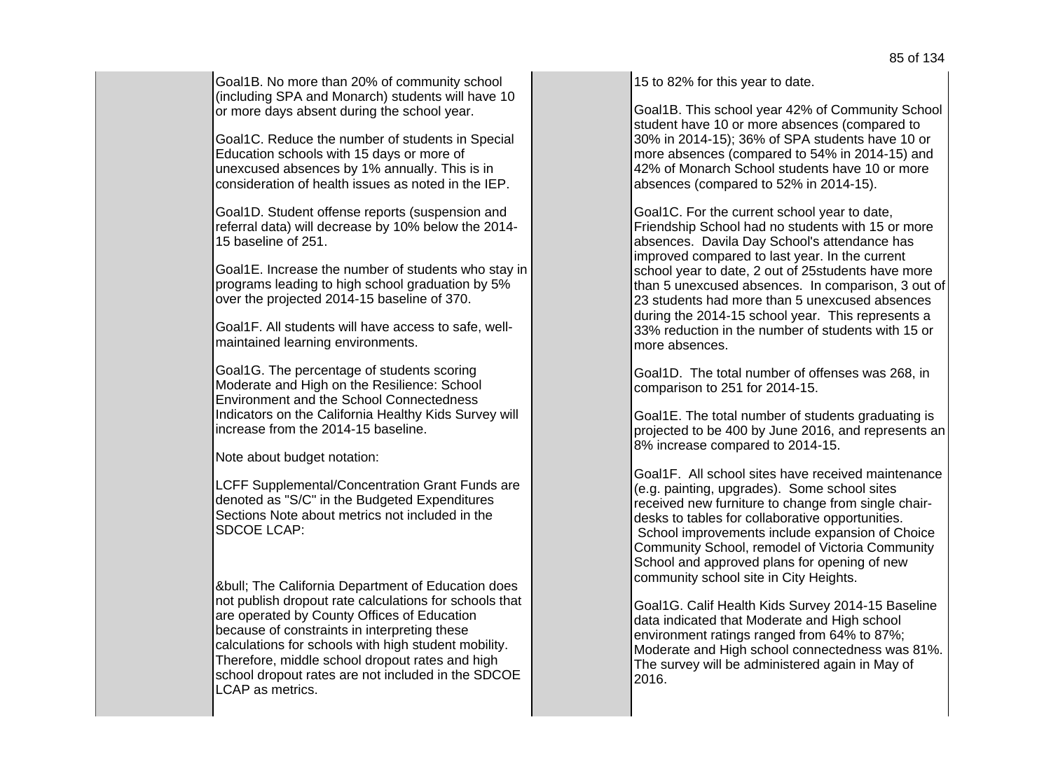| | | | |
|---|---|---|---|
| | Goal1B. No more than 20% of community school (including SPA and Monarch) students will have 10 or more days absent during the school year.<br><br>Goal1C. Reduce the number of students in Special Education schools with 15 days or more of unexcused absences by 1% annually. This is in consideration of health issues as noted in the IEP.<br><br>Goal1D. Student offense reports (suspension and referral data) will decrease by 10% below the 2014-15 baseline of 251.<br><br>Goal1E. Increase the number of students who stay in programs leading to high school graduation by 5% over the projected 2014-15 baseline of 370.<br><br>Goal1F. All students will have access to safe, well-maintained learning environments.<br><br>Goal1G. The percentage of students scoring Moderate and High on the Resilience: School Environment and the School Connectedness Indicators on the California Healthy Kids Survey will increase from the 2014-15 baseline.<br><br>Note about budget notation:<br><br>LCFF Supplemental/Concentration Grant Funds are denoted as "S/C" in the Budgeted Expenditures Sections Note about metrics not included in the SDCOE LCAP:<br><br>&bull; The California Department of Education does not publish dropout rate calculations for schools that are operated by County Offices of Education because of constraints in interpreting these calculations for schools with high student mobility. Therefore, middle school dropout rates and high school dropout rates are not included in the SDCOE LCAP as metrics. | | 15 to 82% for this year to date.<br><br>Goal1B. This school year 42% of Community School student have 10 or more absences (compared to 30% in 2014-15); 36% of SPA students have 10 or more absences (compared to 54% in 2014-15) and 42% of Monarch School students have 10 or more absences (compared to 52% in 2014-15).<br><br>Goal1C. For the current school year to date, Friendship School had no students with 15 or more absences. Davila Day School's attendance has improved compared to last year. In the current school year to date, 2 out of 25students have more than 5 unexcused absences. In comparison, 3 out of 23 students had more than 5 unexcused absences during the 2014-15 school year. This represents a 33% reduction in the number of students with 15 or more absences.<br><br>Goal1D. The total number of offenses was 268, in comparison to 251 for 2014-15.<br><br>Goal1E. The total number of students graduating is projected to be 400 by June 2016, and represents an 8% increase compared to 2014-15.<br><br>Goal1F. All school sites have received maintenance (e.g. painting, upgrades). Some school sites received new furniture to change from single chair-desks to tables for collaborative opportunities. School improvements include expansion of Choice Community School, remodel of Victoria Community School and approved plans for opening of new community school site in City Heights.<br><br>Goal1G. Calif Health Kids Survey 2014-15 Baseline data indicated that Moderate and High school environment ratings ranged from 64% to 87%; Moderate and High school connectedness was 81%. The survey will be administered again in May of 2016. |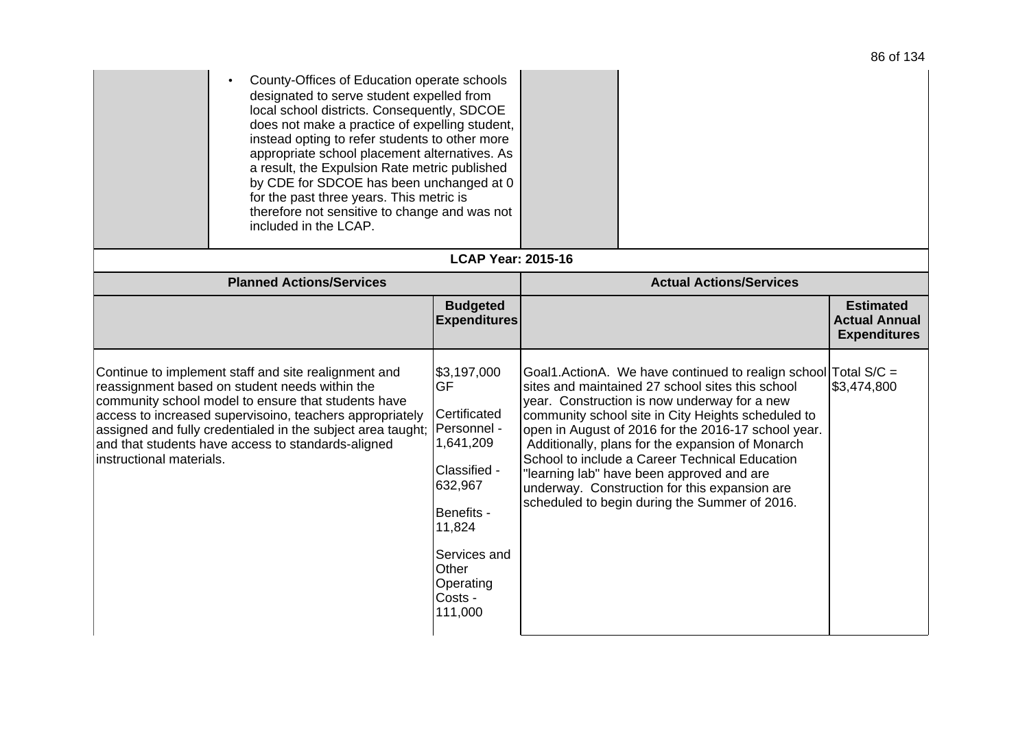| | | | |
|---|---|---|---|
| | • County-Offices of Education operate schools designated to serve student expelled from local school districts. Consequently, SDCOE does not make a practice of expelling student, instead opting to refer students to other more appropriate school placement alternatives. As a result, the Expulsion Rate metric published by CDE for SDCOE has been unchanged at 0 for the past three years. This metric is therefore not sensitive to change and was not included in the LCAP. | | |

**LCAP Year: 2015-16**

| Planned Actions/Services | | Actual Actions/Services | |
|---|---|---|---|
| | **Budgeted Expenditures** | | **Estimated Actual Annual Expenditures** |
| Continue to implement staff and site realignment and reassignment based on student needs within the community school model to ensure that students have access to increased supervisoino, teachers appropriately assigned and fully credentialed in the subject area taught; and that students have access to standards-aligned instructional materials. | \$3,197,000 GF<br><br>Certificated Personnel - 1,641,209<br><br>Classified - 632,967<br><br>Benefits - 11,824<br><br>Services and Other Operating Costs - 111,000 | Goal1.ActionA. We have continued to realign school sites and maintained 27 school sites this school year. Construction is now underway for a new community school site in City Heights scheduled to open in August of 2016 for the 2016-17 school year. Additionally, plans for the expansion of Monarch School to include a Career Technical Education "learning lab" have been approved and are underway. Construction for this expansion are scheduled to begin during the Summer of 2016. | Total S/C = \$3,474,800 |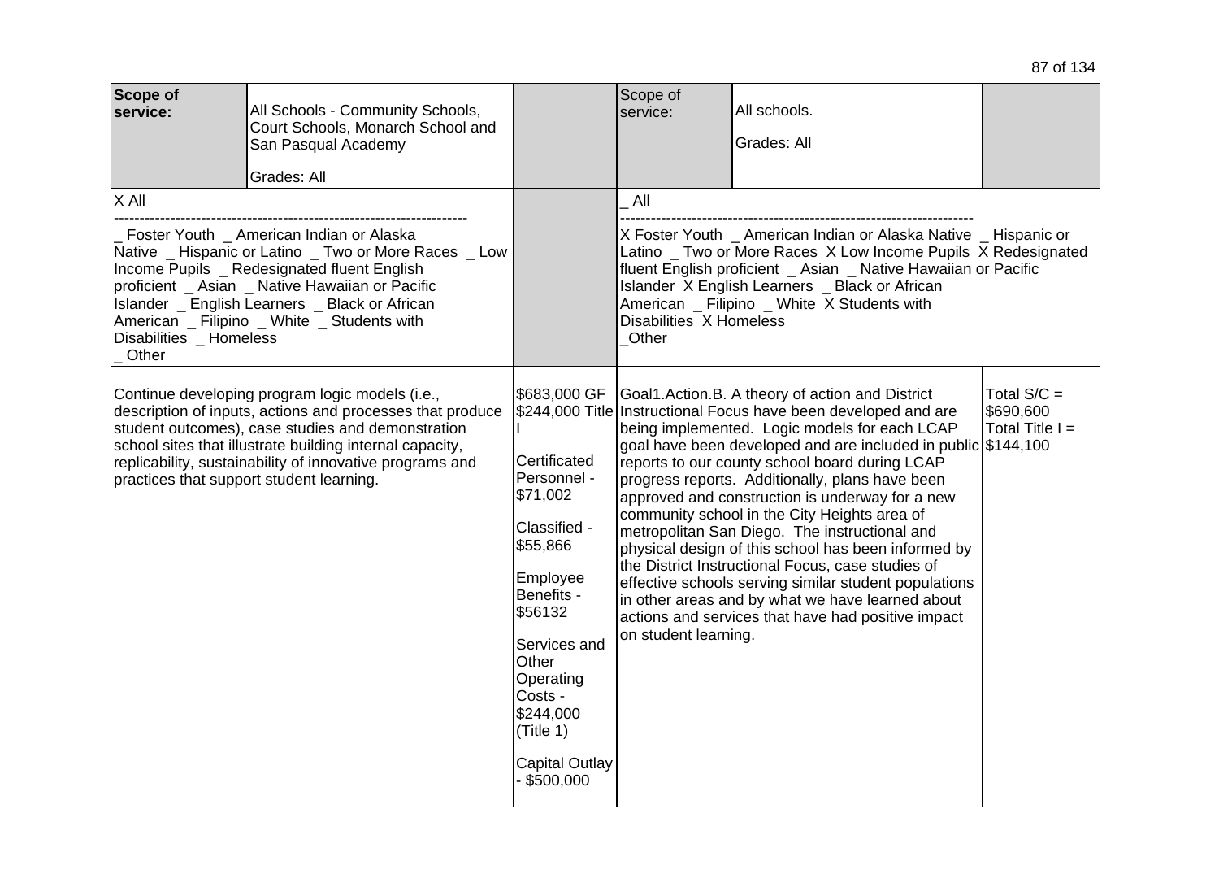| **Scope of service:** | All Schools - Community Schools, Court Schools, Monarch School and San Pasqual Academy<br><br>Grades: All | | Scope of service: | All schools.<br><br>Grades: All | |
|---|---|---|---|---|---|
| X All<br>----------------------------------------------------------------<br>_ Foster Youth _ American Indian or Alaska Native _ Hispanic or Latino _ Two or More Races _ Low Income Pupils _ Redesignated fluent English proficient _ Asian _ Native Hawaiian or Pacific Islander _ English Learners _ Black or African American _ Filipino _ White _ Students with Disabilities _ Homeless _ Other | | | _ All<br>----------------------------------------------------------------<br>X Foster Youth _ American Indian or Alaska Native _ Hispanic or Latino _ Two or More Races X Low Income Pupils X Redesignated fluent English proficient _ Asian _ Native Hawaiian or Pacific Islander X English Learners _ Black or African American _ Filipino _ White X Students with Disabilities X Homeless _Other | | |
| Continue developing program logic models (i.e., description of inputs, actions and processes that produce student outcomes), case studies and demonstration school sites that illustrate building internal capacity, replicability, sustainability of innovative programs and practices that support student learning. | | $683,000 GF<br>$244,000 Title I<br><br>Certificated Personnel - $71,002<br><br>Classified - $55,866<br><br>Employee Benefits - $56132<br><br>Services and Other Operating Costs - $244,000 (Title 1)<br><br>Capital Outlay - $500,000 | Goal1.Action.B. A theory of action and District Instructional Focus have been developed and are being implemented. Logic models for each LCAP goal have been developed and are included in public reports to our county school board during LCAP progress reports. Additionally, plans have been approved and construction is underway for a new community school in the City Heights area of metropolitan San Diego. The instructional and physical design of this school has been informed by the District Instructional Focus, case studies of effective schools serving similar student populations in other areas and by what we have learned about actions and services that have had positive impact on student learning. | | Total S/C = $690,600<br>Total Title I = $144,100 |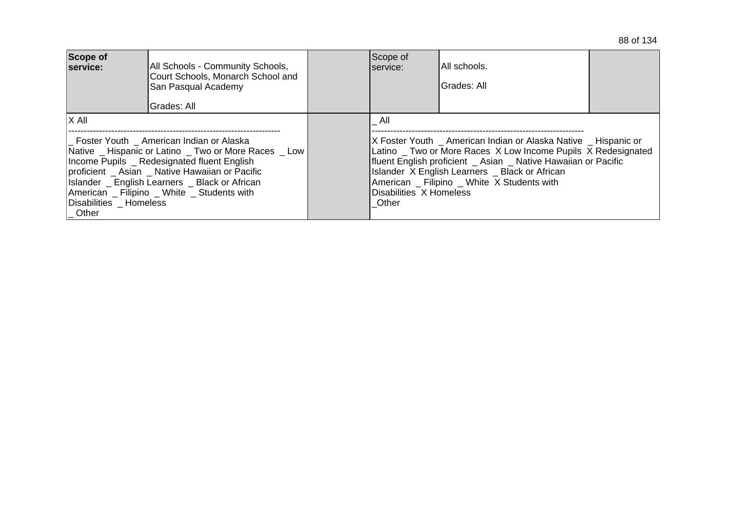| Scope of service: | All Schools - Community Schools, Court Schools, Monarch School and San Pasqual Academy<br><br>Grades: All | | Scope of service: | All schools.<br><br>Grades: All | |
|---|---|---|---|---|---|
| X All<br>--------------------------------------------------------------------<br>_ Foster Youth _ American Indian or Alaska Native _ Hispanic or Latino _ Two or More Races _ Low Income Pupils _ Redesignated fluent English proficient _ Asian _ Native Hawaiian or Pacific Islander _ English Learners _ Black or African American _ Filipino _ White _ Students with Disabilities _ Homeless<br>_ Other | | | _ All<br>--------------------------------------------------------------------<br>X Foster Youth _ American Indian or Alaska Native _ Hispanic or Latino _ Two or More Races X Low Income Pupils X Redesignated fluent English proficient _ Asian _ Native Hawaiian or Pacific Islander X English Learners _ Black or African American _ Filipino _ White X Students with Disabilities X Homeless<br>_Other | | |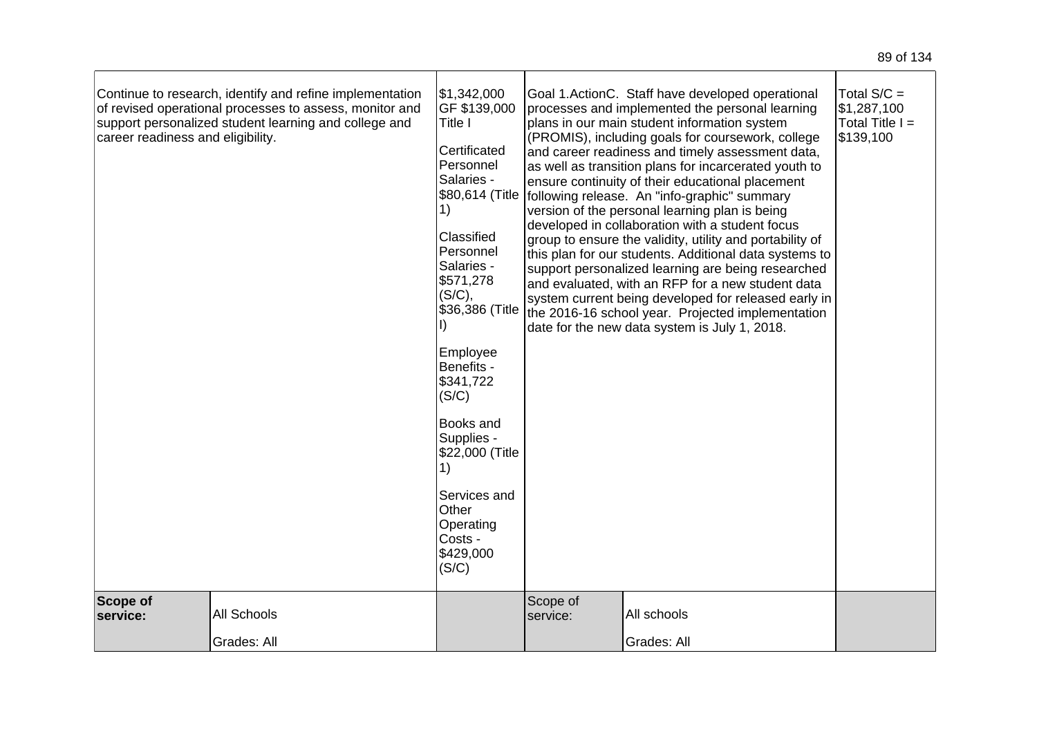| | | | | | |
|---|---|---|---|---|---|
| Continue to research, identify and refine implementation of revised operational processes to assess, monitor and support personalized student learning and college and career readiness and eligibility. | | $1,342,000 GF $139,000 Title I<br><br>Certificated Personnel Salaries - $80,614 (Title 1)<br><br>Classified Personnel Salaries - $571,278 (S/C), $36,386 (Title I)<br><br>Employee Benefits - $341,722 (S/C)<br><br>Books and Supplies - $22,000 (Title 1)<br><br>Services and Other Operating Costs - $429,000 (S/C) | Goal 1.ActionC. Staff have developed operational processes and implemented the personal learning plans in our main student information system (PROMIS), including goals for coursework, college and career readiness and timely assessment data, as well as transition plans for incarcerated youth to ensure continuity of their educational placement following release. An "info-graphic" summary version of the personal learning plan is being developed in collaboration with a student focus group to ensure the validity, utility and portability of this plan for our students. Additional data systems to support personalized learning are being researched and evaluated, with an RFP for a new student data system current being developed for released early in the 2016-16 school year. Projected implementation date for the new data system is July 1, 2018. | | Total S/C = $1,287,100<br>Total Title I = $139,100 |
| **Scope of service:** | All Schools<br><br>Grades: All | | Scope of service: | All schools<br><br>Grades: All | |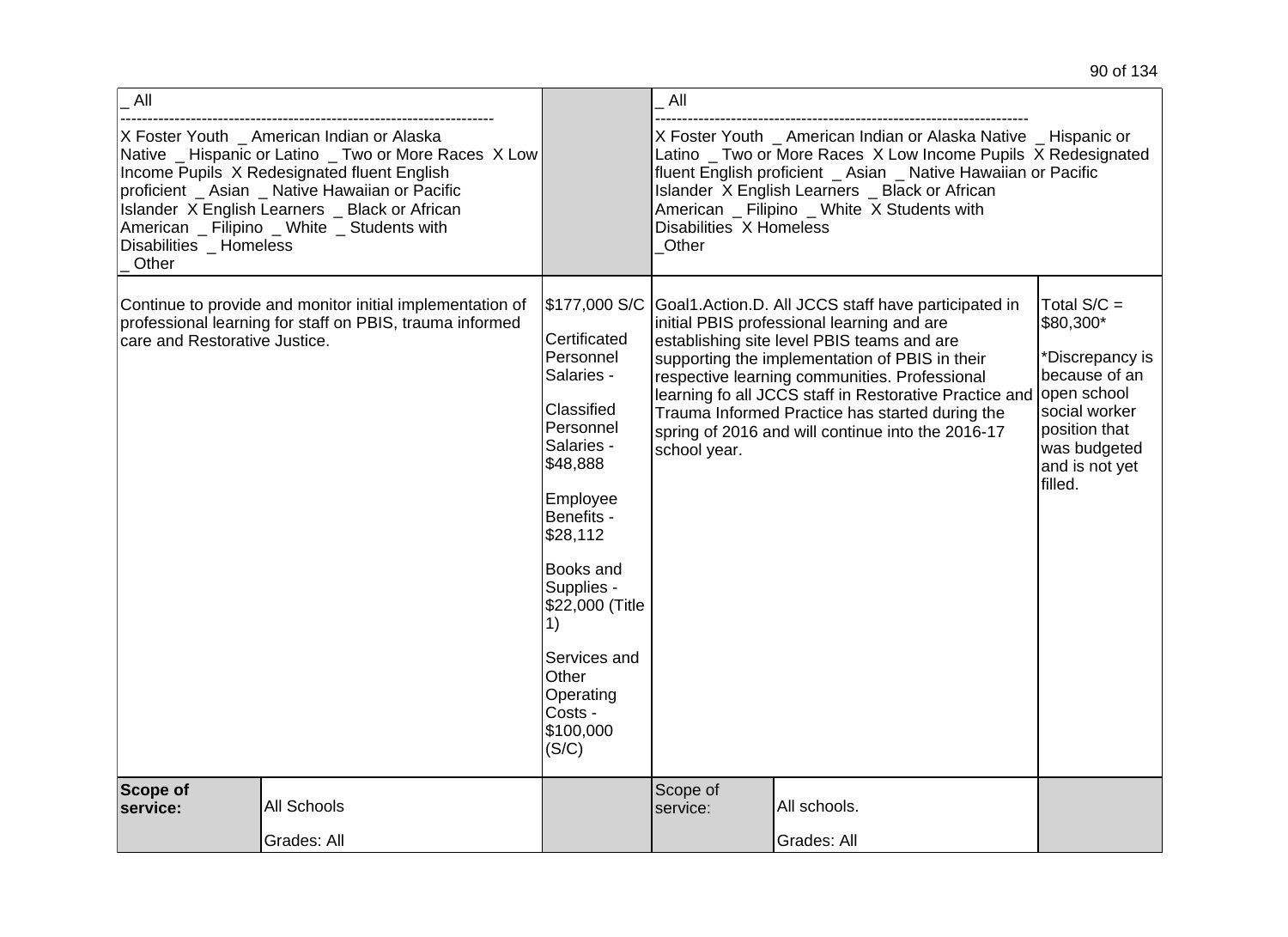| | | | | |
|---|---|---|---|---|
| _ All<br>---------------------------------------------------------------------<br>X Foster Youth _ American Indian or Alaska Native _ Hispanic or Latino _ Two or More Races X Low Income Pupils X Redesignated fluent English proficient _ Asian _ Native Hawaiian or Pacific Islander X English Learners _ Black or African American _ Filipino _ White _ Students with Disabilities _ Homeless<br>_ Other | | _ All<br>---------------------------------------------------------------------<br>X Foster Youth _ American Indian or Alaska Native _ Hispanic or Latino _ Two or More Races X Low Income Pupils X Redesignated fluent English proficient _ Asian _ Native Hawaiian or Pacific Islander X English Learners _ Black or African American _ Filipino _ White X Students with Disabilities X Homeless<br>_Other | | |
| Continue to provide and monitor initial implementation of professional learning for staff on PBIS, trauma informed care and Restorative Justice. | $177,000 S/C<br><br>Certificated Personnel Salaries -<br><br>Classified Personnel Salaries - $48,888<br><br>Employee Benefits - $28,112<br><br>Books and Supplies - $22,000 (Title 1)<br><br>Services and Other Operating Costs - $100,000 (S/C) | Goal1.Action.D. All JCCS staff have participated in initial PBIS professional learning and are establishing site level PBIS teams and are supporting the implementation of PBIS in their respective learning communities. Professional learning fo all JCCS staff in Restorative Practice and Trauma Informed Practice has started during the spring of 2016 and will continue into the 2016-17 school year. | | Total S/C = $80,300*<br><br>*Discrepancy is because of an open school social worker position that was budgeted and is not yet filled. |
| **Scope of service:** All Schools<br>Grades: All | | Scope of service: | All schools.<br>Grades: All | |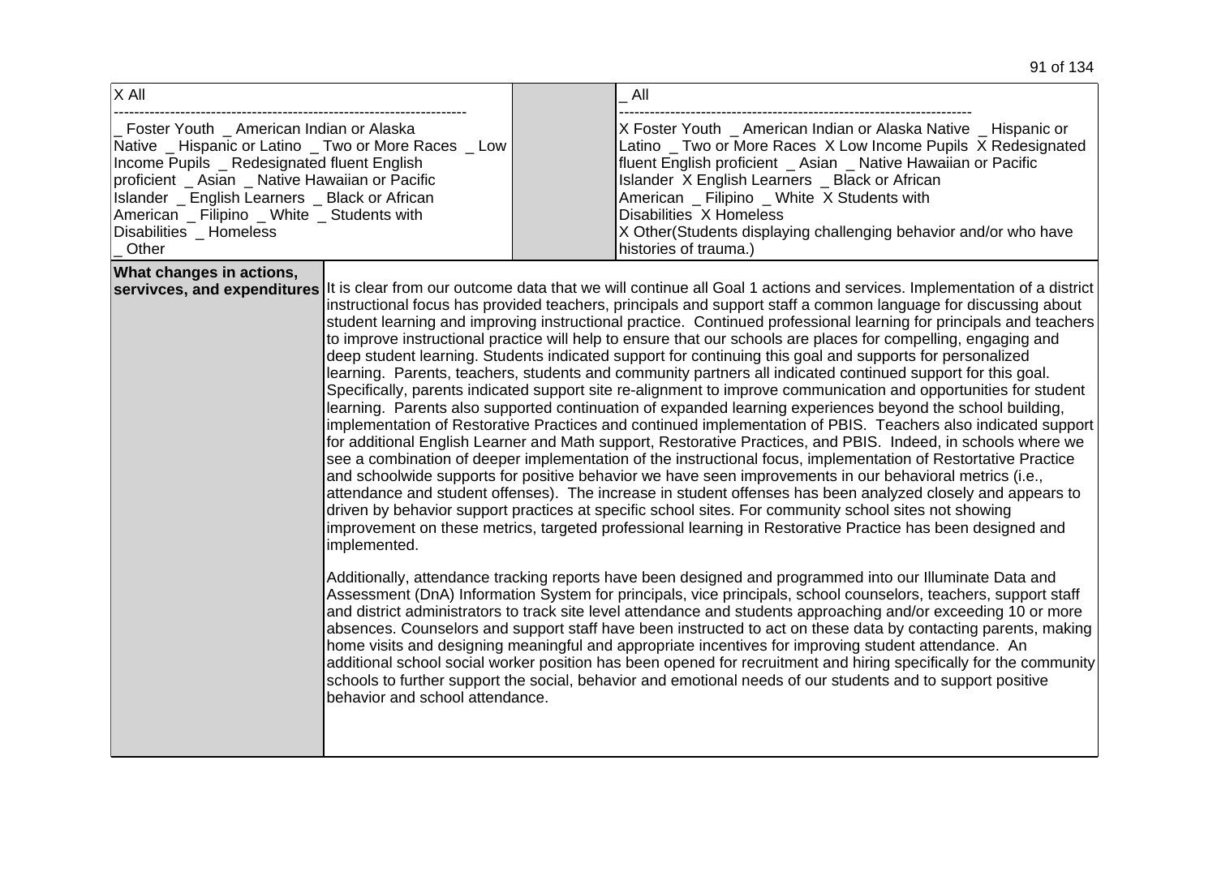| X All<br>---------------------------------------------------------------------<br>_ Foster Youth _ American Indian or Alaska Native _ Hispanic or Latino _ Two or More Races _ Low Income Pupils _ Redesignated fluent English proficient _ Asian _ Native Hawaiian or Pacific Islander _ English Learners _ Black or African American _ Filipino _ White _ Students with Disabilities _ Homeless _ Other | | _ All<br>---------------------------------------------------------------------<br>X Foster Youth _ American Indian or Alaska Native _ Hispanic or Latino _ Two or More Races X Low Income Pupils X Redesignated fluent English proficient _ Asian _ Native Hawaiian or Pacific Islander X English Learners _ Black or African American _ Filipino _ White X Students with Disabilities X Homeless<br>X Other(Students displaying challenging behavior and/or who have histories of trauma.) |
|---|---|---|

| **What changes in actions, servivces, and expenditures** | It is clear from our outcome data that we will continue all Goal 1 actions and services. Implementation of a district instructional focus has provided teachers, principals and support staff a common language for discussing about student learning and improving instructional practice. Continued professional learning for principals and teachers to improve instructional practice will help to ensure that our schools are places for compelling, engaging and deep student learning. Students indicated support for continuing this goal and supports for personalized learning. Parents, teachers, students and community partners all indicated continued support for this goal. Specifically, parents indicated support site re-alignment to improve communication and opportunities for student learning. Parents also supported continuation of expanded learning experiences beyond the school building, implementation of Restorative Practices and continued implementation of PBIS. Teachers also indicated support for additional English Learner and Math support, Restorative Practices, and PBIS. Indeed, in schools where we see a combination of deeper implementation of the instructional focus, implementation of Restortative Practice and schoolwide supports for positive behavior we have seen improvements in our behavioral metrics (i.e., attendance and student offenses). The increase in student offenses has been analyzed closely and appears to driven by behavior support practices at specific school sites. For community school sites not showing improvement on these metrics, targeted professional learning in Restorative Practice has been designed and implemented.<br><br>Additionally, attendance tracking reports have been designed and programmed into our Illuminate Data and Assessment (DnA) Information System for principals, vice principals, school counselors, teachers, support staff and district administrators to track site level attendance and students approaching and/or exceeding 10 or more absences. Counselors and support staff have been instructed to act on these data by contacting parents, making home visits and designing meaningful and appropriate incentives for improving student attendance. An additional school social worker position has been opened for recruitment and hiring specifically for the community schools to further support the social, behavior and emotional needs of our students and to support positive behavior and school attendance. |
|---|---|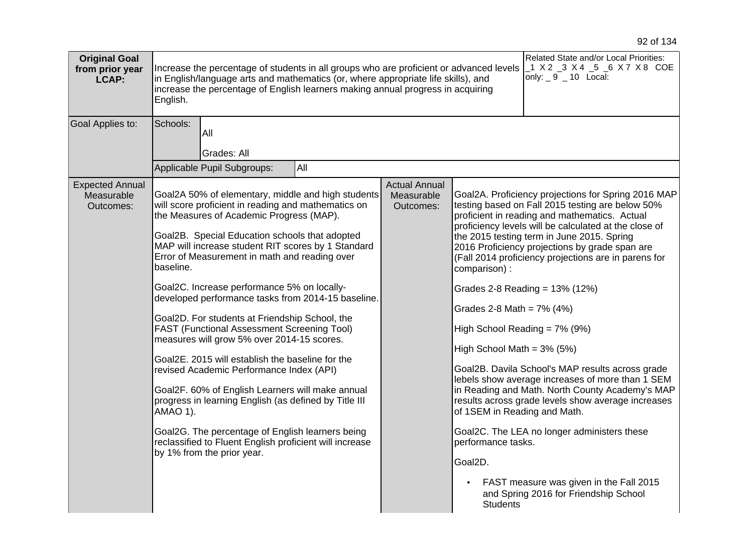| **Original Goal from prior year LCAP:** | Increase the percentage of students in all groups who are proficient or advanced levels in English/language arts and mathematics (or, where appropriate life skills), and increase the percentage of English learners making annual progress in acquiring English. | | | Related State and/or Local Priorities: _1 X 2 _3 X 4 _5 _6 X 7 X 8 COE only: _ 9 _ 10 Local: |
|---|---|---|---|---|
| Goal Applies to: | Schools: All<br>Grades: All | | | |
| | Applicable Pupil Subgroups: | All | | |
| Expected Annual Measurable Outcomes: | Goal2A 50% of elementary, middle and high students will score proficient in reading and mathematics on the Measures of Academic Progress (MAP).<br><br>Goal2B. Special Education schools that adopted MAP will increase student RIT scores by 1 Standard Error of Measurement in math and reading over baseline.<br><br>Goal2C. Increase performance 5% on locally-developed performance tasks from 2014-15 baseline.<br><br>Goal2D. For students at Friendship School, the FAST (Functional Assessment Screening Tool) measures will grow 5% over 2014-15 scores.<br><br>Goal2E. 2015 will establish the baseline for the revised Academic Performance Index (API)<br><br>Goal2F. 60% of English Learners will make annual progress in learning English (as defined by Title III AMAO 1).<br><br>Goal2G. The percentage of English learners being reclassified to Fluent English proficient will increase by 1% from the prior year. | Actual Annual Measurable Outcomes: | Goal2A. Proficiency projections for Spring 2016 MAP testing based on Fall 2015 testing are below 50% proficient in reading and mathematics. Actual proficiency levels will be calculated at the close of the 2015 testing term in June 2015. Spring 2016 Proficiency projections by grade span are (Fall 2014 proficiency projections are in parens for comparison) :<br><br>Grades 2-8 Reading = 13% (12%)<br><br>Grades 2-8 Math = 7% (4%)<br><br>High School Reading = 7% (9%)<br><br>High School Math = 3% (5%)<br><br>Goal2B. Davila School's MAP results across grade lebels show average increases of more than 1 SEM in Reading and Math. North County Academy's MAP results across grade levels show average increases of 1SEM in Reading and Math.<br><br>Goal2C. The LEA no longer administers these performance tasks.<br><br>Goal2D.<br><br>• FAST measure was given in the Fall 2015 and Spring 2016 for Friendship School Students | |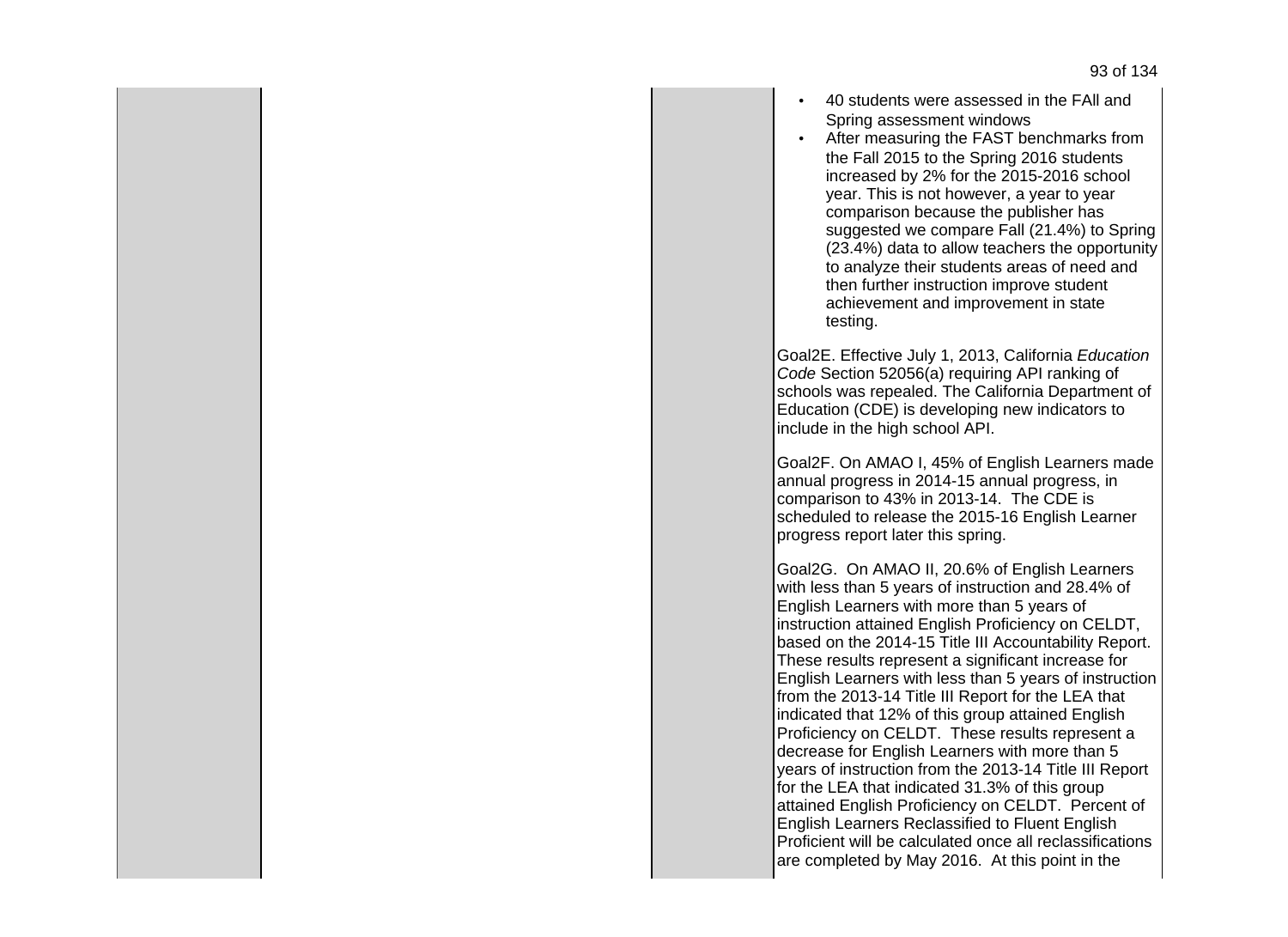- 40 students were assessed in the FAll and Spring assessment windows
- After measuring the FAST benchmarks from the Fall 2015 to the Spring 2016 students increased by 2% for the 2015-2016 school year. This is not however, a year to year comparison because the publisher has suggested we compare Fall (21.4%) to Spring (23.4%) data to allow teachers the opportunity to analyze their students areas of need and then further instruction improve student achievement and improvement in state testing.

Goal2E. Effective July 1, 2013, California *Education Code* Section 52056(a) requiring API ranking of schools was repealed. The California Department of Education (CDE) is developing new indicators to include in the high school API.

Goal2F. On AMAO I, 45% of English Learners made annual progress in 2014-15 annual progress, in comparison to 43% in 2013-14. The CDE is scheduled to release the 2015-16 English Learner progress report later this spring.

Goal2G. On AMAO II, 20.6% of English Learners with less than 5 years of instruction and 28.4% of English Learners with more than 5 years of instruction attained English Proficiency on CELDT, based on the 2014-15 Title III Accountability Report. These results represent a significant increase for English Learners with less than 5 years of instruction from the 2013-14 Title III Report for the LEA that indicated that 12% of this group attained English Proficiency on CELDT. These results represent a decrease for English Learners with more than 5 years of instruction from the 2013-14 Title III Report for the LEA that indicated 31.3% of this group attained English Proficiency on CELDT. Percent of English Learners Reclassified to Fluent English Proficient will be calculated once all reclassifications are completed by May 2016. At this point in the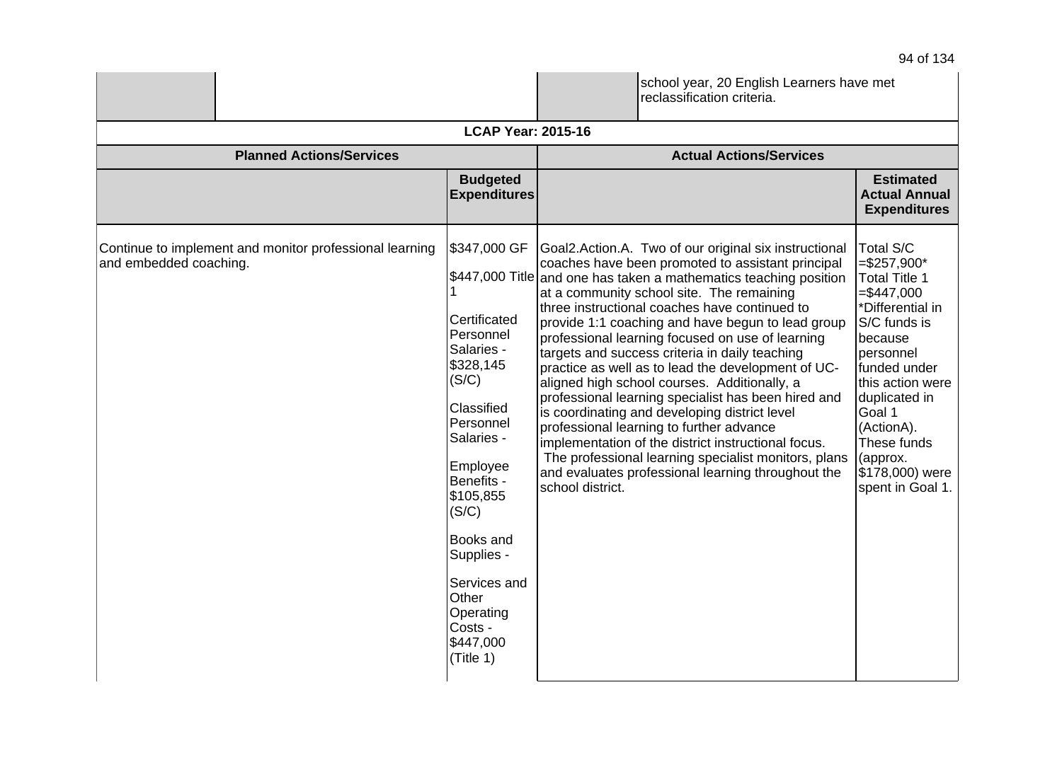| | | | |
|---|---|---|---|
| | | | school year, 20 English Learners have met reclassification criteria. |

**LCAP Year: 2015-16**

| Planned Actions/Services | Budgeted Expenditures | Actual Actions/Services | Estimated Actual Annual Expenditures |
|---|---|---|---|
| Continue to implement and monitor professional learning and embedded coaching. | $347,000 GF<br><br>$447,000 Title 1<br><br>Certificated Personnel Salaries - $328,145 (S/C)<br><br>Classified Personnel Salaries -<br><br>Employee Benefits - $105,855 (S/C)<br><br>Books and Supplies -<br><br>Services and Other Operating Costs - $447,000 (Title 1) | Goal2.Action.A. Two of our original six instructional coaches have been promoted to assistant principal and one has taken a mathematics teaching position at a community school site. The remaining three instructional coaches have continued to provide 1:1 coaching and have begun to lead group professional learning focused on use of learning targets and success criteria in daily teaching practice as well as to lead the development of UC-aligned high school courses. Additionally, a professional learning specialist has been hired and is coordinating and developing district level professional learning to further advance implementation of the district instructional focus. The professional learning specialist monitors, plans and evaluates professional learning throughout the school district. | Total S/C =$257,900*<br>Total Title 1 =$447,000<br>*Differential in S/C funds is because personnel funded under this action were duplicated in Goal 1 (ActionA). These funds (approx. $178,000) were spent in Goal 1. |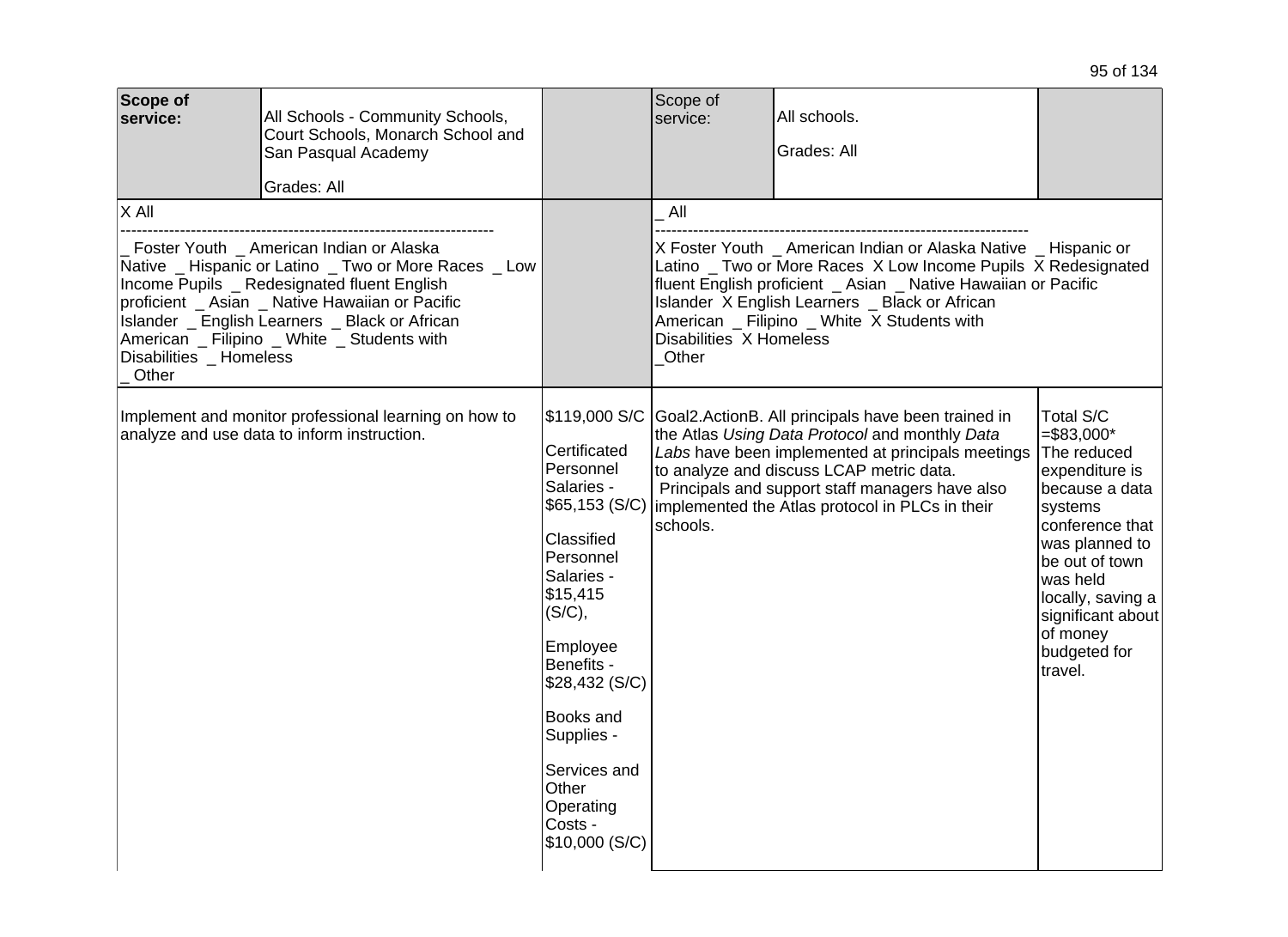| **Scope of service:** | All Schools - Community Schools, Court Schools, Monarch School and San Pasqual Academy<br><br>Grades: All | | Scope of service: | All schools.<br><br>Grades: All | |
|---|---|---|---|---|---|
| X All<br>----------------------------------------------------------------------<br>_ Foster Youth _ American Indian or Alaska Native _ Hispanic or Latino _ Two or More Races _ Low Income Pupils _ Redesignated fluent English proficient _ Asian _ Native Hawaiian or Pacific Islander _ English Learners _ Black or African American _ Filipino _ White _ Students with Disabilities _ Homeless<br>_ Other | | | _ All<br>----------------------------------------------------------------------<br>X Foster Youth _ American Indian or Alaska Native _ Hispanic or Latino _ Two or More Races X Low Income Pupils X Redesignated fluent English proficient _ Asian _ Native Hawaiian or Pacific Islander X English Learners _ Black or African American _ Filipino _ White X Students with Disabilities X Homeless<br>_Other | | |
| Implement and monitor professional learning on how to analyze and use data to inform instruction. | | $119,000 S/C<br><br>Certificated Personnel Salaries - $65,153 (S/C)<br><br>Classified Personnel Salaries - $15,415 (S/C),<br><br>Employee Benefits - $28,432 (S/C)<br><br>Books and Supplies -<br><br>Services and Other Operating Costs - $10,000 (S/C) | Goal2.ActionB. All principals have been trained in the Atlas *Using Data Protocol* and monthly *Data Labs* have been implemented at principals meetings to analyze and discuss LCAP metric data.<br>Principals and support staff managers have also implemented the Atlas protocol in PLCs in their schools. | | Total S/C =$83,000*<br>The reduced expenditure is because a data systems conference that was planned to be out of town was held locally, saving a significant about of money budgeted for travel. |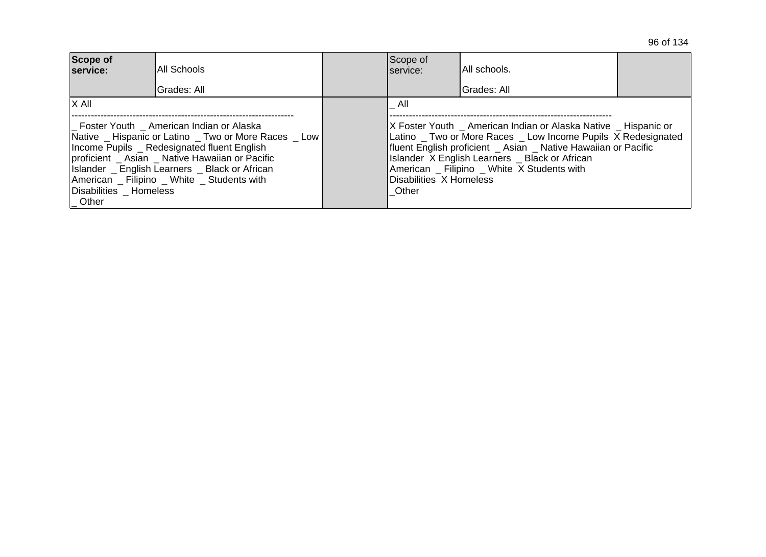| **Scope of service:** | All Schools<br>Grades: All | | Scope of service: | All schools.<br>Grades: All | |
|---|---|---|---|---|---|
| X All<br>--------------------------------------------------------------------<br>_ Foster Youth _ American Indian or Alaska Native _ Hispanic or Latino _ Two or More Races _ Low Income Pupils _ Redesignated fluent English proficient _ Asian _ Native Hawaiian or Pacific Islander _ English Learners _ Black or African American _ Filipino _ White _ Students with Disabilities _ Homeless<br>_ Other | | | _ All<br>--------------------------------------------------------------------<br>X Foster Youth _ American Indian or Alaska Native _ Hispanic or Latino _ Two or More Races _ Low Income Pupils X Redesignated fluent English proficient _ Asian _ Native Hawaiian or Pacific Islander X English Learners _ Black or African American _ Filipino _ White X Students with Disabilities X Homeless<br>_Other | | |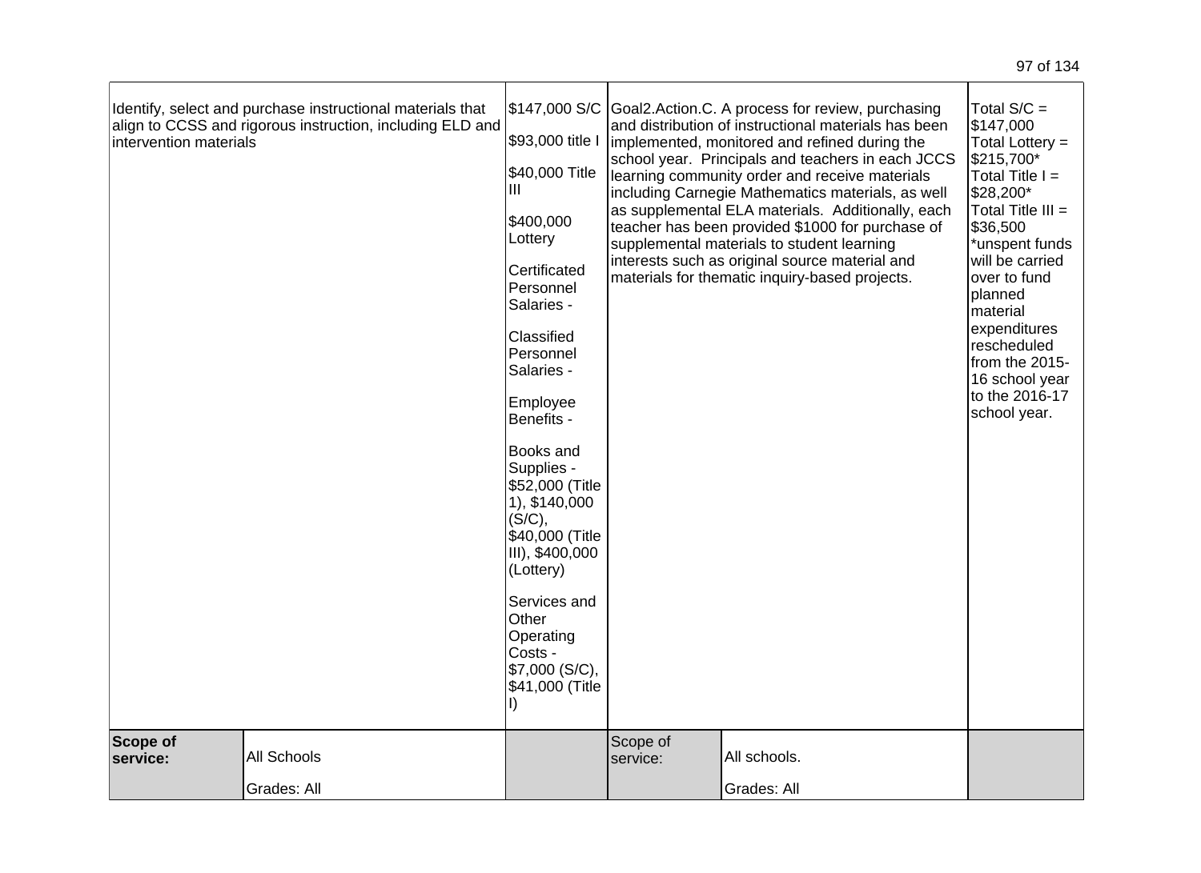| | | | | | |
|---|---|---|---|---|---|
| Identify, select and purchase instructional materials that align to CCSS and rigorous instruction, including ELD and intervention materials | | $147,000 S/C<br><br>$93,000 title I<br><br>$40,000 Title III<br><br>$400,000 Lottery<br><br>Certificated Personnel Salaries -<br><br>Classified Personnel Salaries -<br><br>Employee Benefits -<br><br>Books and Supplies - $52,000 (Title 1), $140,000 (S/C), $40,000 (Title III), $400,000 (Lottery)<br><br>Services and Other Operating Costs - $7,000 (S/C), $41,000 (Title I) | Goal2.Action.C. A process for review, purchasing and distribution of instructional materials has been implemented, monitored and refined during the school year. Principals and teachers in each JCCS learning community order and receive materials including Carnegie Mathematics materials, as well as supplemental ELA materials. Additionally, each teacher has been provided $1000 for purchase of supplemental materials to student learning interests such as original source material and materials for thematic inquiry-based projects. | | Total S/C = $147,000<br>Total Lottery = $215,700*<br>Total Title I = $28,200*<br>Total Title III = $36,500<br>*unspent funds will be carried over to fund planned material expenditures rescheduled from the 2015-16 school year to the 2016-17 school year. |
| **Scope of service:** | All Schools<br><br>Grades: All | | Scope of service: | All schools.<br><br>Grades: All | |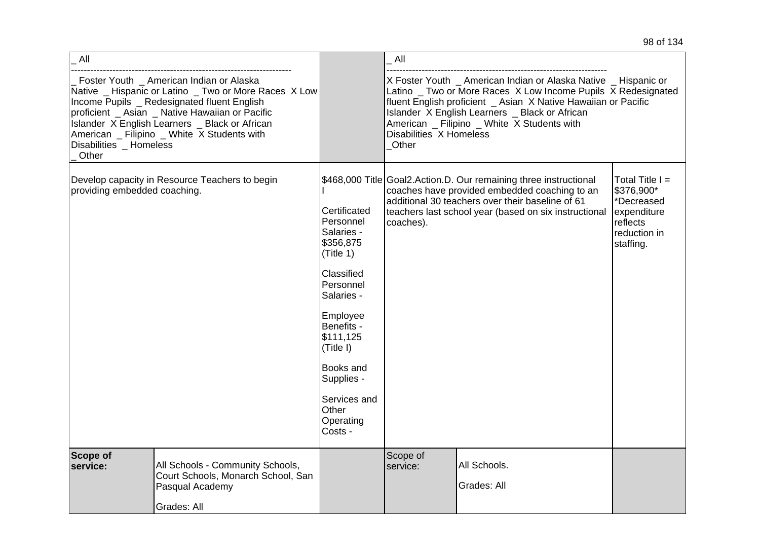| | | | | | |
|---|---|---|---|---|---|
| _ All<br>-------------------------------------------------------------------<br>_ Foster Youth _ American Indian or Alaska Native _ Hispanic or Latino _ Two or More Races X Low Income Pupils _ Redesignated fluent English proficient _ Asian _ Native Hawaiian or Pacific Islander X English Learners _ Black or African American _ Filipino _ White X Students with Disabilities _ Homeless<br>_ Other | | | _ All<br>-------------------------------------------------------------------<br>X Foster Youth _ American Indian or Alaska Native _ Hispanic or Latino _ Two or More Races X Low Income Pupils X Redesignated fluent English proficient _ Asian X Native Hawaiian or Pacific Islander X English Learners _ Black or African American _ Filipino _ White X Students with Disabilities X Homeless<br>_Other | | |
| Develop capacity in Resource Teachers to begin providing embedded coaching. | | $468,000 Title I<br><br>Certificated Personnel Salaries - $356,875 (Title 1)<br><br>Classified Personnel Salaries -<br><br>Employee Benefits - $111,125 (Title I)<br><br>Books and Supplies -<br><br>Services and Other Operating Costs - | Goal2.Action.D. Our remaining three instructional coaches have provided embedded coaching to an additional 30 teachers over their baseline of 61 teachers last school year (based on six instructional coaches). | | Total Title I = $376,900*<br>*Decreased expenditure reflects reduction in staffing. |
| **Scope of service:** | All Schools - Community Schools, Court Schools, Monarch School, San Pasqual Academy<br><br>Grades: All | | Scope of service: | All Schools.<br><br>Grades: All | |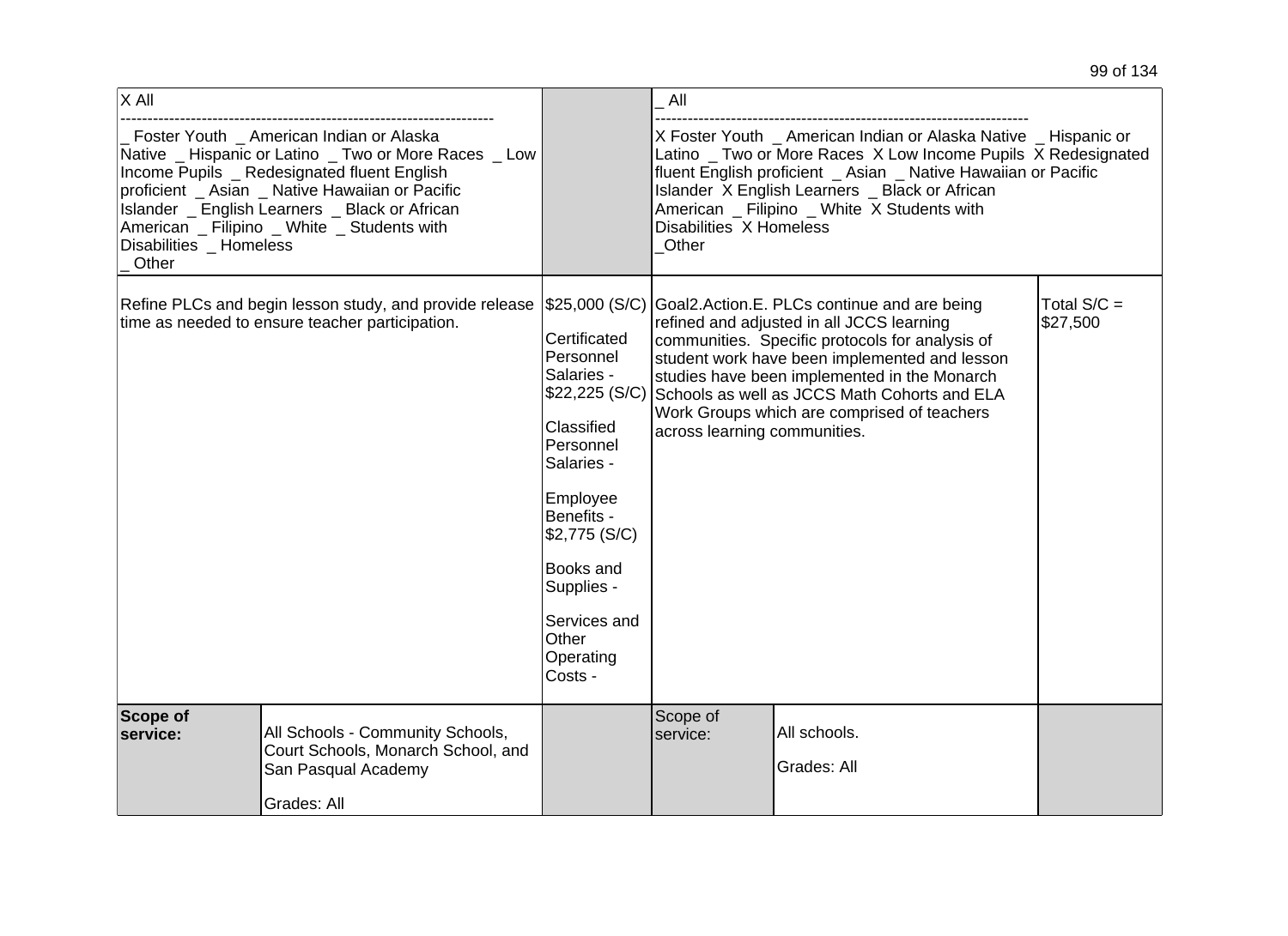| | | | | | |
|---|---|---|---|---|---|
| X All<br>----------------------------------------------------------------------<br>_ Foster Youth _ American Indian or Alaska Native _ Hispanic or Latino _ Two or More Races _ Low Income Pupils _ Redesignated fluent English proficient _ Asian _ Native Hawaiian or Pacific Islander _ English Learners _ Black or African American _ Filipino _ White _ Students with Disabilities _ Homeless _ Other | | | _ All<br>----------------------------------------------------------------------<br>X Foster Youth _ American Indian or Alaska Native _ Hispanic or Latino _ Two or More Races X Low Income Pupils X Redesignated fluent English proficient _ Asian _ Native Hawaiian or Pacific Islander X English Learners _ Black or African American _ Filipino _ White X Students with Disabilities X Homeless _Other | | |
| Refine PLCs and begin lesson study, and provide release time as needed to ensure teacher participation. | | $25,000 (S/C)<br><br>Certificated Personnel Salaries - $22,225 (S/C)<br><br>Classified Personnel Salaries -<br><br>Employee Benefits - $2,775 (S/C)<br><br>Books and Supplies -<br><br>Services and Other Operating Costs - | Goal2.Action.E. PLCs continue and are being refined and adjusted in all JCCS learning communities. Specific protocols for analysis of student work have been implemented and lesson studies have been implemented in the Monarch Schools as well as JCCS Math Cohorts and ELA Work Groups which are comprised of teachers across learning communities. | | Total S/C = $27,500 |
| **Scope of service:** | All Schools - Community Schools, Court Schools, Monarch School, and San Pasqual Academy<br><br>Grades: All | | Scope of service: | All schools.<br><br>Grades: All | |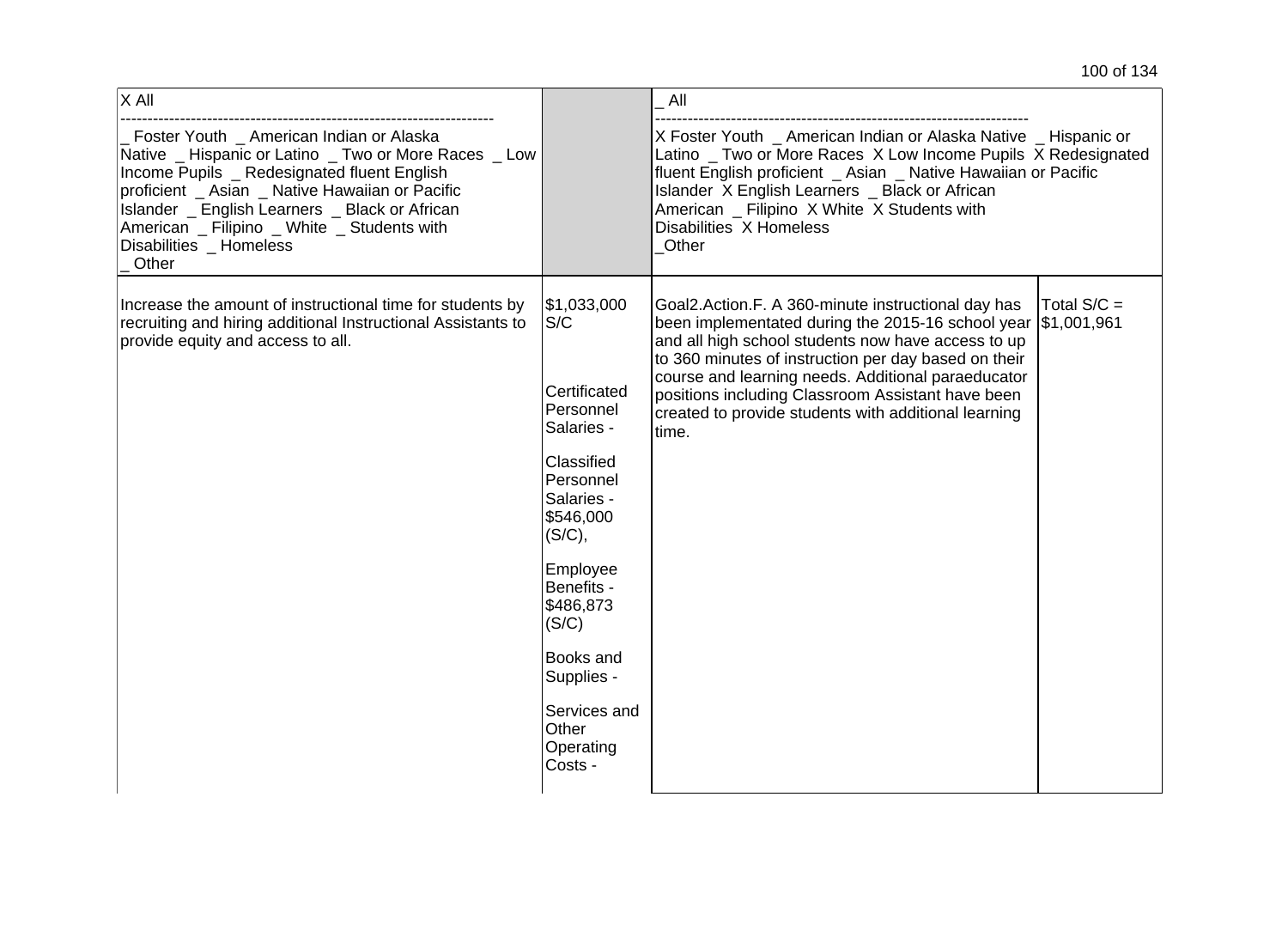| X All<br>----------------------------------------------------------------------<br>_ Foster Youth _ American Indian or Alaska Native _ Hispanic or Latino _ Two or More Races _ Low Income Pupils _ Redesignated fluent English proficient _ Asian _ Native Hawaiian or Pacific Islander _ English Learners _ Black or African American _ Filipino _ White _ Students with Disabilities _ Homeless<br>_ Other | | _ All<br>----------------------------------------------------------------------<br>X Foster Youth _ American Indian or Alaska Native _ Hispanic or Latino _ Two or More Races X Low Income Pupils X Redesignated fluent English proficient _ Asian _ Native Hawaiian or Pacific Islander X English Learners _ Black or African American _ Filipino X White X Students with Disabilities X Homeless<br>_Other | |
|---|---|---|---|
| Increase the amount of instructional time for students by recruiting and hiring additional Instructional Assistants to provide equity and access to all. | $1,033,000 S/C<br><br>Certificated Personnel Salaries -<br><br>Classified Personnel Salaries - $546,000 (S/C),<br><br>Employee Benefits - $486,873 (S/C)<br><br>Books and Supplies -<br><br>Services and Other Operating Costs - | Goal2.Action.F. A 360-minute instructional day has been implementated during the 2015-16 school year and all high school students now have access to up to 360 minutes of instruction per day based on their course and learning needs. Additional paraeducator positions including Classroom Assistant have been created to provide students with additional learning time. | Total S/C = $1,001,961 |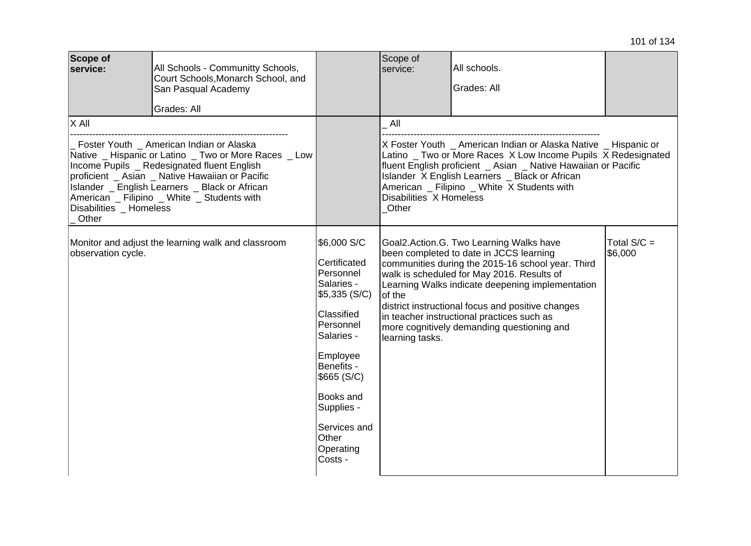| **Scope of service:** | All Schools - Communitty Schools, Court Schools,Monarch School, and San Pasqual Academy<br><br>Grades: All | | Scope of service: | All schools.<br><br>Grades: All | |
|---|---|---|---|---|---|
| X All<br>------------------------------------------------------------------<br>_ Foster Youth _ American Indian or Alaska Native _ Hispanic or Latino _ Two or More Races _ Low Income Pupils _ Redesignated fluent English proficient _ Asian _ Native Hawaiian or Pacific Islander _ English Learners _ Black or African American _ Filipino _ White _ Students with Disabilities _ Homeless<br>_ Other | | | _ All<br>------------------------------------------------------------------<br>X Foster Youth _ American Indian or Alaska Native _ Hispanic or Latino _ Two or More Races X Low Income Pupils X Redesignated fluent English proficient _ Asian _ Native Hawaiian or Pacific Islander X English Learners _ Black or African American _ Filipino _ White X Students with Disabilities X Homeless<br>_Other | | |
| Monitor and adjust the learning walk and classroom observation cycle. | | $6,000 S/C<br><br>Certificated Personnel Salaries - $5,335 (S/C)<br><br>Classified Personnel Salaries -<br><br>Employee Benefits - $665 (S/C)<br><br>Books and Supplies -<br><br>Services and Other Operating Costs - | Goal2.Action.G. Two Learning Walks have been completed to date in JCCS learning communities during the 2015-16 school year. Third walk is scheduled for May 2016. Results of Learning Walks indicate deepening implementation of the district instructional focus and positive changes in teacher instructional practices such as more cognitively demanding questioning and learning tasks. | | Total S/C = $6,000 |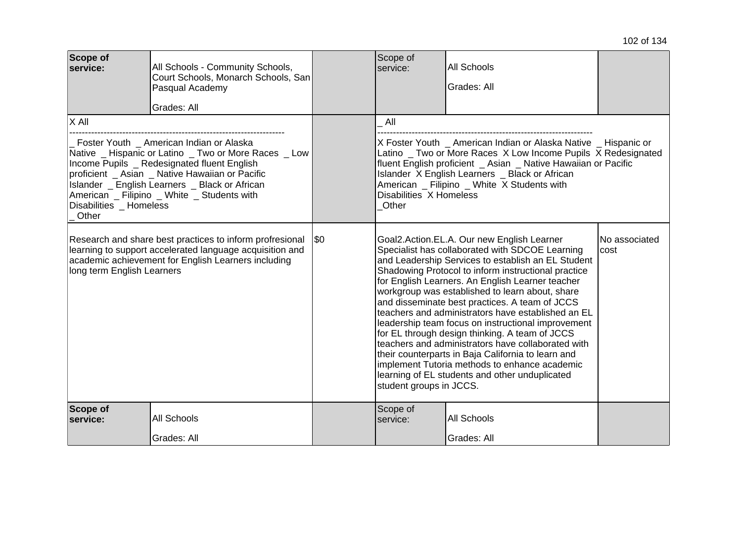| | | | | | |
|---|---|---|---|---|---|
| **Scope of service:** | All Schools - Community Schools, Court Schools, Monarch Schools, San Pasqual Academy<br><br>Grades: All | | Scope of service: | All Schools<br><br>Grades: All | |
| X All<br>--------------------------------------------------------------------<br>_ Foster Youth _ American Indian or Alaska Native _ Hispanic or Latino _ Two or More Races _ Low Income Pupils _ Redesignated fluent English proficient _ Asian _ Native Hawaiian or Pacific Islander _ English Learners _ Black or African American _ Filipino _ White _ Students with Disabilities _ Homeless<br>_ Other | | | _ All<br>--------------------------------------------------------------------<br>X Foster Youth _ American Indian or Alaska Native _ Hispanic or Latino _ Two or More Races X Low Income Pupils X Redesignated fluent English proficient _ Asian _ Native Hawaiian or Pacific Islander X English Learners _ Black or African American _ Filipino _ White X Students with Disabilities X Homeless<br>_Other | | |
| Research and share best practices to inform profresional learning to support accelerated language acquisition and academic achievement for English Learners including long term English Learners | | $0 | Goal2.Action.EL.A. Our new English Learner Specialist has collaborated with SDCOE Learning and Leadership Services to establish an EL Student Shadowing Protocol to inform instructional practice for English Learners. An English Learner teacher workgroup was established to learn about, share and disseminate best practices. A team of JCCS teachers and administrators have established an EL leadership team focus on instructional improvement for EL through design thinking. A team of JCCS teachers and administrators have collaborated with their counterparts in Baja California to learn and implement Tutoria methods to enhance academic learning of EL students and other unduplicated student groups in JCCS. | | No associated cost |
| **Scope of service:** | All Schools<br><br>Grades: All | | Scope of service: | All Schools<br><br>Grades: All | |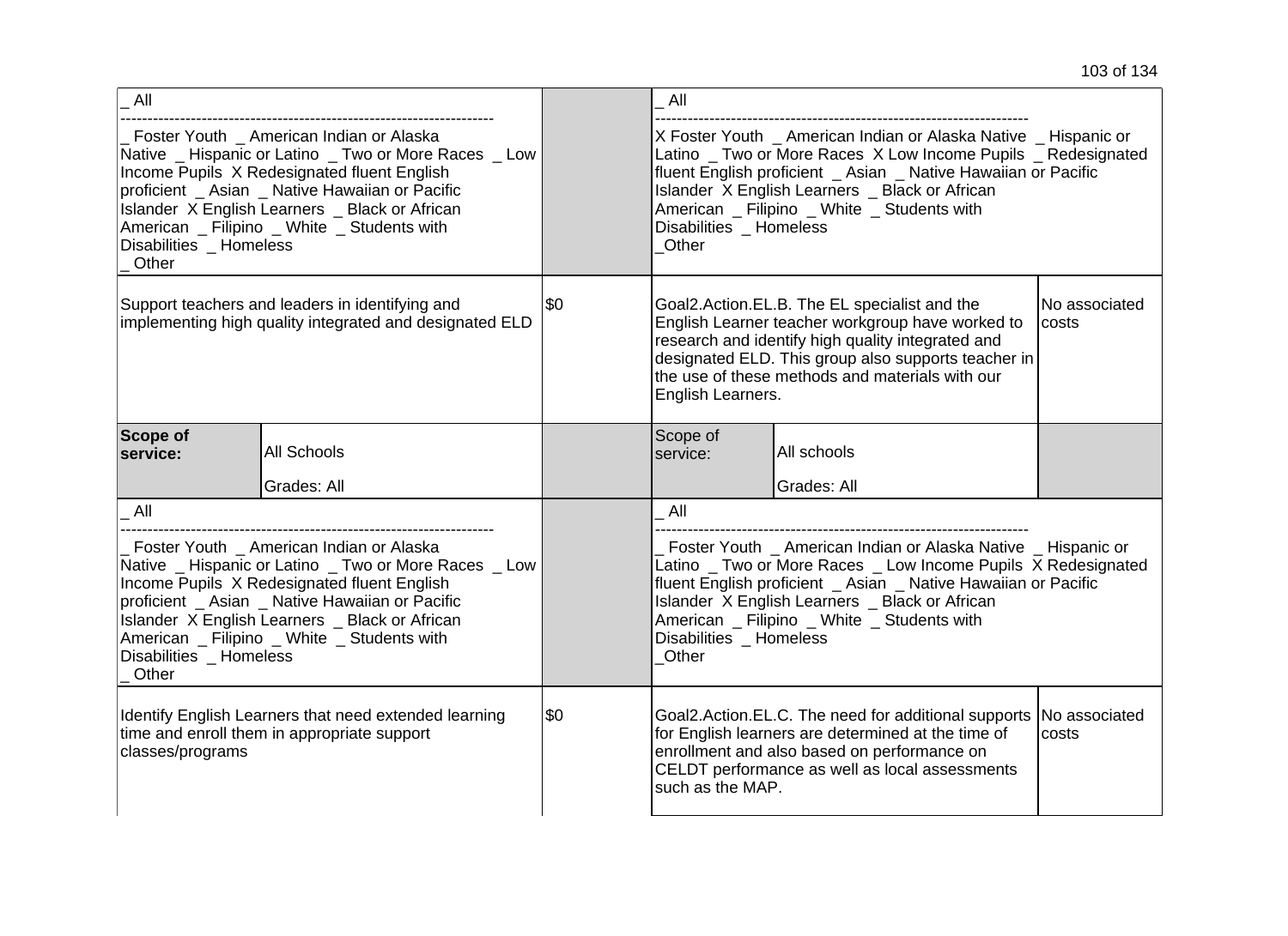| | | | | | |
|---|---|---|---|---|---|
| _ All<br>---------------------------------------------------------------------<br>_ Foster Youth _ American Indian or Alaska Native _ Hispanic or Latino _ Two or More Races _ Low Income Pupils X Redesignated fluent English proficient _ Asian _ Native Hawaiian or Pacific Islander X English Learners _ Black or African American _ Filipino _ White _ Students with Disabilities _ Homeless<br>_ Other | | | _ All<br>---------------------------------------------------------------------<br>X Foster Youth _ American Indian or Alaska Native _ Hispanic or Latino _ Two or More Races X Low Income Pupils _ Redesignated fluent English proficient _ Asian _ Native Hawaiian or Pacific Islander X English Learners _ Black or African American _ Filipino _ White _ Students with Disabilities _ Homeless<br>_Other | | |
| Support teachers and leaders in identifying and implementing high quality integrated and designated ELD | | $0 | Goal2.Action.EL.B. The EL specialist and the English Learner teacher workgroup have worked to research and identify high quality integrated and designated ELD. This group also supports teacher in the use of these methods and materials with our English Learners. | | No associated costs |
| **Scope of service:** | All Schools<br>Grades: All | | Scope of service: | All schools<br>Grades: All | |
| _ All<br>---------------------------------------------------------------------<br>_ Foster Youth _ American Indian or Alaska Native _ Hispanic or Latino _ Two or More Races _ Low Income Pupils X Redesignated fluent English proficient _ Asian _ Native Hawaiian or Pacific Islander X English Learners _ Black or African American _ Filipino _ White _ Students with Disabilities _ Homeless<br>_ Other | | | _ All<br>---------------------------------------------------------------------<br>_ Foster Youth _ American Indian or Alaska Native _ Hispanic or Latino _ Two or More Races _ Low Income Pupils X Redesignated fluent English proficient _ Asian _ Native Hawaiian or Pacific Islander X English Learners _ Black or African American _ Filipino _ White _ Students with Disabilities _ Homeless<br>_Other | | |
| Identify English Learners that need extended learning time and enroll them in appropriate support classes/programs | | $0 | Goal2.Action.EL.C. The need for additional supports for English learners are determined at the time of enrollment and also based on performance on CELDT performance as well as local assessments such as the MAP. | | No associated costs |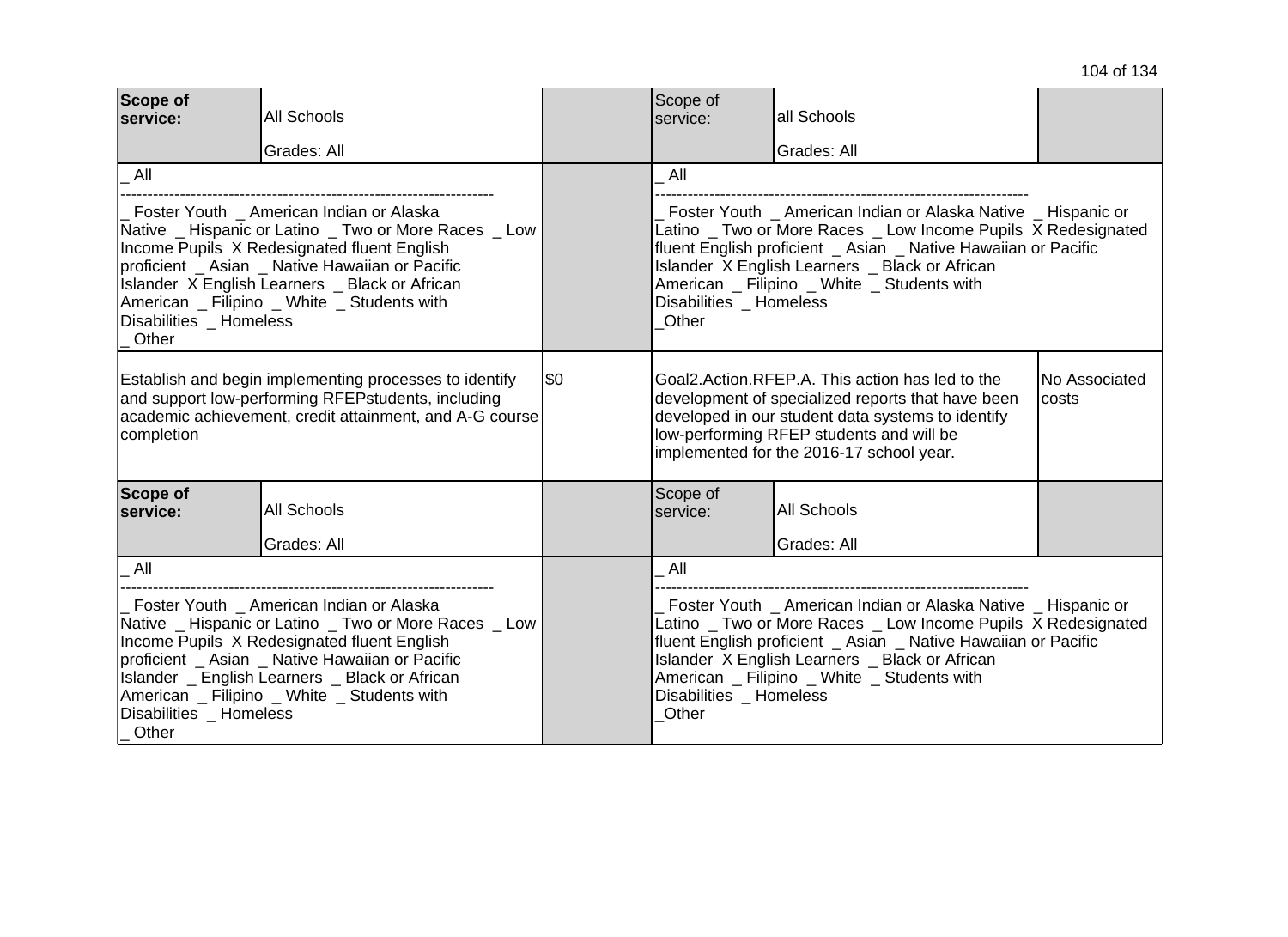| Scope of service: | All Schools<br><br>Grades: All | | Scope of service: | all Schools<br><br>Grades: All | |
|---|---|---|---|---|---|
| _ All<br>--------------------------------------------------------------------<br>_ Foster Youth _ American Indian or Alaska Native _ Hispanic or Latino _ Two or More Races _ Low Income Pupils X Redesignated fluent English proficient _ Asian _ Native Hawaiian or Pacific Islander X English Learners _ Black or African American _ Filipino _ White _ Students with Disabilities _ Homeless<br>_ Other | | | _ All<br>--------------------------------------------------------------------<br>_ Foster Youth _ American Indian or Alaska Native _ Hispanic or Latino _ Two or More Races _ Low Income Pupils X Redesignated fluent English proficient _ Asian _ Native Hawaiian or Pacific Islander X English Learners _ Black or African American _ Filipino _ White _ Students with Disabilities _ Homeless<br>_Other | | |
| Establish and begin implementing processes to identify and support low-performing RFEPstudents, including academic achievement, credit attainment, and A-G course completion | | $0 | Goal2.Action.RFEP.A. This action has led to the development of specialized reports that have been developed in our student data systems to identify low-performing RFEP students and will be implemented for the 2016-17 school year. | | No Associated costs |
| **Scope of service:** | All Schools<br><br>Grades: All | | Scope of service: | All Schools<br><br>Grades: All | |
| _ All<br>--------------------------------------------------------------------<br>_ Foster Youth _ American Indian or Alaska Native _ Hispanic or Latino _ Two or More Races _ Low Income Pupils X Redesignated fluent English proficient _ Asian _ Native Hawaiian or Pacific Islander _ English Learners _ Black or African American _ Filipino _ White _ Students with Disabilities _ Homeless<br>_ Other | | | _ All<br>--------------------------------------------------------------------<br>_ Foster Youth _ American Indian or Alaska Native _ Hispanic or Latino _ Two or More Races _ Low Income Pupils X Redesignated fluent English proficient _ Asian _ Native Hawaiian or Pacific Islander X English Learners _ Black or African American _ Filipino _ White _ Students with Disabilities _ Homeless<br>_Other | | |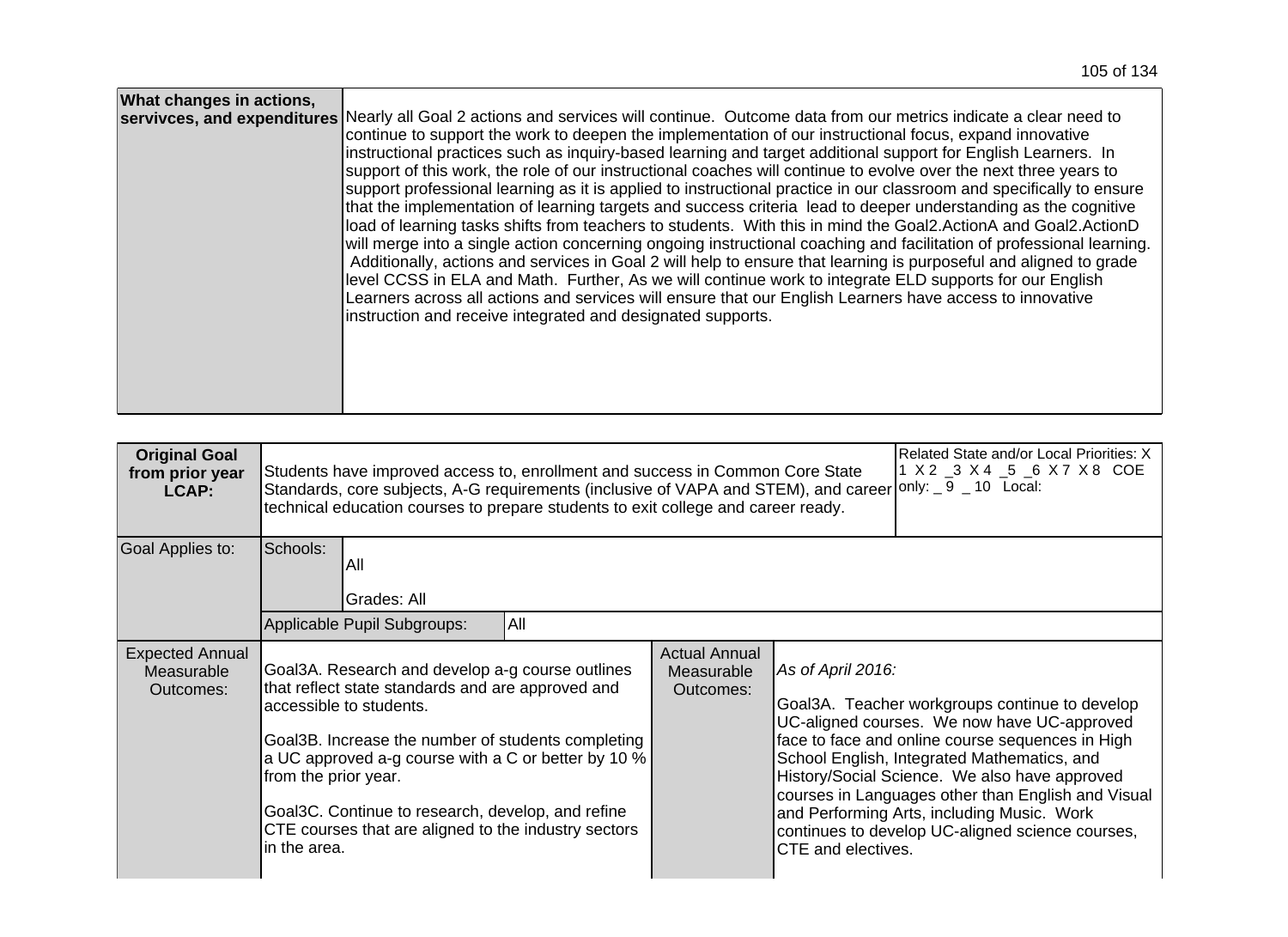| What changes in actions, servivces, and expenditures | Nearly all Goal 2 actions and services will continue. Outcome data from our metrics indicate a clear need to continue to support the work to deepen the implementation of our instructional focus, expand innovative instructional practices such as inquiry-based learning and target additional support for English Learners. In support of this work, the role of our instructional coaches will continue to evolve over the next three years to support professional learning as it is applied to instructional practice in our classroom and specifically to ensure that the implementation of learning targets and success criteria lead to deeper understanding as the cognitive load of learning tasks shifts from teachers to students. With this in mind the Goal2.ActionA and Goal2.ActionD will merge into a single action concerning ongoing instructional coaching and facilitation of professional learning. Additionally, actions and services in Goal 2 will help to ensure that learning is purposeful and aligned to grade level CCSS in ELA and Math. Further, As we will continue work to integrate ELD supports for our English Learners across all actions and services will ensure that our English Learners have access to innovative instruction and receive integrated and designated supports. |
|---|---|

| **Original Goal from prior year LCAP:** | Students have improved access to, enrollment and success in Common Core State Standards, core subjects, A-G requirements (inclusive of VAPA and STEM), and career technical education courses to prepare students to exit college and career ready. | | | Related State and/or Local Priorities: X 1 X 2 _3 X 4 _5 _6 X 7 X 8 COE only: _ 9 _ 10 Local: |
|---|---|---|---|---|
| Goal Applies to: | Schools: | All<br>Grades: All | | |
| | Applicable Pupil Subgroups: | All | | |
| Expected Annual Measurable Outcomes: | Goal3A. Research and develop a-g course outlines that reflect state standards and are approved and accessible to students.<br><br>Goal3B. Increase the number of students completing a UC approved a-g course with a C or better by 10 % from the prior year.<br><br>Goal3C. Continue to research, develop, and refine CTE courses that are aligned to the industry sectors in the area. | Actual Annual Measurable Outcomes: | *As of April 2016:*<br><br>Goal3A. Teacher workgroups continue to develop UC-aligned courses. We now have UC-approved face to face and online course sequences in High School English, Integrated Mathematics, and History/Social Science. We also have approved courses in Languages other than English and Visual and Performing Arts, including Music. Work continues to develop UC-aligned science courses, CTE and electives. | |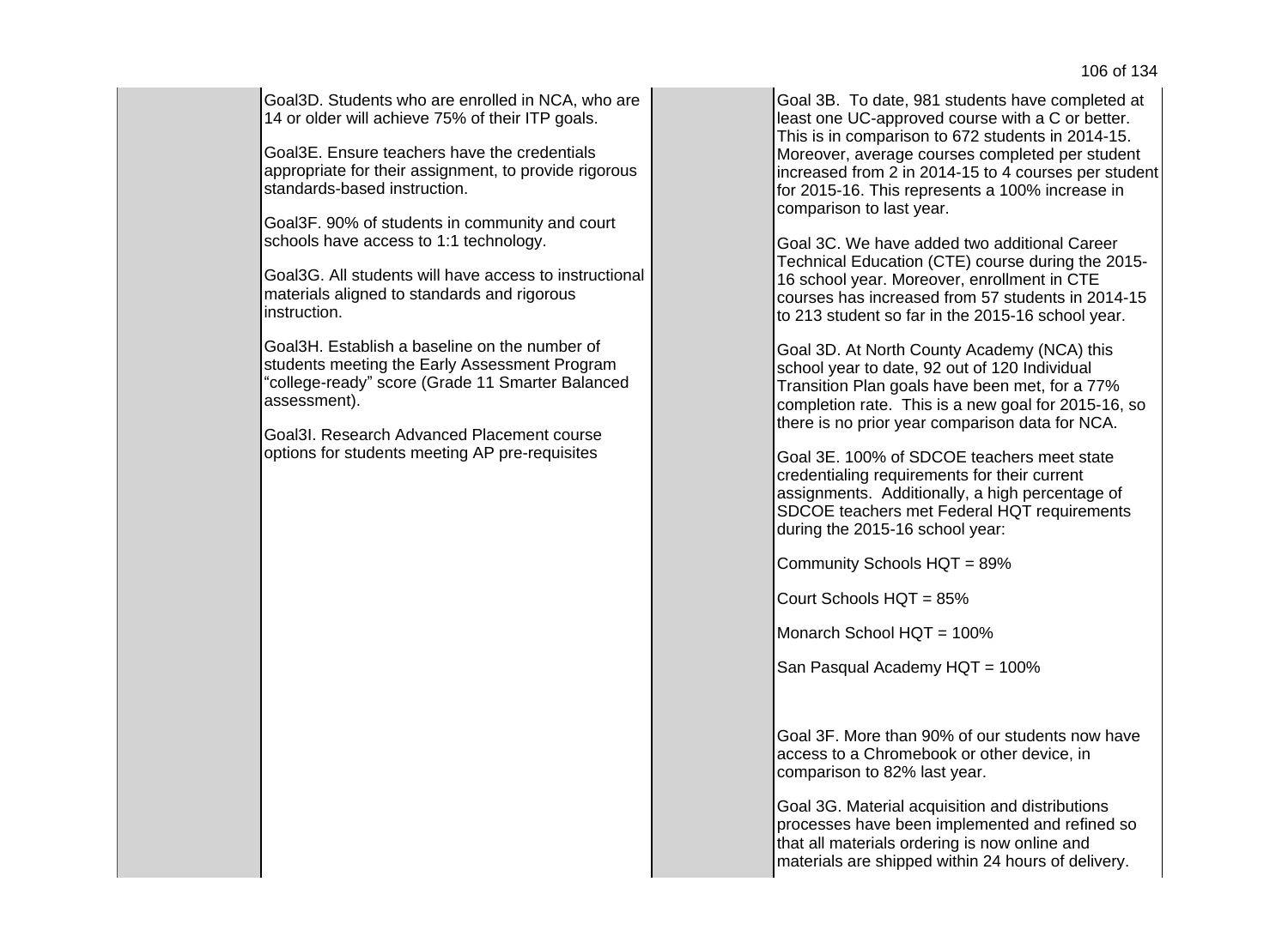| | | | |
|---|---|---|---|
| | Goal3D. Students who are enrolled in NCA, who are 14 or older will achieve 75% of their ITP goals.<br><br>Goal3E. Ensure teachers have the credentials appropriate for their assignment, to provide rigorous standards-based instruction.<br><br>Goal3F. 90% of students in community and court schools have access to 1:1 technology.<br><br>Goal3G. All students will have access to instructional materials aligned to standards and rigorous instruction.<br><br>Goal3H. Establish a baseline on the number of students meeting the Early Assessment Program "college-ready" score (Grade 11 Smarter Balanced assessment).<br><br>Goal3I. Research Advanced Placement course options for students meeting AP pre-requisites | | Goal 3B. To date, 981 students have completed at least one UC-approved course with a C or better. This is in comparison to 672 students in 2014-15. Moreover, average courses completed per student increased from 2 in 2014-15 to 4 courses per student for 2015-16. This represents a 100% increase in comparison to last year.<br><br>Goal 3C. We have added two additional Career Technical Education (CTE) course during the 2015-16 school year. Moreover, enrollment in CTE courses has increased from 57 students in 2014-15 to 213 student so far in the 2015-16 school year.<br><br>Goal 3D. At North County Academy (NCA) this school year to date, 92 out of 120 Individual Transition Plan goals have been met, for a 77% completion rate. This is a new goal for 2015-16, so there is no prior year comparison data for NCA.<br><br>Goal 3E. 100% of SDCOE teachers meet state credentialing requirements for their current assignments. Additionally, a high percentage of SDCOE teachers met Federal HQT requirements during the 2015-16 school year:<br><br>Community Schools HQT = 89%<br><br>Court Schools HQT = 85%<br><br>Monarch School HQT = 100%<br><br>San Pasqual Academy HQT = 100%<br><br>Goal 3F. More than 90% of our students now have access to a Chromebook or other device, in comparison to 82% last year.<br><br>Goal 3G. Material acquisition and distributions processes have been implemented and refined so that all materials ordering is now online and materials are shipped within 24 hours of delivery. |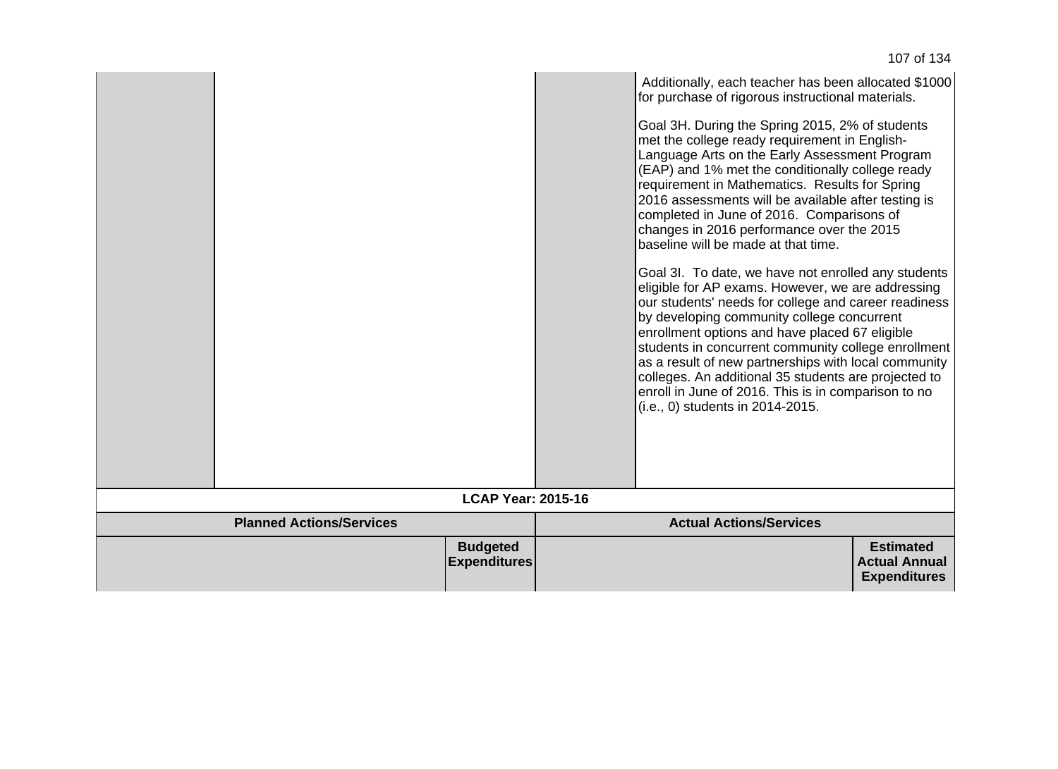| | | | |
|---|---|---|---|
| | | | Additionally, each teacher has been allocated $1000 for purchase of rigorous instructional materials.<br><br>Goal 3H. During the Spring 2015, 2% of students met the college ready requirement in English-Language Arts on the Early Assessment Program (EAP) and 1% met the conditionally college ready requirement in Mathematics. Results for Spring 2016 assessments will be available after testing is completed in June of 2016. Comparisons of changes in 2016 performance over the 2015 baseline will be made at that time.<br><br>Goal 3I. To date, we have not enrolled any students eligible for AP exams. However, we are addressing our students' needs for college and career readiness by developing community college concurrent enrollment options and have placed 67 eligible students in concurrent community college enrollment as a result of new partnerships with local community colleges. An additional 35 students are projected to enroll in June of 2016. This is in comparison to no (i.e., 0) students in 2014-2015. |

| **LCAP Year: 2015-16** | | | |
|---|---|---|---|
| **Planned Actions/Services** | | **Actual Actions/Services** | |
| | **Budgeted Expenditures** | | **Estimated Actual Annual Expenditures** |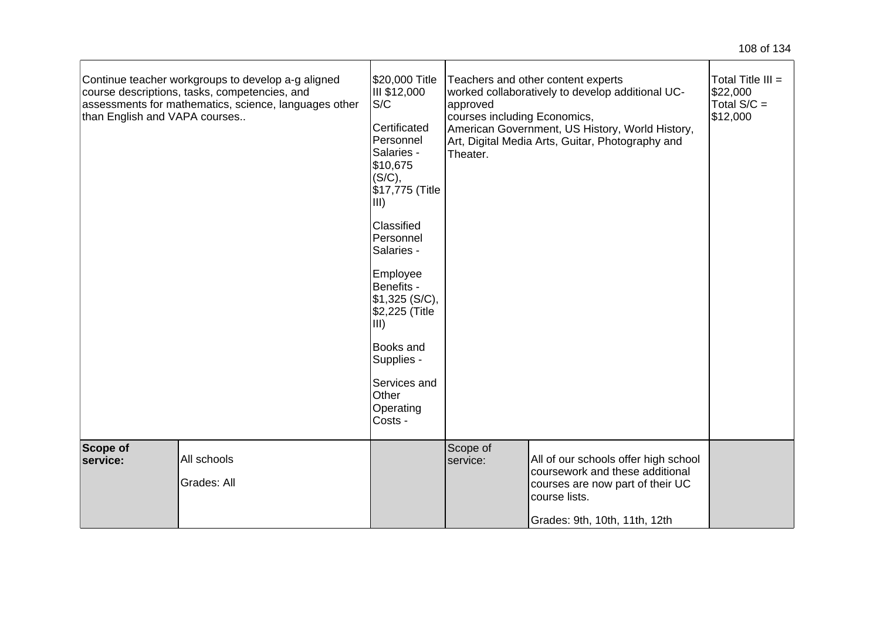| Planned Actions/Services | | Budgeted Expenditures | Actual Actions/Services | | Estimated Actual Annual Expenditures |
|---|---|---|---|---|---|
| Continue teacher workgroups to develop a-g aligned course descriptions, tasks, competencies, and assessments for mathematics, science, languages other than English and VAPA courses.. | | $20,000 Title III $12,000 S/C<br><br>Certificated Personnel Salaries - $10,675 (S/C), $17,775 (Title III)<br><br>Classified Personnel Salaries -<br><br>Employee Benefits - $1,325 (S/C), $2,225 (Title III)<br><br>Books and Supplies -<br><br>Services and Other Operating Costs - | Teachers and other content experts worked collaboratively to develop additional UC-approved courses including Economics, American Government, US History, World History, Art, Digital Media Arts, Guitar, Photography and Theater. | | Total Title III = $22,000 Total S/C = $12,000 |
| **Scope of service:** | All schools<br><br>Grades: All | | Scope of service: | All of our schools offer high school coursework and these additional courses are now part of their UC course lists.<br><br>Grades: 9th, 10th, 11th, 12th | |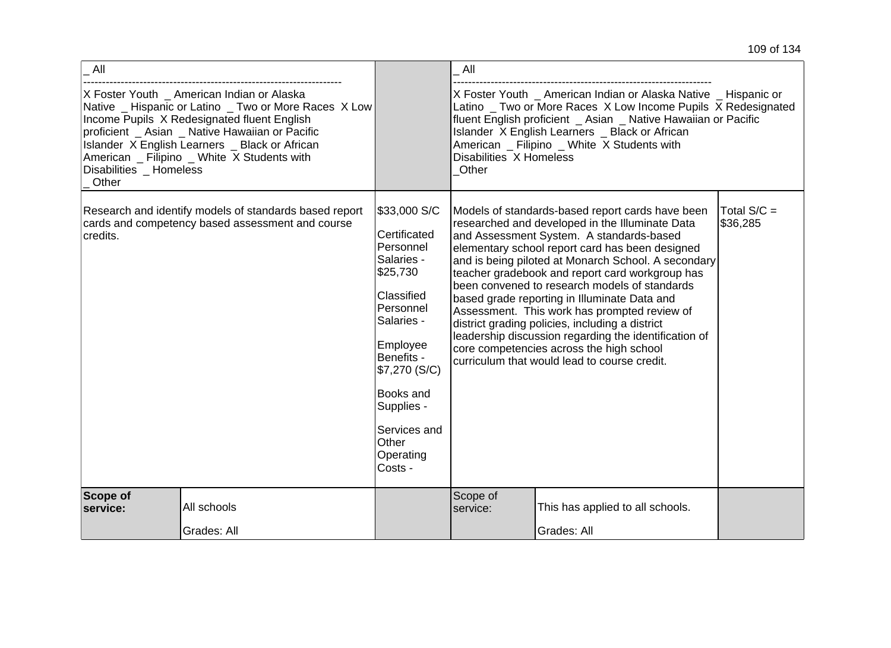| _ All<br>----------------------------------------------------------------------<br>X Foster Youth _ American Indian or Alaska Native _ Hispanic or Latino _ Two or More Races X Low Income Pupils X Redesignated fluent English proficient _ Asian _ Native Hawaiian or Pacific Islander X English Learners _ Black or African American _ Filipino _ White X Students with Disabilities _ Homeless<br>_ Other | | | _ All<br>----------------------------------------------------------------------<br>X Foster Youth _ American Indian or Alaska Native _ Hispanic or Latino _ Two or More Races X Low Income Pupils X Redesignated fluent English proficient _ Asian _ Native Hawaiian or Pacific Islander X English Learners _ Black or African American _ Filipino _ White X Students with Disabilities X Homeless<br>_Other | | |
|---|---|---|---|---|---|
| Research and identify models of standards based report cards and competency based assessment and course credits. | | \$33,000 S/C<br><br>Certificated Personnel Salaries - \$25,730<br><br>Classified Personnel Salaries -<br><br>Employee Benefits - \$7,270 (S/C)<br><br>Books and Supplies -<br><br>Services and Other Operating Costs - | Models of standards-based report cards have been researched and developed in the Illuminate Data and Assessment System. A standards-based elementary school report card has been designed and is being piloted at Monarch School. A secondary teacher gradebook and report card workgroup has been convened to research models of standards based grade reporting in Illuminate Data and Assessment. This work has prompted review of district grading policies, including a district leadership discussion regarding the identification of core competencies across the high school curriculum that would lead to course credit. | | Total S/C = \$36,285 |
| **Scope of service:** | All schools<br><br>Grades: All | | Scope of service: | This has applied to all schools.<br><br>Grades: All | |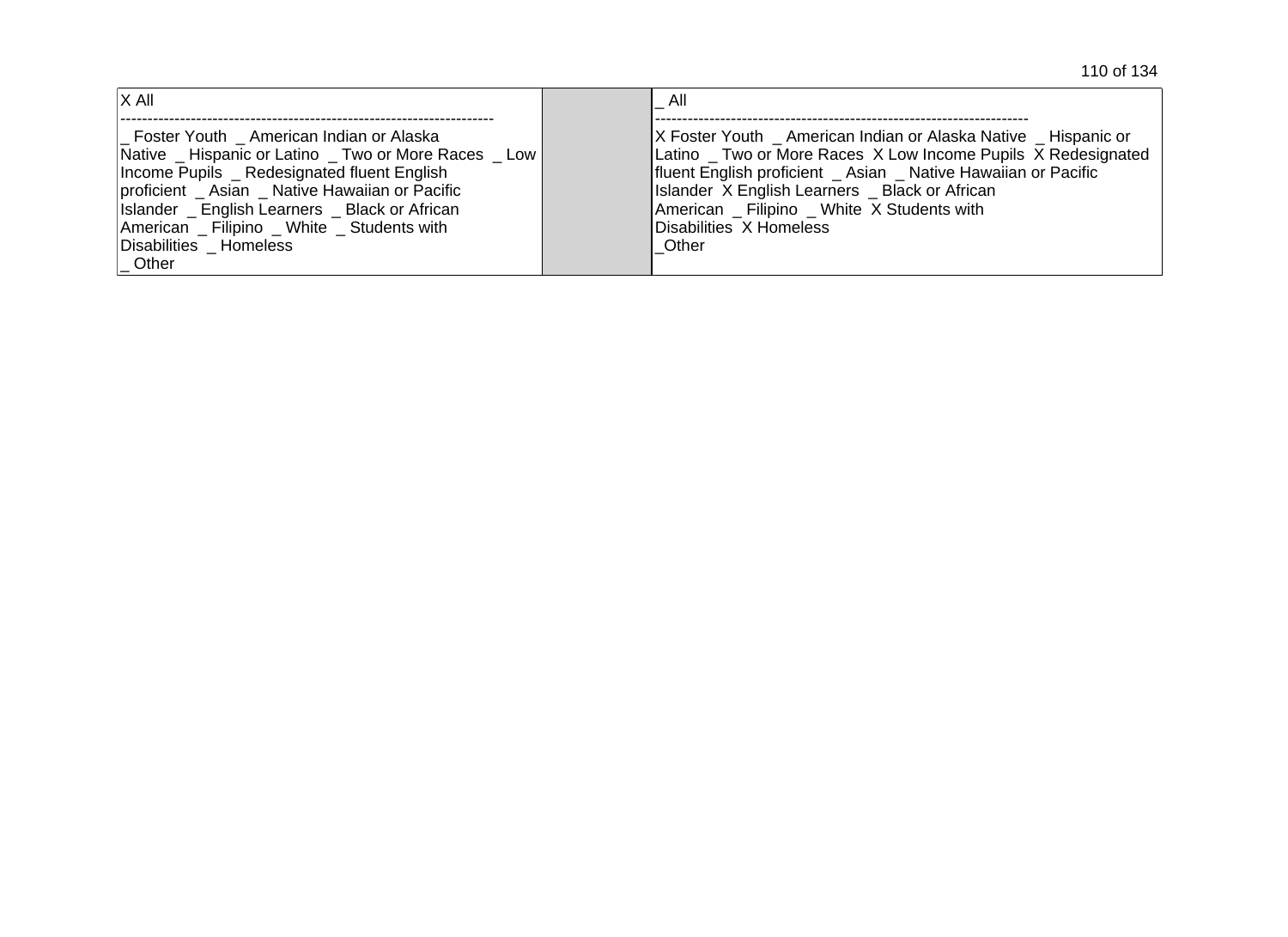| X All<br>----------------------------------------------------------------------<br>_ Foster Youth _ American Indian or Alaska Native _ Hispanic or Latino _ Two or More Races _ Low Income Pupils _ Redesignated fluent English proficient _ Asian _ Native Hawaiian or Pacific Islander _ English Learners _ Black or African American _ Filipino _ White _ Students with Disabilities _ Homeless<br>_ Other | | _ All<br>----------------------------------------------------------------------<br>X Foster Youth _ American Indian or Alaska Native _ Hispanic or Latino _ Two or More Races X Low Income Pupils X Redesignated fluent English proficient _ Asian _ Native Hawaiian or Pacific Islander X English Learners _ Black or African American _ Filipino _ White X Students with Disabilities X Homeless<br>_Other |
|---|---|---|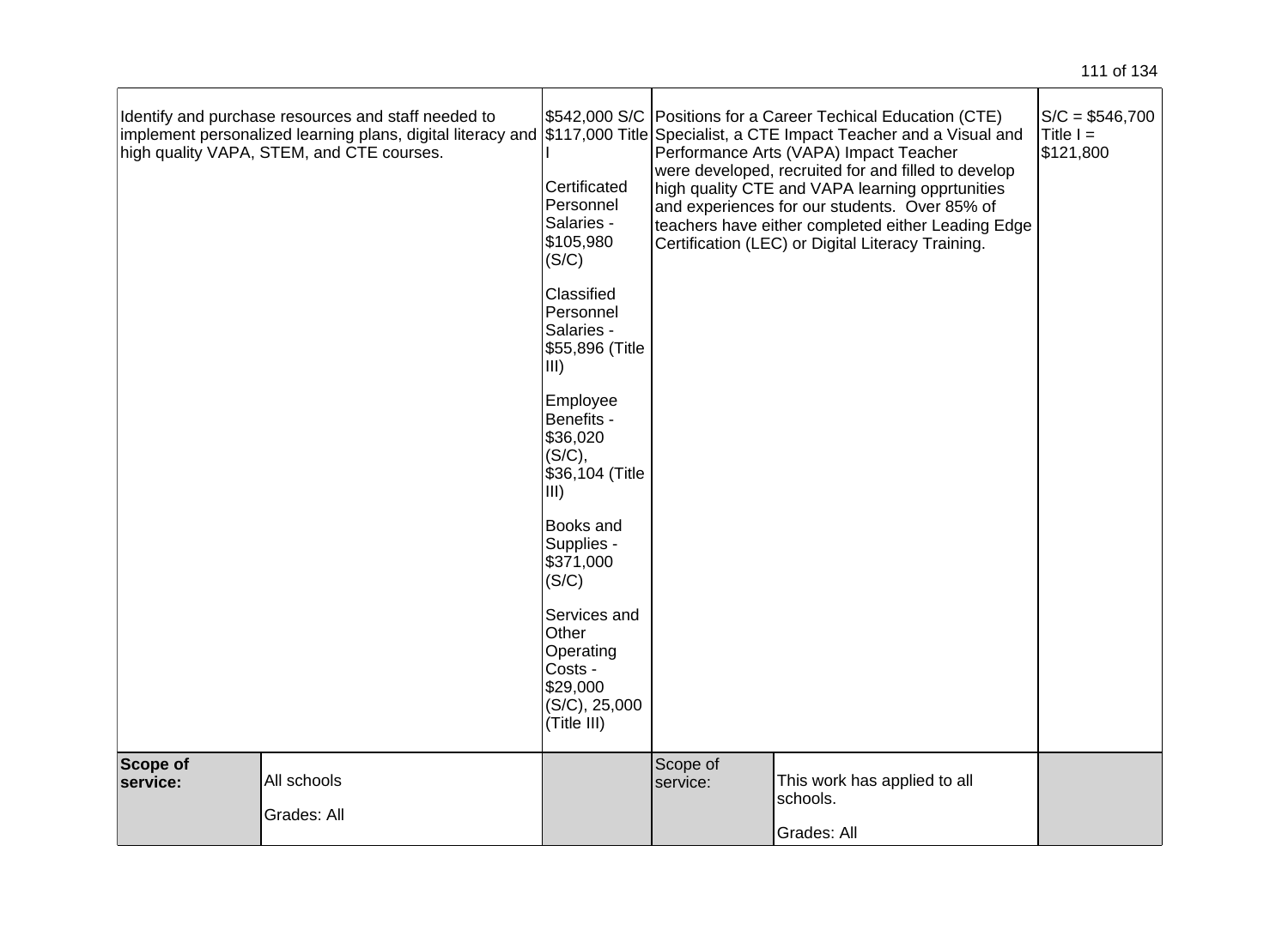| | | | | |
|---|---|---|---|---|
| Identify and purchase resources and staff needed to implement personalized learning plans, digital literacy and high quality VAPA, STEM, and CTE courses. | $542,000 S/C $117,000 Title I<br><br>Certificated Personnel Salaries - $105,980 (S/C)<br><br>Classified Personnel Salaries - $55,896 (Title III)<br><br>Employee Benefits - $36,020 (S/C), $36,104 (Title III)<br><br>Books and Supplies - $371,000 (S/C)<br><br>Services and Other Operating Costs - $29,000 (S/C), 25,000 (Title III) | Positions for a Career Techical Education (CTE) Specialist, a CTE Impact Teacher and a Visual and Performance Arts (VAPA) Impact Teacher were developed, recruited for and filled to develop high quality CTE and VAPA learning opprtunities and experiences for our students. Over 85% of teachers have either completed either Leading Edge Certification (LEC) or Digital Literacy Training. | | S/C = $546,700 Title I = $121,800 |
| **Scope of service:** All schools<br><br>Grades: All | | Scope of service: | This work has applied to all schools.<br><br>Grades: All | |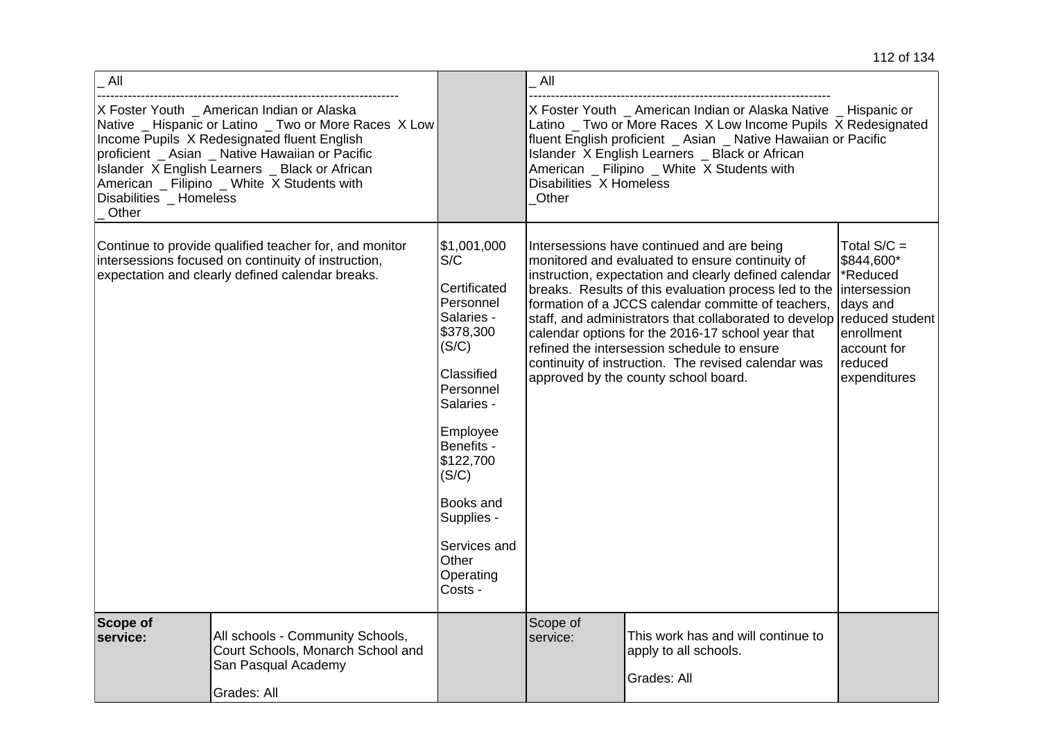| Planned Actions/Services | | Budgeted Expenditures | Actual Actions/Services | | Estimated Actual Annual Expenditures |
|---|---|---|---|---|---|
| _ All<br>---------------------------------------------------------------------<br>X Foster Youth _ American Indian or Alaska Native _ Hispanic or Latino _ Two or More Races X Low Income Pupils X Redesignated fluent English proficient _ Asian _ Native Hawaiian or Pacific Islander X English Learners _ Black or African American _ Filipino _ White X Students with Disabilities _ Homeless<br>_ Other | | | _ All<br>---------------------------------------------------------------------<br>X Foster Youth _ American Indian or Alaska Native _ Hispanic or Latino _ Two or More Races X Low Income Pupils X Redesignated fluent English proficient _ Asian _ Native Hawaiian or Pacific Islander X English Learners _ Black or African American _ Filipino _ White X Students with Disabilities X Homeless<br>_Other | | |
| Continue to provide qualified teacher for, and monitor intersessions focused on continuity of instruction, expectation and clearly defined calendar breaks. | | $1,001,000 S/C<br><br>Certificated Personnel Salaries - $378,300 (S/C)<br><br>Classified Personnel Salaries -<br><br>Employee Benefits - $122,700 (S/C)<br><br>Books and Supplies -<br><br>Services and Other Operating Costs - | Intersessions have continued and are being monitored and evaluated to ensure continuity of instruction, expectation and clearly defined calendar breaks. Results of this evaluation process led to the formation of a JCCS calendar committe of teachers, staff, and administrators that collaborated to develop calendar options for the 2016-17 school year that refined the intersession schedule to ensure continuity of instruction. The revised calendar was approved by the county school board. | | Total S/C = $844,600*<br>*Reduced intersession days and reduced student enrollment account for reduced expenditures |
| **Scope of service:** | All schools - Community Schools, Court Schools, Monarch School and San Pasqual Academy<br><br>Grades: All | | Scope of service: | This work has and will continue to apply to all schools.<br><br>Grades: All | |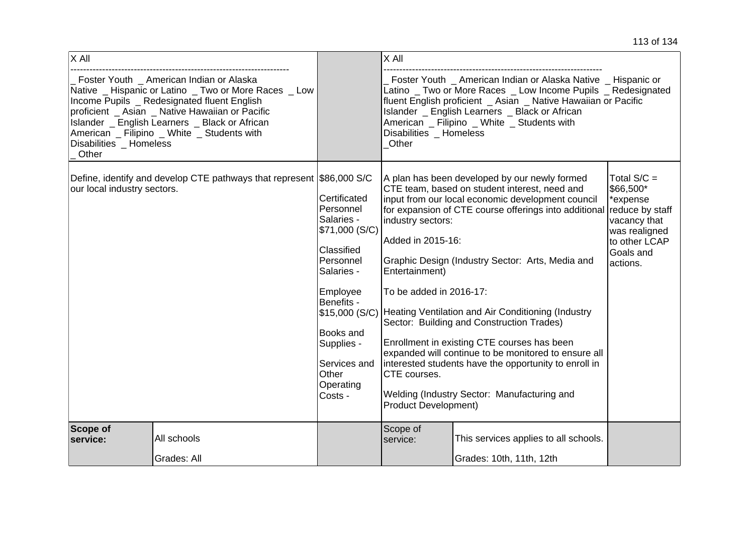| | | | | | |
|---|---|---|---|---|---|
| X All<br>----------------------------------------------------------------------<br>_ Foster Youth _ American Indian or Alaska Native _ Hispanic or Latino _ Two or More Races _ Low Income Pupils _ Redesignated fluent English proficient _ Asian _ Native Hawaiian or Pacific Islander _ English Learners _ Black or African American _ Filipino _ White _ Students with Disabilities _ Homeless<br>_ Other | | | X All<br>----------------------------------------------------------------------<br>_ Foster Youth _ American Indian or Alaska Native _ Hispanic or Latino _ Two or More Races _ Low Income Pupils _ Redesignated fluent English proficient _ Asian _ Native Hawaiian or Pacific Islander _ English Learners _ Black or African American _ Filipino _ White _ Students with Disabilities _ Homeless<br>_Other | | |
| Define, identify and develop CTE pathways that represent our local industry sectors. | | $86,000 S/C<br><br>Certificated Personnel Salaries - $71,000 (S/C)<br><br>Classified Personnel Salaries -<br><br>Employee Benefits - $15,000 (S/C)<br><br>Books and Supplies -<br><br>Services and Other Operating Costs - | A plan has been developed by our newly formed CTE team, based on student interest, need and input from our local economic development council for expansion of CTE course offerings into additional industry sectors:<br><br>Added in 2015-16:<br><br>Graphic Design (Industry Sector: Arts, Media and Entertainment)<br><br>To be added in 2016-17:<br><br>Heating Ventilation and Air Conditioning (Industry Sector: Building and Construction Trades)<br><br>Enrollment in existing CTE courses has been expanded will continue to be monitored to ensure all interested students have the opportunity to enroll in CTE courses.<br><br>Welding (Industry Sector: Manufacturing and Product Development) | | Total S/C = $66,500*<br>*expense reduce by staff vacancy that was realigned to other LCAP Goals and actions. |
| **Scope of service:** | All schools<br><br>Grades: All | | Scope of service: | This services applies to all schools.<br><br>Grades: 10th, 11th, 12th | |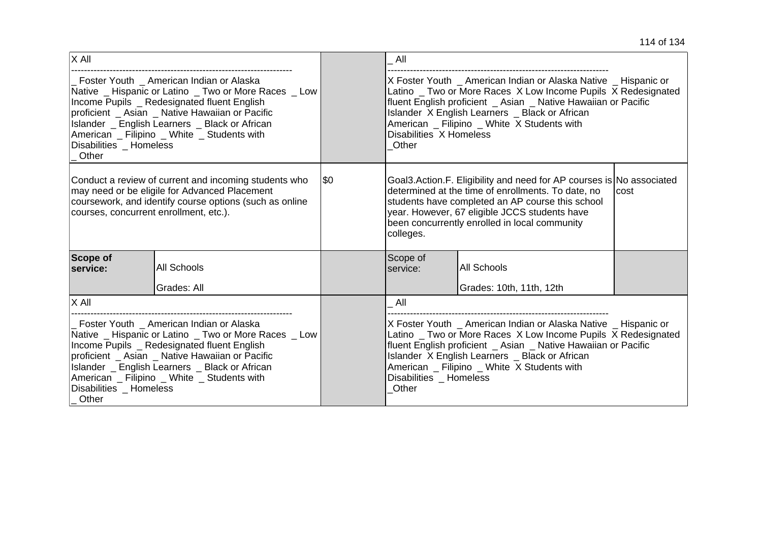| | | | | | |
|---|---|---|---|---|---|
| X All<br>----------------------------------------------------------------------<br>_ Foster Youth _ American Indian or Alaska Native _ Hispanic or Latino _ Two or More Races _ Low Income Pupils _ Redesignated fluent English proficient _ Asian _ Native Hawaiian or Pacific Islander _ English Learners _ Black or African American _ Filipino _ White _ Students with Disabilities _ Homeless _ Other | | | _ All<br>----------------------------------------------------------------------<br>X Foster Youth _ American Indian or Alaska Native _ Hispanic or Latino _ Two or More Races X Low Income Pupils X Redesignated fluent English proficient _ Asian _ Native Hawaiian or Pacific Islander X English Learners _ Black or African American _ Filipino _ White X Students with Disabilities X Homeless _Other | | |
| Conduct a review of current and incoming students who may need or be eligile for Advanced Placement coursework, and identify course options (such as online courses, concurrent enrollment, etc.). | | $0 | Goal3.Action.F. Eligibility and need for AP courses is determined at the time of enrollments. To date, no students have completed an AP course this school year. However, 67 eligible JCCS students have been concurrently enrolled in local community colleges. | | No associated cost |
| **Scope of service:** | All Schools<br><br>Grades: All | | Scope of service: | All Schools<br><br>Grades: 10th, 11th, 12th | |
| X All<br>----------------------------------------------------------------------<br>_ Foster Youth _ American Indian or Alaska Native _ Hispanic or Latino _ Two or More Races _ Low Income Pupils _ Redesignated fluent English proficient _ Asian _ Native Hawaiian or Pacific Islander _ English Learners _ Black or African American _ Filipino _ White _ Students with Disabilities _ Homeless _ Other | | | _ All<br>----------------------------------------------------------------------<br>X Foster Youth _ American Indian or Alaska Native _ Hispanic or Latino _ Two or More Races X Low Income Pupils X Redesignated fluent English proficient _ Asian _ Native Hawaiian or Pacific Islander X English Learners _ Black or African American _ Filipino _ White X Students with Disabilities _ Homeless _Other | | |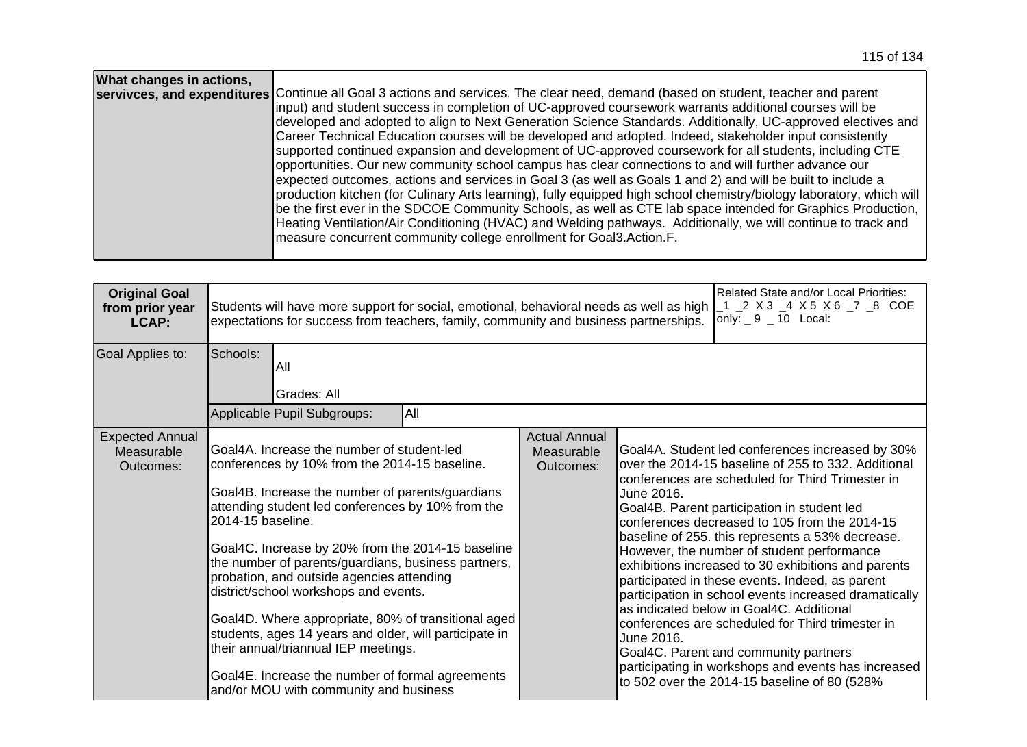| What changes in actions, servivces, and expenditures | Continue all Goal 3 actions and services. The clear need, demand (based on student, teacher and parent input) and student success in completion of UC-approved coursework warrants additional courses will be developed and adopted to align to Next Generation Science Standards. Additionally, UC-approved electives and Career Technical Education courses will be developed and adopted. Indeed, stakeholder input consistently supported continued expansion and development of UC-approved coursework for all students, including CTE opportunities. Our new community school campus has clear connections to and will further advance our expected outcomes, actions and services in Goal 3 (as well as Goals 1 and 2) and will be built to include a production kitchen (for Culinary Arts learning), fully equipped high school chemistry/biology laboratory, which will be the first ever in the SDCOE Community Schools, as well as CTE lab space intended for Graphics Production, Heating Ventilation/Air Conditioning (HVAC) and Welding pathways. Additionally, we will continue to track and measure concurrent community college enrollment for Goal3.Action.F. |
|---|---|

| **Original Goal from prior year LCAP:** | Students will have more support for social, emotional, behavioral needs as well as high expectations for success from teachers, family, community and business partnerships. | | | Related State and/or Local Priorities: _1 _2 X 3 _4 X 5 X 6 _7 _8 COE only: _ 9 _ 10 Local: |
|---|---|---|---|---|
| Goal Applies to: | Schools: All<br>Grades: All | | | |
| | Applicable Pupil Subgroups: | All | | |
| Expected Annual Measurable Outcomes: | Goal4A. Increase the number of student-led conferences by 10% from the 2014-15 baseline.<br><br>Goal4B. Increase the number of parents/guardians attending student led conferences by 10% from the 2014-15 baseline.<br><br>Goal4C. Increase by 20% from the 2014-15 baseline the number of parents/guardians, business partners, probation, and outside agencies attending district/school workshops and events.<br><br>Goal4D. Where appropriate, 80% of transitional aged students, ages 14 years and older, will participate in their annual/triannual IEP meetings.<br><br>Goal4E. Increase the number of formal agreements and/or MOU with community and business | Actual Annual Measurable Outcomes: | Goal4A. Student led conferences increased by 30% over the 2014-15 baseline of 255 to 332. Additional conferences are scheduled for Third Trimester in June 2016.<br>Goal4B. Parent participation in student led conferences decreased to 105 from the 2014-15 baseline of 255. this represents a 53% decrease. However, the number of student performance exhibitions increased to 30 exhibitions and parents participated in these events. Indeed, as parent participation in school events increased dramatically as indicated below in Goal4C. Additional conferences are scheduled for Third trimester in June 2016.<br>Goal4C. Parent and community partners participating in workshops and events has increased to 502 over the 2014-15 baseline of 80 (528% | |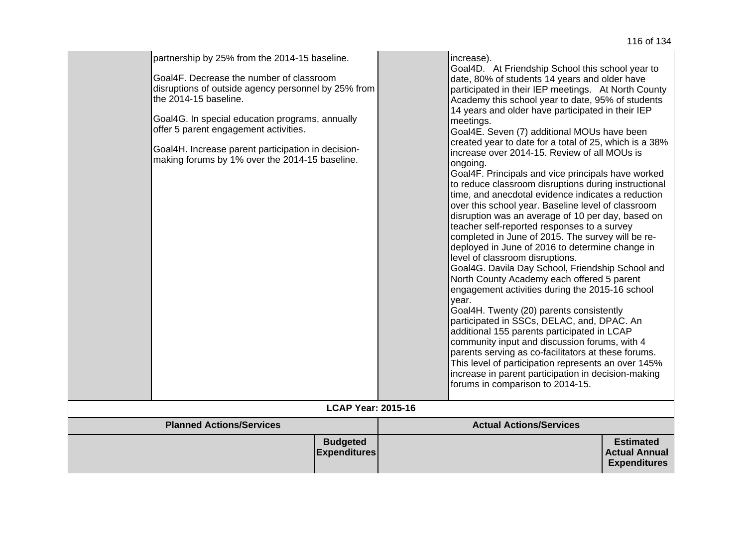| | | | |
|---|---|---|---|
| | partnership by 25% from the 2014-15 baseline.<br><br>Goal4F. Decrease the number of classroom disruptions of outside agency personnel by 25% from the 2014-15 baseline.<br><br>Goal4G. In special education programs, annually offer 5 parent engagement activities.<br><br>Goal4H. Increase parent participation in decision-making forums by 1% over the 2014-15 baseline. | | increase).<br>Goal4D. At Friendship School this school year to date, 80% of students 14 years and older have participated in their IEP meetings. At North County Academy this school year to date, 95% of students 14 years and older have participated in their IEP meetings.<br>Goal4E. Seven (7) additional MOUs have been created year to date for a total of 25, which is a 38% increase over 2014-15. Review of all MOUs is ongoing.<br>Goal4F. Principals and vice principals have worked to reduce classroom disruptions during instructional time, and anecdotal evidence indicates a reduction over this school year. Baseline level of classroom disruption was an average of 10 per day, based on teacher self-reported responses to a survey completed in June of 2015. The survey will be re-deployed in June of 2016 to determine change in level of classroom disruptions.<br>Goal4G. Davila Day School, Friendship School and North County Academy each offered 5 parent engagement activities during the 2015-16 school year.<br>Goal4H. Twenty (20) parents consistently participated in SSCs, DELAC, and, DPAC. An additional 155 parents participated in LCAP community input and discussion forums, with 4 parents serving as co-facilitators at these forums. This level of participation represents an over 145% increase in parent participation in decision-making forums in comparison to 2014-15. |

**LCAP Year: 2015-16**

| Planned Actions/Services | | Actual Actions/Services | |
|---|---|---|---|
| | **Budgeted Expenditures** | | **Estimated Actual Annual Expenditures** |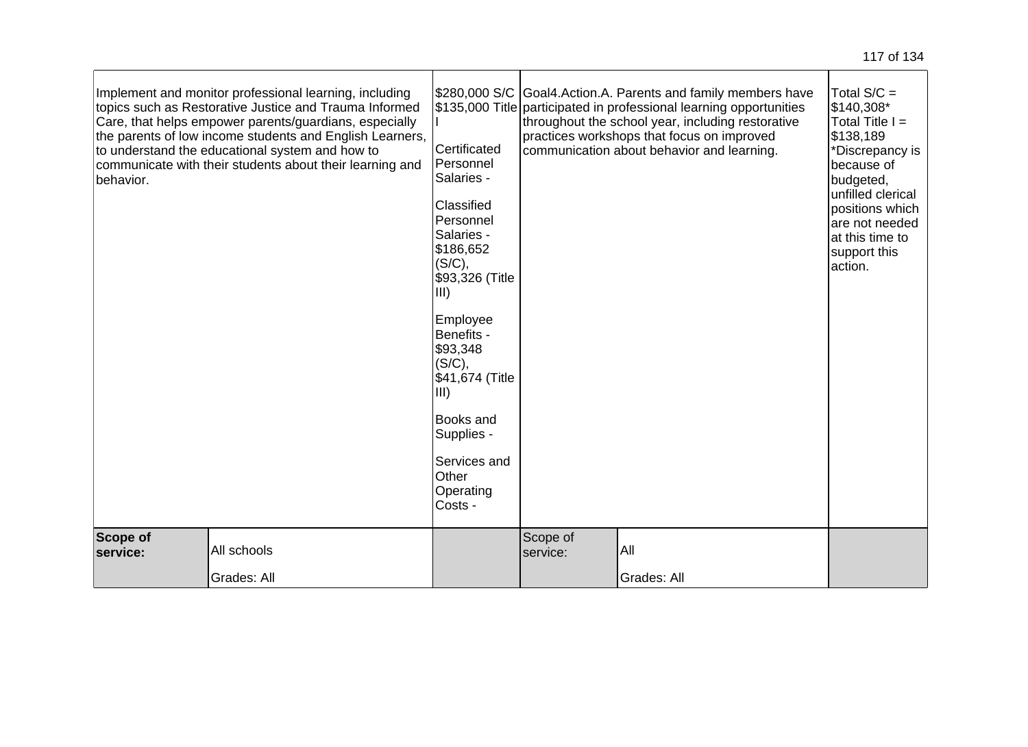| | | | | | |
|---|---|---|---|---|---|
| Implement and monitor professional learning, including topics such as Restorative Justice and Trauma Informed Care, that helps empower parents/guardians, especially the parents of low income students and English Learners, to understand the educational system and how to communicate with their students about their learning and behavior. | | \$280,000 S/C \$135,000 Title I<br><br>Certificated Personnel Salaries -<br><br>Classified Personnel Salaries - \$186,652 (S/C), \$93,326 (Title III)<br><br>Employee Benefits - \$93,348 (S/C), \$41,674 (Title III)<br><br>Books and Supplies -<br><br>Services and Other Operating Costs - | Goal4.Action.A. Parents and family members have participated in professional learning opportunities throughout the school year, including restorative practices workshops that focus on improved communication about behavior and learning. | | Total S/C = \$140,308*<br>Total Title I = \$138,189<br>*Discrepancy is because of budgeted, unfilled clerical positions which are not needed at this time to support this action. |
| **Scope of service:** | All schools<br><br>Grades: All | | Scope of service: | All<br><br>Grades: All | |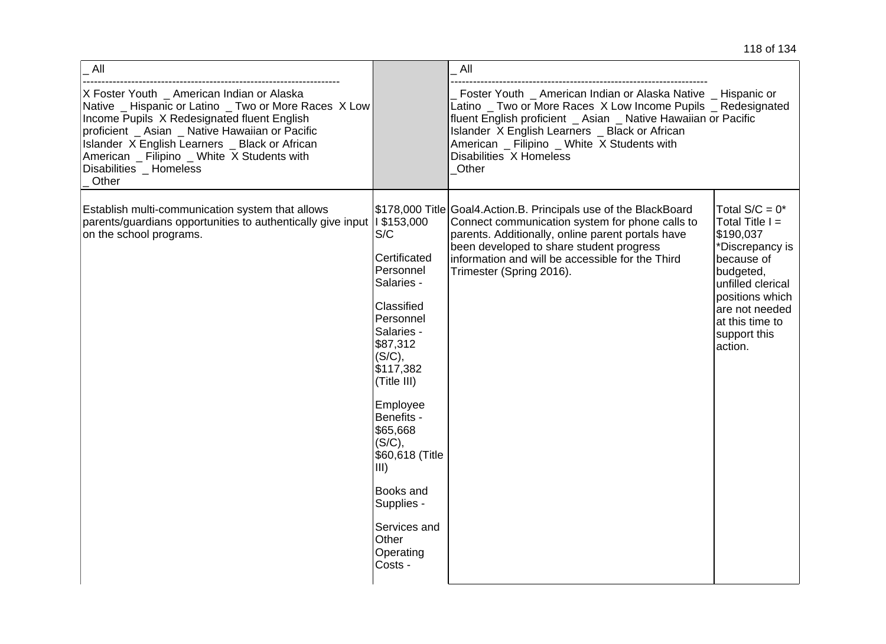| _ All<br>----------------------------------------------------------------------<br>X Foster Youth _ American Indian or Alaska Native _ Hispanic or Latino _ Two or More Races X Low Income Pupils X Redesignated fluent English proficient _ Asian _ Native Hawaiian or Pacific Islander X English Learners _ Black or African American _ Filipino _ White X Students with Disabilities _ Homeless<br>_ Other | | _ All<br>----------------------------------------------------------------------<br>_ Foster Youth _ American Indian or Alaska Native _ Hispanic or Latino _ Two or More Races X Low Income Pupils _ Redesignated fluent English proficient _ Asian _ Native Hawaiian or Pacific Islander X English Learners _ Black or African American _ Filipino _ White X Students with Disabilities X Homeless<br>_Other | |
|---|---|---|---|
| Establish multi-communication system that allows parents/guardians opportunities to authentically give input on the school programs. | $178,000 Title I $153,000 S/C<br><br>Certificated Personnel Salaries -<br><br>Classified Personnel Salaries - $87,312 (S/C), $117,382 (Title III)<br><br>Employee Benefits - $65,668 (S/C), $60,618 (Title III)<br><br>Books and Supplies -<br><br>Services and Other Operating Costs - | Goal4.Action.B. Principals use of the BlackBoard Connect communication system for phone calls to parents. Additionally, online parent portals have been developed to share student progress information and will be accessible for the Third Trimester (Spring 2016). | Total S/C = 0*<br>Total Title I = $190,037<br>*Discrepancy is because of budgeted, unfilled clerical positions which are not needed at this time to support this action. |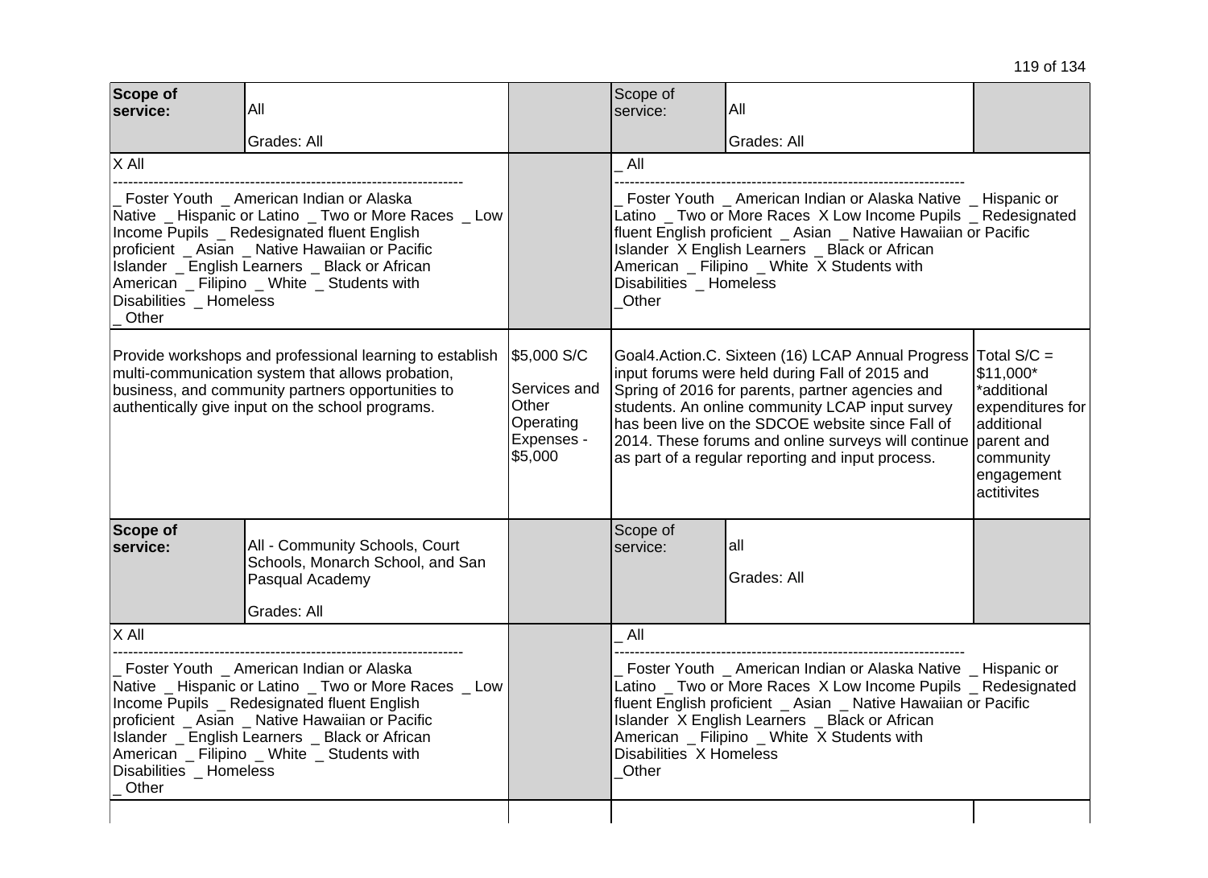| | | | | | |
|---|---|---|---|---|---|
| **Scope of service:** | All<br><br>Grades: All | | Scope of service: | All<br><br>Grades: All | |
| X All<br>--------------------------------------------------------------------<br>_ Foster Youth _ American Indian or Alaska Native _ Hispanic or Latino _ Two or More Races _ Low Income Pupils _ Redesignated fluent English proficient _ Asian _ Native Hawaiian or Pacific Islander _ English Learners _ Black or African American _ Filipino _ White _ Students with Disabilities _ Homeless<br>_ Other | | | _ All<br>--------------------------------------------------------------------<br>_ Foster Youth _ American Indian or Alaska Native _ Hispanic or Latino _ Two or More Races X Low Income Pupils _ Redesignated fluent English proficient _ Asian _ Native Hawaiian or Pacific Islander X English Learners _ Black or African American _ Filipino _ White X Students with Disabilities _ Homeless<br>_Other | | |
| Provide workshops and professional learning to establish multi-communication system that allows probation, business, and community partners opportunities to authentically give input on the school programs. | | $5,000 S/C<br><br>Services and Other Operating Expenses - $5,000 | Goal4.Action.C. Sixteen (16) LCAP Annual Progress input forums were held during Fall of 2015 and Spring of 2016 for parents, partner agencies and students. An online community LCAP input survey has been live on the SDCOE website since Fall of 2014. These forums and online surveys will continue as part of a regular reporting and input process. | | Total S/C = $11,000*<br>*additional expenditures for additional parent and community engagement actitivites |
| **Scope of service:** | All - Community Schools, Court Schools, Monarch School, and San Pasqual Academy<br><br>Grades: All | | Scope of service: | all<br><br>Grades: All | |
| X All<br>--------------------------------------------------------------------<br>_ Foster Youth _ American Indian or Alaska Native _ Hispanic or Latino _ Two or More Races _ Low Income Pupils _ Redesignated fluent English proficient _ Asian _ Native Hawaiian or Pacific Islander _ English Learners _ Black or African American _ Filipino _ White _ Students with Disabilities _ Homeless<br>_ Other | | | _ All<br>--------------------------------------------------------------------<br>_ Foster Youth _ American Indian or Alaska Native _ Hispanic or Latino _ Two or More Races X Low Income Pupils _ Redesignated fluent English proficient _ Asian _ Native Hawaiian or Pacific Islander X English Learners _ Black or African American _ Filipino _ White X Students with Disabilities X Homeless<br>_Other | | |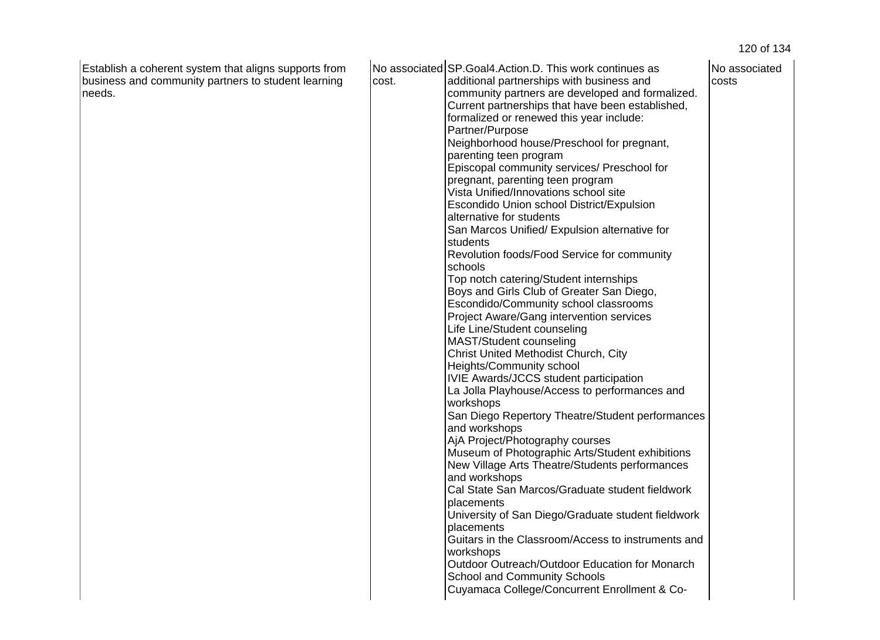| | | | |
|---|---|---|---|
| Establish a coherent system that aligns supports from business and community partners to student learning needs. | No associated cost. | SP.Goal4.Action.D. This work continues as additional partnerships with business and community partners are developed and formalized. Current partnerships that have been established, formalized or renewed this year include:<br>Partner/Purpose<br>Neighborhood house/Preschool for pregnant, parenting teen program<br>Episcopal community services/ Preschool for pregnant, parenting teen program<br>Vista Unified/Innovations school site<br>Escondido Union school District/Expulsion alternative for students<br>San Marcos Unified/ Expulsion alternative for students<br>Revolution foods/Food Service for community schools<br>Top notch catering/Student internships<br>Boys and Girls Club of Greater San Diego, Escondido/Community school classrooms<br>Project Aware/Gang intervention services<br>Life Line/Student counseling<br>MAST/Student counseling<br>Christ United Methodist Church, City Heights/Community school<br>IVIE Awards/JCCS student participation<br>La Jolla Playhouse/Access to performances and workshops<br>San Diego Repertory Theatre/Student performances and workshops<br>AjA Project/Photography courses<br>Museum of Photographic Arts/Student exhibitions<br>New Village Arts Theatre/Students performances and workshops<br>Cal State San Marcos/Graduate student fieldwork placements<br>University of San Diego/Graduate student fieldwork placements<br>Guitars in the Classroom/Access to instruments and workshops<br>Outdoor Outreach/Outdoor Education for Monarch School and Community Schools<br>Cuyamaca College/Concurrent Enrollment & Co- | No associated costs |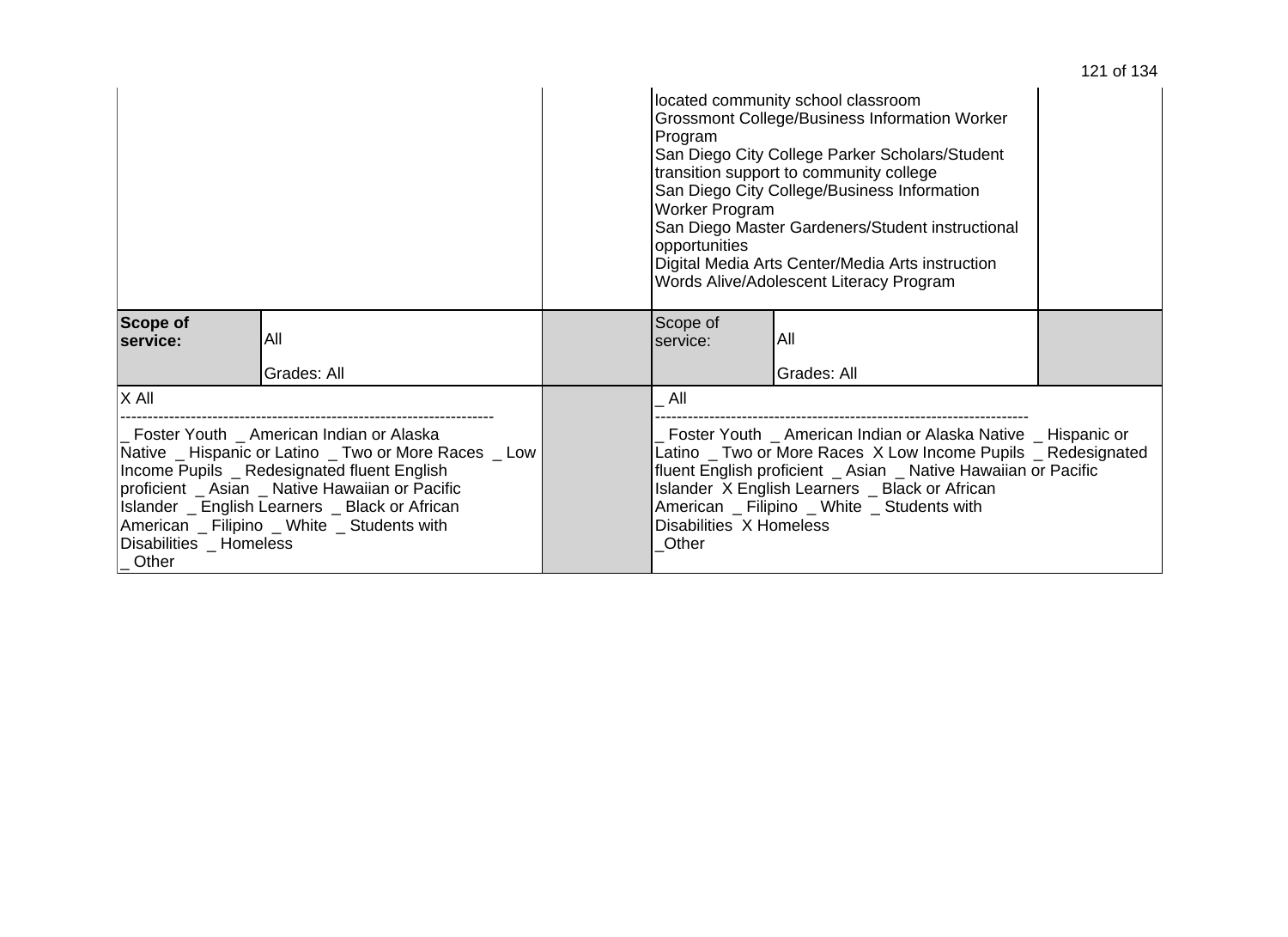| | | | | | |
|---|---|---|---|---|---|
| | | | located community school classroom<br>Grossmont College/Business Information Worker Program<br>San Diego City College Parker Scholars/Student transition support to community college<br>San Diego City College/Business Information Worker Program<br>San Diego Master Gardeners/Student instructional opportunities<br>Digital Media Arts Center/Media Arts instruction<br>Words Alive/Adolescent Literacy Program | | |
| **Scope of service:** | All<br><br>Grades: All | | Scope of service: | All<br><br>Grades: All | |
| X All<br>----------------------------------------------------------------------<br>_ Foster Youth _ American Indian or Alaska Native _ Hispanic or Latino _ Two or More Races _ Low Income Pupils _ Redesignated fluent English proficient _ Asian _ Native Hawaiian or Pacific Islander _ English Learners _ Black or African American _ Filipino _ White _ Students with Disabilities _ Homeless<br>_ Other | | | _ All<br>----------------------------------------------------------------------<br>_ Foster Youth _ American Indian or Alaska Native _ Hispanic or Latino _ Two or More Races X Low Income Pupils _ Redesignated fluent English proficient _ Asian _ Native Hawaiian or Pacific Islander X English Learners _ Black or African American _ Filipino _ White _ Students with Disabilities X Homeless<br>_Other | | |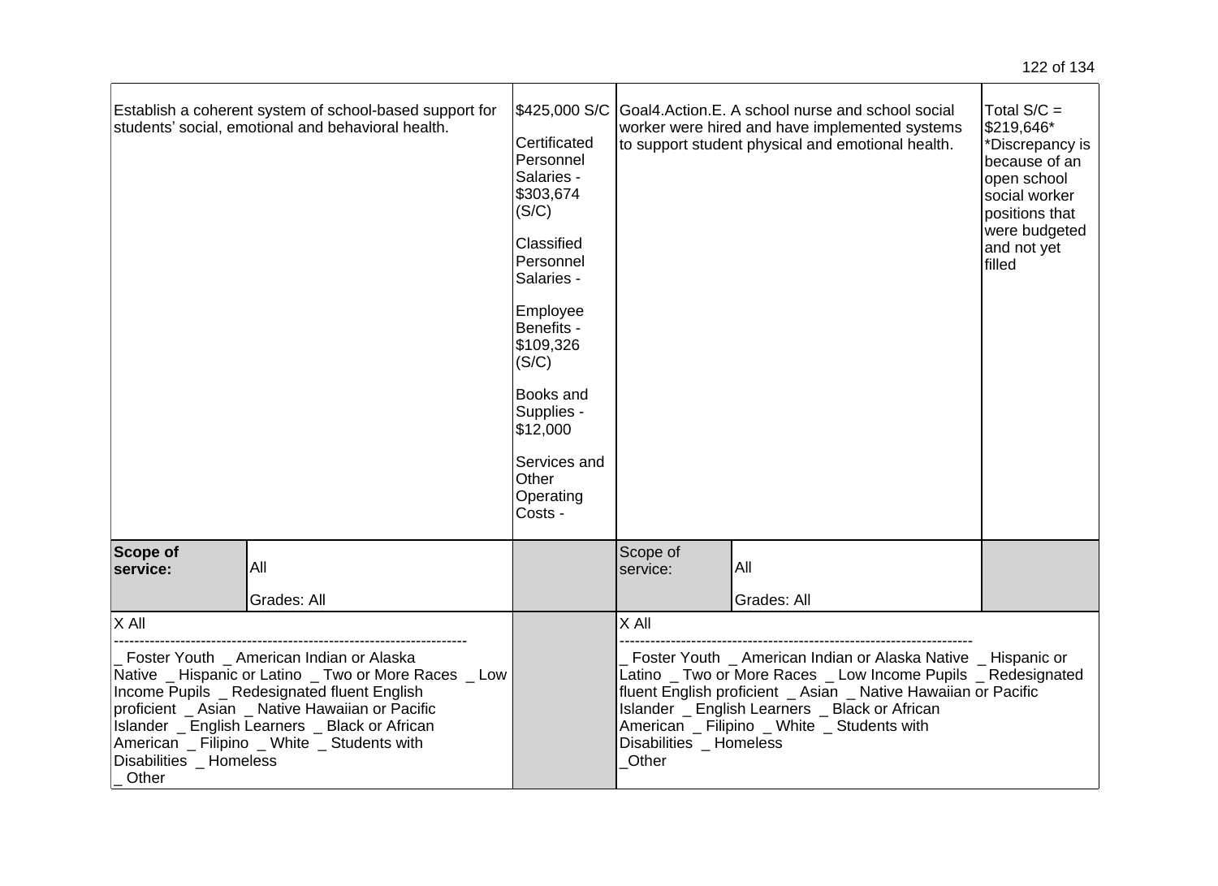| Planned Actions/Services | Budgeted Expenditures | Actual Actions/Services | Estimated Actual Annual Expenditures |
|---|---|---|---|
| Establish a coherent system of school-based support for students' social, emotional and behavioral health. | $425,000 S/C<br><br>Certificated Personnel Salaries - $303,674 (S/C)<br><br>Classified Personnel Salaries -<br><br>Employee Benefits - $109,326 (S/C)<br><br>Books and Supplies - $12,000<br><br>Services and Other Operating Costs - | Goal4.Action.E. A school nurse and school social worker were hired and have implemented systems to support student physical and emotional health. | Total S/C = $219,646*<br>*Discrepancy is because of an open school social worker positions that were budgeted and not yet filled |
| **Scope of service:** All<br>Grades: All | | Scope of service: All<br>Grades: All | |
| X All<br>--------------------------------------------------------------------<br>_ Foster Youth _ American Indian or Alaska Native _ Hispanic or Latino _ Two or More Races _ Low Income Pupils _ Redesignated fluent English proficient _ Asian _ Native Hawaiian or Pacific Islander _ English Learners _ Black or African American _ Filipino _ White _ Students with Disabilities _ Homeless<br>_ Other | | X All<br>--------------------------------------------------------------------<br>_ Foster Youth _ American Indian or Alaska Native _ Hispanic or Latino _ Two or More Races _ Low Income Pupils _ Redesignated fluent English proficient _ Asian _ Native Hawaiian or Pacific Islander _ English Learners _ Black or African American _ Filipino _ White _ Students with Disabilities _ Homeless<br>_Other | |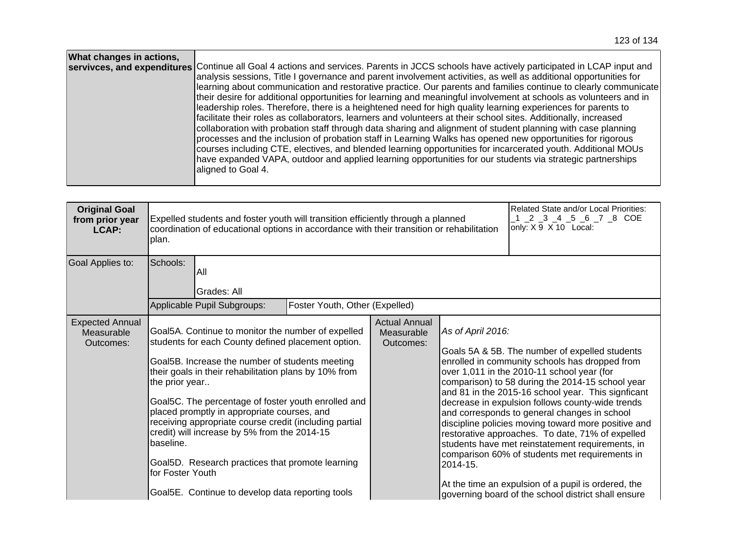| What changes in actions, servivces, and expenditures | Continue all Goal 4 actions and services. Parents in JCCS schools have actively participated in LCAP input and analysis sessions, Title I governance and parent involvement activities, as well as additional opportunities for learning about communication and restorative practice. Our parents and families continue to clearly communicate their desire for additional opportunities for learning and meaningful involvement at schools as volunteers and in leadership roles. Therefore, there is a heightened need for high quality learning experiences for parents to facilitate their roles as collaborators, learners and volunteers at their school sites. Additionally, increased collaboration with probation staff through data sharing and alignment of student planning with case planning processes and the inclusion of probation staff in Learning Walks has opened new opportunities for rigorous courses including CTE, electives, and blended learning opportunities for incarcerated youth. Additional MOUs have expanded VAPA, outdoor and applied learning opportunities for our students via strategic partnerships aligned to Goal 4. |
|---|---|

| **Original Goal from prior year LCAP:** | Expelled students and foster youth will transition efficiently through a planned coordination of educational options in accordance with their transition or rehabilitation plan. | | | Related State and/or Local Priorities: _1 _2 _3 _4 _5 _6 _7 _8 COE only: X 9 X 10 Local: |
|---|---|---|---|---|
| Goal Applies to: | Schools: | All<br>Grades: All | | |
| | Applicable Pupil Subgroups: | Foster Youth, Other (Expelled) | | |
| Expected Annual Measurable Outcomes: | Goal5A. Continue to monitor the number of expelled students for each County defined placement option.<br><br>Goal5B. Increase the number of students meeting their goals in their rehabilitation plans by 10% from the prior year..<br><br>Goal5C. The percentage of foster youth enrolled and placed promptly in appropriate courses, and receiving appropriate course credit (including partial credit) will increase by 5% from the 2014-15 baseline.<br><br>Goal5D. Research practices that promote learning for Foster Youth<br><br>Goal5E. Continue to develop data reporting tools | Actual Annual Measurable Outcomes: | *As of April 2016:*<br><br>Goals 5A & 5B. The number of expelled students enrolled in community schools has dropped from over 1,011 in the 2010-11 school year (for comparison) to 58 during the 2014-15 school year and 81 in the 2015-16 school year. This signficant decrease in expulsion follows county-wide trends and corresponds to general changes in school discipline policies moving toward more positive and restorative approaches. To date, 71% of expelled students have met reinstatement requirements, in comparison 60% of students met requirements in 2014-15.<br><br>At the time an expulsion of a pupil is ordered, the governing board of the school district shall ensure | |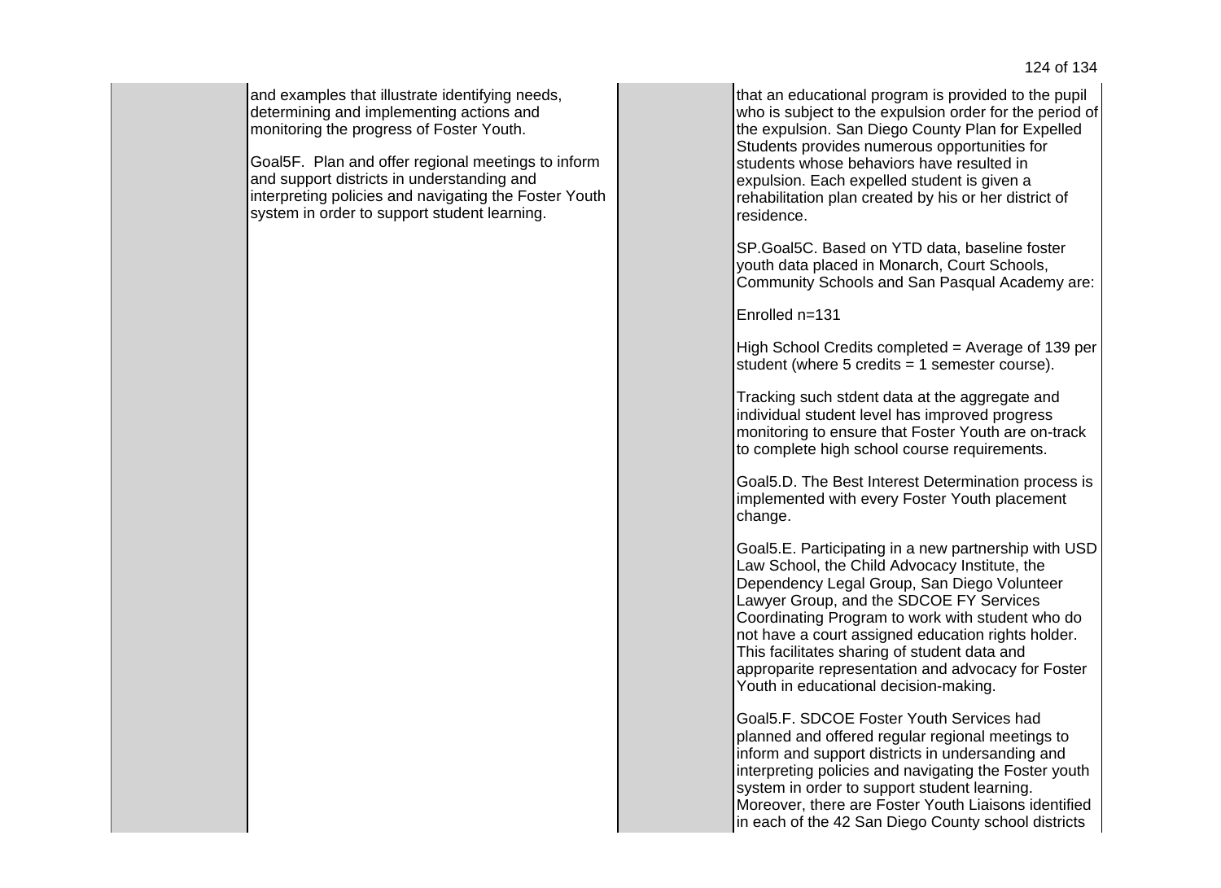| | | | |
|---|---|---|---|
| | and examples that illustrate identifying needs, determining and implementing actions and monitoring the progress of Foster Youth.<br><br>Goal5F. Plan and offer regional meetings to inform and support districts in understanding and interpreting policies and navigating the Foster Youth system in order to support student learning. | | that an educational program is provided to the pupil who is subject to the expulsion order for the period of the expulsion. San Diego County Plan for Expelled Students provides numerous opportunities for students whose behaviors have resulted in expulsion. Each expelled student is given a rehabilitation plan created by his or her district of residence.<br><br>SP.Goal5C. Based on YTD data, baseline foster youth data placed in Monarch, Court Schools, Community Schools and San Pasqual Academy are:<br><br>Enrolled n=131<br><br>High School Credits completed = Average of 139 per student (where 5 credits = 1 semester course).<br><br>Tracking such stdent data at the aggregate and individual student level has improved progress monitoring to ensure that Foster Youth are on-track to complete high school course requirements.<br><br>Goal5.D. The Best Interest Determination process is implemented with every Foster Youth placement change.<br><br>Goal5.E. Participating in a new partnership with USD Law School, the Child Advocacy Institute, the Dependency Legal Group, San Diego Volunteer Lawyer Group, and the SDCOE FY Services Coordinating Program to work with student who do not have a court assigned education rights holder. This facilitates sharing of student data and approparite representation and advocacy for Foster Youth in educational decision-making.<br><br>Goal5.F. SDCOE Foster Youth Services had planned and offered regular regional meetings to inform and support districts in undersanding and interpreting policies and navigating the Foster youth system in order to support student learning. Moreover, there are Foster Youth Liaisons identified in each of the 42 San Diego County school districts |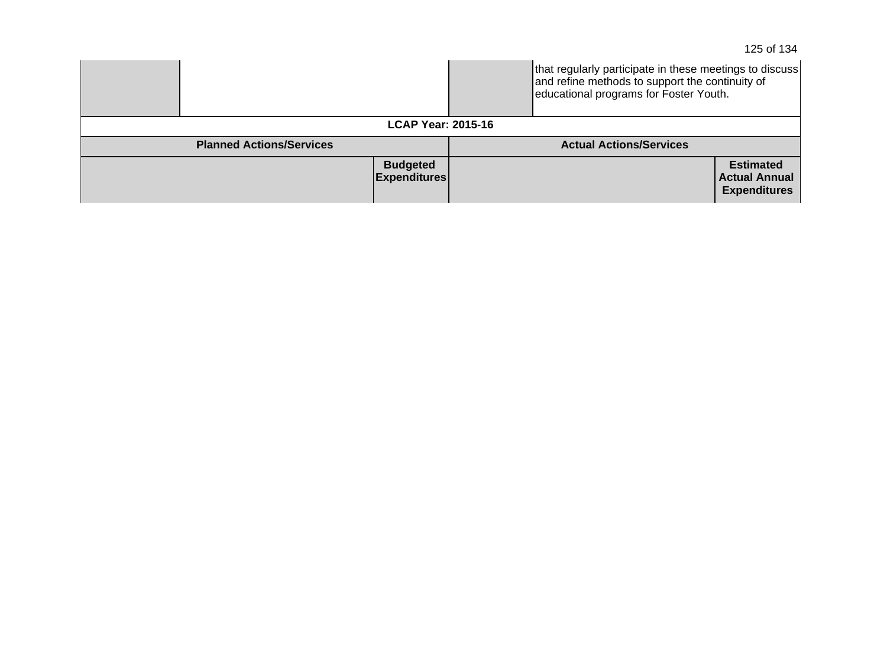| | | | |
|---|---|---|---|
| | | | that regularly participate in these meetings to discuss and refine methods to support the continuity of educational programs for Foster Youth. |

| **LCAP Year: 2015-16** | | | |
|---|---|---|---|
| **Planned Actions/Services** | | **Actual Actions/Services** | |
| | **Budgeted Expenditures** | | **Estimated Actual Annual Expenditures** |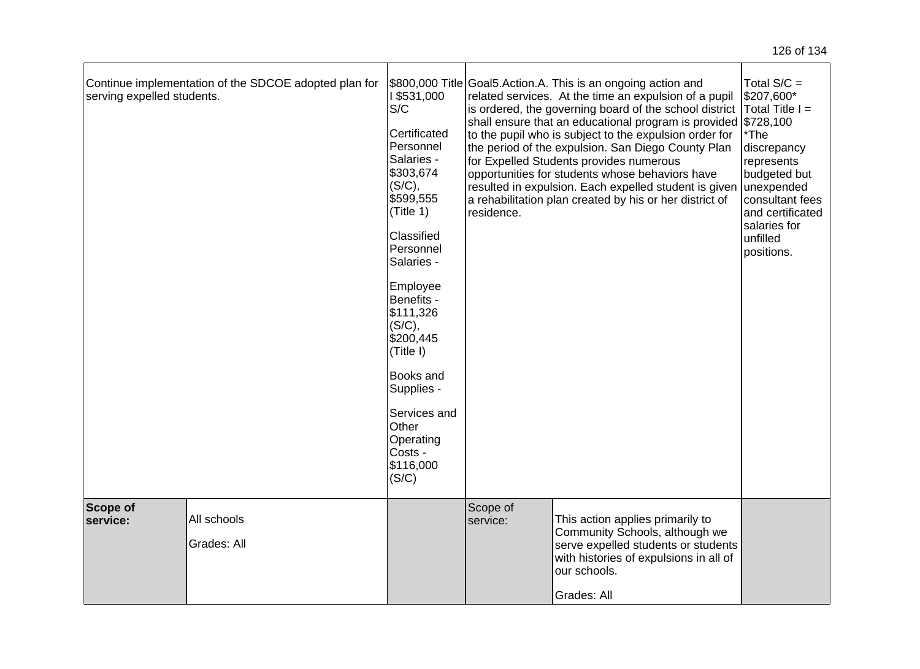| | | | | |
|---|---|---|---|---|
| Continue implementation of the SDCOE adopted plan for serving expelled students. | | $800,000 Title I $531,000 S/C<br><br>Certificated Personnel Salaries - $303,674 (S/C), $599,555 (Title 1)<br><br>Classified Personnel Salaries -<br><br>Employee Benefits - $111,326 (S/C), $200,445 (Title I)<br><br>Books and Supplies -<br><br>Services and Other Operating Costs - $116,000 (S/C) | Goal5.Action.A. This is an ongoing action and related services. At the time an expulsion of a pupil is ordered, the governing board of the school district shall ensure that an educational program is provided to the pupil who is subject to the expulsion order for the period of the expulsion. San Diego County Plan for Expelled Students provides numerous opportunities for students whose behaviors have resulted in expulsion. Each expelled student is given a rehabilitation plan created by his or her district of residence. | | Total S/C = $207,600*<br>Total Title I = $728,100<br>*The discrepancy represents budgeted but unexpended consultant fees and certificated salaries for unfilled positions. |
| **Scope of service:** | All schools<br><br>Grades: All | | Scope of service: | This action applies primarily to Community Schools, although we serve expelled students or students with histories of expulsions in all of our schools.<br><br>Grades: All | |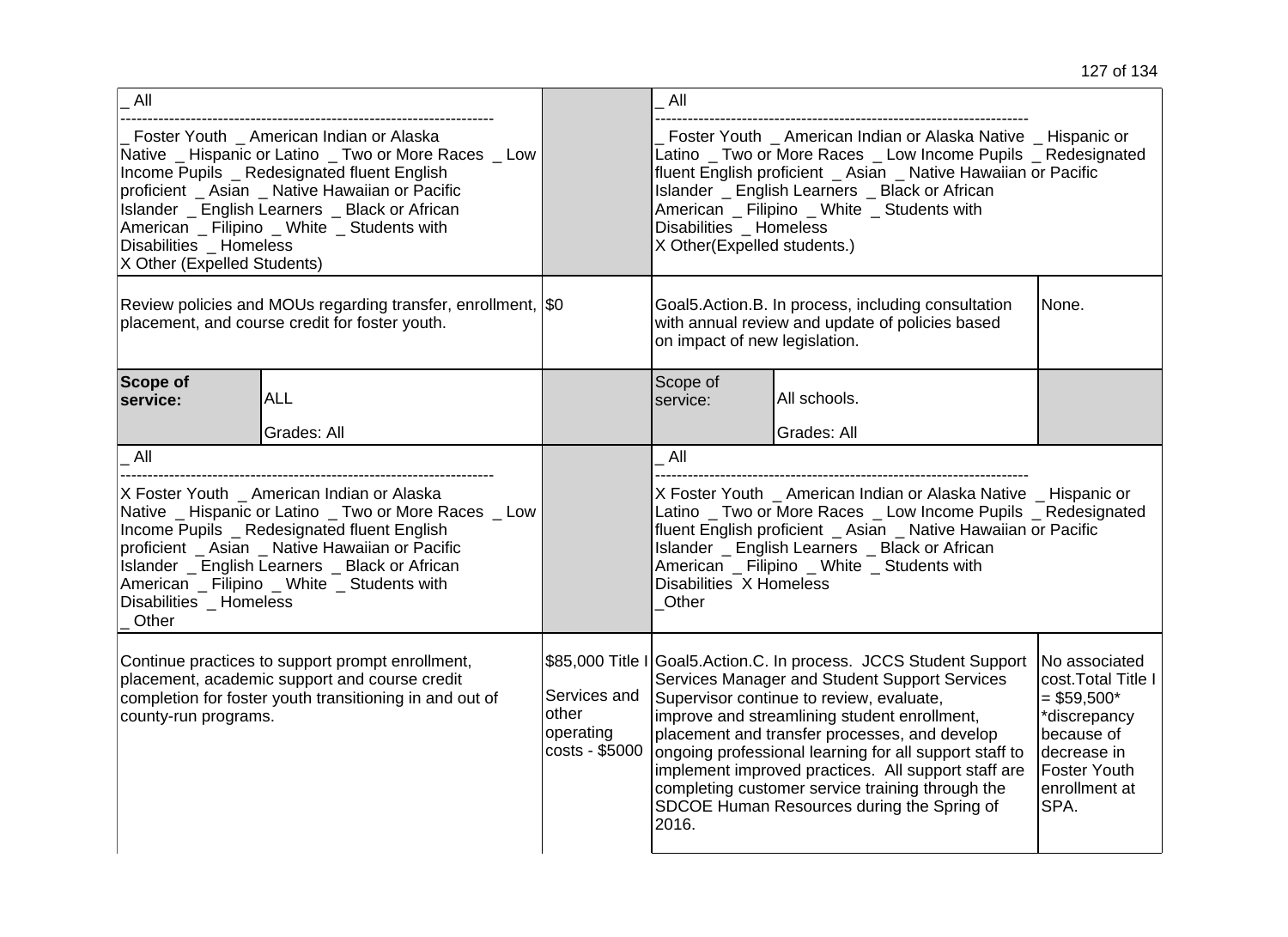| | | | | |
|---|---|---|---|---|
| _ All<br>---------------------------------------------------------------------<br>_ Foster Youth _ American Indian or Alaska Native _ Hispanic or Latino _ Two or More Races _ Low Income Pupils _ Redesignated fluent English proficient _ Asian _ Native Hawaiian or Pacific Islander _ English Learners _ Black or African American _ Filipino _ White _ Students with Disabilities _ Homeless<br>X Other (Expelled Students) | | | _ All<br>---------------------------------------------------------------------<br>_ Foster Youth _ American Indian or Alaska Native _ Hispanic or Latino _ Two or More Races _ Low Income Pupils _ Redesignated fluent English proficient _ Asian _ Native Hawaiian or Pacific Islander _ English Learners _ Black or African American _ Filipino _ White _ Students with Disabilities _ Homeless<br>X Other(Expelled students.) | |
| Review policies and MOUs regarding transfer, enrollment, placement, and course credit for foster youth. | | $0 | Goal5.Action.B. In process, including consultation with annual review and update of policies based on impact of new legislation. | None. |
| **Scope of service:** | ALL<br><br>Grades: All | | Scope of service: All schools.<br><br>Grades: All | |
| _ All<br>---------------------------------------------------------------------<br>X Foster Youth _ American Indian or Alaska Native _ Hispanic or Latino _ Two or More Races _ Low Income Pupils _ Redesignated fluent English proficient _ Asian _ Native Hawaiian or Pacific Islander _ English Learners _ Black or African American _ Filipino _ White _ Students with Disabilities _ Homeless<br>_ Other | | | _ All<br>---------------------------------------------------------------------<br>X Foster Youth _ American Indian or Alaska Native _ Hispanic or Latino _ Two or More Races _ Low Income Pupils _ Redesignated fluent English proficient _ Asian _ Native Hawaiian or Pacific Islander _ English Learners _ Black or African American _ Filipino _ White _ Students with Disabilities X Homeless<br>_Other | |
| Continue practices to support prompt enrollment, placement, academic support and course credit completion for foster youth transitioning in and out of county-run programs. | | $85,000 Title I Services and other operating costs - $5000 | Goal5.Action.C. In process. JCCS Student Support Services Manager and Student Support Services Supervisor continue to review, evaluate, improve and streamlining student enrollment, placement and transfer processes, and develop ongoing professional learning for all support staff to implement improved practices. All support staff are completing customer service training through the SDCOE Human Resources during the Spring of 2016. | No associated cost.Total Title I = $59,500*<br>*discrepancy because of decrease in Foster Youth enrollment at SPA. |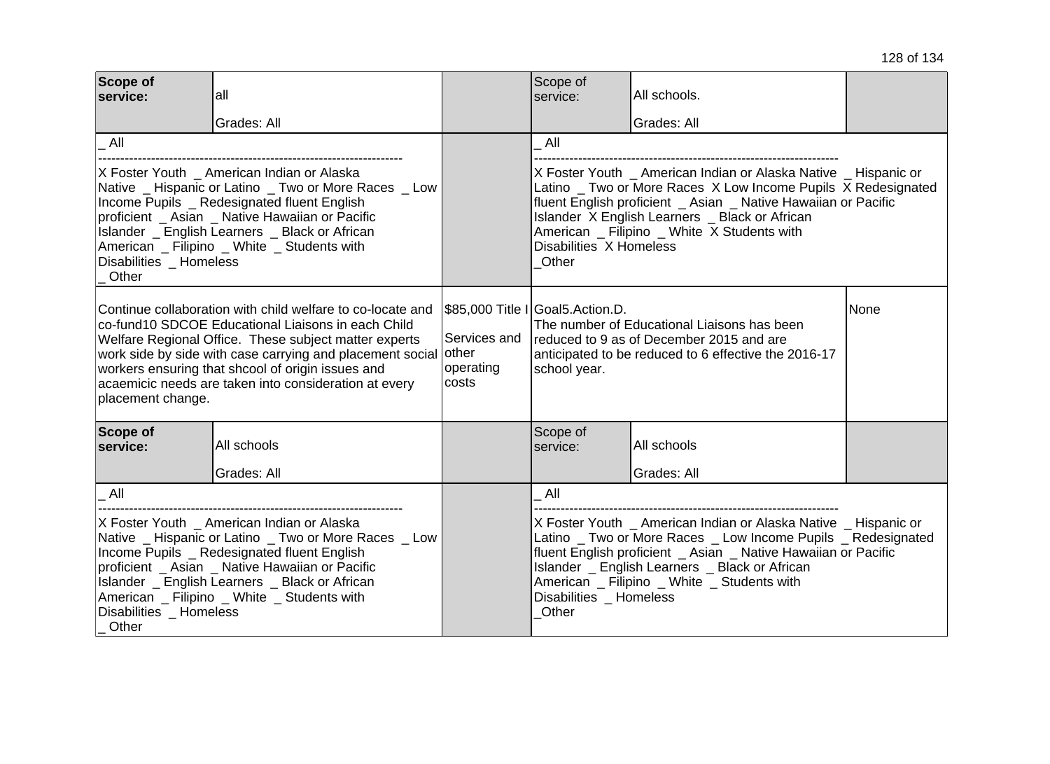| Scope of service: | all<br><br>Grades: All | | Scope of service: | All schools.<br><br>Grades: All | |
|---|---|---|---|---|---|
| _ All<br>---<br>X Foster Youth _ American Indian or Alaska Native _ Hispanic or Latino _ Two or More Races _ Low Income Pupils _ Redesignated fluent English proficient _ Asian _ Native Hawaiian or Pacific Islander _ English Learners _ Black or African American _ Filipino _ White _ Students with Disabilities _ Homeless<br>_ Other | | | _ All<br>---<br>X Foster Youth _ American Indian or Alaska Native _ Hispanic or Latino _ Two or More Races X Low Income Pupils X Redesignated fluent English proficient _ Asian _ Native Hawaiian or Pacific Islander X English Learners _ Black or African American _ Filipino _ White X Students with Disabilities X Homeless<br>_Other | | |
| Continue collaboration with child welfare to co-locate and co-fund10 SDCOE Educational Liaisons in each Child Welfare Regional Office. These subject matter experts work side by side with case carrying and placement social workers ensuring that shcool of origin issues and acaemicic needs are taken into consideration at every placement change. | | $85,000 Title I Services and other operating costs | Goal5.Action.D.<br>The number of Educational Liaisons has been reduced to 9 as of December 2015 and are anticipated to be reduced to 6 effective the 2016-17 school year. | | None |
| Scope of service: | All schools<br><br>Grades: All | | Scope of service: | All schools<br><br>Grades: All | |
| _ All<br>---<br>X Foster Youth _ American Indian or Alaska Native _ Hispanic or Latino _ Two or More Races _ Low Income Pupils _ Redesignated fluent English proficient _ Asian _ Native Hawaiian or Pacific Islander _ English Learners _ Black or African American _ Filipino _ White _ Students with Disabilities _ Homeless<br>_ Other | | | _ All<br>---<br>X Foster Youth _ American Indian or Alaska Native _ Hispanic or Latino _ Two or More Races _ Low Income Pupils _ Redesignated fluent English proficient _ Asian _ Native Hawaiian or Pacific Islander _ English Learners _ Black or African American _ Filipino _ White _ Students with Disabilities _ Homeless<br>_Other | | |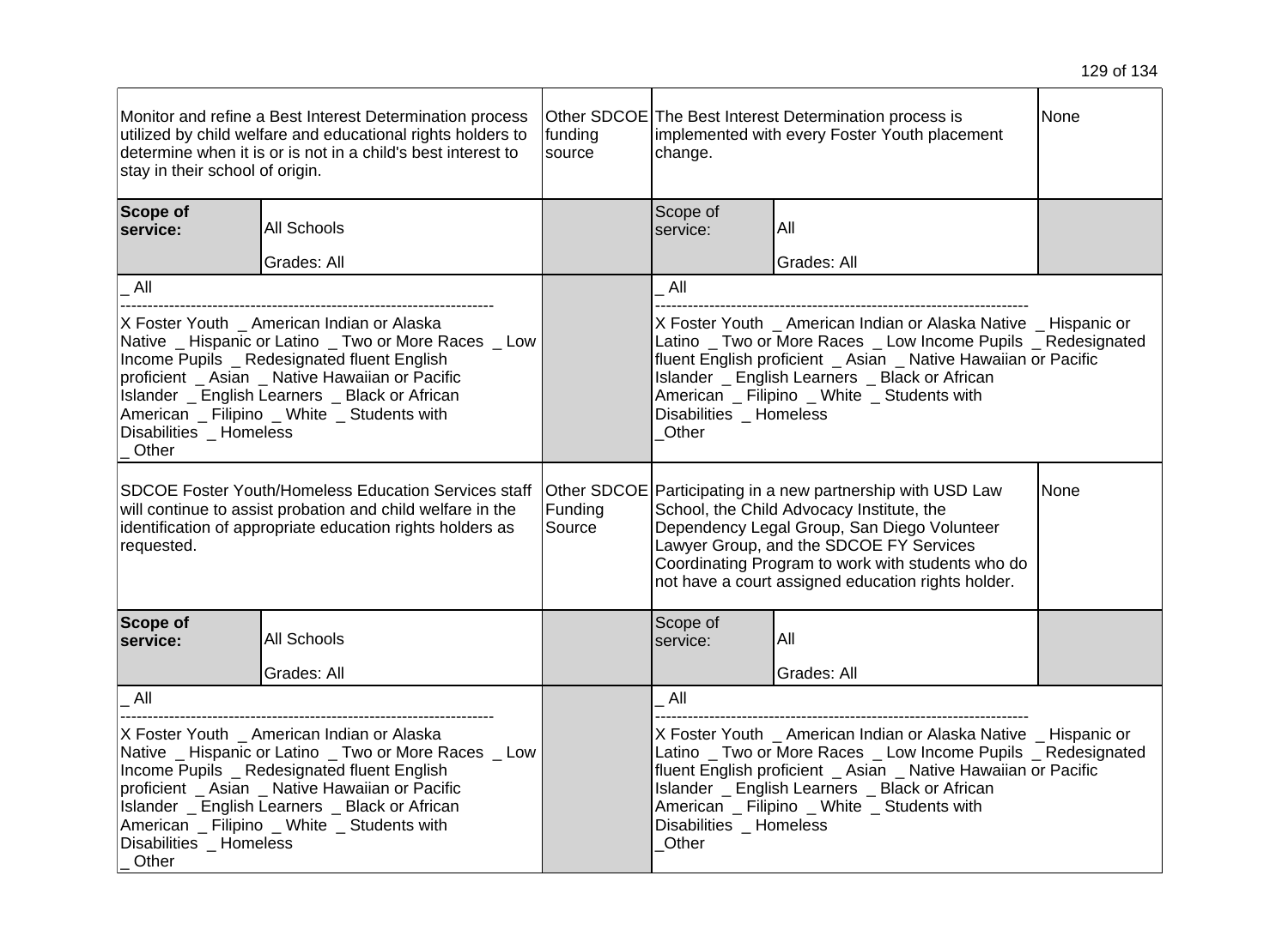| | | | | | |
|---|---|---|---|---|---|
| Monitor and refine a Best Interest Determination process utilized by child welfare and educational rights holders to determine when it is or is not in a child's best interest to stay in their school of origin. | | Other SDCOE funding source | The Best Interest Determination process is implemented with every Foster Youth placement change. | | None |
| **Scope of service:** | All Schools<br>Grades: All | | Scope of service: | All<br>Grades: All | |
| _ All<br>--------------------------------------------------------------------<br>X Foster Youth _ American Indian or Alaska Native _ Hispanic or Latino _ Two or More Races _ Low Income Pupils _ Redesignated fluent English proficient _ Asian _ Native Hawaiian or Pacific Islander _ English Learners _ Black or African American _ Filipino _ White _ Students with Disabilities _ Homeless<br>_ Other | | | _ All<br>--------------------------------------------------------------------<br>X Foster Youth _ American Indian or Alaska Native _ Hispanic or Latino _ Two or More Races _ Low Income Pupils _ Redesignated fluent English proficient _ Asian _ Native Hawaiian or Pacific Islander _ English Learners _ Black or African American _ Filipino _ White _ Students with Disabilities _ Homeless<br>_Other | | |
| SDCOE Foster Youth/Homeless Education Services staff will continue to assist probation and child welfare in the identification of appropriate education rights holders as requested. | | Other SDCOE Funding Source | Participating in a new partnership with USD Law School, the Child Advocacy Institute, the Dependency Legal Group, San Diego Volunteer Lawyer Group, and the SDCOE FY Services Coordinating Program to work with students who do not have a court assigned education rights holder. | | None |
| **Scope of service:** | All Schools<br>Grades: All | | Scope of service: | All<br>Grades: All | |
| _ All<br>--------------------------------------------------------------------<br>X Foster Youth _ American Indian or Alaska Native _ Hispanic or Latino _ Two or More Races _ Low Income Pupils _ Redesignated fluent English proficient _ Asian _ Native Hawaiian or Pacific Islander _ English Learners _ Black or African American _ Filipino _ White _ Students with Disabilities _ Homeless<br>_ Other | | | _ All<br>--------------------------------------------------------------------<br>X Foster Youth _ American Indian or Alaska Native _ Hispanic or Latino _ Two or More Races _ Low Income Pupils _ Redesignated fluent English proficient _ Asian _ Native Hawaiian or Pacific Islander _ English Learners _ Black or African American _ Filipino _ White _ Students with Disabilities _ Homeless<br>_Other | | |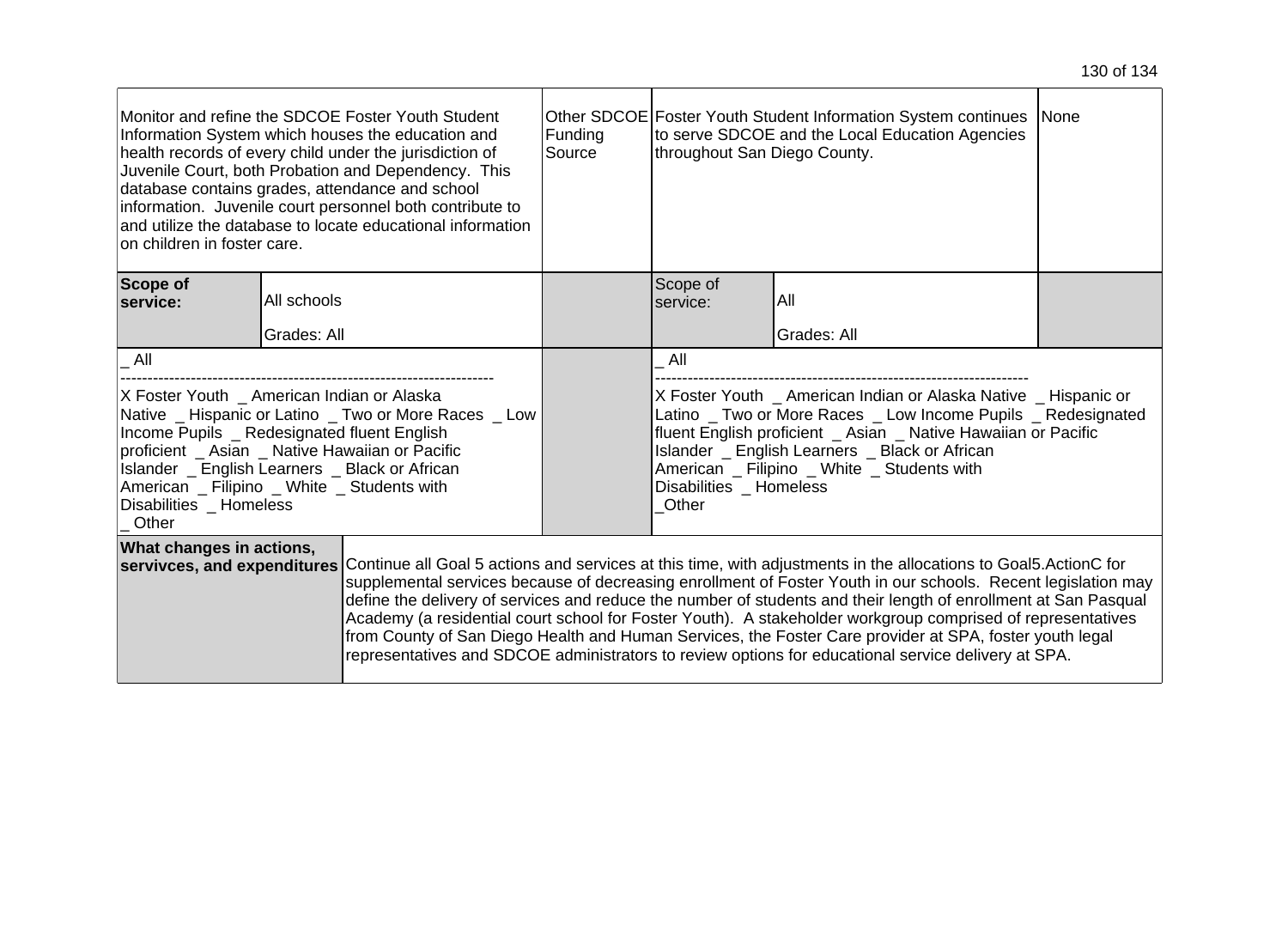| | | | | | |
|---|---|---|---|---|---|
| Monitor and refine the SDCOE Foster Youth Student Information System which houses the education and health records of every child under the jurisdiction of Juvenile Court, both Probation and Dependency. This database contains grades, attendance and school information. Juvenile court personnel both contribute to and utilize the database to locate educational information on children in foster care. | | Other SDCOE Funding Source | Foster Youth Student Information System continues to serve SDCOE and the Local Education Agencies throughout San Diego County. | | None |
| **Scope of service:** | All schools<br><br>Grades: All | | Scope of service: | All<br><br>Grades: All | |
| _ All<br>--------------------------------------------------------------------<br>X Foster Youth _ American Indian or Alaska Native _ Hispanic or Latino _ Two or More Races _ Low Income Pupils _ Redesignated fluent English proficient _ Asian _ Native Hawaiian or Pacific Islander _ English Learners _ Black or African American _ Filipino _ White _ Students with Disabilities _ Homeless<br>_ Other | | | _ All<br>--------------------------------------------------------------------<br>X Foster Youth _ American Indian or Alaska Native _ Hispanic or Latino _ Two or More Races _ Low Income Pupils _ Redesignated fluent English proficient _ Asian _ Native Hawaiian or Pacific Islander _ English Learners _ Black or African American _ Filipino _ White _ Students with Disabilities _ Homeless<br>_Other | | |
| **What changes in actions, servivces, and expenditures** | Continue all Goal 5 actions and services at this time, with adjustments in the allocations to Goal5.ActionC for supplemental services because of decreasing enrollment of Foster Youth in our schools. Recent legislation may define the delivery of services and reduce the number of students and their length of enrollment at San Pasqual Academy (a residential court school for Foster Youth). A stakeholder workgroup comprised of representatives from County of San Diego Health and Human Services, the Foster Care provider at SPA, foster youth legal representatives and SDCOE administrators to review options for educational service delivery at SPA. | | | | |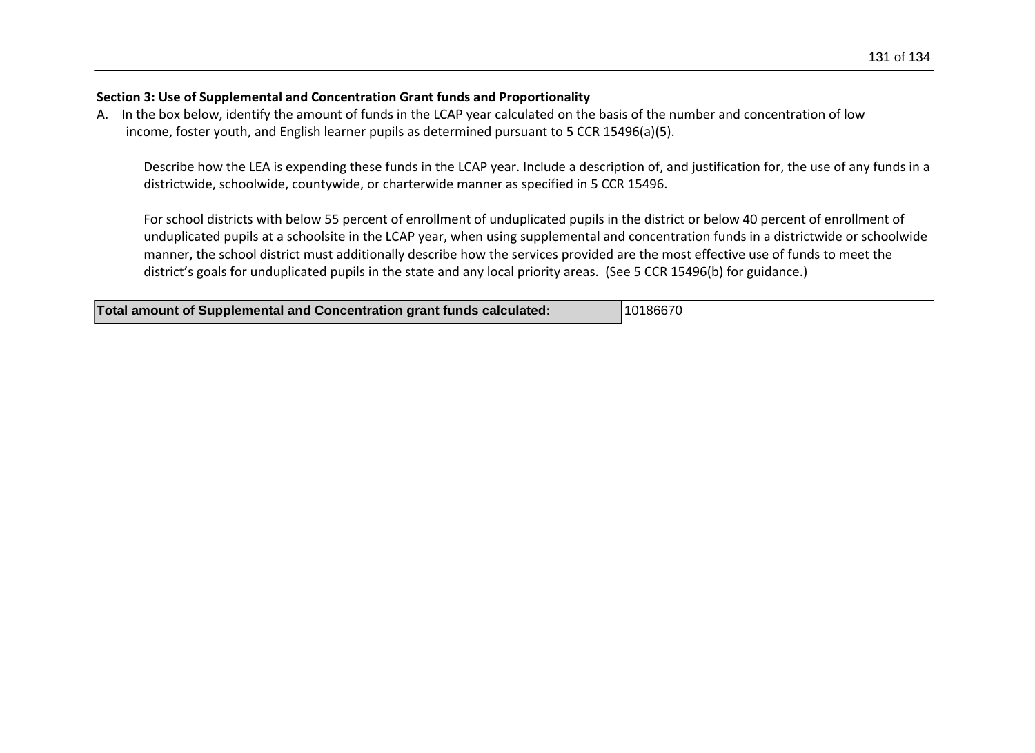**Section 3: Use of Supplemental and Concentration Grant funds and Proportionality**

A. In the box below, identify the amount of funds in the LCAP year calculated on the basis of the number and concentration of low income, foster youth, and English learner pupils as determined pursuant to 5 CCR 15496(a)(5).

Describe how the LEA is expending these funds in the LCAP year. Include a description of, and justification for, the use of any funds in a districtwide, schoolwide, countywide, or charterwide manner as specified in 5 CCR 15496.

For school districts with below 55 percent of enrollment of unduplicated pupils in the district or below 40 percent of enrollment of unduplicated pupils at a schoolsite in the LCAP year, when using supplemental and concentration funds in a districtwide or schoolwide manner, the school district must additionally describe how the services provided are the most effective use of funds to meet the district's goals for unduplicated pupils in the state and any local priority areas. (See 5 CCR 15496(b) for guidance.)

| Total amount of Supplemental and Concentration grant funds calculated: | 10186670 |
|---|---|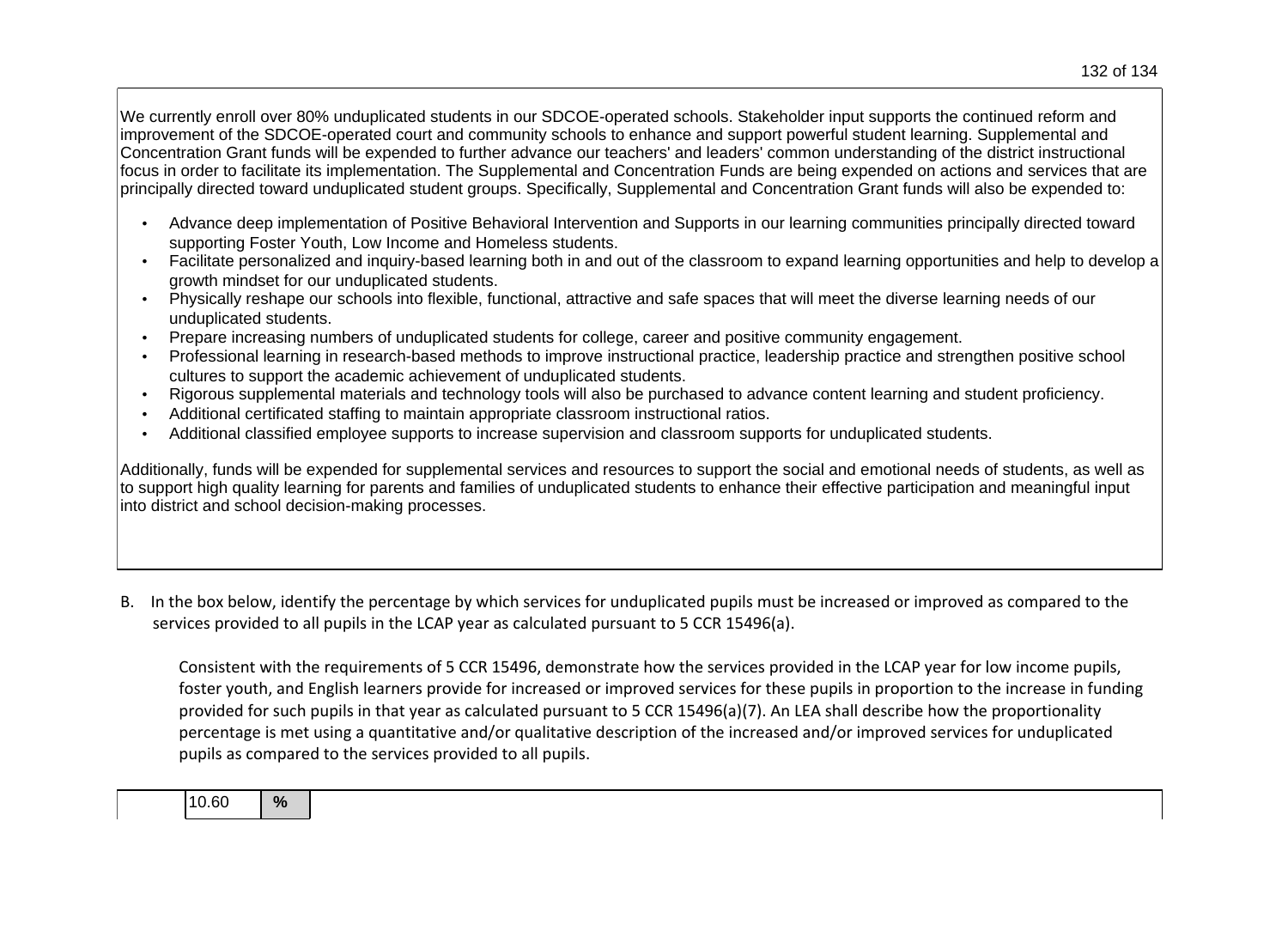We currently enroll over 80% unduplicated students in our SDCOE-operated schools. Stakeholder input supports the continued reform and improvement of the SDCOE-operated court and community schools to enhance and support powerful student learning. Supplemental and Concentration Grant funds will be expended to further advance our teachers' and leaders' common understanding of the district instructional focus in order to facilitate its implementation. The Supplemental and Concentration Funds are being expended on actions and services that are principally directed toward unduplicated student groups. Specifically, Supplemental and Concentration Grant funds will also be expended to:

- Advance deep implementation of Positive Behavioral Intervention and Supports in our learning communities principally directed toward supporting Foster Youth, Low Income and Homeless students.
- Facilitate personalized and inquiry-based learning both in and out of the classroom to expand learning opportunities and help to develop a growth mindset for our unduplicated students.
- Physically reshape our schools into flexible, functional, attractive and safe spaces that will meet the diverse learning needs of our unduplicated students.
- Prepare increasing numbers of unduplicated students for college, career and positive community engagement.
- Professional learning in research-based methods to improve instructional practice, leadership practice and strengthen positive school cultures to support the academic achievement of unduplicated students.
- Rigorous supplemental materials and technology tools will also be purchased to advance content learning and student proficiency.
- Additional certificated staffing to maintain appropriate classroom instructional ratios.
- Additional classified employee supports to increase supervision and classroom supports for unduplicated students.

Additionally, funds will be expended for supplemental services and resources to support the social and emotional needs of students, as well as to support high quality learning for parents and families of unduplicated students to enhance their effective participation and meaningful input into district and school decision-making processes.

B. In the box below, identify the percentage by which services for unduplicated pupils must be increased or improved as compared to the services provided to all pupils in the LCAP year as calculated pursuant to 5 CCR 15496(a).

Consistent with the requirements of 5 CCR 15496, demonstrate how the services provided in the LCAP year for low income pupils, foster youth, and English learners provide for increased or improved services for these pupils in proportion to the increase in funding provided for such pupils in that year as calculated pursuant to 5 CCR 15496(a)(7). An LEA shall describe how the proportionality percentage is met using a quantitative and/or qualitative description of the increased and/or improved services for unduplicated pupils as compared to the services provided to all pupils.

| 10.60 | % |
|---|---|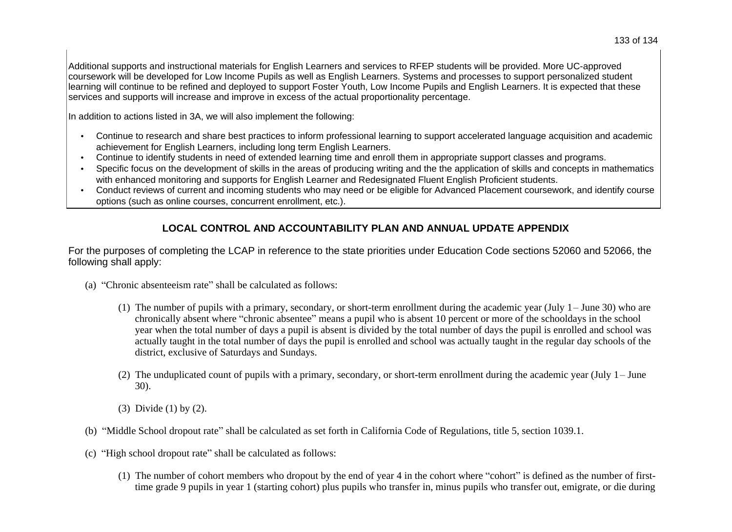Additional supports and instructional materials for English Learners and services to RFEP students will be provided. More UC-approved coursework will be developed for Low Income Pupils as well as English Learners. Systems and processes to support personalized student learning will continue to be refined and deployed to support Foster Youth, Low Income Pupils and English Learners. It is expected that these services and supports will increase and improve in excess of the actual proportionality percentage.

In addition to actions listed in 3A, we will also implement the following:

- Continue to research and share best practices to inform professional learning to support accelerated language acquisition and academic achievement for English Learners, including long term English Learners.
- Continue to identify students in need of extended learning time and enroll them in appropriate support classes and programs.
- Specific focus on the development of skills in the areas of producing writing and the the application of skills and concepts in mathematics with enhanced monitoring and supports for English Learner and Redesignated Fluent English Proficient students.
- Conduct reviews of current and incoming students who may need or be eligible for Advanced Placement coursework, and identify course options (such as online courses, concurrent enrollment, etc.).

## LOCAL CONTROL AND ACCOUNTABILITY PLAN AND ANNUAL UPDATE APPENDIX

For the purposes of completing the LCAP in reference to the state priorities under Education Code sections 52060 and 52066, the following shall apply:

(a) "Chronic absenteeism rate" shall be calculated as follows:

(1) The number of pupils with a primary, secondary, or short-term enrollment during the academic year (July 1 – June 30) who are chronically absent where "chronic absentee" means a pupil who is absent 10 percent or more of the schooldays in the school year when the total number of days a pupil is absent is divided by the total number of days the pupil is enrolled and school was actually taught in the total number of days the pupil is enrolled and school was actually taught in the regular day schools of the district, exclusive of Saturdays and Sundays.

(2) The unduplicated count of pupils with a primary, secondary, or short-term enrollment during the academic year (July 1 – June 30).

(3) Divide (1) by (2).

(b) "Middle School dropout rate" shall be calculated as set forth in California Code of Regulations, title 5, section 1039.1.

(c) "High school dropout rate" shall be calculated as follows:

(1) The number of cohort members who dropout by the end of year 4 in the cohort where "cohort" is defined as the number of first-time grade 9 pupils in year 1 (starting cohort) plus pupils who transfer in, minus pupils who transfer out, emigrate, or die during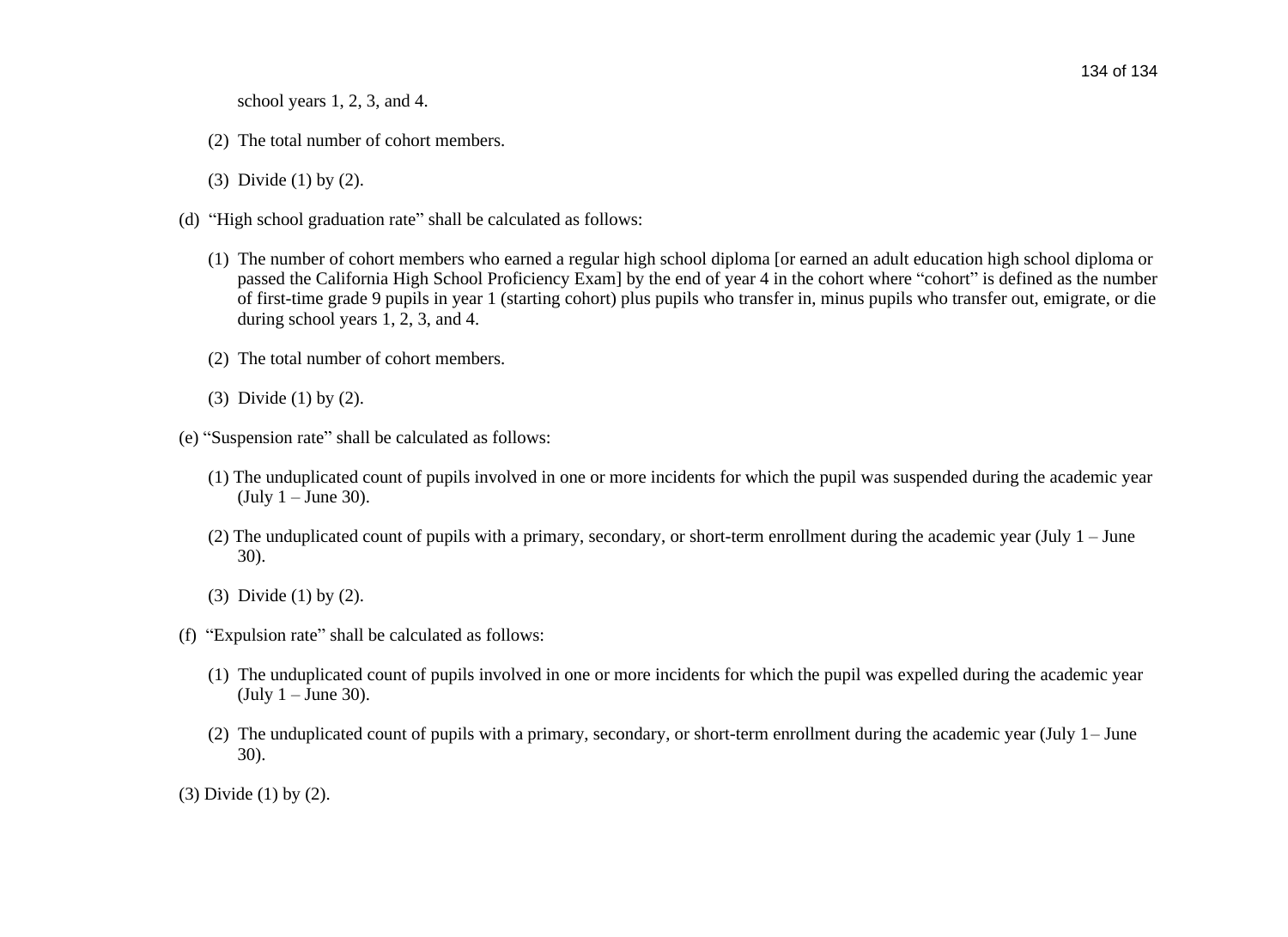school years 1, 2, 3, and 4.

(2) The total number of cohort members.

(3) Divide (1) by (2).

(d) "High school graduation rate" shall be calculated as follows:

(1) The number of cohort members who earned a regular high school diploma [or earned an adult education high school diploma or passed the California High School Proficiency Exam] by the end of year 4 in the cohort where "cohort" is defined as the number of first-time grade 9 pupils in year 1 (starting cohort) plus pupils who transfer in, minus pupils who transfer out, emigrate, or die during school years 1, 2, 3, and 4.

(2) The total number of cohort members.

(3) Divide (1) by (2).

(e) "Suspension rate" shall be calculated as follows:

(1) The unduplicated count of pupils involved in one or more incidents for which the pupil was suspended during the academic year (July 1 – June 30).

(2) The unduplicated count of pupils with a primary, secondary, or short-term enrollment during the academic year (July 1 – June 30).

(3) Divide (1) by (2).

(f) "Expulsion rate" shall be calculated as follows:

(1) The unduplicated count of pupils involved in one or more incidents for which the pupil was expelled during the academic year (July 1 – June 30).

(2) The unduplicated count of pupils with a primary, secondary, or short-term enrollment during the academic year (July 1– June 30).

(3) Divide (1) by (2).